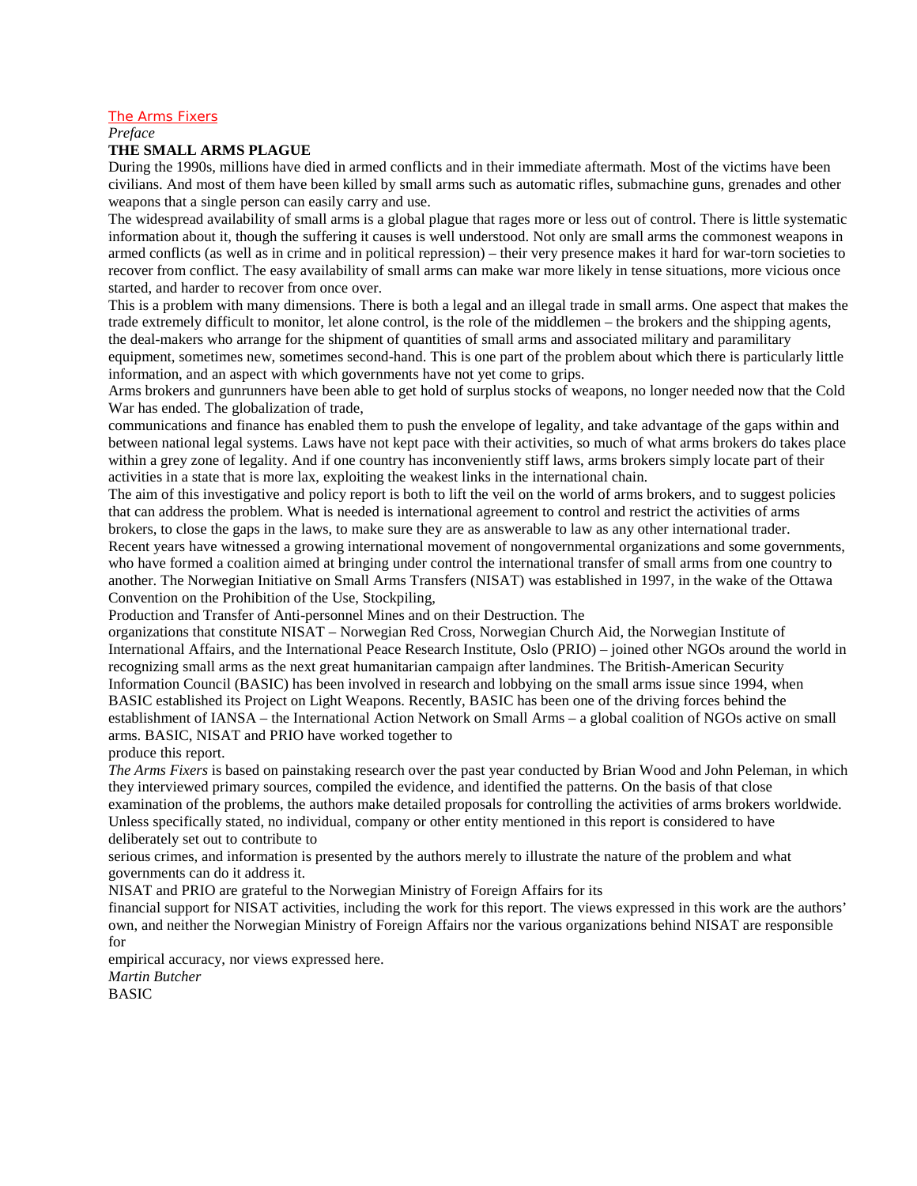The Arms Fixers

*Preface*

**THE SMALL ARMS PLAGUE**

During the 1990s, millions have died in armed conflicts and in their immediate aftermath. Most of the victims have been civilians. And most of them have been killed by small arms such as automatic rifles, submachine guns, grenades and other weapons that a single person can easily carry and use.

The widespread availability of small arms is a global plague that rages more or less out of control. There is little systematic information about it, though the suffering it causes is well understood. Not only are small arms the commonest weapons in armed conflicts (as well as in crime and in political repression) – their very presence makes it hard for war-torn societies to recover from conflict. The easy availability of small arms can make war more likely in tense situations, more vicious once started, and harder to recover from once over.

This is a problem with many dimensions. There is both a legal and an illegal trade in small arms. One aspect that makes the trade extremely difficult to monitor, let alone control, is the role of the middlemen – the brokers and the shipping agents, the deal-makers who arrange for the shipment of quantities of small arms and associated military and paramilitary equipment, sometimes new, sometimes second-hand. This is one part of the problem about which there is particularly little information, and an aspect with which governments have not yet come to grips.

Arms brokers and gunrunners have been able to get hold of surplus stocks of weapons, no longer needed now that the Cold War has ended. The globalization of trade, communications and finance has enabled them to push the envelope of legality, and take advantage of the gaps within and between national legal systems. Laws have not kept pace with their activities, so much of what arms brokers do takes place within a grey zone of legality. And if one country has inconveniently stiff laws, arms brokers simply locate part of their activities in a state that is more lax, exploiting the weakest links in the international chain.

The aim of this investigative and policy report is both to lift the veil on the world of arms brokers, and to suggest policies that can address the problem. What is needed is international agreement to control and restrict the activities of arms brokers, to close the gaps in the laws, to make sure they are as answerable to law as any other international trader.

Recent years have witnessed a growing international movement of nongovernmental organizations and some governments, who have formed a coalition aimed at bringing under control the international transfer of small arms from one country to another. The Norwegian Initiative on Small Arms Transfers (NISAT) was established in 1997, in the wake of the Ottawa Convention on the Prohibition of the Use, Stockpiling, Production and Transfer of Anti-personnel Mines and on their Destruction. The organizations that constitute NISAT – Norwegian Red Cross, Norwegian Church Aid, the Norwegian Institute of International Affairs, and the International Peace Research Institute, Oslo (PRIO) – joined other NGOs around the world in recognizing small arms as the next great humanitarian campaign after landmines. The British-American Security Information Council (BASIC) has been involved in research and lobbying on the small arms issue since 1994, when BASIC established its Project on Light Weapons. Recently, BASIC has been one of the driving forces behind the establishment of IANSA – the International Action Network on Small Arms – a global coalition of NGOs active on small arms. BASIC, NISAT and PRIO have worked together to produce this report.

*The Arms Fixers* is based on painstaking research over the past year conducted by Brian Wood and John Peleman, in which they interviewed primary sources, compiled the evidence, and identified the patterns. On the basis of that close examination of the problems, the authors make detailed proposals for controlling the activities of arms brokers worldwide. Unless specifically stated, no individual, company or other entity mentioned in this report is considered to have deliberately set out to contribute to serious crimes, and information is presented by the authors merely to illustrate the nature of the problem and what governments can do it address it.

NISAT and PRIO are grateful to the Norwegian Ministry of Foreign Affairs for its financial support for NISAT activities, including the work for this report. The views expressed in this work are the authors' own, and neither the Norwegian Ministry of Foreign Affairs nor the various organizations behind NISAT are responsible for empirical accuracy, nor views expressed here.

*Martin Butcher*
BASIC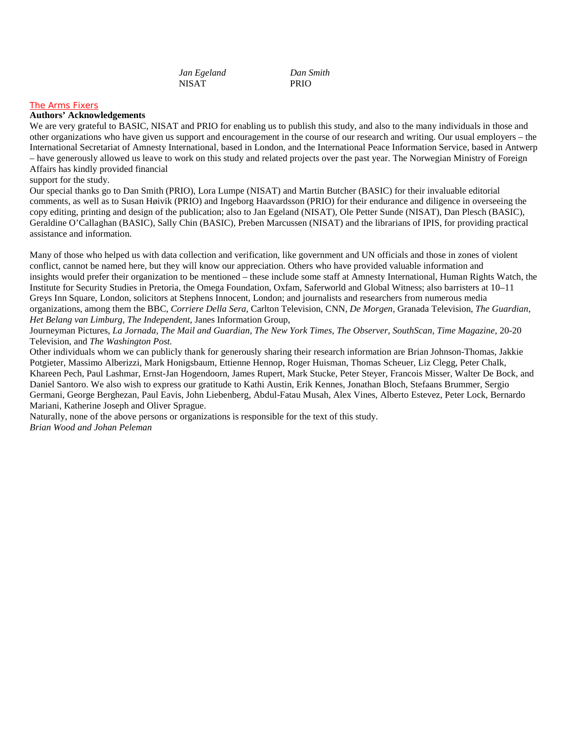*Jan Egeland* NISAT

*Dan Smith* PRIO

The Arms Fixers

**Authors' Acknowledgements**

We are very grateful to BASIC, NISAT and PRIO for enabling us to publish this study, and also to the many individuals in those and other organizations who have given us support and encouragement in the course of our research and writing. Our usual employers – the International Secretariat of Amnesty International, based in London, and the International Peace Information Service, based in Antwerp – have generously allowed us leave to work on this study and related projects over the past year. The Norwegian Ministry of Foreign Affairs has kindly provided financial support for the study.

Our special thanks go to Dan Smith (PRIO), Lora Lumpe (NISAT) and Martin Butcher (BASIC) for their invaluable editorial comments, as well as to Susan Høivik (PRIO) and Ingeborg Haavardsson (PRIO) for their endurance and diligence in overseeing the copy editing, printing and design of the publication; also to Jan Egeland (NISAT), Ole Petter Sunde (NISAT), Dan Plesch (BASIC), Geraldine O'Callaghan (BASIC), Sally Chin (BASIC), Preben Marcussen (NISAT) and the librarians of IPIS, for providing practical assistance and information.

Many of those who helped us with data collection and verification, like government and UN officials and those in zones of violent conflict, cannot be named here, but they will know our appreciation. Others who have provided valuable information and insights would prefer their organization to be mentioned – these include some staff at Amnesty International, Human Rights Watch, the Institute for Security Studies in Pretoria, the Omega Foundation, Oxfam, Saferworld and Global Witness; also barristers at 10–11 Greys Inn Square, London, solicitors at Stephens Innocent, London; and journalists and researchers from numerous media organizations, among them the BBC, *Corriere Della Sera,* Carlton Television, CNN, *De Morgen,* Granada Television, *The Guardian, Het Belang van Limburg, The Independent,* Janes Information Group, Journeyman Pictures, *La Jornada, The Mail and Guardian, The New York Times, The Observer, SouthScan, Time Magazine,* 20-20 Television, and *The Washington Post.*

Other individuals whom we can publicly thank for generously sharing their research information are Brian Johnson-Thomas, Jakkie Potgieter, Massimo Alberizzi, Mark Honigsbaum, Ettienne Hennop, Roger Huisman, Thomas Scheuer, Liz Clegg, Peter Chalk, Khareen Pech, Paul Lashmar, Ernst-Jan Hogendoorn, James Rupert, Mark Stucke, Peter Steyer, Francois Misser, Walter De Bock, and Daniel Santoro. We also wish to express our gratitude to Kathi Austin, Erik Kennes, Jonathan Bloch, Stefaans Brummer, Sergio Germani, George Berghezan, Paul Eavis, John Liebenberg, Abdul-Fatau Musah, Alex Vines, Alberto Estevez, Peter Lock, Bernardo Mariani, Katherine Joseph and Oliver Sprague.

Naturally, none of the above persons or organizations is responsible for the text of this study.

*Brian Wood and Johan Peleman*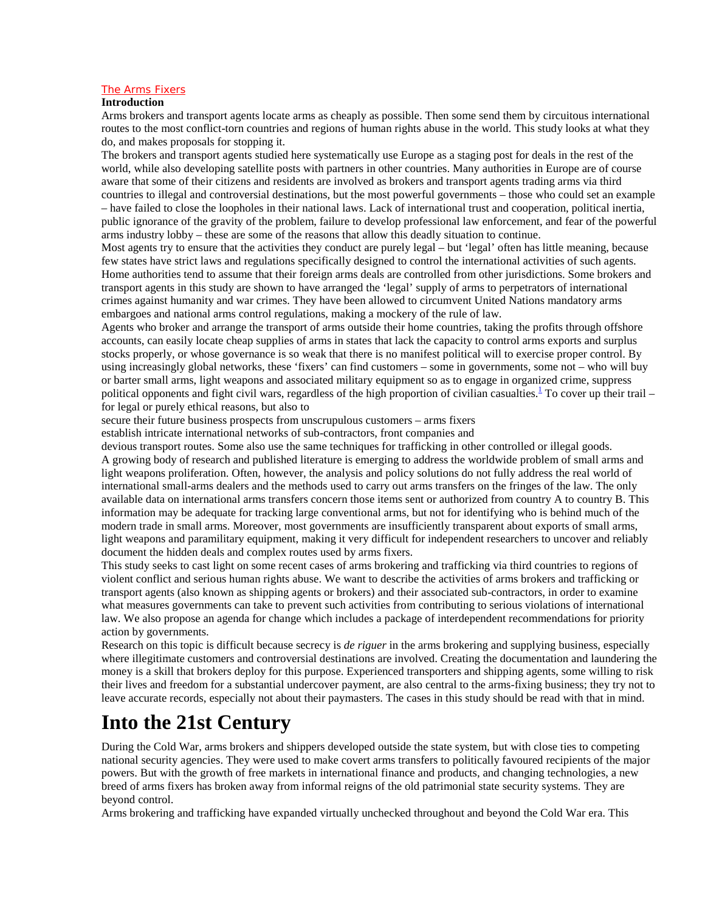The Arms Fixers

**Introduction**

Arms brokers and transport agents locate arms as cheaply as possible. Then some send them by circuitous international routes to the most conflict-torn countries and regions of human rights abuse in the world. This study looks at what they do, and makes proposals for stopping it.

The brokers and transport agents studied here systematically use Europe as a staging post for deals in the rest of the world, while also developing satellite posts with partners in other countries. Many authorities in Europe are of course aware that some of their citizens and residents are involved as brokers and transport agents trading arms via third countries to illegal and controversial destinations, but the most powerful governments – those who could set an example – have failed to close the loopholes in their national laws. Lack of international trust and cooperation, political inertia, public ignorance of the gravity of the problem, failure to develop professional law enforcement, and fear of the powerful arms industry lobby – these are some of the reasons that allow this deadly situation to continue.

Most agents try to ensure that the activities they conduct are purely legal – but 'legal' often has little meaning, because few states have strict laws and regulations specifically designed to control the international activities of such agents. Home authorities tend to assume that their foreign arms deals are controlled from other jurisdictions. Some brokers and transport agents in this study are shown to have arranged the 'legal' supply of arms to perpetrators of international crimes against humanity and war crimes. They have been allowed to circumvent United Nations mandatory arms embargoes and national arms control regulations, making a mockery of the rule of law.

Agents who broker and arrange the transport of arms outside their home countries, taking the profits through offshore accounts, can easily locate cheap supplies of arms in states that lack the capacity to control arms exports and surplus stocks properly, or whose governance is so weak that there is no manifest political will to exercise proper control. By using increasingly global networks, these 'fixers' can find customers – some in governments, some not – who will buy or barter small arms, light weapons and associated military equipment so as to engage in organized crime, suppress political opponents and fight civil wars, regardless of the high proportion of civilian casualties.[1] To cover up their trail – for legal or purely ethical reasons, but also to

secure their future business prospects from unscrupulous customers – arms fixers

establish intricate international networks of sub-contractors, front companies and

devious transport routes. Some also use the same techniques for trafficking in other controlled or illegal goods.

A growing body of research and published literature is emerging to address the worldwide problem of small arms and light weapons proliferation. Often, however, the analysis and policy solutions do not fully address the real world of international small-arms dealers and the methods used to carry out arms transfers on the fringes of the law. The only available data on international arms transfers concern those items sent or authorized from country A to country B. This information may be adequate for tracking large conventional arms, but not for identifying who is behind much of the modern trade in small arms. Moreover, most governments are insufficiently transparent about exports of small arms, light weapons and paramilitary equipment, making it very difficult for independent researchers to uncover and reliably document the hidden deals and complex routes used by arms fixers.

This study seeks to cast light on some recent cases of arms brokering and trafficking via third countries to regions of violent conflict and serious human rights abuse. We want to describe the activities of arms brokers and trafficking or transport agents (also known as shipping agents or brokers) and their associated sub-contractors, in order to examine what measures governments can take to prevent such activities from contributing to serious violations of international law. We also propose an agenda for change which includes a package of interdependent recommendations for priority action by governments.

Research on this topic is difficult because secrecy is *de riguer* in the arms brokering and supplying business, especially where illegitimate customers and controversial destinations are involved. Creating the documentation and laundering the money is a skill that brokers deploy for this purpose. Experienced transporters and shipping agents, some willing to risk their lives and freedom for a substantial undercover payment, are also central to the arms-fixing business; they try not to leave accurate records, especially not about their paymasters. The cases in this study should be read with that in mind.

# Into the 21st Century

During the Cold War, arms brokers and shippers developed outside the state system, but with close ties to competing national security agencies. They were used to make covert arms transfers to politically favoured recipients of the major powers. But with the growth of free markets in international finance and products, and changing technologies, a new breed of arms fixers has broken away from informal reigns of the old patrimonial state security systems. They are beyond control.

Arms brokering and trafficking have expanded virtually unchecked throughout and beyond the Cold War era. This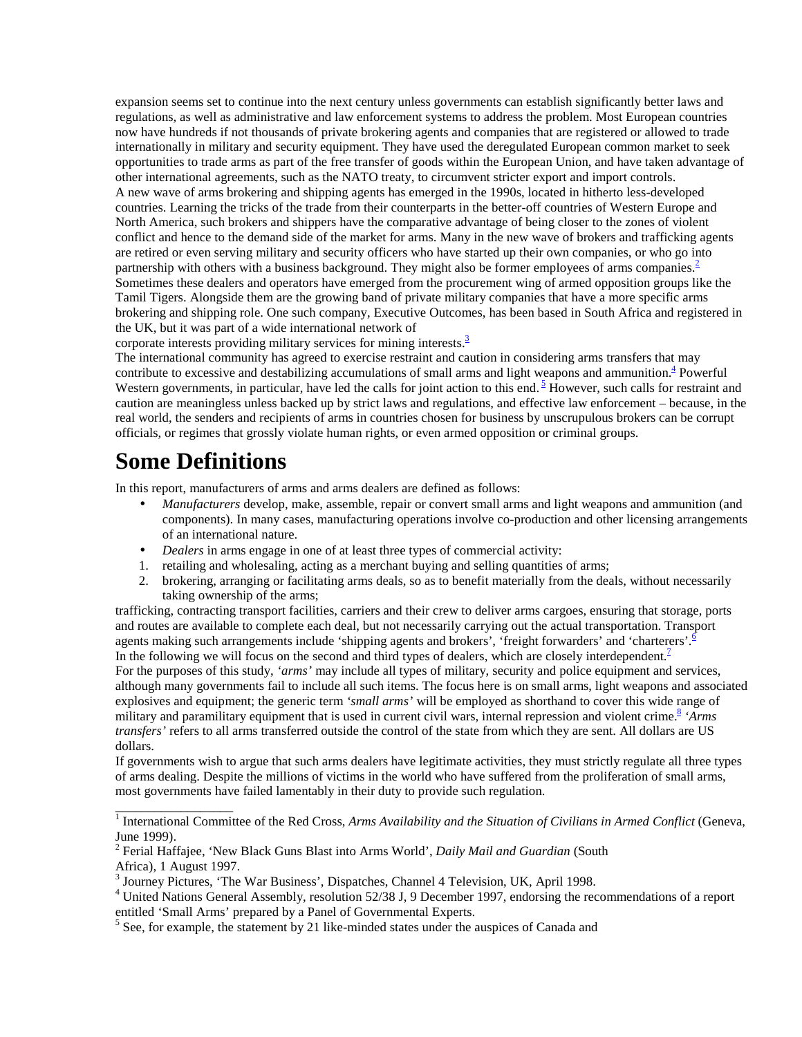expansion seems set to continue into the next century unless governments can establish significantly better laws and regulations, as well as administrative and law enforcement systems to address the problem. Most European countries now have hundreds if not thousands of private brokering agents and companies that are registered or allowed to trade internationally in military and security equipment. They have used the deregulated European common market to seek opportunities to trade arms as part of the free transfer of goods within the European Union, and have taken advantage of other international agreements, such as the NATO treaty, to circumvent stricter export and import controls.

A new wave of arms brokering and shipping agents has emerged in the 1990s, located in hitherto less-developed countries. Learning the tricks of the trade from their counterparts in the better-off countries of Western Europe and North America, such brokers and shippers have the comparative advantage of being closer to the zones of violent conflict and hence to the demand side of the market for arms. Many in the new wave of brokers and trafficking agents are retired or even serving military and security officers who have started up their own companies, or who go into partnership with others with a business background. They might also be former employees of arms companies.[2] Sometimes these dealers and operators have emerged from the procurement wing of armed opposition groups like the Tamil Tigers. Alongside them are the growing band of private military companies that have a more specific arms brokering and shipping role. One such company, Executive Outcomes, has been based in South Africa and registered in the UK, but it was part of a wide international network of corporate interests providing military services for mining interests.[3]

The international community has agreed to exercise restraint and caution in considering arms transfers that may contribute to excessive and destabilizing accumulations of small arms and light weapons and ammunition.[4] Powerful Western governments, in particular, have led the calls for joint action to this end.[5] However, such calls for restraint and caution are meaningless unless backed up by strict laws and regulations, and effective law enforcement – because, in the real world, the senders and recipients of arms in countries chosen for business by unscrupulous brokers can be corrupt officials, or regimes that grossly violate human rights, or even armed opposition or criminal groups.

# Some Definitions

In this report, manufacturers of arms and arms dealers are defined as follows:

- *Manufacturers* develop, make, assemble, repair or convert small arms and light weapons and ammunition (and components). In many cases, manufacturing operations involve co-production and other licensing arrangements of an international nature.
- *Dealers* in arms engage in one of at least three types of commercial activity:

1. retailing and wholesaling, acting as a merchant buying and selling quantities of arms;
2. brokering, arranging or facilitating arms deals, so as to benefit materially from the deals, without necessarily taking ownership of the arms;

trafficking, contracting transport facilities, carriers and their crew to deliver arms cargoes, ensuring that storage, ports and routes are available to complete each deal, but not necessarily carrying out the actual transportation. Transport agents making such arrangements include 'shipping agents and brokers', 'freight forwarders' and 'charterers'.[6]

In the following we will focus on the second and third types of dealers, which are closely interdependent.[7]

For the purposes of this study, *'arms'* may include all types of military, security and police equipment and services, although many governments fail to include all such items. The focus here is on small arms, light weapons and associated explosives and equipment; the generic term *'small arms'* will be employed as shorthand to cover this wide range of military and paramilitary equipment that is used in current civil wars, internal repression and violent crime.[8] *'Arms transfers'* refers to all arms transferred outside the control of the state from which they are sent. All dollars are US dollars.

If governments wish to argue that such arms dealers have legitimate activities, they must strictly regulate all three types of arms dealing. Despite the millions of victims in the world who have suffered from the proliferation of small arms, most governments have failed lamentably in their duty to provide such regulation.

---

[1] International Committee of the Red Cross, *Arms Availability and the Situation of Civilians in Armed Conflict* (Geneva, June 1999).

[2] Ferial Haffajee, 'New Black Guns Blast into Arms World', *Daily Mail and Guardian* (South Africa), 1 August 1997.

[3] Journey Pictures, 'The War Business', Dispatches, Channel 4 Television, UK, April 1998.

[4] United Nations General Assembly, resolution 52/38 J, 9 December 1997, endorsing the recommendations of a report entitled 'Small Arms' prepared by a Panel of Governmental Experts.

[5] See, for example, the statement by 21 like-minded states under the auspices of Canada and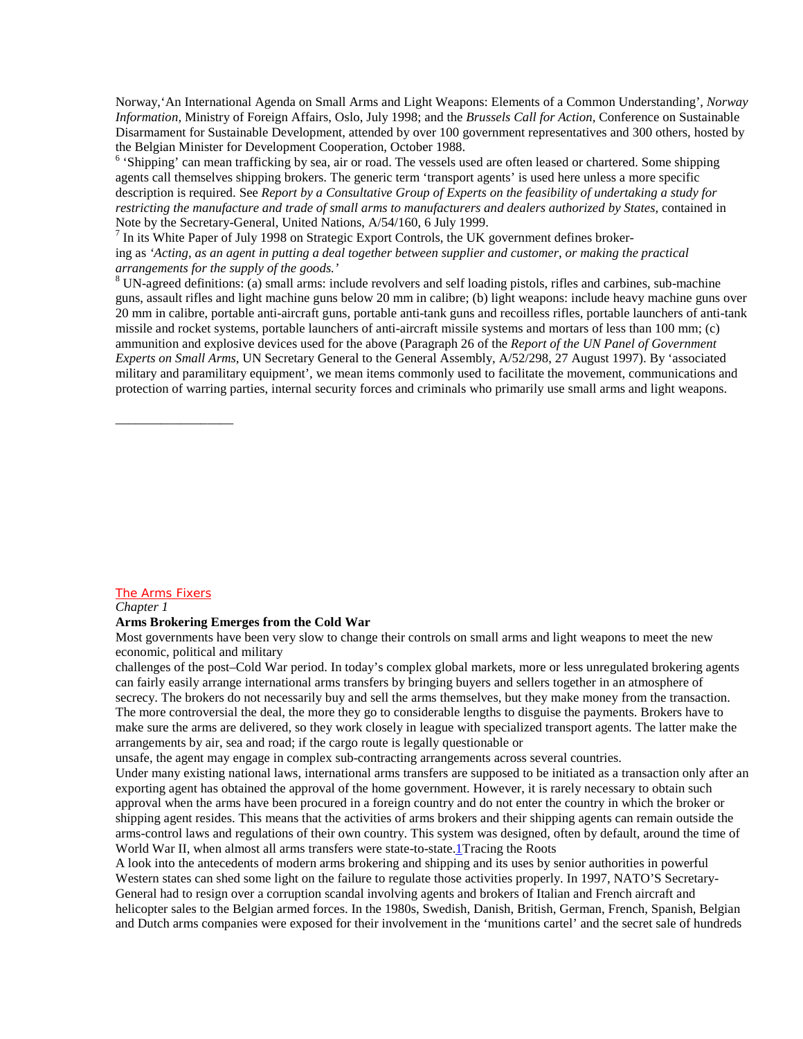Norway,'An International Agenda on Small Arms and Light Weapons: Elements of a Common Understanding', *Norway Information*, Ministry of Foreign Affairs, Oslo, July 1998; and the *Brussels Call for Action*, Conference on Sustainable Disarmament for Sustainable Development, attended by over 100 government representatives and 300 others, hosted by the Belgian Minister for Development Cooperation, October 1988.

[6] 'Shipping' can mean trafficking by sea, air or road. The vessels used are often leased or chartered. Some shipping agents call themselves shipping brokers. The generic term 'transport agents' is used here unless a more specific description is required. See *Report by a Consultative Group of Experts on the feasibility of undertaking a study for restricting the manufacture and trade of small arms to manufacturers and dealers authorized by States*, contained in Note by the Secretary-General, United Nations, A/54/160, 6 July 1999.

[7] In its White Paper of July 1998 on Strategic Export Controls, the UK government defines brokering as *'Acting, as an agent in putting a deal together between supplier and customer, or making the practical arrangements for the supply of the goods.'*

[8] UN-agreed definitions: (a) small arms: include revolvers and self loading pistols, rifles and carbines, sub-machine guns, assault rifles and light machine guns below 20 mm in calibre; (b) light weapons: include heavy machine guns over 20 mm in calibre, portable anti-aircraft guns, portable anti-tank guns and recoilless rifles, portable launchers of anti-tank missile and rocket systems, portable launchers of anti-aircraft missile systems and mortars of less than 100 mm; (c) ammunition and explosive devices used for the above (Paragraph 26 of the *Report of the UN Panel of Government Experts on Small Arms*, UN Secretary General to the General Assembly, A/52/298, 27 August 1997). By 'associated military and paramilitary equipment', we mean items commonly used to facilitate the movement, communications and protection of warring parties, internal security forces and criminals who primarily use small arms and light weapons.

---

The Arms Fixers

*Chapter 1*

## Arms Brokering Emerges from the Cold War

Most governments have been very slow to change their controls on small arms and light weapons to meet the new economic, political and military challenges of the post–Cold War period. In today's complex global markets, more or less unregulated brokering agents can fairly easily arrange international arms transfers by bringing buyers and sellers together in an atmosphere of secrecy. The brokers do not necessarily buy and sell the arms themselves, but they make money from the transaction. The more controversial the deal, the more they go to considerable lengths to disguise the payments. Brokers have to make sure the arms are delivered, so they work closely in league with specialized transport agents. The latter make the arrangements by air, sea and road; if the cargo route is legally questionable or unsafe, the agent may engage in complex sub-contracting arrangements across several countries.

Under many existing national laws, international arms transfers are supposed to be initiated as a transaction only after an exporting agent has obtained the approval of the home government. However, it is rarely necessary to obtain such approval when the arms have been procured in a foreign country and do not enter the country in which the broker or shipping agent resides. This means that the activities of arms brokers and their shipping agents can remain outside the arms-control laws and regulations of their own country. This system was designed, often by default, around the time of World War II, when almost all arms transfers were state-to-state.[1]

### Tracing the Roots

A look into the antecedents of modern arms brokering and shipping and its uses by senior authorities in powerful Western states can shed some light on the failure to regulate those activities properly. In 1997, NATO'S Secretary-General had to resign over a corruption scandal involving agents and brokers of Italian and French aircraft and helicopter sales to the Belgian armed forces. In the 1980s, Swedish, Danish, British, German, French, Spanish, Belgian and Dutch arms companies were exposed for their involvement in the 'munitions cartel' and the secret sale of hundreds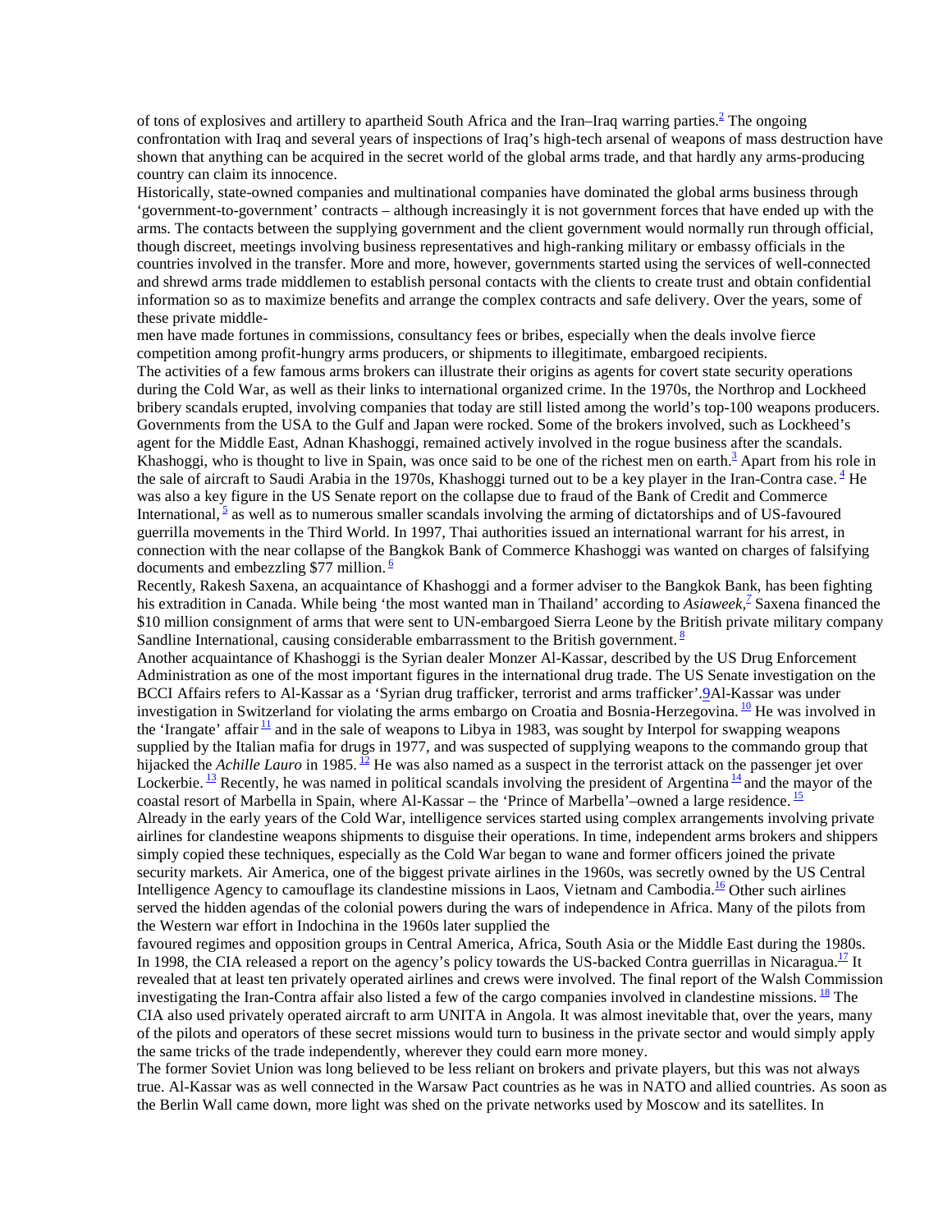of tons of explosives and artillery to apartheid South Africa and the Iran–Iraq warring parties.[2] The ongoing confrontation with Iraq and several years of inspections of Iraq's high-tech arsenal of weapons of mass destruction have shown that anything can be acquired in the secret world of the global arms trade, and that hardly any arms-producing country can claim its innocence.

Historically, state-owned companies and multinational companies have dominated the global arms business through 'government-to-government' contracts – although increasingly it is not government forces that have ended up with the arms. The contacts between the supplying government and the client government would normally run through official, though discreet, meetings involving business representatives and high-ranking military or embassy officials in the countries involved in the transfer. More and more, however, governments started using the services of well-connected and shrewd arms trade middlemen to establish personal contacts with the clients to create trust and obtain confidential information so as to maximize benefits and arrange the complex contracts and safe delivery. Over the years, some of these private middlemen have made fortunes in commissions, consultancy fees or bribes, especially when the deals involve fierce competition among profit-hungry arms producers, or shipments to illegitimate, embargoed recipients.

The activities of a few famous arms brokers can illustrate their origins as agents for covert state security operations during the Cold War, as well as their links to international organized crime. In the 1970s, the Northrop and Lockheed bribery scandals erupted, involving companies that today are still listed among the world's top-100 weapons producers. Governments from the USA to the Gulf and Japan were rocked. Some of the brokers involved, such as Lockheed's agent for the Middle East, Adnan Khashoggi, remained actively involved in the rogue business after the scandals. Khashoggi, who is thought to live in Spain, was once said to be one of the richest men on earth.[3] Apart from his role in the sale of aircraft to Saudi Arabia in the 1970s, Khashoggi turned out to be a key player in the Iran-Contra case.[4] He was also a key figure in the US Senate report on the collapse due to fraud of the Bank of Credit and Commerce International,[5] as well as to numerous smaller scandals involving the arming of dictatorships and of US-favoured guerrilla movements in the Third World. In 1997, Thai authorities issued an international warrant for his arrest, in connection with the near collapse of the Bangkok Bank of Commerce Khashoggi was wanted on charges of falsifying documents and embezzling $77 million.[6]

Recently, Rakesh Saxena, an acquaintance of Khashoggi and a former adviser to the Bangkok Bank, has been fighting his extradition in Canada. While being 'the most wanted man in Thailand' according to *Asiaweek*,[7] Saxena financed the $10 million consignment of arms that were sent to UN-embargoed Sierra Leone by the British private military company Sandline International, causing considerable embarrassment to the British government.[8]

Another acquaintance of Khashoggi is the Syrian dealer Monzer Al-Kassar, described by the US Drug Enforcement Administration as one of the most important figures in the international drug trade. The US Senate investigation on the BCCI Affairs refers to Al-Kassar as a 'Syrian drug trafficker, terrorist and arms trafficker'.[9] Al-Kassar was under investigation in Switzerland for violating the arms embargo on Croatia and Bosnia-Herzegovina.[10] He was involved in the 'Irangate' affair[11] and in the sale of weapons to Libya in 1983, was sought by Interpol for swapping weapons supplied by the Italian mafia for drugs in 1977, and was suspected of supplying weapons to the commando group that hijacked the *Achille Lauro* in 1985.[12] He was also named as a suspect in the terrorist attack on the passenger jet over Lockerbie.[13] Recently, he was named in political scandals involving the president of Argentina[14] and the mayor of the coastal resort of Marbella in Spain, where Al-Kassar – the 'Prince of Marbella'–owned a large residence.[15]

Already in the early years of the Cold War, intelligence services started using complex arrangements involving private airlines for clandestine weapons shipments to disguise their operations. In time, independent arms brokers and shippers simply copied these techniques, especially as the Cold War began to wane and former officers joined the private security markets. Air America, one of the biggest private airlines in the 1960s, was secretly owned by the US Central Intelligence Agency to camouflage its clandestine missions in Laos, Vietnam and Cambodia.[16] Other such airlines served the hidden agendas of the colonial powers during the wars of independence in Africa. Many of the pilots from the Western war effort in Indochina in the 1960s later supplied the favoured regimes and opposition groups in Central America, Africa, South Asia or the Middle East during the 1980s. In 1998, the CIA released a report on the agency's policy towards the US-backed Contra guerrillas in Nicaragua.[17] It revealed that at least ten privately operated airlines and crews were involved. The final report of the Walsh Commission investigating the Iran-Contra affair also listed a few of the cargo companies involved in clandestine missions.[18] The CIA also used privately operated aircraft to arm UNITA in Angola. It was almost inevitable that, over the years, many of the pilots and operators of these secret missions would turn to business in the private sector and would simply apply the same tricks of the trade independently, wherever they could earn more money.

The former Soviet Union was long believed to be less reliant on brokers and private players, but this was not always true. Al-Kassar was as well connected in the Warsaw Pact countries as he was in NATO and allied countries. As soon as the Berlin Wall came down, more light was shed on the private networks used by Moscow and its satellites. In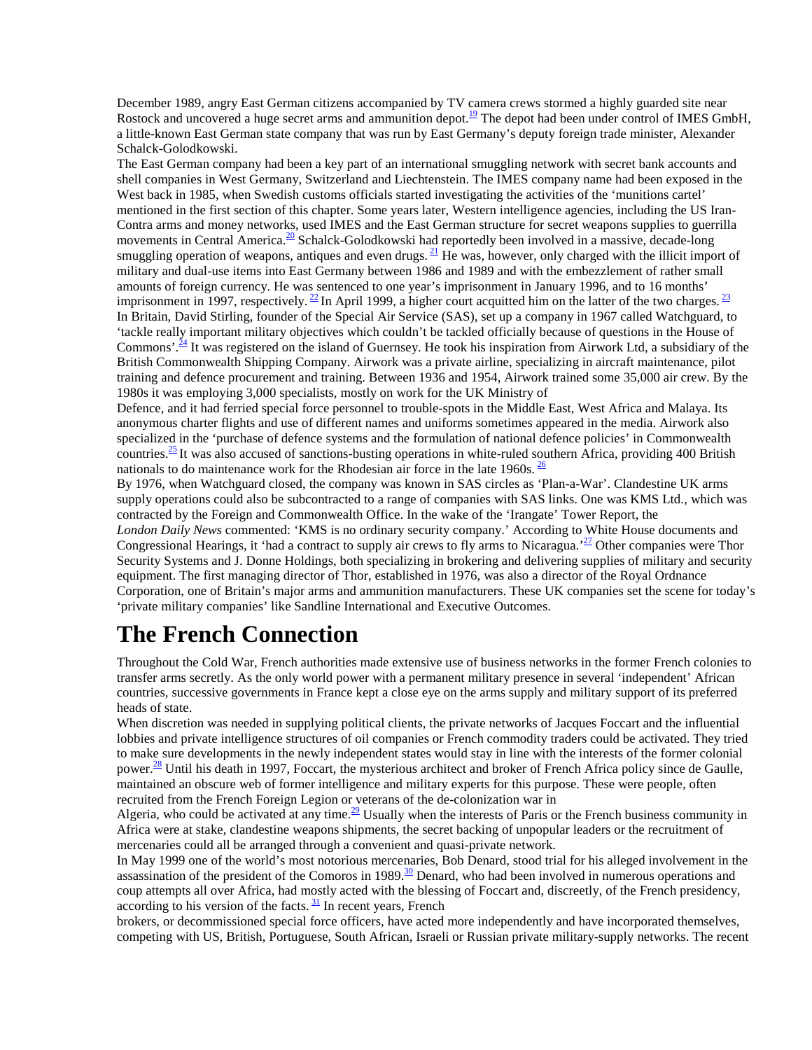December 1989, angry East German citizens accompanied by TV camera crews stormed a highly guarded site near Rostock and uncovered a huge secret arms and ammunition depot.[19] The depot had been under control of IMES GmbH, a little-known East German state company that was run by East Germany's deputy foreign trade minister, Alexander Schalck-Golodkowski.

The East German company had been a key part of an international smuggling network with secret bank accounts and shell companies in West Germany, Switzerland and Liechtenstein. The IMES company name had been exposed in the West back in 1985, when Swedish customs officials started investigating the activities of the 'munitions cartel' mentioned in the first section of this chapter. Some years later, Western intelligence agencies, including the US Iran-Contra arms and money networks, used IMES and the East German structure for secret weapons supplies to guerrilla movements in Central America.[20] Schalck-Golodkowski had reportedly been involved in a massive, decade-long smuggling operation of weapons, antiques and even drugs.[21] He was, however, only charged with the illicit import of military and dual-use items into East Germany between 1986 and 1989 and with the embezzlement of rather small amounts of foreign currency. He was sentenced to one year's imprisonment in January 1996, and to 16 months' imprisonment in 1997, respectively.[22] In April 1999, a higher court acquitted him on the latter of the two charges.[23]

In Britain, David Stirling, founder of the Special Air Service (SAS), set up a company in 1967 called Watchguard, to 'tackle really important military objectives which couldn't be tackled officially because of questions in the House of Commons'.[24] It was registered on the island of Guernsey. He took his inspiration from Airwork Ltd, a subsidiary of the British Commonwealth Shipping Company. Airwork was a private airline, specializing in aircraft maintenance, pilot training and defence procurement and training. Between 1936 and 1954, Airwork trained some 35,000 air crew. By the 1980s it was employing 3,000 specialists, mostly on work for the UK Ministry of Defence, and it had ferried special force personnel to trouble-spots in the Middle East, West Africa and Malaya. Its anonymous charter flights and use of different names and uniforms sometimes appeared in the media. Airwork also specialized in the 'purchase of defence systems and the formulation of national defence policies' in Commonwealth countries.[25] It was also accused of sanctions-busting operations in white-ruled southern Africa, providing 400 British nationals to do maintenance work for the Rhodesian air force in the late 1960s.[26]

By 1976, when Watchguard closed, the company was known in SAS circles as 'Plan-a-War'. Clandestine UK arms supply operations could also be subcontracted to a range of companies with SAS links. One was KMS Ltd., which was contracted by the Foreign and Commonwealth Office. In the wake of the 'Irangate' Tower Report, the *London Daily News* commented: 'KMS is no ordinary security company.' According to White House documents and Congressional Hearings, it 'had a contract to supply air crews to fly arms to Nicaragua.'[27] Other companies were Thor Security Systems and J. Donne Holdings, both specializing in brokering and delivering supplies of military and security equipment. The first managing director of Thor, established in 1976, was also a director of the Royal Ordnance Corporation, one of Britain's major arms and ammunition manufacturers. These UK companies set the scene for today's 'private military companies' like Sandline International and Executive Outcomes.

# The French Connection

Throughout the Cold War, French authorities made extensive use of business networks in the former French colonies to transfer arms secretly. As the only world power with a permanent military presence in several 'independent' African countries, successive governments in France kept a close eye on the arms supply and military support of its preferred heads of state.

When discretion was needed in supplying political clients, the private networks of Jacques Foccart and the influential lobbies and private intelligence structures of oil companies or French commodity traders could be activated. They tried to make sure developments in the newly independent states would stay in line with the interests of the former colonial power.[28] Until his death in 1997, Foccart, the mysterious architect and broker of French Africa policy since de Gaulle, maintained an obscure web of former intelligence and military experts for this purpose. These were people, often recruited from the French Foreign Legion or veterans of the de-colonization war in Algeria, who could be activated at any time.[29] Usually when the interests of Paris or the French business community in Africa were at stake, clandestine weapons shipments, the secret backing of unpopular leaders or the recruitment of mercenaries could all be arranged through a convenient and quasi-private network.

In May 1999 one of the world's most notorious mercenaries, Bob Denard, stood trial for his alleged involvement in the assassination of the president of the Comoros in 1989.[30] Denard, who had been involved in numerous operations and coup attempts all over Africa, had mostly acted with the blessing of Foccart and, discreetly, of the French presidency, according to his version of the facts.[31] In recent years, French brokers, or decommissioned special force officers, have acted more independently and have incorporated themselves, competing with US, British, Portuguese, South African, Israeli or Russian private military-supply networks. The recent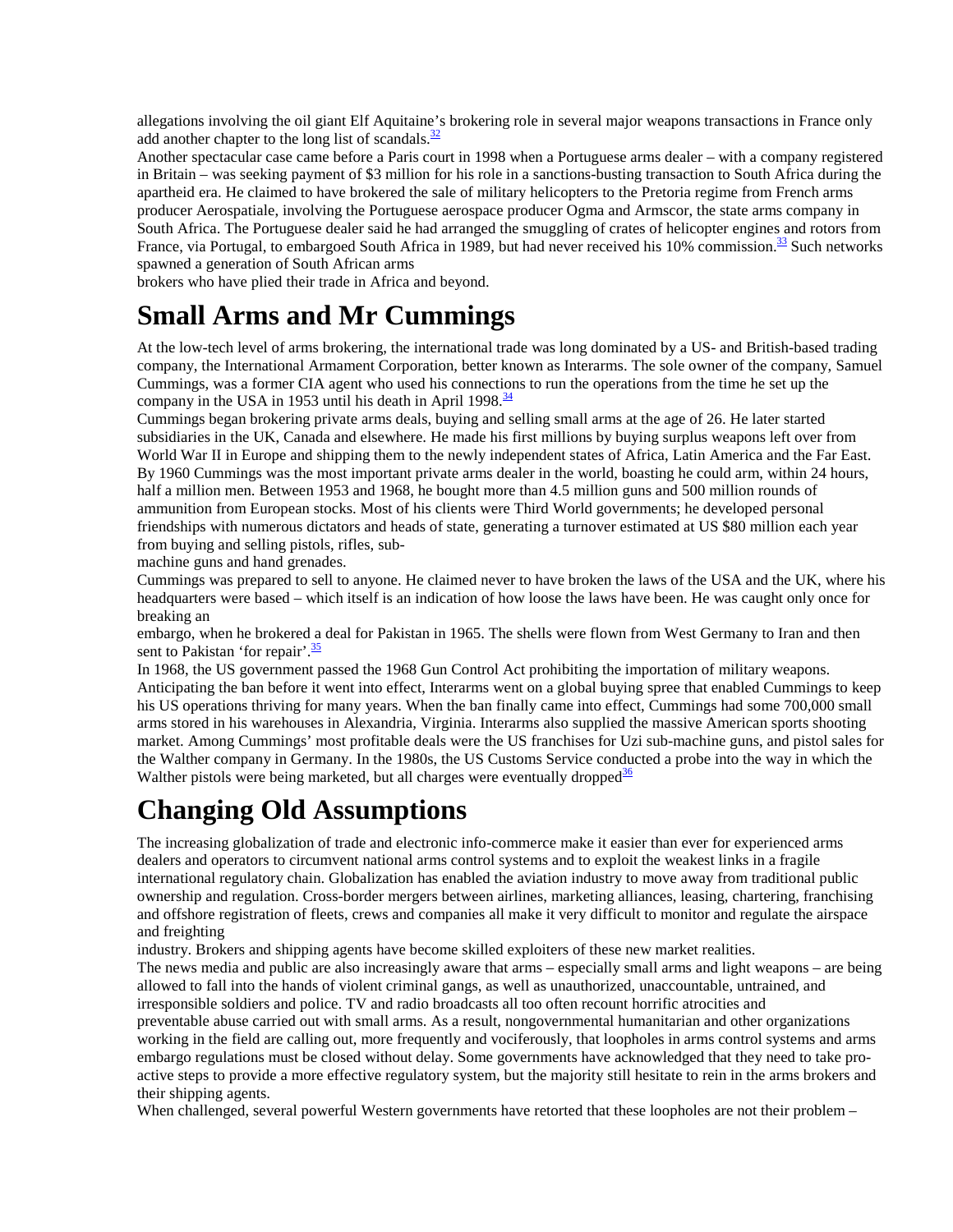allegations involving the oil giant Elf Aquitaine's brokering role in several major weapons transactions in France only add another chapter to the long list of scandals.[32]

Another spectacular case came before a Paris court in 1998 when a Portuguese arms dealer – with a company registered in Britain – was seeking payment of $3 million for his role in a sanctions-busting transaction to South Africa during the apartheid era. He claimed to have brokered the sale of military helicopters to the Pretoria regime from French arms producer Aerospatiale, involving the Portuguese aerospace producer Ogma and Armscor, the state arms company in South Africa. The Portuguese dealer said he had arranged the smuggling of crates of helicopter engines and rotors from France, via Portugal, to embargoed South Africa in 1989, but had never received his 10% commission.[33] Such networks spawned a generation of South African arms brokers who have plied their trade in Africa and beyond.

# Small Arms and Mr Cummings

At the low-tech level of arms brokering, the international trade was long dominated by a US- and British-based trading company, the International Armament Corporation, better known as Interarms. The sole owner of the company, Samuel Cummings, was a former CIA agent who used his connections to run the operations from the time he set up the company in the USA in 1953 until his death in April 1998.[34]

Cummings began brokering private arms deals, buying and selling small arms at the age of 26. He later started subsidiaries in the UK, Canada and elsewhere. He made his first millions by buying surplus weapons left over from World War II in Europe and shipping them to the newly independent states of Africa, Latin America and the Far East. By 1960 Cummings was the most important private arms dealer in the world, boasting he could arm, within 24 hours, half a million men. Between 1953 and 1968, he bought more than 4.5 million guns and 500 million rounds of ammunition from European stocks. Most of his clients were Third World governments; he developed personal friendships with numerous dictators and heads of state, generating a turnover estimated at US $80 million each year from buying and selling pistols, rifles, sub-machine guns and hand grenades.

Cummings was prepared to sell to anyone. He claimed never to have broken the laws of the USA and the UK, where his headquarters were based – which itself is an indication of how loose the laws have been. He was caught only once for breaking an embargo, when he brokered a deal for Pakistan in 1965. The shells were flown from West Germany to Iran and then sent to Pakistan 'for repair'.[35]

In 1968, the US government passed the 1968 Gun Control Act prohibiting the importation of military weapons. Anticipating the ban before it went into effect, Interarms went on a global buying spree that enabled Cummings to keep his US operations thriving for many years. When the ban finally came into effect, Cummings had some 700,000 small arms stored in his warehouses in Alexandria, Virginia. Interarms also supplied the massive American sports shooting market. Among Cummings' most profitable deals were the US franchises for Uzi sub-machine guns, and pistol sales for the Walther company in Germany. In the 1980s, the US Customs Service conducted a probe into the way in which the Walther pistols were being marketed, but all charges were eventually dropped[36]

# Changing Old Assumptions

The increasing globalization of trade and electronic info-commerce make it easier than ever for experienced arms dealers and operators to circumvent national arms control systems and to exploit the weakest links in a fragile international regulatory chain. Globalization has enabled the aviation industry to move away from traditional public ownership and regulation. Cross-border mergers between airlines, marketing alliances, leasing, chartering, franchising and offshore registration of fleets, crews and companies all make it very difficult to monitor and regulate the airspace and freighting industry. Brokers and shipping agents have become skilled exploiters of these new market realities.

The news media and public are also increasingly aware that arms – especially small arms and light weapons – are being allowed to fall into the hands of violent criminal gangs, as well as unauthorized, unaccountable, untrained, and irresponsible soldiers and police. TV and radio broadcasts all too often recount horrific atrocities and preventable abuse carried out with small arms. As a result, nongovernmental humanitarian and other organizations working in the field are calling out, more frequently and vociferously, that loopholes in arms control systems and arms embargo regulations must be closed without delay. Some governments have acknowledged that they need to take pro-active steps to provide a more effective regulatory system, but the majority still hesitate to rein in the arms brokers and their shipping agents.

When challenged, several powerful Western governments have retorted that these loopholes are not their problem –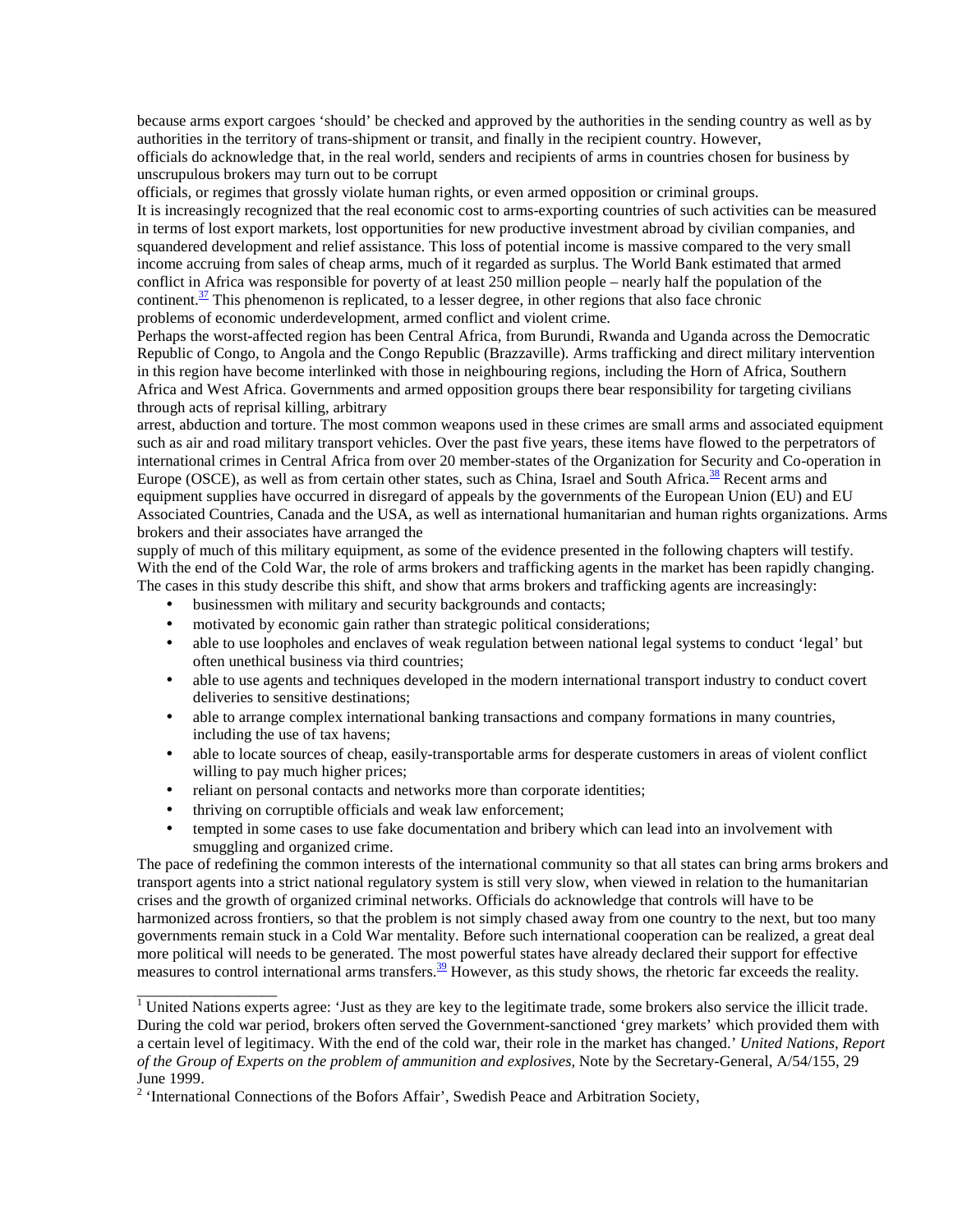because arms export cargoes 'should' be checked and approved by the authorities in the sending country as well as by authorities in the territory of trans-shipment or transit, and finally in the recipient country. However, officials do acknowledge that, in the real world, senders and recipients of arms in countries chosen for business by unscrupulous brokers may turn out to be corrupt officials, or regimes that grossly violate human rights, or even armed opposition or criminal groups.

It is increasingly recognized that the real economic cost to arms-exporting countries of such activities can be measured in terms of lost export markets, lost opportunities for new productive investment abroad by civilian companies, and squandered development and relief assistance. This loss of potential income is massive compared to the very small income accruing from sales of cheap arms, much of it regarded as surplus. The World Bank estimated that armed conflict in Africa was responsible for poverty of at least 250 million people – nearly half the population of the continent.[37] This phenomenon is replicated, to a lesser degree, in other regions that also face chronic problems of economic underdevelopment, armed conflict and violent crime.

Perhaps the worst-affected region has been Central Africa, from Burundi, Rwanda and Uganda across the Democratic Republic of Congo, to Angola and the Congo Republic (Brazzaville). Arms trafficking and direct military intervention in this region have become interlinked with those in neighbouring regions, including the Horn of Africa, Southern Africa and West Africa. Governments and armed opposition groups there bear responsibility for targeting civilians through acts of reprisal killing, arbitrary arrest, abduction and torture. The most common weapons used in these crimes are small arms and associated equipment such as air and road military transport vehicles. Over the past five years, these items have flowed to the perpetrators of international crimes in Central Africa from over 20 member-states of the Organization for Security and Co-operation in Europe (OSCE), as well as from certain other states, such as China, Israel and South Africa.[38] Recent arms and equipment supplies have occurred in disregard of appeals by the governments of the European Union (EU) and EU Associated Countries, Canada and the USA, as well as international humanitarian and human rights organizations. Arms brokers and their associates have arranged the supply of much of this military equipment, as some of the evidence presented in the following chapters will testify.

With the end of the Cold War, the role of arms brokers and trafficking agents in the market has been rapidly changing. The cases in this study describe this shift, and show that arms brokers and trafficking agents are increasingly:

- businessmen with military and security backgrounds and contacts;
- motivated by economic gain rather than strategic political considerations;
- able to use loopholes and enclaves of weak regulation between national legal systems to conduct 'legal' but often unethical business via third countries;
- able to use agents and techniques developed in the modern international transport industry to conduct covert deliveries to sensitive destinations;
- able to arrange complex international banking transactions and company formations in many countries, including the use of tax havens;
- able to locate sources of cheap, easily-transportable arms for desperate customers in areas of violent conflict willing to pay much higher prices;
- reliant on personal contacts and networks more than corporate identities;
- thriving on corruptible officials and weak law enforcement;
- tempted in some cases to use fake documentation and bribery which can lead into an involvement with smuggling and organized crime.

The pace of redefining the common interests of the international community so that all states can bring arms brokers and transport agents into a strict national regulatory system is still very slow, when viewed in relation to the humanitarian crises and the growth of organized criminal networks. Officials do acknowledge that controls will have to be harmonized across frontiers, so that the problem is not simply chased away from one country to the next, but too many governments remain stuck in a Cold War mentality. Before such international cooperation can be realized, a great deal more political will needs to be generated. The most powerful states have already declared their support for effective measures to control international arms transfers.[39] However, as this study shows, the rhetoric far exceeds the reality.

---

[1] United Nations experts agree: 'Just as they are key to the legitimate trade, some brokers also service the illicit trade. During the cold war period, brokers often served the Government-sanctioned 'grey markets' which provided them with a certain level of legitimacy. With the end of the cold war, their role in the market has changed.' *United Nations, Report of the Group of Experts on the problem of ammunition and explosives*, Note by the Secretary-General, A/54/155, 29 June 1999.

[2] 'International Connections of the Bofors Affair', Swedish Peace and Arbitration Society,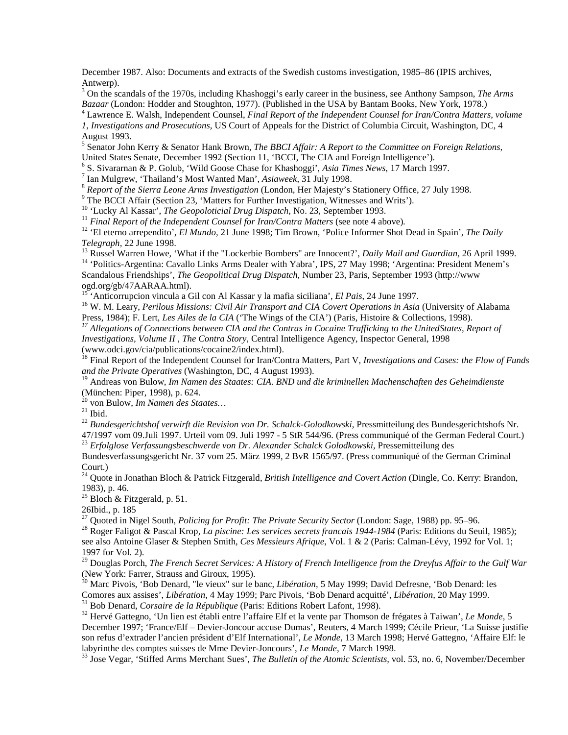December 1987. Also: Documents and extracts of the Swedish customs investigation, 1985–86 (IPIS archives, Antwerp).

[3] On the scandals of the 1970s, including Khashoggi's early career in the business, see Anthony Sampson, *The Arms Bazaar* (London: Hodder and Stoughton, 1977). (Published in the USA by Bantam Books, New York, 1978.)

[4] Lawrence E. Walsh, Independent Counsel, *Final Report of the Independent Counsel for Iran/Contra Matters, volume 1, Investigations and Prosecutions*, US Court of Appeals for the District of Columbia Circuit, Washington, DC, 4 August 1993.

[5] Senator John Kerry & Senator Hank Brown, *The BBCI Affair: A Report to the Committee on Foreign Relations*, United States Senate, December 1992 (Section 11, 'BCCI, The CIA and Foreign Intelligence').

[6] S. Sivararnan & P. Golub, 'Wild Goose Chase for Khashoggi', *Asia Times News*, 17 March 1997.

[7] Ian Mulgrew, 'Thailand's Most Wanted Man', *Asiaweek*, 31 July 1998.

[8] *Report of the Sierra Leone Arms Investigation* (London, Her Majesty's Stationery Office, 27 July 1998.

[9] The BCCI Affair (Section 23, 'Matters for Further Investigation, Witnesses and Writs').

[10] 'Lucky Al Kassar', *The Geopoloticial Drug Dispatch*, No. 23, September 1993.

[11] *Final Report of the Independent Counsel for Iran/Contra Matters* (see note 4 above).

[12] 'El eterno arrependito', *El Mundo*, 21 June 1998; Tim Brown, 'Police Informer Shot Dead in Spain', *The Daily Telegraph*, 22 June 1998.

[13] Russel Warren Howe, 'What if the "Lockerbie Bombers" are Innocent?', *Daily Mail and Guardian*, 26 April 1999.

[14] 'Politics-Argentina: Cavallo Links Arms Dealer with Yabra', IPS, 27 May 1998; 'Argentina: President Menem's Scandalous Friendships', *The Geopolitical Drug Dispatch*, Number 23, Paris, September 1993 (http://www ogd.org/gb/47AARAA.html).

[15] 'Anticorrupcion vincula a Gil con Al Kassar y la mafia siciliana', *El Pais*, 24 June 1997.

[16] W. M. Leary, *Perilous Missions: Civil Air Transport and CIA Covert Operations in Asia* (University of Alabama Press, 1984); F. Lert, *Les Ailes de la CIA* ('The Wings of the CIA') (Paris, Histoire & Collections, 1998).

[17] *Allegations of Connections between CIA and the Contras in Cocaine Trafficking to the UnitedStates, Report of Investigations, Volume II , The Contra Story*, Central Intelligence Agency, Inspector General, 1998 (www.odci.gov/cia/publications/cocaine2/index.html).

[18] Final Report of the Independent Counsel for Iran/Contra Matters, Part V, *Investigations and Cases: the Flow of Funds and the Private Operatives* (Washington, DC, 4 August 1993).

[19] Andreas von Bulow, *Im Namen des Staates: CIA. BND und die kriminellen Machenschaften des Geheimdienste* (München: Piper, 1998), p. 624.

[20] von Bulow, *Im Namen des Staates…*

[21] Ibid.

[22] *Bundesgerichtshof verwirft die Revision von Dr. Schalck-Golodkowski*, Pressmitteilung des Bundesgerichtshofs Nr. 47/1997 vom 09.Juli 1997. Urteil vom 09. Juli 1997 - 5 StR 544/96. (Press communiqué of the German Federal Court.)

[23] *Erfolglose Verfassungsbeschwerde von Dr. Alexander Schalck Golodkowski*, Pressemitteilung des Bundesverfassungsgericht Nr. 37 vom 25. März 1999, 2 BvR 1565/97. (Press communiqué of the German Criminal Court.)

[24] Quote in Jonathan Bloch & Patrick Fitzgerald, *British Intelligence and Covert Action* (Dingle, Co. Kerry: Brandon, 1983), p. 46.

[25] Bloch & Fitzgerald, p. 51.

26Ibid., p. 185

[27] Quoted in Nigel South, *Policing for Profit: The Private Security Sector* (London: Sage, 1988) pp. 95–96.

[28] Roger Faligot & Pascal Krop, *La piscine: Les services secrets francais 1944-1984* (Paris: Editions du Seuil, 1985); see also Antoine Glaser & Stephen Smith, *Ces Messieurs Afrique*, Vol. 1 & 2 (Paris: Calman-Lévy, 1992 for Vol. 1; 1997 for Vol. 2).

[29] Douglas Porch, *The French Secret Services: A History of French Intelligence from the Dreyfus Affair to the Gulf War* (New York: Farrer, Strauss and Giroux, 1995).

[30] Marc Pivois, 'Bob Denard, "le vieux" sur le banc, *Libération*, 5 May 1999; David Defresne, 'Bob Denard: les Comores aux assises', *Libération*, 4 May 1999; Parc Pivois, 'Bob Denard acquitté', *Libération*, 20 May 1999.

[31] Bob Denard, *Corsaire de la République* (Paris: Editions Robert Lafont, 1998).

[32] Hervé Gattegno, 'Un lien est établi entre l'affaire Elf et la vente par Thomson de frégates à Taiwan', *Le Monde*, 5 December 1997; 'France/Elf – Devier-Joncour accuse Dumas', Reuters, 4 March 1999; Cécile Prieur, 'La Suisse justifie son refus d'extrader l'ancien président d'Elf International', *Le Monde*, 13 March 1998; Hervé Gattegno, 'Affaire Elf: le labyrinthe des comptes suisses de Mme Devier-Joncours', *Le Monde*, 7 March 1998.

[33] Jose Vegar, 'Stiffed Arms Merchant Sues', *The Bulletin of the Atomic Scientists*, vol. 53, no. 6, November/December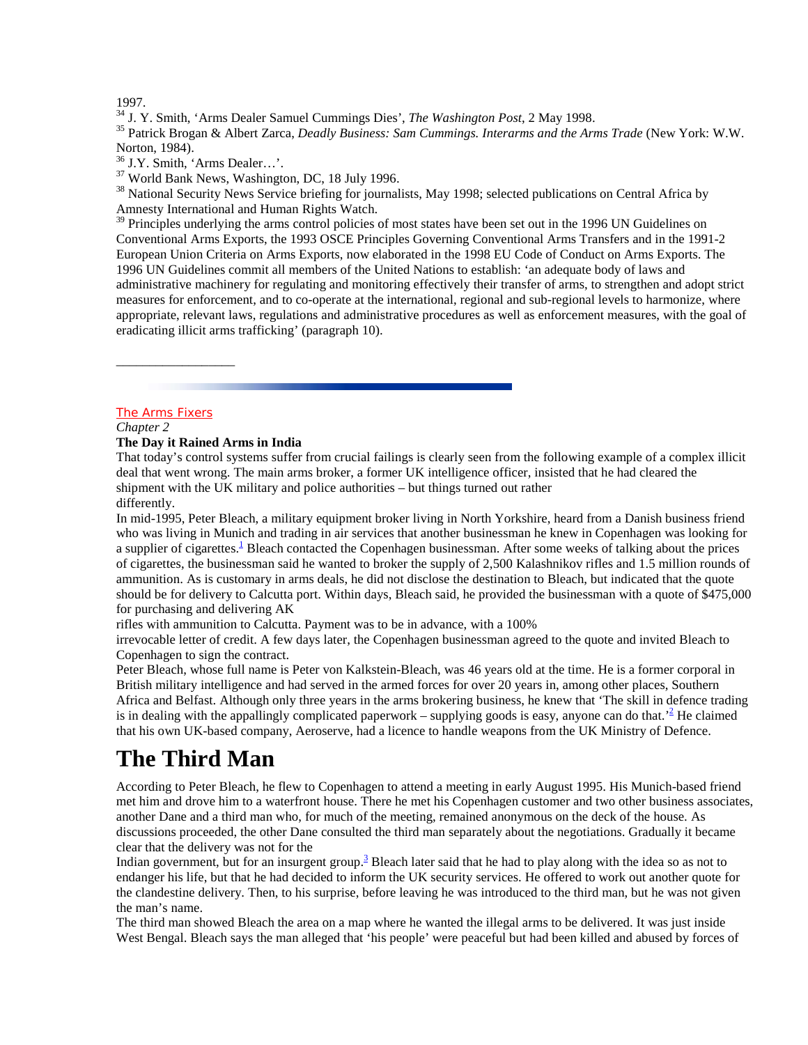1997.

[34] J. Y. Smith, 'Arms Dealer Samuel Cummings Dies', *The Washington Post*, 2 May 1998.

[35] Patrick Brogan & Albert Zarca, *Deadly Business: Sam Cummings. Interarms and the Arms Trade* (New York: W.W. Norton, 1984).

[36] J.Y. Smith, 'Arms Dealer…'.

[37] World Bank News, Washington, DC, 18 July 1996.

[38] National Security News Service briefing for journalists, May 1998; selected publications on Central Africa by Amnesty International and Human Rights Watch.

[39] Principles underlying the arms control policies of most states have been set out in the 1996 UN Guidelines on Conventional Arms Exports, the 1993 OSCE Principles Governing Conventional Arms Transfers and in the 1991-2 European Union Criteria on Arms Exports, now elaborated in the 1998 EU Code of Conduct on Arms Exports. The 1996 UN Guidelines commit all members of the United Nations to establish: 'an adequate body of laws and administrative machinery for regulating and monitoring effectively their transfer of arms, to strengthen and adopt strict measures for enforcement, and to co-operate at the international, regional and sub-regional levels to harmonize, where appropriate, relevant laws, regulations and administrative procedures as well as enforcement measures, with the goal of eradicating illicit arms trafficking' (paragraph 10).

---

The Arms Fixers

*Chapter 2*

**The Day it Rained Arms in India**

That today's control systems suffer from crucial failings is clearly seen from the following example of a complex illicit deal that went wrong. The main arms broker, a former UK intelligence officer, insisted that he had cleared the shipment with the UK military and police authorities – but things turned out rather differently.

In mid-1995, Peter Bleach, a military equipment broker living in North Yorkshire, heard from a Danish business friend who was living in Munich and trading in air services that another businessman he knew in Copenhagen was looking for a supplier of cigarettes.[1] Bleach contacted the Copenhagen businessman. After some weeks of talking about the prices of cigarettes, the businessman said he wanted to broker the supply of 2,500 Kalashnikov rifles and 1.5 million rounds of ammunition. As is customary in arms deals, he did not disclose the destination to Bleach, but indicated that the quote should be for delivery to Calcutta port. Within days, Bleach said, he provided the businessman with a quote of $475,000 for purchasing and delivering AK rifles with ammunition to Calcutta. Payment was to be in advance, with a 100% irrevocable letter of credit. A few days later, the Copenhagen businessman agreed to the quote and invited Bleach to Copenhagen to sign the contract.

Peter Bleach, whose full name is Peter von Kalkstein-Bleach, was 46 years old at the time. He is a former corporal in British military intelligence and had served in the armed forces for over 20 years in, among other places, Southern Africa and Belfast. Although only three years in the arms brokering business, he knew that 'The skill in defence trading is in dealing with the appallingly complicated paperwork – supplying goods is easy, anyone can do that.'[2] He claimed that his own UK-based company, Aeroserve, had a licence to handle weapons from the UK Ministry of Defence.

# The Third Man

According to Peter Bleach, he flew to Copenhagen to attend a meeting in early August 1995. His Munich-based friend met him and drove him to a waterfront house. There he met his Copenhagen customer and two other business associates, another Dane and a third man who, for much of the meeting, remained anonymous on the deck of the house. As discussions proceeded, the other Dane consulted the third man separately about the negotiations. Gradually it became clear that the delivery was not for the Indian government, but for an insurgent group.[3] Bleach later said that he had to play along with the idea so as not to endanger his life, but that he had decided to inform the UK security services. He offered to work out another quote for the clandestine delivery. Then, to his surprise, before leaving he was introduced to the third man, but he was not given the man's name.

The third man showed Bleach the area on a map where he wanted the illegal arms to be delivered. It was just inside West Bengal. Bleach says the man alleged that 'his people' were peaceful but had been killed and abused by forces of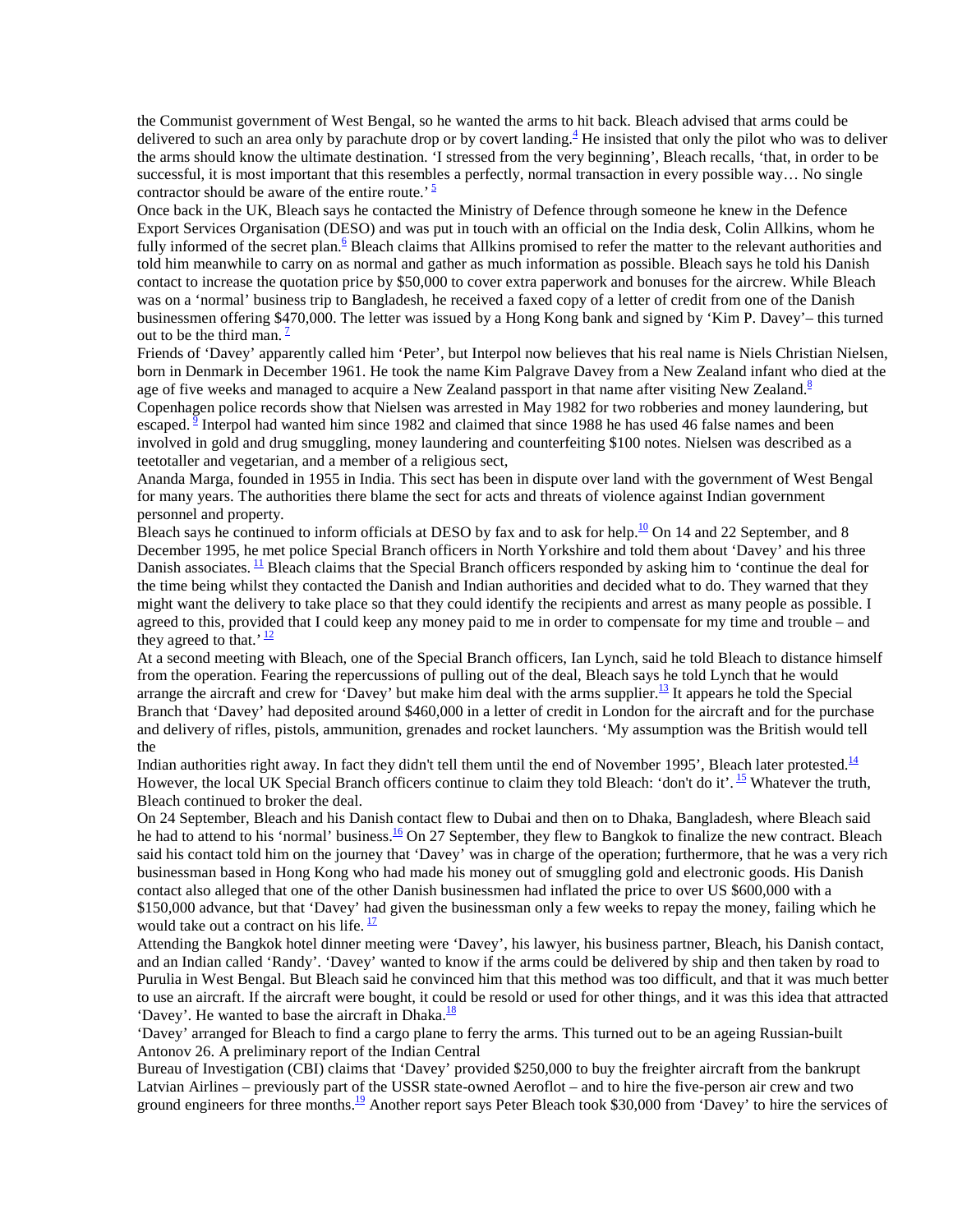the Communist government of West Bengal, so he wanted the arms to hit back. Bleach advised that arms could be delivered to such an area only by parachute drop or by covert landing.[4] He insisted that only the pilot who was to deliver the arms should know the ultimate destination. 'I stressed from the very beginning', Bleach recalls, 'that, in order to be successful, it is most important that this resembles a perfectly, normal transaction in every possible way… No single contractor should be aware of the entire route.' [5]

Once back in the UK, Bleach says he contacted the Ministry of Defence through someone he knew in the Defence Export Services Organisation (DESO) and was put in touch with an official on the India desk, Colin Allkins, whom he fully informed of the secret plan.[6] Bleach claims that Allkins promised to refer the matter to the relevant authorities and told him meanwhile to carry on as normal and gather as much information as possible. Bleach says he told his Danish contact to increase the quotation price by $50,000 to cover extra paperwork and bonuses for the aircrew. While Bleach was on a 'normal' business trip to Bangladesh, he received a faxed copy of a letter of credit from one of the Danish businessmen offering $470,000. The letter was issued by a Hong Kong bank and signed by 'Kim P. Davey'– this turned out to be the third man. [7]

Friends of 'Davey' apparently called him 'Peter', but Interpol now believes that his real name is Niels Christian Nielsen, born in Denmark in December 1961. He took the name Kim Palgrave Davey from a New Zealand infant who died at the age of five weeks and managed to acquire a New Zealand passport in that name after visiting New Zealand.[8]

Copenhagen police records show that Nielsen was arrested in May 1982 for two robberies and money laundering, but escaped. [9] Interpol had wanted him since 1982 and claimed that since 1988 he has used 46 false names and been involved in gold and drug smuggling, money laundering and counterfeiting $100 notes. Nielsen was described as a teetotaller and vegetarian, and a member of a religious sect, Ananda Marga, founded in 1955 in India. This sect has been in dispute over land with the government of West Bengal for many years. The authorities there blame the sect for acts and threats of violence against Indian government personnel and property.

Bleach says he continued to inform officials at DESO by fax and to ask for help.[10] On 14 and 22 September, and 8 December 1995, he met police Special Branch officers in North Yorkshire and told them about 'Davey' and his three Danish associates. [11] Bleach claims that the Special Branch officers responded by asking him to 'continue the deal for the time being whilst they contacted the Danish and Indian authorities and decided what to do. They warned that they might want the delivery to take place so that they could identify the recipients and arrest as many people as possible. I agreed to this, provided that I could keep any money paid to me in order to compensate for my time and trouble – and they agreed to that.' [12]

At a second meeting with Bleach, one of the Special Branch officers, Ian Lynch, said he told Bleach to distance himself from the operation. Fearing the repercussions of pulling out of the deal, Bleach says he told Lynch that he would arrange the aircraft and crew for 'Davey' but make him deal with the arms supplier.[13] It appears he told the Special Branch that 'Davey' had deposited around $460,000 in a letter of credit in London for the aircraft and for the purchase and delivery of rifles, pistols, ammunition, grenades and rocket launchers. 'My assumption was the British would tell the Indian authorities right away. In fact they didn't tell them until the end of November 1995', Bleach later protested.[14] However, the local UK Special Branch officers continue to claim they told Bleach: 'don't do it'. [15] Whatever the truth, Bleach continued to broker the deal.

On 24 September, Bleach and his Danish contact flew to Dubai and then on to Dhaka, Bangladesh, where Bleach said he had to attend to his 'normal' business.[16] On 27 September, they flew to Bangkok to finalize the new contract. Bleach said his contact told him on the journey that 'Davey' was in charge of the operation; furthermore, that he was a very rich businessman based in Hong Kong who had made his money out of smuggling gold and electronic goods. His Danish contact also alleged that one of the other Danish businessmen had inflated the price to over US $600,000 with a $150,000 advance, but that 'Davey' had given the businessman only a few weeks to repay the money, failing which he would take out a contract on his life. [17]

Attending the Bangkok hotel dinner meeting were 'Davey', his lawyer, his business partner, Bleach, his Danish contact, and an Indian called 'Randy'. 'Davey' wanted to know if the arms could be delivered by ship and then taken by road to Purulia in West Bengal. But Bleach said he convinced him that this method was too difficult, and that it was much better to use an aircraft. If the aircraft were bought, it could be resold or used for other things, and it was this idea that attracted 'Davey'. He wanted to base the aircraft in Dhaka.[18]

'Davey' arranged for Bleach to find a cargo plane to ferry the arms. This turned out to be an ageing Russian-built Antonov 26. A preliminary report of the Indian Central Bureau of Investigation (CBI) claims that 'Davey' provided $250,000 to buy the freighter aircraft from the bankrupt Latvian Airlines – previously part of the USSR state-owned Aeroflot – and to hire the five-person air crew and two ground engineers for three months.[19] Another report says Peter Bleach took $30,000 from 'Davey' to hire the services of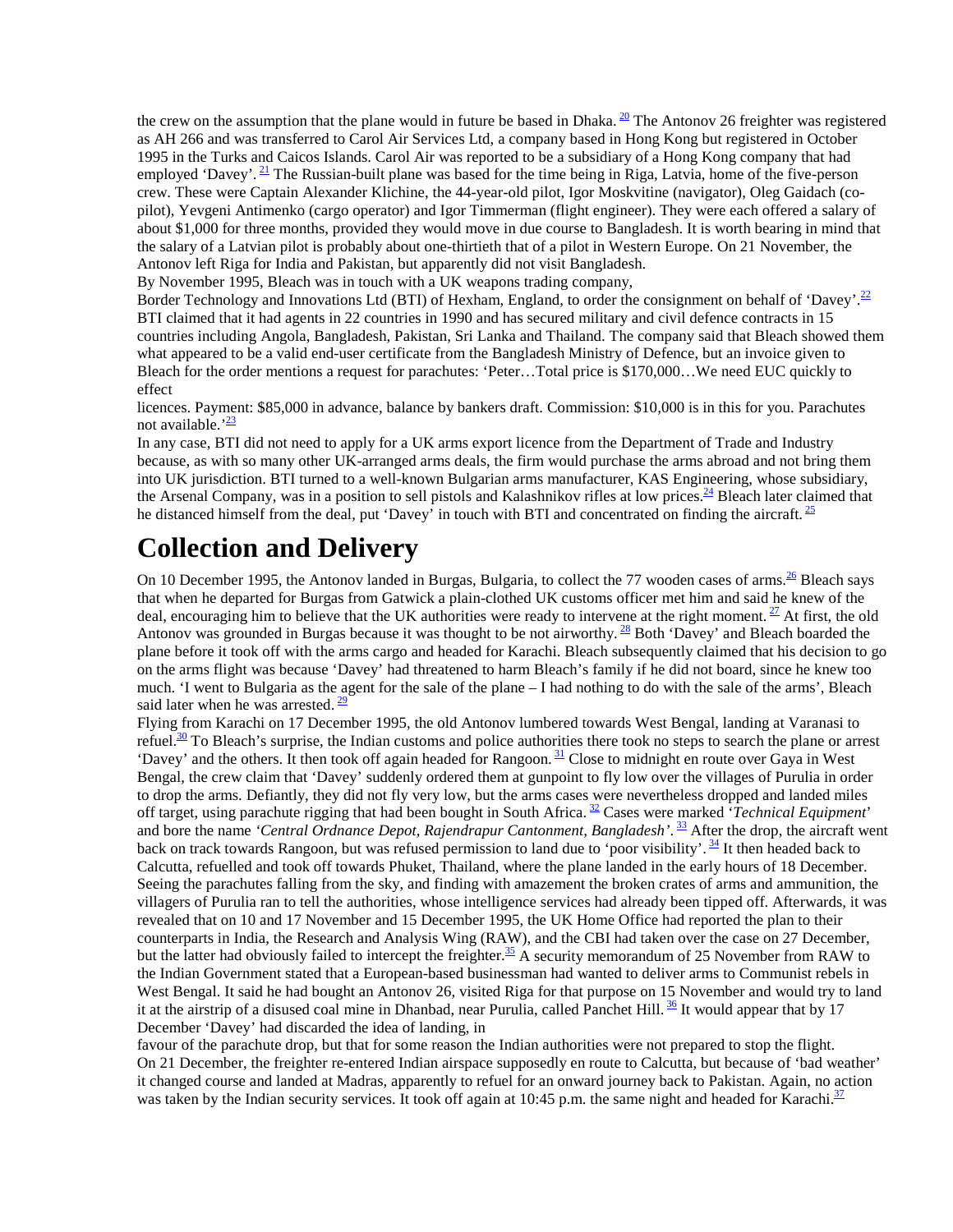the crew on the assumption that the plane would in future be based in Dhaka. [20] The Antonov 26 freighter was registered as AH 266 and was transferred to Carol Air Services Ltd, a company based in Hong Kong but registered in October 1995 in the Turks and Caicos Islands. Carol Air was reported to be a subsidiary of a Hong Kong company that had employed 'Davey'. [21] The Russian-built plane was based for the time being in Riga, Latvia, home of the five-person crew. These were Captain Alexander Klichine, the 44-year-old pilot, Igor Moskvitine (navigator), Oleg Gaidach (co-pilot), Yevgeni Antimenko (cargo operator) and Igor Timmerman (flight engineer). They were each offered a salary of about $1,000 for three months, provided they would move in due course to Bangladesh. It is worth bearing in mind that the salary of a Latvian pilot is probably about one-thirtieth that of a pilot in Western Europe. On 21 November, the Antonov left Riga for India and Pakistan, but apparently did not visit Bangladesh.

By November 1995, Bleach was in touch with a UK weapons trading company, Border Technology and Innovations Ltd (BTI) of Hexham, England, to order the consignment on behalf of 'Davey'.[22] BTI claimed that it had agents in 22 countries in 1990 and has secured military and civil defence contracts in 15 countries including Angola, Bangladesh, Pakistan, Sri Lanka and Thailand. The company said that Bleach showed them what appeared to be a valid end-user certificate from the Bangladesh Ministry of Defence, but an invoice given to Bleach for the order mentions a request for parachutes: 'Peter…Total price is $170,000…We need EUC quickly to effect licences. Payment: $85,000 in advance, balance by bankers draft. Commission: $10,000 is in this for you. Parachutes not available.'[23]

In any case, BTI did not need to apply for a UK arms export licence from the Department of Trade and Industry because, as with so many other UK-arranged arms deals, the firm would purchase the arms abroad and not bring them into UK jurisdiction. BTI turned to a well-known Bulgarian arms manufacturer, KAS Engineering, whose subsidiary, the Arsenal Company, was in a position to sell pistols and Kalashnikov rifles at low prices.[24] Bleach later claimed that he distanced himself from the deal, put 'Davey' in touch with BTI and concentrated on finding the aircraft. [25]

# Collection and Delivery

On 10 December 1995, the Antonov landed in Burgas, Bulgaria, to collect the 77 wooden cases of arms.[26] Bleach says that when he departed for Burgas from Gatwick a plain-clothed UK customs officer met him and said he knew of the deal, encouraging him to believe that the UK authorities were ready to intervene at the right moment. [27] At first, the old Antonov was grounded in Burgas because it was thought to be not airworthy. [28] Both 'Davey' and Bleach boarded the plane before it took off with the arms cargo and headed for Karachi. Bleach subsequently claimed that his decision to go on the arms flight was because 'Davey' had threatened to harm Bleach's family if he did not board, since he knew too much. 'I went to Bulgaria as the agent for the sale of the plane – I had nothing to do with the sale of the arms', Bleach said later when he was arrested. [29]

Flying from Karachi on 17 December 1995, the old Antonov lumbered towards West Bengal, landing at Varanasi to refuel.[30] To Bleach's surprise, the Indian customs and police authorities there took no steps to search the plane or arrest 'Davey' and the others. It then took off again headed for Rangoon. [31] Close to midnight en route over Gaya in West Bengal, the crew claim that 'Davey' suddenly ordered them at gunpoint to fly low over the villages of Purulia in order to drop the arms. Defiantly, they did not fly very low, but the arms cases were nevertheless dropped and landed miles off target, using parachute rigging that had been bought in South Africa. [32] Cases were marked '*Technical Equipment*' and bore the name *'Central Ordnance Depot, Rajendrapur Cantonment, Bangladesh'*. [33] After the drop, the aircraft went back on track towards Rangoon, but was refused permission to land due to 'poor visibility'. [34] It then headed back to Calcutta, refuelled and took off towards Phuket, Thailand, where the plane landed in the early hours of 18 December. Seeing the parachutes falling from the sky, and finding with amazement the broken crates of arms and ammunition, the villagers of Purulia ran to tell the authorities, whose intelligence services had already been tipped off. Afterwards, it was revealed that on 10 and 17 November and 15 December 1995, the UK Home Office had reported the plan to their counterparts in India, the Research and Analysis Wing (RAW), and the CBI had taken over the case on 27 December, but the latter had obviously failed to intercept the freighter.[35] A security memorandum of 25 November from RAW to the Indian Government stated that a European-based businessman had wanted to deliver arms to Communist rebels in West Bengal. It said he had bought an Antonov 26, visited Riga for that purpose on 15 November and would try to land it at the airstrip of a disused coal mine in Dhanbad, near Purulia, called Panchet Hill. [36] It would appear that by 17 December 'Davey' had discarded the idea of landing, in favour of the parachute drop, but that for some reason the Indian authorities were not prepared to stop the flight.

On 21 December, the freighter re-entered Indian airspace supposedly en route to Calcutta, but because of 'bad weather' it changed course and landed at Madras, apparently to refuel for an onward journey back to Pakistan. Again, no action was taken by the Indian security services. It took off again at 10:45 p.m. the same night and headed for Karachi.[37]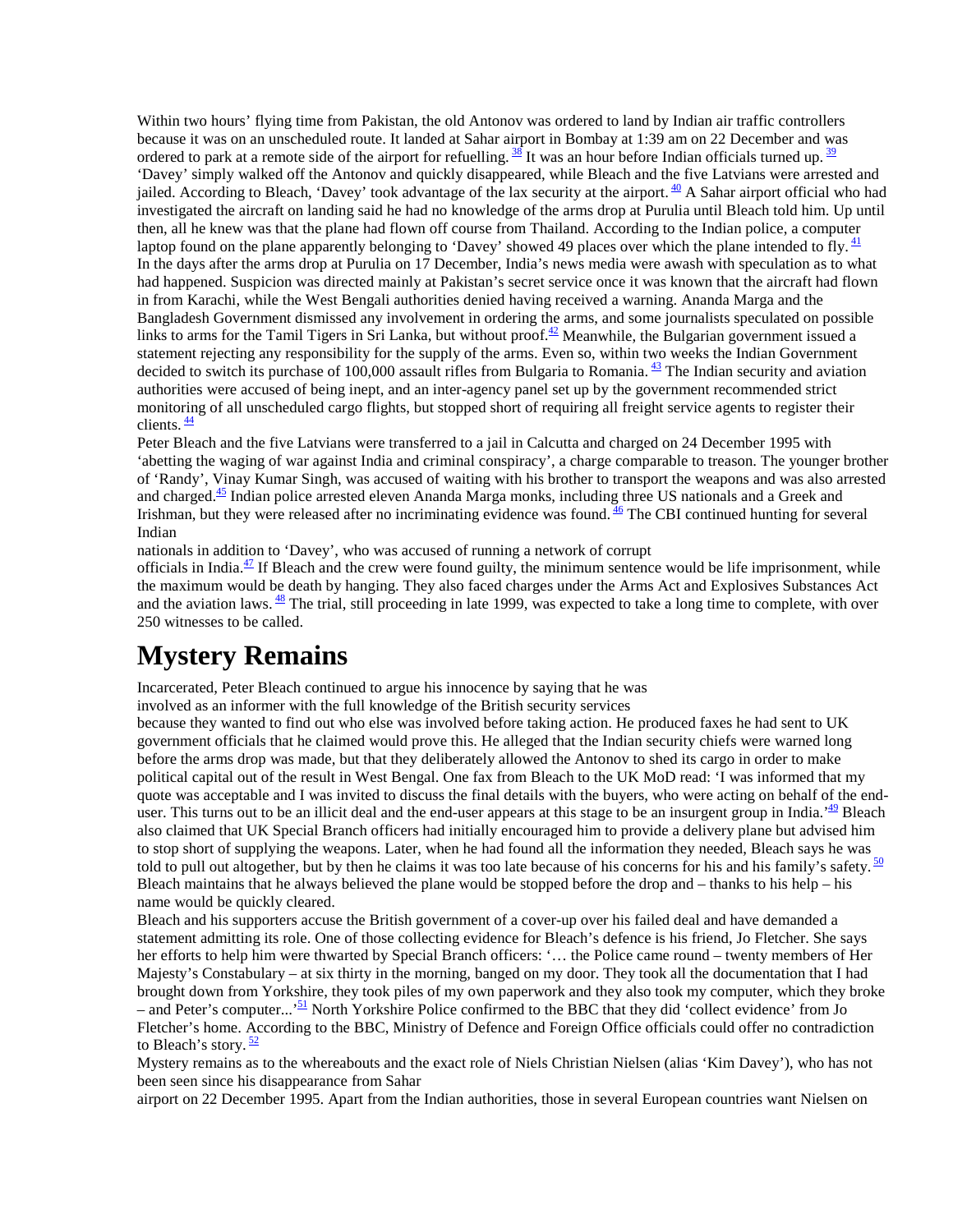Within two hours' flying time from Pakistan, the old Antonov was ordered to land by Indian air traffic controllers because it was on an unscheduled route. It landed at Sahar airport in Bombay at 1:39 am on 22 December and was ordered to park at a remote side of the airport for refuelling. [38] It was an hour before Indian officials turned up. [39] 'Davey' simply walked off the Antonov and quickly disappeared, while Bleach and the five Latvians were arrested and jailed. According to Bleach, 'Davey' took advantage of the lax security at the airport. [40] A Sahar airport official who had investigated the aircraft on landing said he had no knowledge of the arms drop at Purulia until Bleach told him. Up until then, all he knew was that the plane had flown off course from Thailand. According to the Indian police, a computer laptop found on the plane apparently belonging to 'Davey' showed 49 places over which the plane intended to fly. [41]

In the days after the arms drop at Purulia on 17 December, India's news media were awash with speculation as to what had happened. Suspicion was directed mainly at Pakistan's secret service once it was known that the aircraft had flown in from Karachi, while the West Bengali authorities denied having received a warning. Ananda Marga and the Bangladesh Government dismissed any involvement in ordering the arms, and some journalists speculated on possible links to arms for the Tamil Tigers in Sri Lanka, but without proof.[42] Meanwhile, the Bulgarian government issued a statement rejecting any responsibility for the supply of the arms. Even so, within two weeks the Indian Government decided to switch its purchase of 100,000 assault rifles from Bulgaria to Romania. [43] The Indian security and aviation authorities were accused of being inept, and an inter-agency panel set up by the government recommended strict monitoring of all unscheduled cargo flights, but stopped short of requiring all freight service agents to register their clients. [44]

Peter Bleach and the five Latvians were transferred to a jail in Calcutta and charged on 24 December 1995 with 'abetting the waging of war against India and criminal conspiracy', a charge comparable to treason. The younger brother of 'Randy', Vinay Kumar Singh, was accused of waiting with his brother to transport the weapons and was also arrested and charged.[45] Indian police arrested eleven Ananda Marga monks, including three US nationals and a Greek and Irishman, but they were released after no incriminating evidence was found. [46] The CBI continued hunting for several Indian nationals in addition to 'Davey', who was accused of running a network of corrupt officials in India.[47] If Bleach and the crew were found guilty, the minimum sentence would be life imprisonment, while the maximum would be death by hanging. They also faced charges under the Arms Act and Explosives Substances Act and the aviation laws. [48] The trial, still proceeding in late 1999, was expected to take a long time to complete, with over 250 witnesses to be called.

## Mystery Remains

Incarcerated, Peter Bleach continued to argue his innocence by saying that he was involved as an informer with the full knowledge of the British security services because they wanted to find out who else was involved before taking action. He produced faxes he had sent to UK government officials that he claimed would prove this. He alleged that the Indian security chiefs were warned long before the arms drop was made, but that they deliberately allowed the Antonov to shed its cargo in order to make political capital out of the result in West Bengal. One fax from Bleach to the UK MoD read: 'I was informed that my quote was acceptable and I was invited to discuss the final details with the buyers, who were acting on behalf of the end-user. This turns out to be an illicit deal and the end-user appears at this stage to be an insurgent group in India.'[49] Bleach also claimed that UK Special Branch officers had initially encouraged him to provide a delivery plane but advised him to stop short of supplying the weapons. Later, when he had found all the information they needed, Bleach says he was told to pull out altogether, but by then he claims it was too late because of his concerns for his and his family's safety. [50] Bleach maintains that he always believed the plane would be stopped before the drop and – thanks to his help – his name would be quickly cleared.

Bleach and his supporters accuse the British government of a cover-up over his failed deal and have demanded a statement admitting its role. One of those collecting evidence for Bleach's defence is his friend, Jo Fletcher. She says her efforts to help him were thwarted by Special Branch officers: '… the Police came round – twenty members of Her Majesty's Constabulary – at six thirty in the morning, banged on my door. They took all the documentation that I had brought down from Yorkshire, they took piles of my own paperwork and they also took my computer, which they broke – and Peter's computer...'[51] North Yorkshire Police confirmed to the BBC that they did 'collect evidence' from Jo Fletcher's home. According to the BBC, Ministry of Defence and Foreign Office officials could offer no contradiction to Bleach's story. [52]

Mystery remains as to the whereabouts and the exact role of Niels Christian Nielsen (alias 'Kim Davey'), who has not been seen since his disappearance from Sahar airport on 22 December 1995. Apart from the Indian authorities, those in several European countries want Nielsen on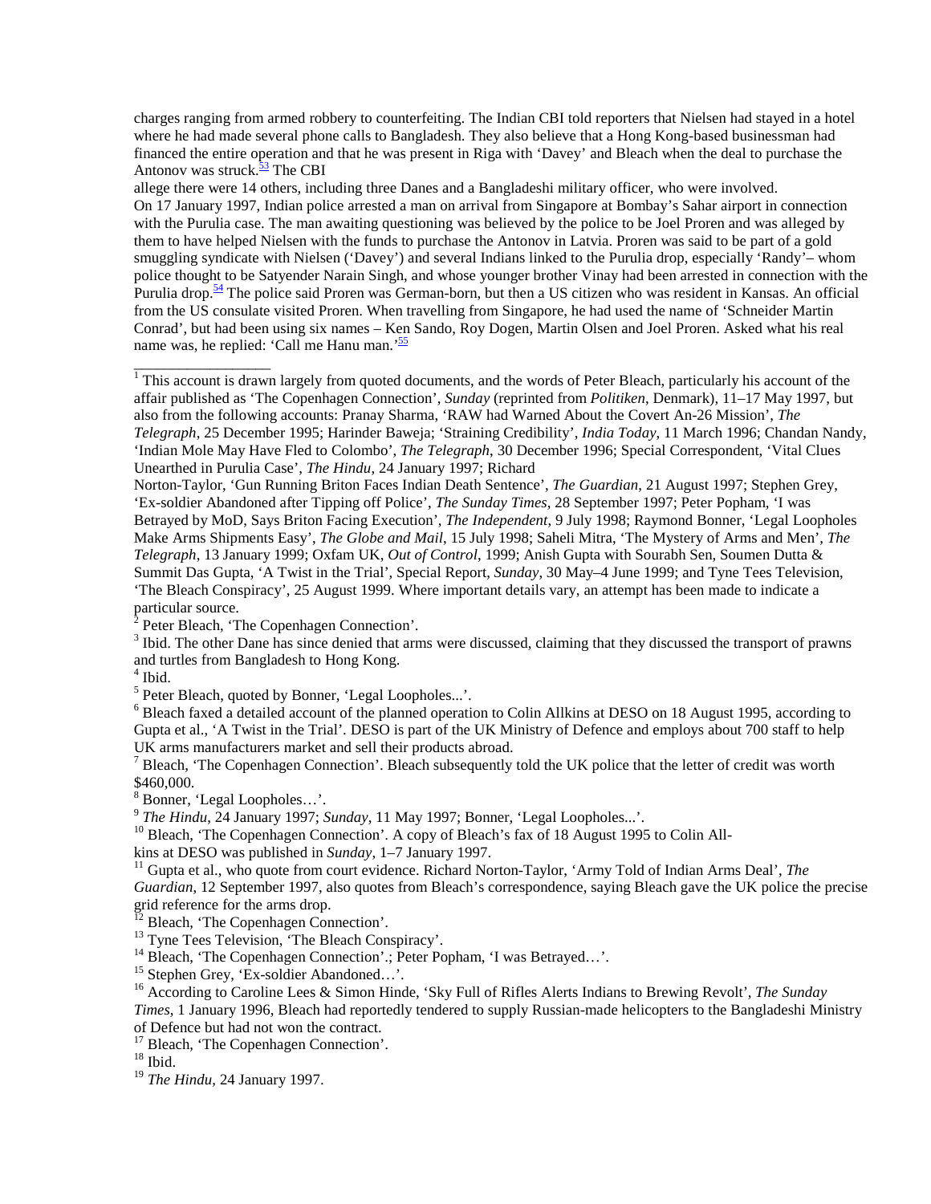charges ranging from armed robbery to counterfeiting. The Indian CBI told reporters that Nielsen had stayed in a hotel where he had made several phone calls to Bangladesh. They also believe that a Hong Kong-based businessman had financed the entire operation and that he was present in Riga with 'Davey' and Bleach when the deal to purchase the Antonov was struck.[53] The CBI allege there were 14 others, including three Danes and a Bangladeshi military officer, who were involved.

On 17 January 1997, Indian police arrested a man on arrival from Singapore at Bombay's Sahar airport in connection with the Purulia case. The man awaiting questioning was believed by the police to be Joel Proren and was alleged by them to have helped Nielsen with the funds to purchase the Antonov in Latvia. Proren was said to be part of a gold smuggling syndicate with Nielsen ('Davey') and several Indians linked to the Purulia drop, especially 'Randy'– whom police thought to be Satyender Narain Singh, and whose younger brother Vinay had been arrested in connection with the Purulia drop.[54] The police said Proren was German-born, but then a US citizen who was resident in Kansas. An official from the US consulate visited Proren. When travelling from Singapore, he had used the name of 'Schneider Martin Conrad', but had been using six names – Ken Sando, Roy Dogen, Martin Olsen and Joel Proren. Asked what his real name was, he replied: 'Call me Hanu man.'[55]

---

[1] This account is drawn largely from quoted documents, and the words of Peter Bleach, particularly his account of the affair published as 'The Copenhagen Connection', *Sunday* (reprinted from *Politiken*, Denmark), 11–17 May 1997, but also from the following accounts: Pranay Sharma, 'RAW had Warned About the Covert An-26 Mission', *The Telegraph*, 25 December 1995; Harinder Baweja; 'Straining Credibility', *India Today*, 11 March 1996; Chandan Nandy, 'Indian Mole May Have Fled to Colombo', *The Telegraph*, 30 December 1996; Special Correspondent, 'Vital Clues Unearthed in Purulia Case', *The Hindu*, 24 January 1997; Richard Norton-Taylor, 'Gun Running Briton Faces Indian Death Sentence', *The Guardian*, 21 August 1997; Stephen Grey, 'Ex-soldier Abandoned after Tipping off Police', *The Sunday Times*, 28 September 1997; Peter Popham, 'I was Betrayed by MoD, Says Briton Facing Execution', *The Independent*, 9 July 1998; Raymond Bonner, 'Legal Loopholes Make Arms Shipments Easy', *The Globe and Mail*, 15 July 1998; Saheli Mitra, 'The Mystery of Arms and Men', *The Telegraph*, 13 January 1999; Oxfam UK, *Out of Control*, 1999; Anish Gupta with Sourabh Sen, Soumen Dutta & Summit Das Gupta, 'A Twist in the Trial', Special Report, *Sunday*, 30 May–4 June 1999; and Tyne Tees Television, 'The Bleach Conspiracy', 25 August 1999. Where important details vary, an attempt has been made to indicate a particular source.

[2] Peter Bleach, 'The Copenhagen Connection'.

[3] Ibid. The other Dane has since denied that arms were discussed, claiming that they discussed the transport of prawns and turtles from Bangladesh to Hong Kong.

[4] Ibid.

[5] Peter Bleach, quoted by Bonner, 'Legal Loopholes...'.

[6] Bleach faxed a detailed account of the planned operation to Colin Allkins at DESO on 18 August 1995, according to Gupta et al., 'A Twist in the Trial'. DESO is part of the UK Ministry of Defence and employs about 700 staff to help UK arms manufacturers market and sell their products abroad.

[7] Bleach, 'The Copenhagen Connection'. Bleach subsequently told the UK police that the letter of credit was worth $460,000.

[8] Bonner, 'Legal Loopholes…'.

[9] *The Hindu*, 24 January 1997; *Sunday*, 11 May 1997; Bonner, 'Legal Loopholes...'.

[10] Bleach, 'The Copenhagen Connection'. A copy of Bleach's fax of 18 August 1995 to Colin Allkins at DESO was published in *Sunday*, 1–7 January 1997.

[11] Gupta et al., who quote from court evidence. Richard Norton-Taylor, 'Army Told of Indian Arms Deal', *The Guardian*, 12 September 1997, also quotes from Bleach's correspondence, saying Bleach gave the UK police the precise grid reference for the arms drop.

[12] Bleach, 'The Copenhagen Connection'.

[13] Tyne Tees Television, 'The Bleach Conspiracy'.

[14] Bleach, 'The Copenhagen Connection'.; Peter Popham, 'I was Betrayed…'.

[15] Stephen Grey, 'Ex-soldier Abandoned…'.

[16] According to Caroline Lees & Simon Hinde, 'Sky Full of Rifles Alerts Indians to Brewing Revolt', *The Sunday Times*, 1 January 1996, Bleach had reportedly tendered to supply Russian-made helicopters to the Bangladeshi Ministry of Defence but had not won the contract.

[17] Bleach, 'The Copenhagen Connection'.

[18] Ibid.

[19] *The Hindu*, 24 January 1997.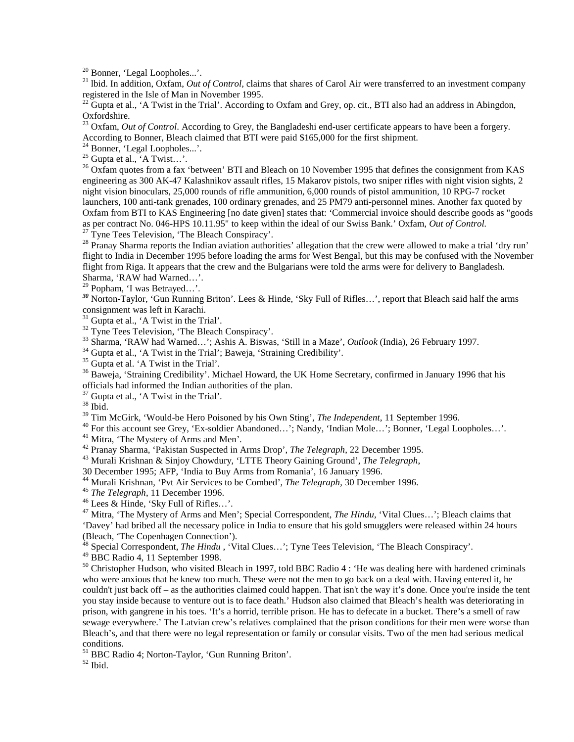[20] Bonner, 'Legal Loopholes...'.

[21] lbid. In addition, Oxfam, *Out of Control,* claims that shares of Carol Air were transferred to an investment company registered in the Isle of Man in November 1995.

[22] Gupta et al., 'A Twist in the Trial'. According to Oxfam and Grey, op. cit., BTI also had an address in Abingdon, Oxfordshire.

[23] Oxfam, *Out of Control*. According to Grey, the Bangladeshi end-user certificate appears to have been a forgery. According to Bonner, Bleach claimed that BTI were paid $165,000 for the first shipment.

[24] Bonner, 'Legal Loopholes...'.

[25] Gupta et al., 'A Twist…'.

[26] Oxfam quotes from a fax 'between' BTI and Bleach on 10 November 1995 that defines the consignment from KAS engineering as 300 AK-47 Kalashnikov assault rifles, 15 Makarov pistols, two sniper rifles with night vision sights, 2 night vision binoculars, 25,000 rounds of rifle ammunition, 6,000 rounds of pistol ammunition, 10 RPG-7 rocket launchers, 100 anti-tank grenades, 100 ordinary grenades, and 25 PM79 anti-personnel mines. Another fax quoted by Oxfam from BTI to KAS Engineering [no date given] states that: 'Commercial invoice should describe goods as "goods as per contract No. 046-HPS 10.11.95" to keep within the ideal of our Swiss Bank.' Oxfam, *Out of Control.*

[27] Tyne Tees Television, 'The Bleach Conspiracy'.

[28] Pranay Sharma reports the Indian aviation authorities' allegation that the crew were allowed to make a trial 'dry run' flight to India in December 1995 before loading the arms for West Bengal, but this may be confused with the November flight from Riga. It appears that the crew and the Bulgarians were told the arms were for delivery to Bangladesh. Sharma, 'RAW had Warned…'.

[29] Popham, 'I was Betrayed…'.

[30] Norton-Taylor, 'Gun Running Briton'. Lees & Hinde, 'Sky Full of Rifles…', report that Bleach said half the arms consignment was left in Karachi.

[31] Gupta et al., 'A Twist in the Trial'.

[32] Tyne Tees Television, 'The Bleach Conspiracy'.

[33] Sharma, 'RAW had Warned…'; Ashis A. Biswas, 'Still in a Maze', *Outlook* (India), 26 February 1997.

[34] Gupta et al., 'A Twist in the Trial'; Baweja, 'Straining Credibility'.

[35] Gupta et al. 'A Twist in the Trial'.

[36] Baweja, 'Straining Credibility'. Michael Howard, the UK Home Secretary, confirmed in January 1996 that his officials had informed the Indian authorities of the plan.

[37] Gupta et al., 'A Twist in the Trial'.

[38] Ibid.

[39] Tim McGirk, 'Would-be Hero Poisoned by his Own Sting', *The Independent*, 11 September 1996.

[40] For this account see Grey, 'Ex-soldier Abandoned…'; Nandy, 'Indian Mole…'; Bonner, 'Legal Loopholes…'.

[41] Mitra, 'The Mystery of Arms and Men'.

[42] Pranay Sharma, 'Pakistan Suspected in Arms Drop', *The Telegraph*, 22 December 1995.

[43] Murali Krishnan & Sinjoy Chowdury, 'LTTE Theory Gaining Ground', *The Telegraph*, 30 December 1995; AFP, 'India to Buy Arms from Romania', 16 January 1996.

[44] Murali Krishnan, 'Pvt Air Services to be Combed', *The Telegraph*, 30 December 1996.

[45] *The Telegraph*, 11 December 1996.

[46] Lees & Hinde, 'Sky Full of Rifles…'.

[47] Mitra, 'The Mystery of Arms and Men'; Special Correspondent, *The Hindu*, 'Vital Clues…'; Bleach claims that 'Davey' had bribed all the necessary police in India to ensure that his gold smugglers were released within 24 hours (Bleach, 'The Copenhagen Connection').

[48] Special Correspondent, *The Hindu* , 'Vital Clues…'; Tyne Tees Television, 'The Bleach Conspiracy'.

[49] BBC Radio 4, 11 September 1998.

[50] Christopher Hudson, who visited Bleach in 1997, told BBC Radio 4 : 'He was dealing here with hardened criminals who were anxious that he knew too much. These were not the men to go back on a deal with. Having entered it, he couldn't just back off – as the authorities claimed could happen. That isn't the way it's done. Once you're inside the tent you stay inside because to venture out is to face death.' Hudson also claimed that Bleach's health was deteriorating in prison, with gangrene in his toes. 'It's a horrid, terrible prison. He has to defecate in a bucket. There's a smell of raw sewage everywhere.' The Latvian crew's relatives complained that the prison conditions for their men were worse than Bleach's, and that there were no legal representation or family or consular visits. Two of the men had serious medical conditions.

[51] BBC Radio 4; Norton-Taylor, 'Gun Running Briton'.

[52] Ibid.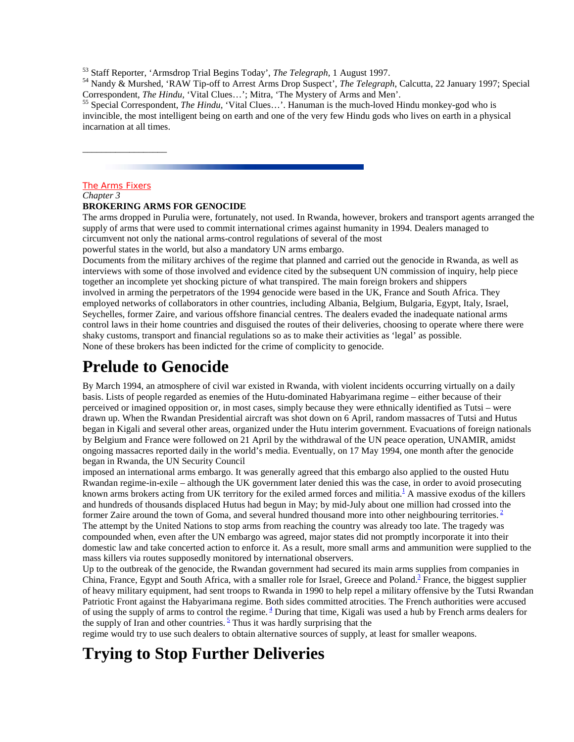[53] Staff Reporter, 'Armsdrop Trial Begins Today', *The Telegraph*, 1 August 1997.

[54] Nandy & Murshed, 'RAW Tip-off to Arrest Arms Drop Suspect', *The Telegraph*, Calcutta, 22 January 1997; Special Correspondent, *The Hindu*, 'Vital Clues…'; Mitra, 'The Mystery of Arms and Men'.

[55] Special Correspondent, *The Hindu*, 'Vital Clues…'. Hanuman is the much-loved Hindu monkey-god who is invincible, the most intelligent being on earth and one of the very few Hindu gods who lives on earth in a physical incarnation at all times.

---

The Arms Fixers

*Chapter 3*

**BROKERING ARMS FOR GENOCIDE**

The arms dropped in Purulia were, fortunately, not used. In Rwanda, however, brokers and transport agents arranged the supply of arms that were used to commit international crimes against humanity in 1994. Dealers managed to circumvent not only the national arms-control regulations of several of the most powerful states in the world, but also a mandatory UN arms embargo.

Documents from the military archives of the regime that planned and carried out the genocide in Rwanda, as well as interviews with some of those involved and evidence cited by the subsequent UN commission of inquiry, help piece together an incomplete yet shocking picture of what transpired. The main foreign brokers and shippers involved in arming the perpetrators of the 1994 genocide were based in the UK, France and South Africa. They employed networks of collaborators in other countries, including Albania, Belgium, Bulgaria, Egypt, Italy, Israel, Seychelles, former Zaire, and various offshore financial centres. The dealers evaded the inadequate national arms control laws in their home countries and disguised the routes of their deliveries, choosing to operate where there were shaky customs, transport and financial regulations so as to make their activities as 'legal' as possible.

None of these brokers has been indicted for the crime of complicity to genocide.

# Prelude to Genocide

By March 1994, an atmosphere of civil war existed in Rwanda, with violent incidents occurring virtually on a daily basis. Lists of people regarded as enemies of the Hutu-dominated Habyarimana regime – either because of their perceived or imagined opposition or, in most cases, simply because they were ethnically identified as Tutsi – were drawn up. When the Rwandan Presidential aircraft was shot down on 6 April, random massacres of Tutsi and Hutus began in Kigali and several other areas, organized under the Hutu interim government. Evacuations of foreign nationals by Belgium and France were followed on 21 April by the withdrawal of the UN peace operation, UNAMIR, amidst ongoing massacres reported daily in the world's media. Eventually, on 17 May 1994, one month after the genocide began in Rwanda, the UN Security Council imposed an international arms embargo. It was generally agreed that this embargo also applied to the ousted Hutu Rwandan regime-in-exile – although the UK government later denied this was the case, in order to avoid prosecuting known arms brokers acting from UK territory for the exiled armed forces and militia.[1] A massive exodus of the killers and hundreds of thousands displaced Hutus had begun in May; by mid-July about one million had crossed into the former Zaire around the town of Goma, and several hundred thousand more into other neighbouring territories.[2]

The attempt by the United Nations to stop arms from reaching the country was already too late. The tragedy was compounded when, even after the UN embargo was agreed, major states did not promptly incorporate it into their domestic law and take concerted action to enforce it. As a result, more small arms and ammunition were supplied to the mass killers via routes supposedly monitored by international observers.

Up to the outbreak of the genocide, the Rwandan government had secured its main arms supplies from companies in China, France, Egypt and South Africa, with a smaller role for Israel, Greece and Poland.[3] France, the biggest supplier of heavy military equipment, had sent troops to Rwanda in 1990 to help repel a military offensive by the Tutsi Rwandan Patriotic Front against the Habyarimana regime. Both sides committed atrocities. The French authorities were accused of using the supply of arms to control the regime.[4] During that time, Kigali was used a hub by French arms dealers for the supply of Iran and other countries.[5] Thus it was hardly surprising that the regime would try to use such dealers to obtain alternative sources of supply, at least for smaller weapons.

# Trying to Stop Further Deliveries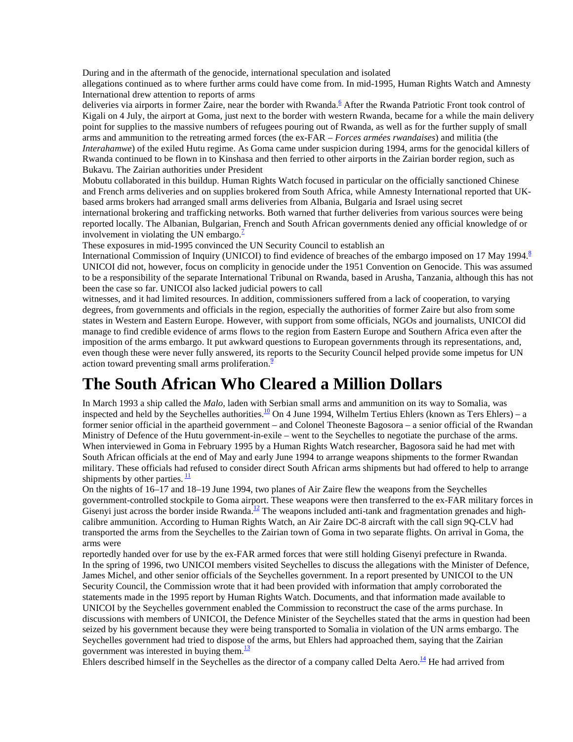During and in the aftermath of the genocide, international speculation and isolated allegations continued as to where further arms could have come from. In mid-1995, Human Rights Watch and Amnesty International drew attention to reports of arms deliveries via airports in former Zaire, near the border with Rwanda.[6] After the Rwanda Patriotic Front took control of Kigali on 4 July, the airport at Goma, just next to the border with western Rwanda, became for a while the main delivery point for supplies to the massive numbers of refugees pouring out of Rwanda, as well as for the further supply of small arms and ammunition to the retreating armed forces (the ex-FAR – *Forces armées rwandaises*) and militia (the *Interahamwe*) of the exiled Hutu regime. As Goma came under suspicion during 1994, arms for the genocidal killers of Rwanda continued to be flown in to Kinshasa and then ferried to other airports in the Zairian border region, such as Bukavu. The Zairian authorities under President Mobutu collaborated in this buildup. Human Rights Watch focused in particular on the officially sanctioned Chinese and French arms deliveries and on supplies brokered from South Africa, while Amnesty International reported that UK-based arms brokers had arranged small arms deliveries from Albania, Bulgaria and Israel using secret international brokering and trafficking networks. Both warned that further deliveries from various sources were being reported locally. The Albanian, Bulgarian, French and South African governments denied any official knowledge of or involvement in violating the UN embargo.[7]

These exposures in mid-1995 convinced the UN Security Council to establish an International Commission of Inquiry (UNICOI) to find evidence of breaches of the embargo imposed on 17 May 1994.[8] UNICOI did not, however, focus on complicity in genocide under the 1951 Convention on Genocide. This was assumed to be a responsibility of the separate International Tribunal on Rwanda, based in Arusha, Tanzania, although this has not been the case so far. UNICOI also lacked judicial powers to call witnesses, and it had limited resources. In addition, commissioners suffered from a lack of cooperation, to varying degrees, from governments and officials in the region, especially the authorities of former Zaire but also from some states in Western and Eastern Europe. However, with support from some officials, NGOs and journalists, UNICOI did manage to find credible evidence of arms flows to the region from Eastern Europe and Southern Africa even after the imposition of the arms embargo. It put awkward questions to European governments through its representations, and, even though these were never fully answered, its reports to the Security Council helped provide some impetus for UN action toward preventing small arms proliferation.[9]

# The South African Who Cleared a Million Dollars

In March 1993 a ship called the *Malo*, laden with Serbian small arms and ammunition on its way to Somalia, was inspected and held by the Seychelles authorities.[10] On 4 June 1994, Wilhelm Tertius Ehlers (known as Ters Ehlers) – a former senior official in the apartheid government – and Colonel Theoneste Bagosora – a senior official of the Rwandan Ministry of Defence of the Hutu government-in-exile – went to the Seychelles to negotiate the purchase of the arms. When interviewed in Goma in February 1995 by a Human Rights Watch researcher, Bagosora said he had met with South African officials at the end of May and early June 1994 to arrange weapons shipments to the former Rwandan military. These officials had refused to consider direct South African arms shipments but had offered to help to arrange shipments by other parties.[11]

On the nights of 16–17 and 18–19 June 1994, two planes of Air Zaire flew the weapons from the Seychelles government-controlled stockpile to Goma airport. These weapons were then transferred to the ex-FAR military forces in Gisenyi just across the border inside Rwanda.[12] The weapons included anti-tank and fragmentation grenades and high-calibre ammunition. According to Human Rights Watch, an Air Zaire DC-8 aircraft with the call sign 9Q-CLV had transported the arms from the Seychelles to the Zairian town of Goma in two separate flights. On arrival in Goma, the arms were reportedly handed over for use by the ex-FAR armed forces that were still holding Gisenyi prefecture in Rwanda.

In the spring of 1996, two UNICOI members visited Seychelles to discuss the allegations with the Minister of Defence, James Michel, and other senior officials of the Seychelles government. In a report presented by UNICOI to the UN Security Council, the Commission wrote that it had been provided with information that amply corroborated the statements made in the 1995 report by Human Rights Watch. Documents, and that information made available to UNICOI by the Seychelles government enabled the Commission to reconstruct the case of the arms purchase. In discussions with members of UNICOI, the Defence Minister of the Seychelles stated that the arms in question had been seized by his government because they were being transported to Somalia in violation of the UN arms embargo. The Seychelles government had tried to dispose of the arms, but Ehlers had approached them, saying that the Zairian government was interested in buying them.[13]

Ehlers described himself in the Seychelles as the director of a company called Delta Aero.[14] He had arrived from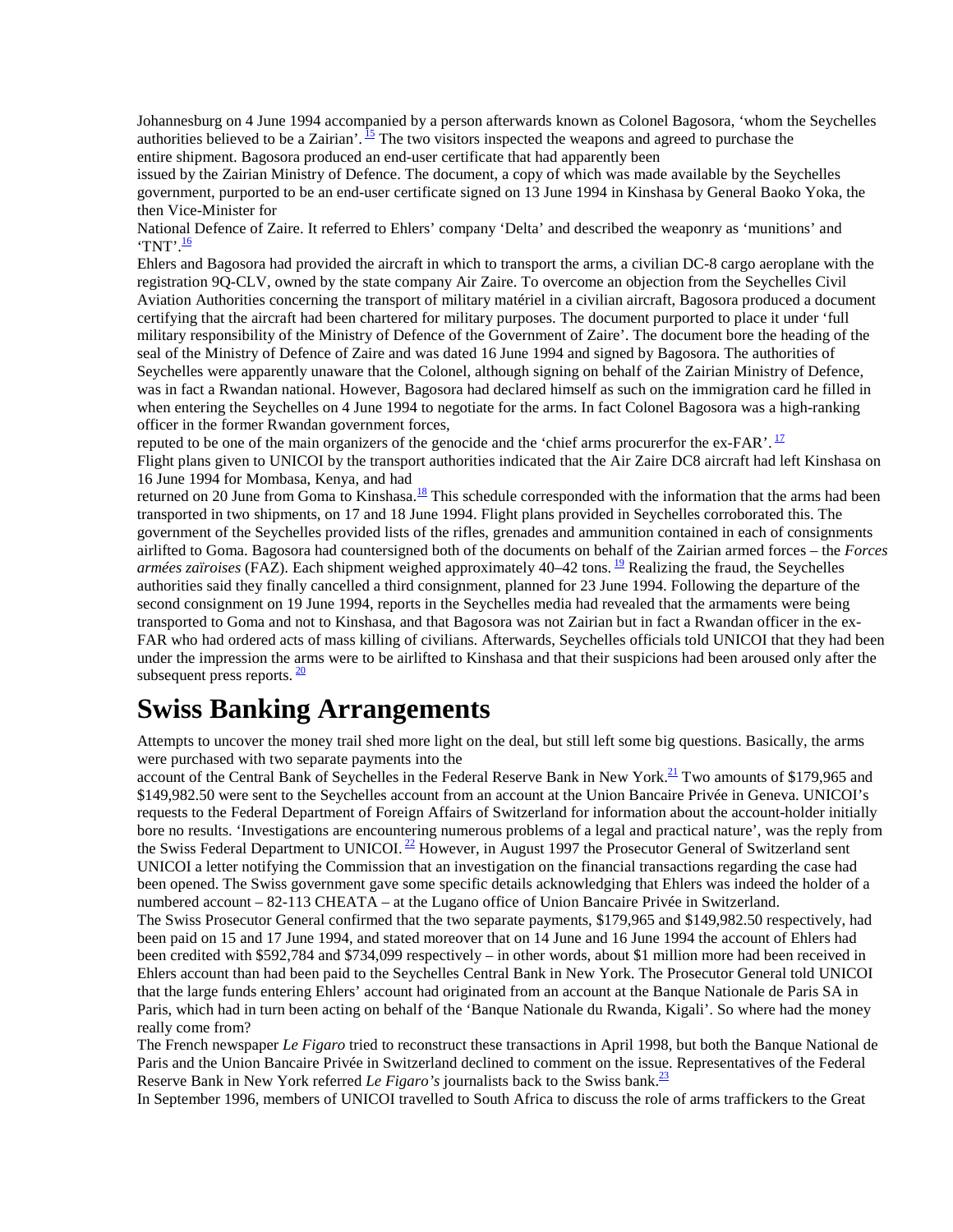Johannesburg on 4 June 1994 accompanied by a person afterwards known as Colonel Bagosora, 'whom the Seychelles authorities believed to be a Zairian'. [15] The two visitors inspected the weapons and agreed to purchase the entire shipment. Bagosora produced an end-user certificate that had apparently been issued by the Zairian Ministry of Defence. The document, a copy of which was made available by the Seychelles government, purported to be an end-user certificate signed on 13 June 1994 in Kinshasa by General Baoko Yoka, the then Vice-Minister for National Defence of Zaire. It referred to Ehlers' company 'Delta' and described the weaponry as 'munitions' and 'TNT'.[16]

Ehlers and Bagosora had provided the aircraft in which to transport the arms, a civilian DC-8 cargo aeroplane with the registration 9Q-CLV, owned by the state company Air Zaire. To overcome an objection from the Seychelles Civil Aviation Authorities concerning the transport of military matériel in a civilian aircraft, Bagosora produced a document certifying that the aircraft had been chartered for military purposes. The document purported to place it under 'full military responsibility of the Ministry of Defence of the Government of Zaire'. The document bore the heading of the seal of the Ministry of Defence of Zaire and was dated 16 June 1994 and signed by Bagosora. The authorities of Seychelles were apparently unaware that the Colonel, although signing on behalf of the Zairian Ministry of Defence, was in fact a Rwandan national. However, Bagosora had declared himself as such on the immigration card he filled in when entering the Seychelles on 4 June 1994 to negotiate for the arms. In fact Colonel Bagosora was a high-ranking officer in the former Rwandan government forces, reputed to be one of the main organizers of the genocide and the 'chief arms procurerfor the ex-FAR'. [17]

Flight plans given to UNICOI by the transport authorities indicated that the Air Zaire DC8 aircraft had left Kinshasa on 16 June 1994 for Mombasa, Kenya, and had returned on 20 June from Goma to Kinshasa.[18] This schedule corresponded with the information that the arms had been transported in two shipments, on 17 and 18 June 1994. Flight plans provided in Seychelles corroborated this. The government of the Seychelles provided lists of the rifles, grenades and ammunition contained in each of consignments airlifted to Goma. Bagosora had countersigned both of the documents on behalf of the Zairian armed forces – the *Forces armées zaïroises* (FAZ). Each shipment weighed approximately 40–42 tons. [19] Realizing the fraud, the Seychelles authorities said they finally cancelled a third consignment, planned for 23 June 1994. Following the departure of the second consignment on 19 June 1994, reports in the Seychelles media had revealed that the armaments were being transported to Goma and not to Kinshasa, and that Bagosora was not Zairian but in fact a Rwandan officer in the ex-FAR who had ordered acts of mass killing of civilians. Afterwards, Seychelles officials told UNICOI that they had been under the impression the arms were to be airlifted to Kinshasa and that their suspicions had been aroused only after the subsequent press reports. [20]

# Swiss Banking Arrangements

Attempts to uncover the money trail shed more light on the deal, but still left some big questions. Basically, the arms were purchased with two separate payments into the account of the Central Bank of Seychelles in the Federal Reserve Bank in New York.[21] Two amounts of $179,965 and $149,982.50 were sent to the Seychelles account from an account at the Union Bancaire Privée in Geneva. UNICOI's requests to the Federal Department of Foreign Affairs of Switzerland for information about the account-holder initially bore no results. 'Investigations are encountering numerous problems of a legal and practical nature', was the reply from the Swiss Federal Department to UNICOI. [22] However, in August 1997 the Prosecutor General of Switzerland sent UNICOI a letter notifying the Commission that an investigation on the financial transactions regarding the case had been opened. The Swiss government gave some specific details acknowledging that Ehlers was indeed the holder of a numbered account – 82-113 CHEATA – at the Lugano office of Union Bancaire Privée in Switzerland.

The Swiss Prosecutor General confirmed that the two separate payments, $179,965 and $149,982.50 respectively, had been paid on 15 and 17 June 1994, and stated moreover that on 14 June and 16 June 1994 the account of Ehlers had been credited with $592,784 and $734,099 respectively – in other words, about $1 million more had been received in Ehlers account than had been paid to the Seychelles Central Bank in New York. The Prosecutor General told UNICOI that the large funds entering Ehlers' account had originated from an account at the Banque Nationale de Paris SA in Paris, which had in turn been acting on behalf of the 'Banque Nationale du Rwanda, Kigali'. So where had the money really come from?

The French newspaper *Le Figaro* tried to reconstruct these transactions in April 1998, but both the Banque National de Paris and the Union Bancaire Privée in Switzerland declined to comment on the issue. Representatives of the Federal Reserve Bank in New York referred *Le Figaro's* journalists back to the Swiss bank.[23]

In September 1996, members of UNICOI travelled to South Africa to discuss the role of arms traffickers to the Great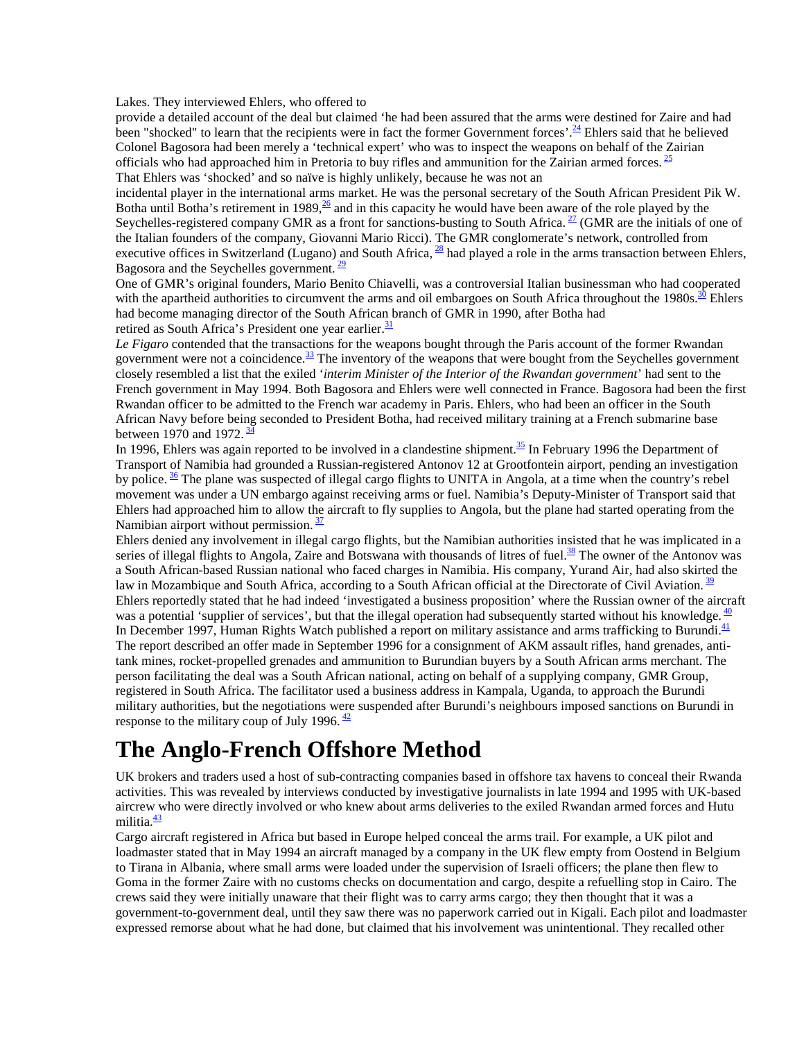Lakes. They interviewed Ehlers, who offered to provide a detailed account of the deal but claimed 'he had been assured that the arms were destined for Zaire and had been "shocked" to learn that the recipients were in fact the former Government forces'.[24] Ehlers said that he believed Colonel Bagosora had been merely a 'technical expert' who was to inspect the weapons on behalf of the Zairian officials who had approached him in Pretoria to buy rifles and ammunition for the Zairian armed forces.[25]

That Ehlers was 'shocked' and so naïve is highly unlikely, because he was not an incidental player in the international arms market. He was the personal secretary of the South African President Pik W. Botha until Botha's retirement in 1989,[26] and in this capacity he would have been aware of the role played by the Seychelles-registered company GMR as a front for sanctions-busting to South Africa.[27] (GMR are the initials of one of the Italian founders of the company, Giovanni Mario Ricci). The GMR conglomerate's network, controlled from executive offices in Switzerland (Lugano) and South Africa,[28] had played a role in the arms transaction between Ehlers, Bagosora and the Seychelles government.[29]

One of GMR's original founders, Mario Benito Chiavelli, was a controversial Italian businessman who had cooperated with the apartheid authorities to circumvent the arms and oil embargoes on South Africa throughout the 1980s.[30] Ehlers had become managing director of the South African branch of GMR in 1990, after Botha had retired as South Africa's President one year earlier.[31]

*Le Figaro* contended that the transactions for the weapons bought through the Paris account of the former Rwandan government were not a coincidence.[33] The inventory of the weapons that were bought from the Seychelles government closely resembled a list that the exiled '*interim Minister of the Interior of the Rwandan government*' had sent to the French government in May 1994. Both Bagosora and Ehlers were well connected in France. Bagosora had been the first Rwandan officer to be admitted to the French war academy in Paris. Ehlers, who had been an officer in the South African Navy before being seconded to President Botha, had received military training at a French submarine base between 1970 and 1972.[34]

In 1996, Ehlers was again reported to be involved in a clandestine shipment.[35] In February 1996 the Department of Transport of Namibia had grounded a Russian-registered Antonov 12 at Grootfontein airport, pending an investigation by police.[36] The plane was suspected of illegal cargo flights to UNITA in Angola, at a time when the country's rebel movement was under a UN embargo against receiving arms or fuel. Namibia's Deputy-Minister of Transport said that Ehlers had approached him to allow the aircraft to fly supplies to Angola, but the plane had started operating from the Namibian airport without permission.[37]

Ehlers denied any involvement in illegal cargo flights, but the Namibian authorities insisted that he was implicated in a series of illegal flights to Angola, Zaire and Botswana with thousands of litres of fuel.[38] The owner of the Antonov was a South African-based Russian national who faced charges in Namibia. His company, Yurand Air, had also skirted the law in Mozambique and South Africa, according to a South African official at the Directorate of Civil Aviation.[39]

Ehlers reportedly stated that he had indeed 'investigated a business proposition' where the Russian owner of the aircraft was a potential 'supplier of services', but that the illegal operation had subsequently started without his knowledge.[40]

In December 1997, Human Rights Watch published a report on military assistance and arms trafficking to Burundi.[41] The report described an offer made in September 1996 for a consignment of AKM assault rifles, hand grenades, anti-tank mines, rocket-propelled grenades and ammunition to Burundian buyers by a South African arms merchant. The person facilitating the deal was a South African national, acting on behalf of a supplying company, GMR Group, registered in South Africa. The facilitator used a business address in Kampala, Uganda, to approach the Burundi military authorities, but the negotiations were suspended after Burundi's neighbours imposed sanctions on Burundi in response to the military coup of July 1996.[42]

# The Anglo-French Offshore Method

UK brokers and traders used a host of sub-contracting companies based in offshore tax havens to conceal their Rwanda activities. This was revealed by interviews conducted by investigative journalists in late 1994 and 1995 with UK-based aircrew who were directly involved or who knew about arms deliveries to the exiled Rwandan armed forces and Hutu militia.[43]

Cargo aircraft registered in Africa but based in Europe helped conceal the arms trail. For example, a UK pilot and loadmaster stated that in May 1994 an aircraft managed by a company in the UK flew empty from Oostend in Belgium to Tirana in Albania, where small arms were loaded under the supervision of Israeli officers; the plane then flew to Goma in the former Zaire with no customs checks on documentation and cargo, despite a refuelling stop in Cairo. The crews said they were initially unaware that their flight was to carry arms cargo; they then thought that it was a government-to-government deal, until they saw there was no paperwork carried out in Kigali. Each pilot and loadmaster expressed remorse about what he had done, but claimed that his involvement was unintentional. They recalled other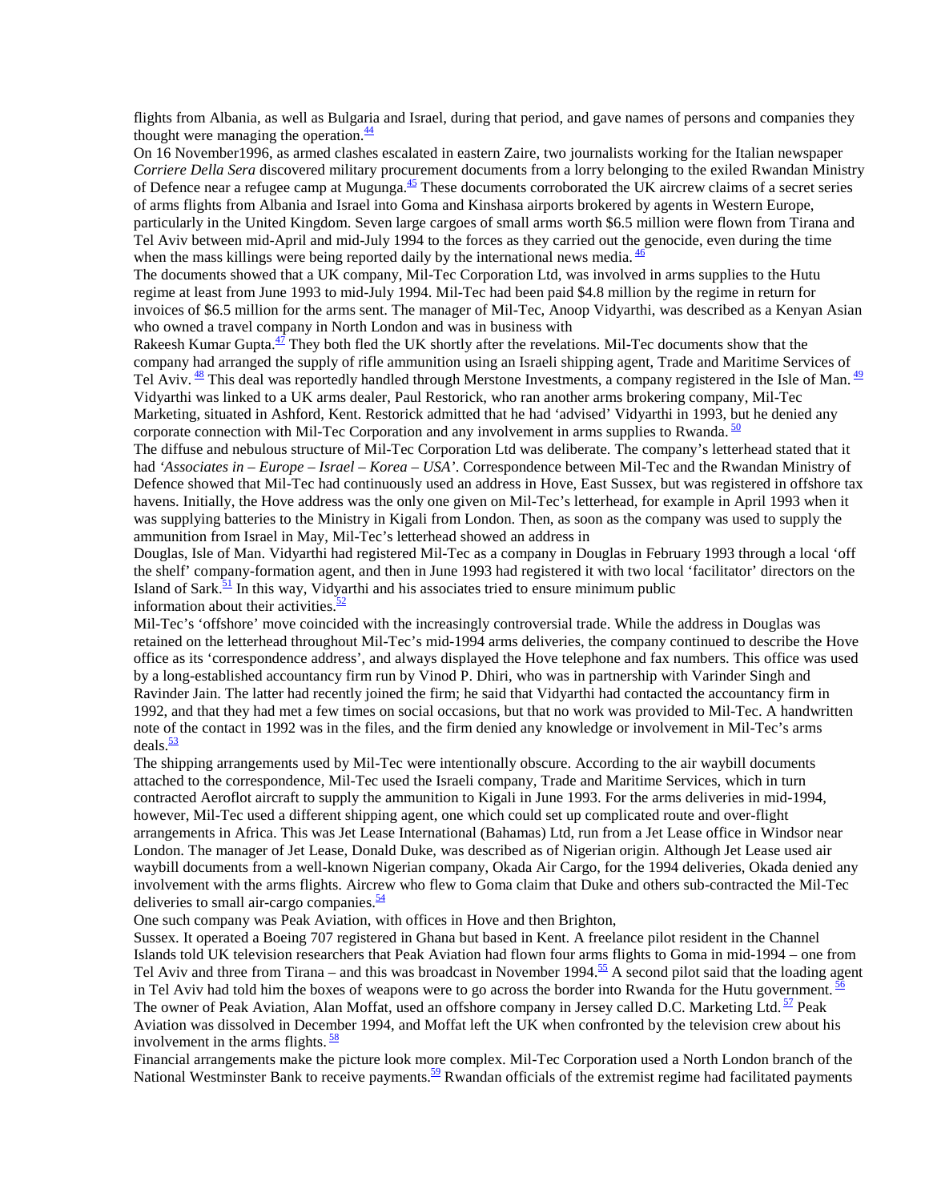flights from Albania, as well as Bulgaria and Israel, during that period, and gave names of persons and companies they thought were managing the operation.[44]

On 16 November1996, as armed clashes escalated in eastern Zaire, two journalists working for the Italian newspaper *Corriere Della Sera* discovered military procurement documents from a lorry belonging to the exiled Rwandan Ministry of Defence near a refugee camp at Mugunga.[45] These documents corroborated the UK aircrew claims of a secret series of arms flights from Albania and Israel into Goma and Kinshasa airports brokered by agents in Western Europe, particularly in the United Kingdom. Seven large cargoes of small arms worth $6.5 million were flown from Tirana and Tel Aviv between mid-April and mid-July 1994 to the forces as they carried out the genocide, even during the time when the mass killings were being reported daily by the international news media.[46]

The documents showed that a UK company, Mil-Tec Corporation Ltd, was involved in arms supplies to the Hutu regime at least from June 1993 to mid-July 1994. Mil-Tec had been paid $4.8 million by the regime in return for invoices of $6.5 million for the arms sent. The manager of Mil-Tec, Anoop Vidyarthi, was described as a Kenyan Asian who owned a travel company in North London and was in business with Rakeesh Kumar Gupta.[47] They both fled the UK shortly after the revelations. Mil-Tec documents show that the company had arranged the supply of rifle ammunition using an Israeli shipping agent, Trade and Maritime Services of Tel Aviv.[48] This deal was reportedly handled through Merstone Investments, a company registered in the Isle of Man.[49] Vidyarthi was linked to a UK arms dealer, Paul Restorick, who ran another arms brokering company, Mil-Tec Marketing, situated in Ashford, Kent. Restorick admitted that he had 'advised' Vidyarthi in 1993, but he denied any corporate connection with Mil-Tec Corporation and any involvement in arms supplies to Rwanda.[50]

The diffuse and nebulous structure of Mil-Tec Corporation Ltd was deliberate. The company's letterhead stated that it had *'Associates in – Europe – Israel – Korea – USA'*. Correspondence between Mil-Tec and the Rwandan Ministry of Defence showed that Mil-Tec had continuously used an address in Hove, East Sussex, but was registered in offshore tax havens. Initially, the Hove address was the only one given on Mil-Tec's letterhead, for example in April 1993 when it was supplying batteries to the Ministry in Kigali from London. Then, as soon as the company was used to supply the ammunition from Israel in May, Mil-Tec's letterhead showed an address in Douglas, Isle of Man. Vidyarthi had registered Mil-Tec as a company in Douglas in February 1993 through a local 'off the shelf' company-formation agent, and then in June 1993 had registered it with two local 'facilitator' directors on the Island of Sark.[51] In this way, Vidyarthi and his associates tried to ensure minimum public information about their activities.[52]

Mil-Tec's 'offshore' move coincided with the increasingly controversial trade. While the address in Douglas was retained on the letterhead throughout Mil-Tec's mid-1994 arms deliveries, the company continued to describe the Hove office as its 'correspondence address', and always displayed the Hove telephone and fax numbers. This office was used by a long-established accountancy firm run by Vinod P. Dhiri, who was in partnership with Varinder Singh and Ravinder Jain. The latter had recently joined the firm; he said that Vidyarthi had contacted the accountancy firm in 1992, and that they had met a few times on social occasions, but that no work was provided to Mil-Tec. A handwritten note of the contact in 1992 was in the files, and the firm denied any knowledge or involvement in Mil-Tec's arms deals.[53]

The shipping arrangements used by Mil-Tec were intentionally obscure. According to the air waybill documents attached to the correspondence, Mil-Tec used the Israeli company, Trade and Maritime Services, which in turn contracted Aeroflot aircraft to supply the ammunition to Kigali in June 1993. For the arms deliveries in mid-1994, however, Mil-Tec used a different shipping agent, one which could set up complicated route and over-flight arrangements in Africa. This was Jet Lease International (Bahamas) Ltd, run from a Jet Lease office in Windsor near London. The manager of Jet Lease, Donald Duke, was described as of Nigerian origin. Although Jet Lease used air waybill documents from a well-known Nigerian company, Okada Air Cargo, for the 1994 deliveries, Okada denied any involvement with the arms flights. Aircrew who flew to Goma claim that Duke and others sub-contracted the Mil-Tec deliveries to small air-cargo companies.[54]

One such company was Peak Aviation, with offices in Hove and then Brighton, Sussex. It operated a Boeing 707 registered in Ghana but based in Kent. A freelance pilot resident in the Channel Islands told UK television researchers that Peak Aviation had flown four arms flights to Goma in mid-1994 – one from Tel Aviv and three from Tirana – and this was broadcast in November 1994.[55] A second pilot said that the loading agent in Tel Aviv had told him the boxes of weapons were to go across the border into Rwanda for the Hutu government.[56] The owner of Peak Aviation, Alan Moffat, used an offshore company in Jersey called D.C. Marketing Ltd.[57] Peak Aviation was dissolved in December 1994, and Moffat left the UK when confronted by the television crew about his involvement in the arms flights.[58]

Financial arrangements make the picture look more complex. Mil-Tec Corporation used a North London branch of the National Westminster Bank to receive payments.[59] Rwandan officials of the extremist regime had facilitated payments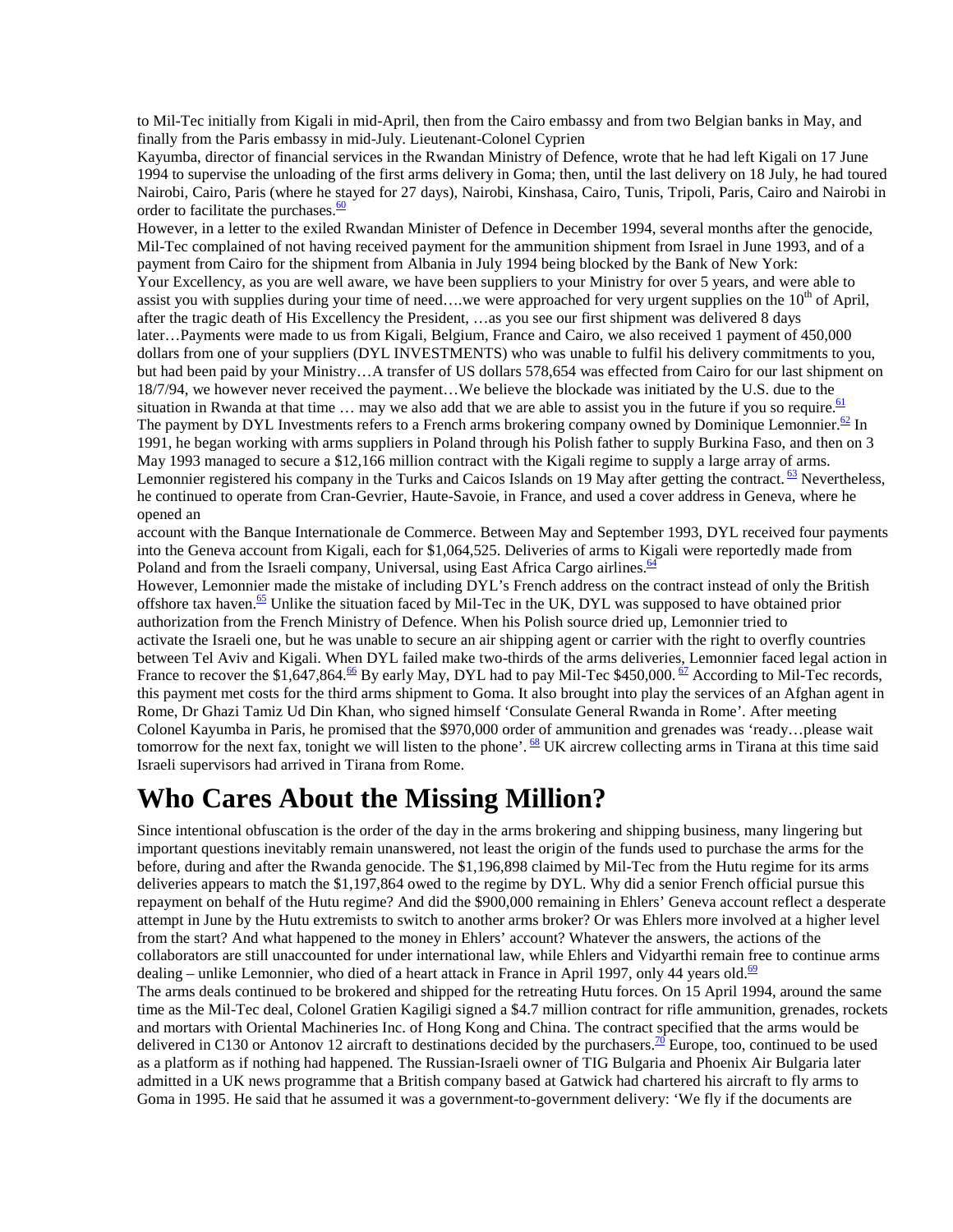to Mil-Tec initially from Kigali in mid-April, then from the Cairo embassy and from two Belgian banks in May, and finally from the Paris embassy in mid-July. Lieutenant-Colonel Cyprien Kayumba, director of financial services in the Rwandan Ministry of Defence, wrote that he had left Kigali on 17 June 1994 to supervise the unloading of the first arms delivery in Goma; then, until the last delivery on 18 July, he had toured Nairobi, Cairo, Paris (where he stayed for 27 days), Nairobi, Kinshasa, Cairo, Tunis, Tripoli, Paris, Cairo and Nairobi in order to facilitate the purchases.[60]

However, in a letter to the exiled Rwandan Minister of Defence in December 1994, several months after the genocide, Mil-Tec complained of not having received payment for the ammunition shipment from Israel in June 1993, and of a payment from Cairo for the shipment from Albania in July 1994 being blocked by the Bank of New York:

Your Excellency, as you are well aware, we have been suppliers to your Ministry for over 5 years, and were able to assist you with supplies during your time of need….we were approached for very urgent supplies on the 10th of April, after the tragic death of His Excellency the President, …as you see our first shipment was delivered 8 days later…Payments were made to us from Kigali, Belgium, France and Cairo, we also received 1 payment of 450,000 dollars from one of your suppliers (DYL INVESTMENTS) who was unable to fulfil his delivery commitments to you, but had been paid by your Ministry…A transfer of US dollars 578,654 was effected from Cairo for our last shipment on 18/7/94, we however never received the payment…We believe the blockade was initiated by the U.S. due to the situation in Rwanda at that time … may we also add that we are able to assist you in the future if you so require.[61]

The payment by DYL Investments refers to a French arms brokering company owned by Dominique Lemonnier.[62] In 1991, he began working with arms suppliers in Poland through his Polish father to supply Burkina Faso, and then on 3 May 1993 managed to secure a $12,166 million contract with the Kigali regime to supply a large array of arms. Lemonnier registered his company in the Turks and Caicos Islands on 19 May after getting the contract.[63] Nevertheless, he continued to operate from Cran-Gevrier, Haute-Savoie, in France, and used a cover address in Geneva, where he opened an account with the Banque Internationale de Commerce. Between May and September 1993, DYL received four payments into the Geneva account from Kigali, each for $1,064,525. Deliveries of arms to Kigali were reportedly made from Poland and from the Israeli company, Universal, using East Africa Cargo airlines.[64]

However, Lemonnier made the mistake of including DYL's French address on the contract instead of only the British offshore tax haven.[65] Unlike the situation faced by Mil-Tec in the UK, DYL was supposed to have obtained prior authorization from the French Ministry of Defence. When his Polish source dried up, Lemonnier tried to activate the Israeli one, but he was unable to secure an air shipping agent or carrier with the right to overfly countries between Tel Aviv and Kigali. When DYL failed make two-thirds of the arms deliveries, Lemonnier faced legal action in France to recover the $1,647,864.[66] By early May, DYL had to pay Mil-Tec $450,000.[67] According to Mil-Tec records, this payment met costs for the third arms shipment to Goma. It also brought into play the services of an Afghan agent in Rome, Dr Ghazi Tamiz Ud Din Khan, who signed himself 'Consulate General Rwanda in Rome'. After meeting Colonel Kayumba in Paris, he promised that the $970,000 order of ammunition and grenades was 'ready…please wait tomorrow for the next fax, tonight we will listen to the phone'.[68] UK aircrew collecting arms in Tirana at this time said Israeli supervisors had arrived in Tirana from Rome.

# Who Cares About the Missing Million?

Since intentional obfuscation is the order of the day in the arms brokering and shipping business, many lingering but important questions inevitably remain unanswered, not least the origin of the funds used to purchase the arms for the before, during and after the Rwanda genocide. The $1,196,898 claimed by Mil-Tec from the Hutu regime for its arms deliveries appears to match the $1,197,864 owed to the regime by DYL. Why did a senior French official pursue this repayment on behalf of the Hutu regime? And did the $900,000 remaining in Ehlers' Geneva account reflect a desperate attempt in June by the Hutu extremists to switch to another arms broker? Or was Ehlers more involved at a higher level from the start? And what happened to the money in Ehlers' account? Whatever the answers, the actions of the collaborators are still unaccounted for under international law, while Ehlers and Vidyarthi remain free to continue arms dealing – unlike Lemonnier, who died of a heart attack in France in April 1997, only 44 years old.[69]

The arms deals continued to be brokered and shipped for the retreating Hutu forces. On 15 April 1994, around the same time as the Mil-Tec deal, Colonel Gratien Kagiligi signed a $4.7 million contract for rifle ammunition, grenades, rockets and mortars with Oriental Machineries Inc. of Hong Kong and China. The contract specified that the arms would be delivered in C130 or Antonov 12 aircraft to destinations decided by the purchasers.[70] Europe, too, continued to be used as a platform as if nothing had happened. The Russian-Israeli owner of TIG Bulgaria and Phoenix Air Bulgaria later admitted in a UK news programme that a British company based at Gatwick had chartered his aircraft to fly arms to Goma in 1995. He said that he assumed it was a government-to-government delivery: 'We fly if the documents are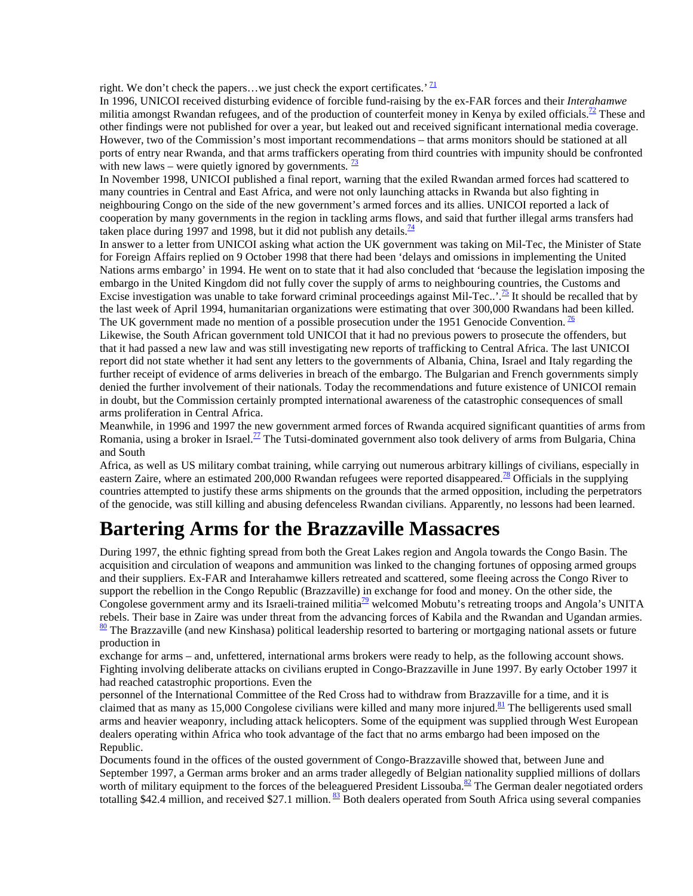right. We don't check the papers…we just check the export certificates.' [71]

In 1996, UNICOI received disturbing evidence of forcible fund-raising by the ex-FAR forces and their *Interahamwe* militia amongst Rwandan refugees, and of the production of counterfeit money in Kenya by exiled officials.[72] These and other findings were not published for over a year, but leaked out and received significant international media coverage. However, two of the Commission's most important recommendations – that arms monitors should be stationed at all ports of entry near Rwanda, and that arms traffickers operating from third countries with impunity should be confronted with new laws – were quietly ignored by governments. [73]

In November 1998, UNICOI published a final report, warning that the exiled Rwandan armed forces had scattered to many countries in Central and East Africa, and were not only launching attacks in Rwanda but also fighting in neighbouring Congo on the side of the new government's armed forces and its allies. UNICOI reported a lack of cooperation by many governments in the region in tackling arms flows, and said that further illegal arms transfers had taken place during 1997 and 1998, but it did not publish any details.[74]

In answer to a letter from UNICOI asking what action the UK government was taking on Mil-Tec, the Minister of State for Foreign Affairs replied on 9 October 1998 that there had been 'delays and omissions in implementing the United Nations arms embargo' in 1994. He went on to state that it had also concluded that 'because the legislation imposing the embargo in the United Kingdom did not fully cover the supply of arms to neighbouring countries, the Customs and Excise investigation was unable to take forward criminal proceedings against Mil-Tec..'.[75] It should be recalled that by the last week of April 1994, humanitarian organizations were estimating that over 300,000 Rwandans had been killed. The UK government made no mention of a possible prosecution under the 1951 Genocide Convention. [76]

Likewise, the South African government told UNICOI that it had no previous powers to prosecute the offenders, but that it had passed a new law and was still investigating new reports of trafficking to Central Africa. The last UNICOI report did not state whether it had sent any letters to the governments of Albania, China, Israel and Italy regarding the further receipt of evidence of arms deliveries in breach of the embargo. The Bulgarian and French governments simply denied the further involvement of their nationals. Today the recommendations and future existence of UNICOI remain in doubt, but the Commission certainly prompted international awareness of the catastrophic consequences of small arms proliferation in Central Africa.

Meanwhile, in 1996 and 1997 the new government armed forces of Rwanda acquired significant quantities of arms from Romania, using a broker in Israel.[77] The Tutsi-dominated government also took delivery of arms from Bulgaria, China and South Africa, as well as US military combat training, while carrying out numerous arbitrary killings of civilians, especially in eastern Zaire, where an estimated 200,000 Rwandan refugees were reported disappeared.[78] Officials in the supplying countries attempted to justify these arms shipments on the grounds that the armed opposition, including the perpetrators of the genocide, was still killing and abusing defenceless Rwandan civilians. Apparently, no lessons had been learned.

# Bartering Arms for the Brazzaville Massacres

During 1997, the ethnic fighting spread from both the Great Lakes region and Angola towards the Congo Basin. The acquisition and circulation of weapons and ammunition was linked to the changing fortunes of opposing armed groups and their suppliers. Ex-FAR and Interahamwe killers retreated and scattered, some fleeing across the Congo River to support the rebellion in the Congo Republic (Brazzaville) in exchange for food and money. On the other side, the Congolese government army and its Israeli-trained militia[79] welcomed Mobutu's retreating troops and Angola's UNITA rebels. Their base in Zaire was under threat from the advancing forces of Kabila and the Rwandan and Ugandan armies. [80] The Brazzaville (and new Kinshasa) political leadership resorted to bartering or mortgaging national assets or future production in exchange for arms – and, unfettered, international arms brokers were ready to help, as the following account shows.

Fighting involving deliberate attacks on civilians erupted in Congo-Brazzaville in June 1997. By early October 1997 it had reached catastrophic proportions. Even the personnel of the International Committee of the Red Cross had to withdraw from Brazzaville for a time, and it is claimed that as many as 15,000 Congolese civilians were killed and many more injured.[81] The belligerents used small arms and heavier weaponry, including attack helicopters. Some of the equipment was supplied through West European dealers operating within Africa who took advantage of the fact that no arms embargo had been imposed on the Republic.

Documents found in the offices of the ousted government of Congo-Brazzaville showed that, between June and September 1997, a German arms broker and an arms trader allegedly of Belgian nationality supplied millions of dollars worth of military equipment to the forces of the beleaguered President Lissouba.[82] The German dealer negotiated orders totalling \$42.4 million, and received \$27.1 million. [83] Both dealers operated from South Africa using several companies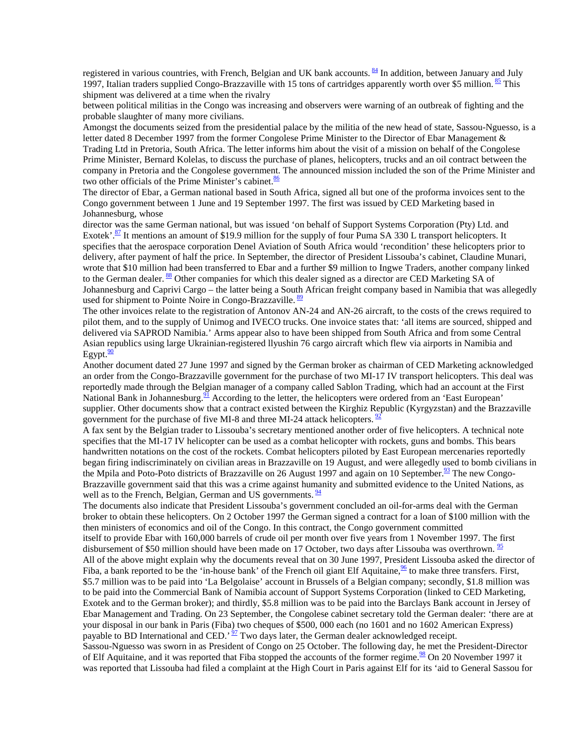registered in various countries, with French, Belgian and UK bank accounts. [84] In addition, between January and July 1997, Italian traders supplied Congo-Brazzaville with 15 tons of cartridges apparently worth over $5 million. [85] This shipment was delivered at a time when the rivalry between political militias in the Congo was increasing and observers were warning of an outbreak of fighting and the probable slaughter of many more civilians.

Amongst the documents seized from the presidential palace by the militia of the new head of state, Sassou-Nguesso, is a letter dated 8 December 1997 from the former Congolese Prime Minister to the Director of Ebar Management & Trading Ltd in Pretoria, South Africa. The letter informs him about the visit of a mission on behalf of the Congolese Prime Minister, Bernard Kolelas, to discuss the purchase of planes, helicopters, trucks and an oil contract between the company in Pretoria and the Congolese government. The announced mission included the son of the Prime Minister and two other officials of the Prime Minister's cabinet.[86]

The director of Ebar, a German national based in South Africa, signed all but one of the proforma invoices sent to the Congo government between 1 June and 19 September 1997. The first was issued by CED Marketing based in Johannesburg, whose director was the same German national, but was issued 'on behalf of Support Systems Corporation (Pty) Ltd. and Exotek'.[87] It mentions an amount of $19.9 million for the supply of four Puma SA 330 L transport helicopters. It specifies that the aerospace corporation Denel Aviation of South Africa would 'recondition' these helicopters prior to delivery, after payment of half the price. In September, the director of President Lissouba's cabinet, Claudine Munari, wrote that $10 million had been transferred to Ebar and a further $9 million to Ingwe Traders, another company linked to the German dealer. [88] Other companies for which this dealer signed as a director are CED Marketing SA of Johannesburg and Caprivi Cargo – the latter being a South African freight company based in Namibia that was allegedly used for shipment to Pointe Noire in Congo-Brazzaville. [89]

The other invoices relate to the registration of Antonov AN-24 and AN-26 aircraft, to the costs of the crews required to pilot them, and to the supply of Unimog and IVECO trucks. One invoice states that: 'all items are sourced, shipped and delivered via SAPROD Namibia.' Arms appear also to have been shipped from South Africa and from some Central Asian republics using large Ukrainian-registered llyushin 76 cargo aircraft which flew via airports in Namibia and Egypt.[90]

Another document dated 27 June 1997 and signed by the German broker as chairman of CED Marketing acknowledged an order from the Congo-Brazzaville government for the purchase of two MI-17 IV transport helicopters. This deal was reportedly made through the Belgian manager of a company called Sablon Trading, which had an account at the First National Bank in Johannesburg.[91] According to the letter, the helicopters were ordered from an 'East European' supplier. Other documents show that a contract existed between the Kirghiz Republic (Kyrgyzstan) and the Brazzaville government for the purchase of five MI-8 and three MI-24 attack helicopters. [92]

A fax sent by the Belgian trader to Lissouba's secretary mentioned another order of five helicopters. A technical note specifies that the MI-17 IV helicopter can be used as a combat helicopter with rockets, guns and bombs. This bears handwritten notations on the cost of the rockets. Combat helicopters piloted by East European mercenaries reportedly began firing indiscriminately on civilian areas in Brazzaville on 19 August, and were allegedly used to bomb civilians in the Mpila and Poto-Poto districts of Brazzaville on 26 August 1997 and again on 10 September.[93] The new Congo-Brazzaville government said that this was a crime against humanity and submitted evidence to the United Nations, as well as to the French, Belgian, German and US governments. [94]

The documents also indicate that President Lissouba's government concluded an oil-for-arms deal with the German broker to obtain these helicopters. On 2 October 1997 the German signed a contract for a loan of $100 million with the then ministers of economics and oil of the Congo. In this contract, the Congo government committed itself to provide Ebar with 160,000 barrels of crude oil per month over five years from 1 November 1997. The first disbursement of $50 million should have been made on 17 October, two days after Lissouba was overthrown. [95]

All of the above might explain why the documents reveal that on 30 June 1997, President Lissouba asked the director of Fiba, a bank reported to be the 'in-house bank' of the French oil giant Elf Aquitaine,[96] to make three transfers. First, $5.7 million was to be paid into 'La Belgolaise' account in Brussels of a Belgian company; secondly, $1.8 million was to be paid into the Commercial Bank of Namibia account of Support Systems Corporation (linked to CED Marketing, Exotek and to the German broker); and thirdly, $5.8 million was to be paid into the Barclays Bank account in Jersey of Ebar Management and Trading. On 23 September, the Congolese cabinet secretary told the German dealer: 'there are at your disposal in our bank in Paris (Fiba) two cheques of $500, 000 each (no 1601 and no 1602 American Express) payable to BD International and CED.' [97] Two days later, the German dealer acknowledged receipt.

Sassou-Nguesso was sworn in as President of Congo on 25 October. The following day, he met the President-Director of Elf Aquitaine, and it was reported that Fiba stopped the accounts of the former regime.[98] On 20 November 1997 it was reported that Lissouba had filed a complaint at the High Court in Paris against Elf for its 'aid to General Sassou for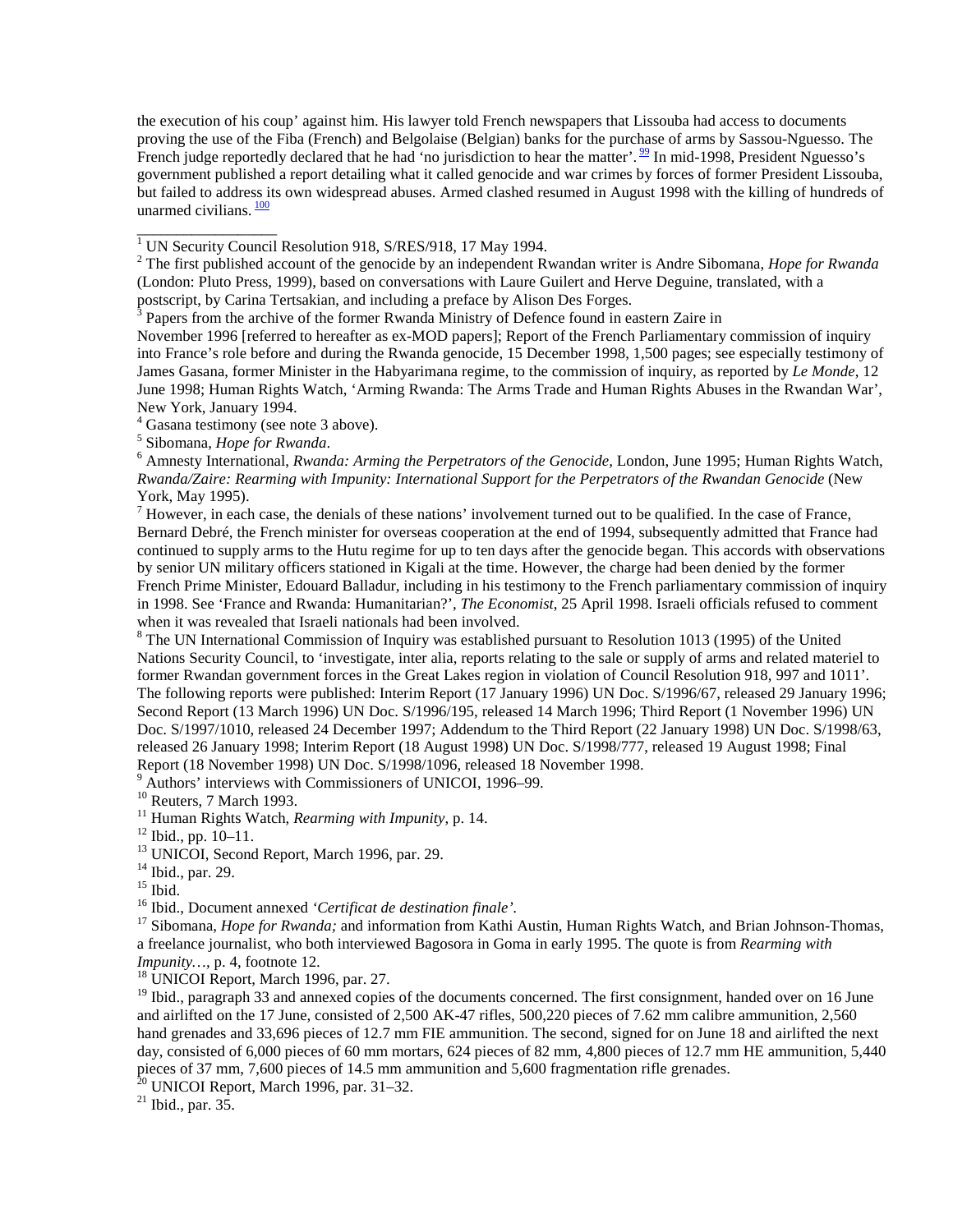the execution of his coup' against him. His lawyer told French newspapers that Lissouba had access to documents proving the use of the Fiba (French) and Belgolaise (Belgian) banks for the purchase of arms by Sassou-Nguesso. The French judge reportedly declared that he had 'no jurisdiction to hear the matter'.[99] In mid-1998, President Nguesso's government published a report detailing what it called genocide and war crimes by forces of former President Lissouba, but failed to address its own widespread abuses. Armed clashed resumed in August 1998 with the killing of hundreds of unarmed civilians.[100]

---

[1] UN Security Council Resolution 918, S/RES/918, 17 May 1994.

[2] The first published account of the genocide by an independent Rwandan writer is Andre Sibomana, *Hope for Rwanda* (London: Pluto Press, 1999), based on conversations with Laure Guilert and Herve Deguine, translated, with a postscript, by Carina Tertsakian, and including a preface by Alison Des Forges.

[3] Papers from the archive of the former Rwanda Ministry of Defence found in eastern Zaire in November 1996 [referred to hereafter as ex-MOD papers]; Report of the French Parliamentary commission of inquiry into France's role before and during the Habyarimana genocide, 15 December 1998, 1,500 pages; see especially testimony of James Gasana, former Minister in the Habyarimana regime, to the commission of inquiry, as reported by *Le Monde*, 12 June 1998; Human Rights Watch, 'Arming Rwanda: The Arms Trade and Human Rights Abuses in the Rwandan War', New York, January 1994.

[4] Gasana testimony (see note 3 above).

[5] Sibomana, *Hope for Rwanda*.

[6] Amnesty International, *Rwanda: Arming the Perpetrators of the Genocide,* London, June 1995; Human Rights Watch, *Rwanda/Zaire: Rearming with Impunity: International Support for the Perpetrators of the Rwandan Genocide* (New York, May 1995).

[7] However, in each case, the denials of these nations' involvement turned out to be qualified. In the case of France, Bernard Debré, the French minister for overseas cooperation at the end of 1994, subsequently admitted that France had continued to supply arms to the Hutu regime for up to ten days after the genocide began. This accords with observations by senior UN military officers stationed in Kigali at the time. However, the charge had been denied by the former French Prime Minister, Edouard Balladur, including in his testimony to the French parliamentary commission of inquiry in 1998. See 'France and Rwanda: Humanitarian?', *The Economist*, 25 April 1998. Israeli officials refused to comment when it was revealed that Israeli nationals had been involved.

[8] The UN International Commission of Inquiry was established pursuant to Resolution 1013 (1995) of the United Nations Security Council, to 'investigate, inter alia, reports relating to the sale or supply of arms and related materiel to former Rwandan government forces in the Great Lakes region in violation of Council Resolution 918, 997 and 1011'. The following reports were published: Interim Report (17 January 1996) UN Doc. S/1996/67, released 29 January 1996; Second Report (13 March 1996) UN Doc. S/1996/195, released 14 March 1996; Third Report (1 November 1996) UN Doc. S/1997/1010, released 24 December 1997; Addendum to the Third Report (22 January 1998) UN Doc. S/1998/63, released 26 January 1998; Interim Report (18 August 1998) UN Doc. S/1998/777, released 19 August 1998; Final Report (18 November 1998) UN Doc. S/1998/1096, released 18 November 1998.

[9] Authors' interviews with Commissioners of UNICOI, 1996–99.

[10] Reuters, 7 March 1993.

[11] Human Rights Watch, *Rearming with Impunity,* p. 14.

[12] Ibid., pp. 10–11.

[13] UNICOI, Second Report, March 1996, par. 29.

[14] Ibid., par. 29.

[15] Ibid.

[16] Ibid., Document annexed *'Certificat de destination finale'*.

[17] Sibomana, *Hope for Rwanda;* and information from Kathi Austin, Human Rights Watch, and Brian Johnson-Thomas, a freelance journalist, who both interviewed Bagosora in Goma in early 1995. The quote is from *Rearming with Impunity…*, p. 4, footnote 12.

[18] UNICOI Report, March 1996, par. 27.

[19] Ibid., paragraph 33 and annexed copies of the documents concerned. The first consignment, handed over on 16 June and airlifted on the 17 June, consisted of 2,500 AK-47 rifles, 500,220 pieces of 7.62 mm calibre ammunition, 2,560 hand grenades and 33,696 pieces of 12.7 mm FIE ammunition. The second, signed for on June 18 and airlifted the next day, consisted of 6,000 pieces of 60 mm mortars, 624 pieces of 82 mm, 4,800 pieces of 12.7 mm HE ammunition, 5,440 pieces of 37 mm, 7,600 pieces of 14.5 mm ammunition and 5,600 fragmentation rifle grenades.

[20] UNICOI Report, March 1996, par. 31–32.

[21] Ibid., par. 35.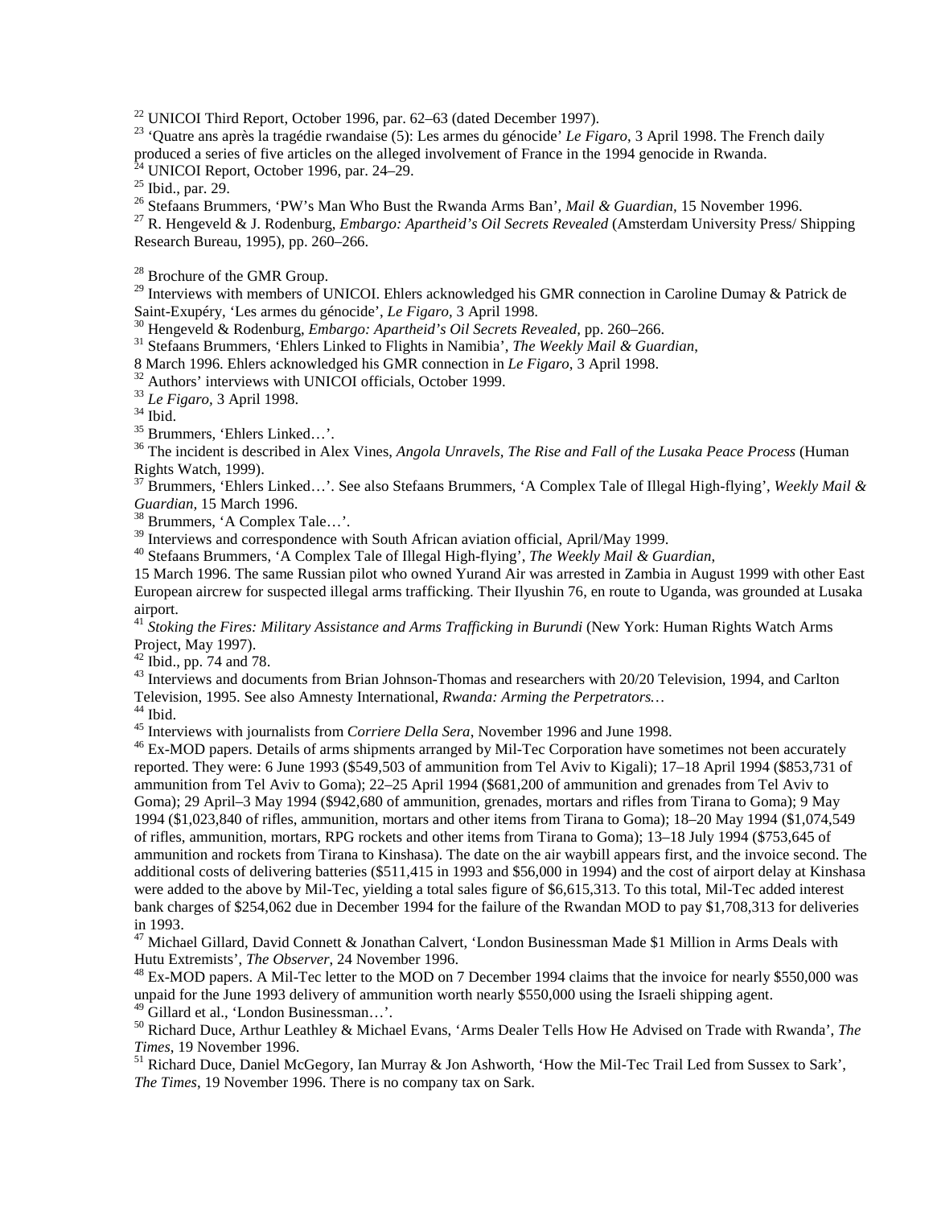[22] UNICOI Third Report, October 1996, par. 62–63 (dated December 1997).

[23] 'Quatre ans après la tragédie rwandaise (5): Les armes du génocide' *Le Figaro*, 3 April 1998. The French daily produced a series of five articles on the alleged involvement of France in the 1994 genocide in Rwanda.

[24] UNICOI Report, October 1996, par. 24–29.

[25] Ibid., par. 29.

[26] Stefaans Brummers, 'PW's Man Who Bust the Rwanda Arms Ban', *Mail & Guardian*, 15 November 1996.

[27] R. Hengeveld & J. Rodenburg, *Embargo: Apartheid's Oil Secrets Revealed* (Amsterdam University Press/ Shipping Research Bureau, 1995), pp. 260–266.

[28] Brochure of the GMR Group.

[29] Interviews with members of UNICOI. Ehlers acknowledged his GMR connection in Caroline Dumay & Patrick de Saint-Exupéry, 'Les armes du génocide', *Le Figaro*, 3 April 1998.

[30] Hengeveld & Rodenburg, *Embargo: Apartheid's Oil Secrets Revealed*, pp. 260–266.

[31] Stefaans Brummers, 'Ehlers Linked to Flights in Namibia', *The Weekly Mail & Guardian*, 8 March 1996. Ehlers acknowledged his GMR connection in *Le Figaro*, 3 April 1998.

[32] Authors' interviews with UNICOI officials, October 1999.

[33] *Le Figaro*, 3 April 1998.

[34] Ibid.

[35] Brummers, 'Ehlers Linked…'.

[36] The incident is described in Alex Vines, *Angola Unravels, The Rise and Fall of the Lusaka Peace Process* (Human Rights Watch, 1999).

[37] Brummers, 'Ehlers Linked…'. See also Stefaans Brummers, 'A Complex Tale of Illegal High-flying', *Weekly Mail & Guardian*, 15 March 1996.

[38] Brummers, 'A Complex Tale…'.

[39] Interviews and correspondence with South African aviation official, April/May 1999.

[40] Stefaans Brummers, 'A Complex Tale of Illegal High-flying', *The Weekly Mail & Guardian*, 15 March 1996. The same Russian pilot who owned Yurand Air was arrested in Zambia in August 1999 with other East European aircrew for suspected illegal arms trafficking. Their Ilyushin 76, en route to Uganda, was grounded at Lusaka airport.

[41] *Stoking the Fires: Military Assistance and Arms Trafficking in Burundi* (New York: Human Rights Watch Arms Project, May 1997).

[42] Ibid., pp. 74 and 78.

[43] Interviews and documents from Brian Johnson-Thomas and researchers with 20/20 Television, 1994, and Carlton Television, 1995. See also Amnesty International, *Rwanda: Arming the Perpetrators…*

[44] Ibid.

[45] Interviews with journalists from *Corriere Della Sera*, November 1996 and June 1998.

[46] Ex-MOD papers. Details of arms shipments arranged by Mil-Tec Corporation have sometimes not been accurately reported. They were: 6 June 1993 ($549,503 of ammunition from Tel Aviv to Kigali); 17–18 April 1994 ($853,731 of ammunition from Tel Aviv to Goma); 22–25 April 1994 ($681,200 of ammunition and grenades from Tel Aviv to Goma); 29 April–3 May 1994 ($942,680 of ammunition, grenades, mortars and rifles from Tirana to Goma); 9 May 1994 ($1,023,840 of rifles, ammunition, mortars and other items from Tirana to Goma); 18–20 May 1994 ($1,074,549 of rifles, ammunition, mortars, RPG rockets and other items from Tirana to Goma); 13–18 July 1994 ($753,645 of ammunition and rockets from Tirana to Kinshasa). The date on the air waybill appears first, and the invoice second. The additional costs of delivering batteries ($511,415 in 1993 and $56,000 in 1994) and the cost of airport delay at Kinshasa were added to the above by Mil-Tec, yielding a total sales figure of $6,615,313. To this total, Mil-Tec added interest bank charges of $254,062 due in December 1994 for the failure of the Rwandan MOD to pay $1,708,313 for deliveries in 1993.

[47] Michael Gillard, David Connett & Jonathan Calvert, 'London Businessman Made $1 Million in Arms Deals with Hutu Extremists', *The Observer*, 24 November 1996.

[48] Ex-MOD papers. A Mil-Tec letter to the MOD on 7 December 1994 claims that the invoice for nearly $550,000 was unpaid for the June 1993 delivery of ammunition worth nearly $550,000 using the Israeli shipping agent.

[49] Gillard et al., 'London Businessman…'.

[50] Richard Duce, Arthur Leathley & Michael Evans, 'Arms Dealer Tells How He Advised on Trade with Rwanda', *The Times*, 19 November 1996.

[51] Richard Duce, Daniel McGegory, Ian Murray & Jon Ashworth, 'How the Mil-Tec Trail Led from Sussex to Sark', *The Times*, 19 November 1996. There is no company tax on Sark.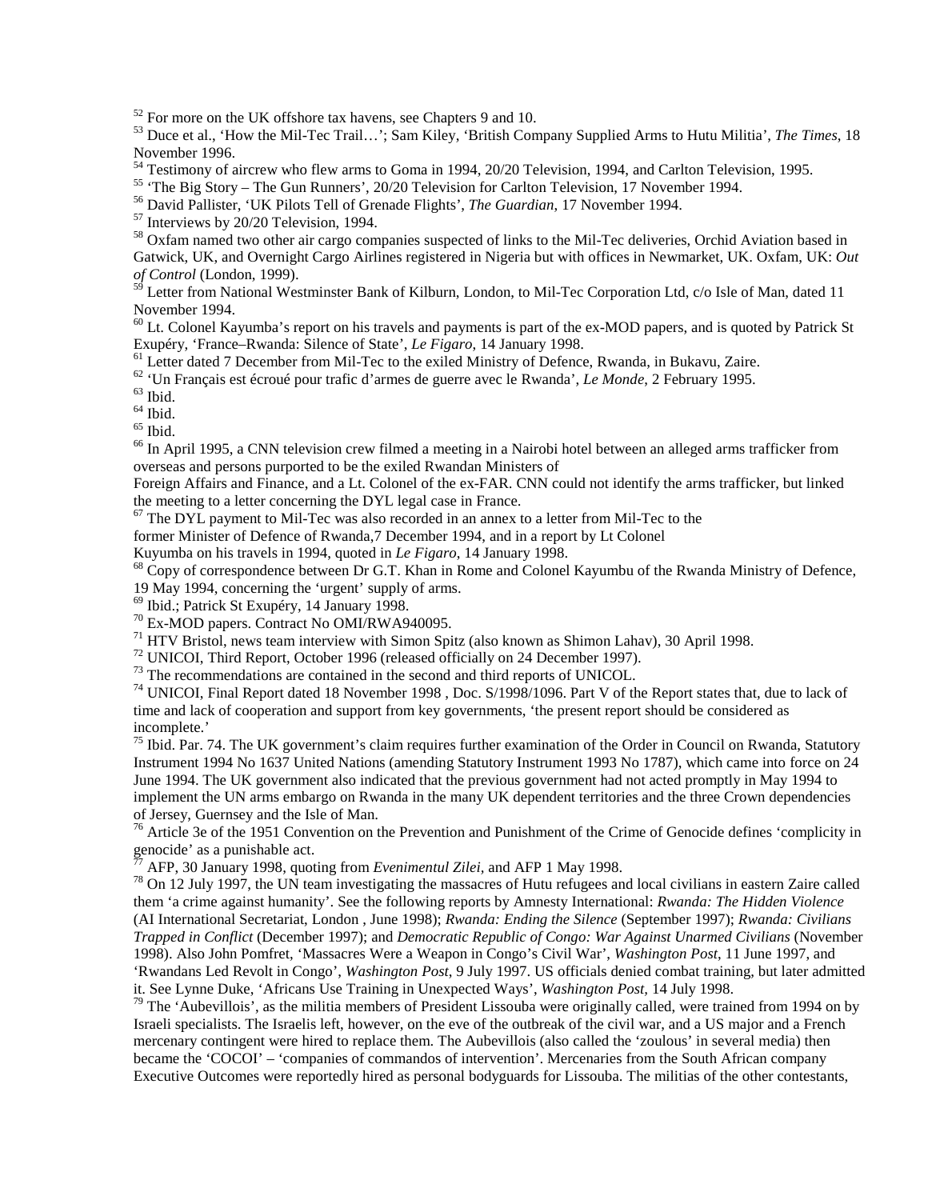[52] For more on the UK offshore tax havens, see Chapters 9 and 10.

[53] Duce et al., 'How the Mil-Tec Trail…'; Sam Kiley, 'British Company Supplied Arms to Hutu Militia', *The Times*, 18 November 1996.

[54] Testimony of aircrew who flew arms to Goma in 1994, 20/20 Television, 1994, and Carlton Television, 1995.

[55] 'The Big Story – The Gun Runners', 20/20 Television for Carlton Television, 17 November 1994.

[56] David Pallister, 'UK Pilots Tell of Grenade Flights', *The Guardian*, 17 November 1994.

[57] Interviews by 20/20 Television, 1994.

[58] Oxfam named two other air cargo companies suspected of links to the Mil-Tec deliveries, Orchid Aviation based in Gatwick, UK, and Overnight Cargo Airlines registered in Nigeria but with offices in Newmarket, UK. Oxfam, UK: *Out of Control* (London, 1999).

[59] Letter from National Westminster Bank of Kilburn, London, to Mil-Tec Corporation Ltd, c/o Isle of Man, dated 11 November 1994.

[60] Lt. Colonel Kayumba's report on his travels and payments is part of the ex-MOD papers, and is quoted by Patrick St Exupéry, 'France–Rwanda: Silence of State', *Le Figaro*, 14 January 1998.

[61] Letter dated 7 December from Mil-Tec to the exiled Ministry of Defence, Rwanda, in Bukavu, Zaire.

[62] 'Un Français est écroué pour trafic d'armes de guerre avec le Rwanda', *Le Monde*, 2 February 1995.

[63] Ibid.

[64] Ibid.

[65] Ibid.

[66] In April 1995, a CNN television crew filmed a meeting in a Nairobi hotel between an alleged arms trafficker from overseas and persons purported to be the exiled Rwandan Ministers of Foreign Affairs and Finance, and a Lt. Colonel of the ex-FAR. CNN could not identify the arms trafficker, but linked the meeting to a letter concerning the DYL legal case in France.

[67] The DYL payment to Mil-Tec was also recorded in an annex to a letter from Mil-Tec to the former Minister of Defence of Rwanda,7 December 1994, and in a report by Lt Colonel Kuyumba on his travels in 1994, quoted in *Le Figaro*, 14 January 1998.

[68] Copy of correspondence between Dr G.T. Khan in Rome and Colonel Kayumbu of the Rwanda Ministry of Defence, 19 May 1994, concerning the 'urgent' supply of arms.

[69] Ibid.; Patrick St Exupéry, 14 January 1998.

[70] Ex-MOD papers. Contract No OMI/RWA940095.

[71] HTV Bristol, news team interview with Simon Spitz (also known as Shimon Lahav), 30 April 1998.

[72] UNICOI, Third Report, October 1996 (released officially on 24 December 1997).

[73] The recommendations are contained in the second and third reports of UNICOL.

[74] UNICOI, Final Report dated 18 November 1998 , Doc. S/1998/1096. Part V of the Report states that, due to lack of time and lack of cooperation and support from key governments, 'the present report should be considered as incomplete.'

[75] Ibid. Par. 74. The UK government's claim requires further examination of the Order in Council on Rwanda, Statutory Instrument 1994 No 1637 United Nations (amending Statutory Instrument 1993 No 1787), which came into force on 24 June 1994. The UK government also indicated that the previous government had not acted promptly in May 1994 to implement the UN arms embargo on Rwanda in the many UK dependent territories and the three Crown dependencies of Jersey, Guernsey and the Isle of Man.

[76] Article 3e of the 1951 Convention on the Prevention and Punishment of the Crime of Genocide defines 'complicity in genocide' as a punishable act.

[77] AFP, 30 January 1998, quoting from *Evenimentul Zilei*, and AFP 1 May 1998.

[78] On 12 July 1997, the UN team investigating the massacres of Hutu refugees and local civilians in eastern Zaire called them 'a crime against humanity'. See the following reports by Amnesty International: *Rwanda: The Hidden Violence* (AI International Secretariat, London , June 1998); *Rwanda: Ending the Silence* (September 1997); *Rwanda: Civilians Trapped in Conflict* (December 1997); and *Democratic Republic of Congo: War Against Unarmed Civilians* (November 1998). Also John Pomfret, 'Massacres Were a Weapon in Congo's Civil War', *Washington Post*, 11 June 1997, and 'Rwandans Led Revolt in Congo', *Washington Post*, 9 July 1997. US officials denied combat training, but later admitted it. See Lynne Duke, 'Africans Use Training in Unexpected Ways', *Washington Post*, 14 July 1998.

[79] The 'Aubevillois', as the militia members of President Lissouba were originally called, were trained from 1994 on by Israeli specialists. The Israelis left, however, on the eve of the outbreak of the civil war, and a US major and a French mercenary contingent were hired to replace them. The Aubevillois (also called the 'zoulous' in several media) then became the 'COCOI' – 'companies of commandos of intervention'. Mercenaries from the South African company Executive Outcomes were reportedly hired as personal bodyguards for Lissouba. The militias of the other contestants,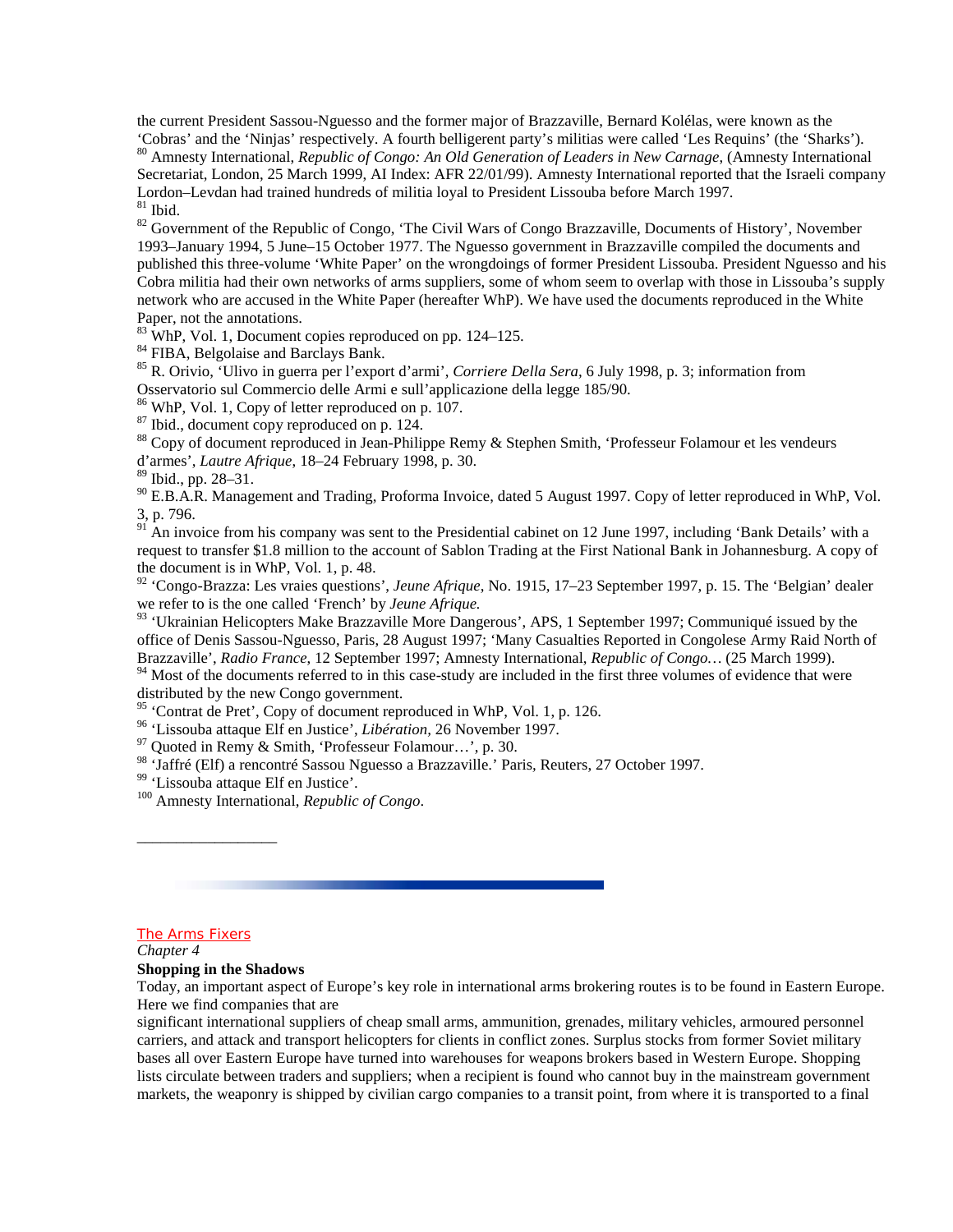the current President Sassou-Nguesso and the former major of Brazzaville, Bernard Kolélas, were known as the 'Cobras' and the 'Ninjas' respectively. A fourth belligerent party's militias were called 'Les Requins' (the 'Sharks').

[80] Amnesty International, *Republic of Congo: An Old Generation of Leaders in New Carnage*, (Amnesty International Secretariat, London, 25 March 1999, AI Index: AFR 22/01/99). Amnesty International reported that the Israeli company Lordon–Levdan had trained hundreds of militia loyal to President Lissouba before March 1997.

[81] Ibid.

[82] Government of the Republic of Congo, 'The Civil Wars of Congo Brazzaville, Documents of History', November 1993–January 1994, 5 June–15 October 1977. The Nguesso government in Brazzaville compiled the documents and published this three-volume 'White Paper' on the wrongdoings of former President Lissouba. President Nguesso and his Cobra militia had their own networks of arms suppliers, some of whom seem to overlap with those in Lissouba's supply network who are accused in the White Paper (hereafter WhP). We have used the documents reproduced in the White Paper, not the annotations.

[83] WhP, Vol. 1, Document copies reproduced on pp. 124–125.

[84] FIBA, Belgolaise and Barclays Bank.

[85] R. Orivio, 'Ulivo in guerra per l'export d'armi', *Corriere Della Sera*, 6 July 1998, p. 3; information from Osservatorio sul Commercio delle Armi e sull'applicazione della legge 185/90.

[86] WhP, Vol. 1, Copy of letter reproduced on p. 107.

[87] Ibid., document copy reproduced on p. 124.

[88] Copy of document reproduced in Jean-Philippe Remy & Stephen Smith, 'Professeur Folamour et les vendeurs d'armes', *Lautre Afrique*, 18–24 February 1998, p. 30.

[89] Ibid., pp. 28–31.

[90] E.B.A.R. Management and Trading, Proforma Invoice, dated 5 August 1997. Copy of letter reproduced in WhP, Vol. 3, p. 796.

[91] An invoice from his company was sent to the Presidential cabinet on 12 June 1997, including 'Bank Details' with a request to transfer $1.8 million to the account of Sablon Trading at the First National Bank in Johannesburg. A copy of the document is in WhP, Vol. 1, p. 48.

[92] 'Congo-Brazza: Les vraies questions', *Jeune Afrique*, No. 1915, 17–23 September 1997, p. 15. The 'Belgian' dealer we refer to is the one called 'French' by *Jeune Afrique.*

[93] 'Ukrainian Helicopters Make Brazzaville More Dangerous', APS, 1 September 1997; Communiqué issued by the office of Denis Sassou-Nguesso, Paris, 28 August 1997; 'Many Casualties Reported in Congolese Army Raid North of Brazzaville', *Radio France*, 12 September 1997; Amnesty International, *Republic of Congo…* (25 March 1999).

[94] Most of the documents referred to in this case-study are included in the first three volumes of evidence that were distributed by the new Congo government.

[95] 'Contrat de Pret', Copy of document reproduced in WhP, Vol. 1, p. 126.

[96] 'Lissouba attaque Elf en Justice', *Libération,* 26 November 1997.

[97] Quoted in Remy & Smith, 'Professeur Folamour…', p. 30.

[98] 'Jaffré (Elf) a rencontré Sassou Nguesso a Brazzaville.' Paris, Reuters, 27 October 1997.

[99] 'Lissouba attaque Elf en Justice'.

[100] Amnesty International, *Republic of Congo*.

The Arms Fixers

*Chapter 4*

**Shopping in the Shadows**

Today, an important aspect of Europe's key role in international arms brokering routes is to be found in Eastern Europe. Here we find companies that are significant international suppliers of cheap small arms, ammunition, grenades, military vehicles, armoured personnel carriers, and attack and transport helicopters for clients in conflict zones. Surplus stocks from former Soviet military bases all over Eastern Europe have turned into warehouses for weapons brokers based in Western Europe. Shopping lists circulate between traders and suppliers; when a recipient is found who cannot buy in the mainstream government markets, the weaponry is shipped by civilian cargo companies to a transit point, from where it is transported to a final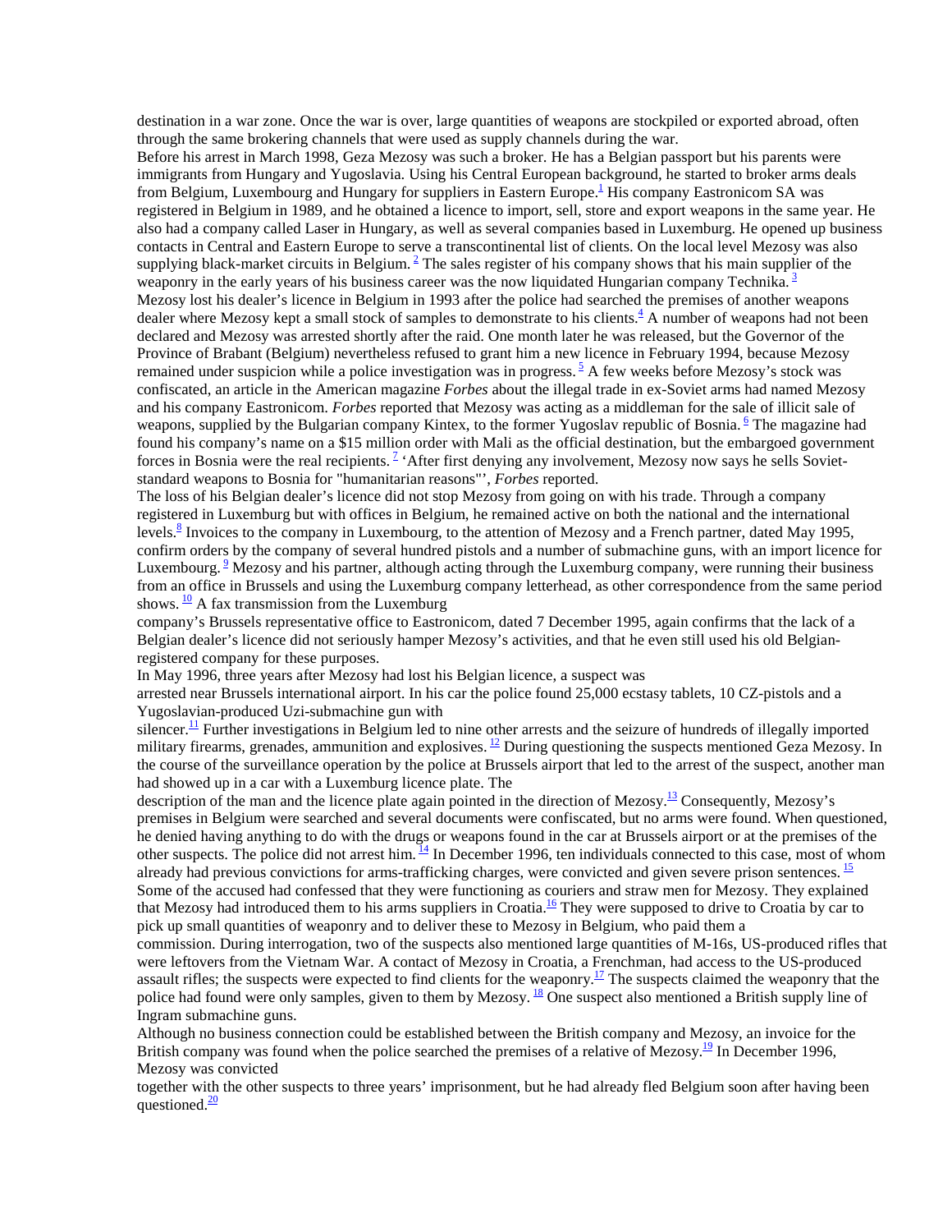destination in a war zone. Once the war is over, large quantities of weapons are stockpiled or exported abroad, often through the same brokering channels that were used as supply channels during the war.

Before his arrest in March 1998, Geza Mezosy was such a broker. He has a Belgian passport but his parents were immigrants from Hungary and Yugoslavia. Using his Central European background, he started to broker arms deals from Belgium, Luxembourg and Hungary for suppliers in Eastern Europe.[1] His company Eastronicom SA was registered in Belgium in 1989, and he obtained a licence to import, sell, store and export weapons in the same year. He also had a company called Laser in Hungary, as well as several companies based in Luxemburg. He opened up business contacts in Central and Eastern Europe to serve a transcontinental list of clients. On the local level Mezosy was also supplying black-market circuits in Belgium.[2] The sales register of his company shows that his main supplier of the weaponry in the early years of his business career was the now liquidated Hungarian company Technika.[3]

Mezosy lost his dealer's licence in Belgium in 1993 after the police had searched the premises of another weapons dealer where Mezosy kept a small stock of samples to demonstrate to his clients.[4] A number of weapons had not been declared and Mezosy was arrested shortly after the raid. One month later he was released, but the Governor of the Province of Brabant (Belgium) nevertheless refused to grant him a new licence in February 1994, because Mezosy remained under suspicion while a police investigation was in progress.[5] A few weeks before Mezosy's stock was confiscated, an article in the American magazine *Forbes* about the illegal trade in ex-Soviet arms had named Mezosy and his company Eastronicom. *Forbes* reported that Mezosy was acting as a middleman for the sale of illicit sale of weapons, supplied by the Bulgarian company Kintex, to the former Yugoslav republic of Bosnia.[6] The magazine had found his company's name on a $15 million order with Mali as the official destination, but the embargoed government forces in Bosnia were the real recipients.[7] 'After first denying any involvement, Mezosy now says he sells Soviet-standard weapons to Bosnia for "humanitarian reasons"', *Forbes* reported.

The loss of his Belgian dealer's licence did not stop Mezosy from going on with his trade. Through a company registered in Luxemburg but with offices in Belgium, he remained active on both the national and the international levels.[8] Invoices to the company in Luxembourg, to the attention of Mezosy and a French partner, dated May 1995, confirm orders by the company of several hundred pistols and a number of submachine guns, with an import licence for Luxembourg.[9] Mezosy and his partner, although acting through the Luxemburg company, were running their business from an office in Brussels and using the Luxemburg company letterhead, as other correspondence from the same period shows.[10] A fax transmission from the Luxemburg company's Brussels representative office to Eastronicom, dated 7 December 1995, again confirms that the lack of a Belgian dealer's licence did not seriously hamper Mezosy's activities, and that he even still used his old Belgian-registered company for these purposes.

In May 1996, three years after Mezosy had lost his Belgian licence, a suspect was arrested near Brussels international airport. In his car the police found 25,000 ecstasy tablets, 10 CZ-pistols and a Yugoslavian-produced Uzi-submachine gun with silencer.[11] Further investigations in Belgium led to nine other arrests and the seizure of hundreds of illegally imported military firearms, grenades, ammunition and explosives.[12] During questioning the suspects mentioned Geza Mezosy. In the course of the surveillance operation by the police at Brussels airport that led to the arrest of the suspect, another man had showed up in a car with a Luxemburg licence plate. The description of the man and the licence plate again pointed in the direction of Mezosy.[13] Consequently, Mezosy's premises in Belgium were searched and several documents were confiscated, but no arms were found. When questioned, he denied having anything to do with the drugs or weapons found in the car at Brussels airport or at the premises of the other suspects. The police did not arrest him.[14] In December 1996, ten individuals connected to this case, most of whom already had previous convictions for arms-trafficking charges, were convicted and given severe prison sentences.[15] Some of the accused had confessed that they were functioning as couriers and straw men for Mezosy. They explained that Mezosy had introduced them to his arms suppliers in Croatia.[16] They were supposed to drive to Croatia by car to pick up small quantities of weaponry and to deliver these to Mezosy in Belgium, who paid them a commission. During interrogation, two of the suspects also mentioned large quantities of M-16s, US-produced rifles that were leftovers from the Vietnam War. A contact of Mezosy in Croatia, a Frenchman, had access to the US-produced assault rifles; the suspects were expected to find clients for the weaponry.[17] The suspects claimed the weaponry that the police had found were only samples, given to them by Mezosy.[18] One suspect also mentioned a British supply line of Ingram submachine guns.

Although no business connection could be established between the British company and Mezosy, an invoice for the British company was found when the police searched the premises of a relative of Mezosy.[19] In December 1996, Mezosy was convicted together with the other suspects to three years' imprisonment, but he had already fled Belgium soon after having been questioned.[20]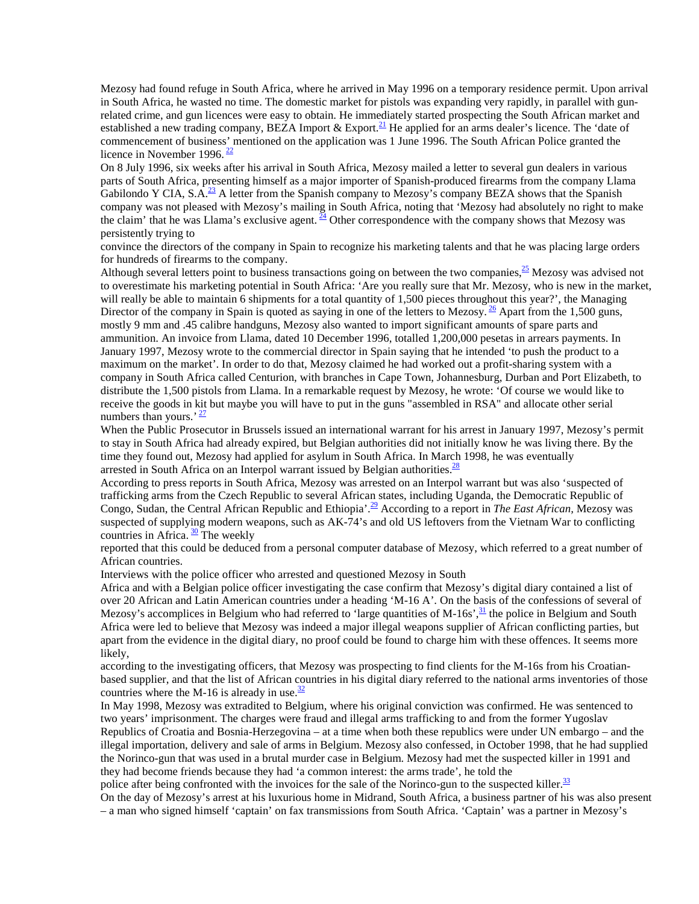Mezosy had found refuge in South Africa, where he arrived in May 1996 on a temporary residence permit. Upon arrival in South Africa, he wasted no time. The domestic market for pistols was expanding very rapidly, in parallel with gun-related crime, and gun licences were easy to obtain. He immediately started prospecting the South African market and established a new trading company, BEZA Import & Export.[21] He applied for an arms dealer's licence. The 'date of commencement of business' mentioned on the application was 1 June 1996. The South African Police granted the licence in November 1996. [22]

On 8 July 1996, six weeks after his arrival in South Africa, Mezosy mailed a letter to several gun dealers in various parts of South Africa, presenting himself as a major importer of Spanish-produced firearms from the company Llama Gabilondo Y CIA, S.A.[23] A letter from the Spanish company to Mezosy's company BEZA shows that the Spanish company was not pleased with Mezosy's mailing in South Africa, noting that 'Mezosy had absolutely no right to make the claim' that he was Llama's exclusive agent. [24] Other correspondence with the company shows that Mezosy was persistently trying to convince the directors of the company in Spain to recognize his marketing talents and that he was placing large orders for hundreds of firearms to the company.

Although several letters point to business transactions going on between the two companies,[25] Mezosy was advised not to overestimate his marketing potential in South Africa: 'Are you really sure that Mr. Mezosy, who is new in the market, will really be able to maintain 6 shipments for a total quantity of 1,500 pieces throughout this year?', the Managing Director of the company in Spain is quoted as saying in one of the letters to Mezosy. [26] Apart from the 1,500 guns, mostly 9 mm and .45 calibre handguns, Mezosy also wanted to import significant amounts of spare parts and ammunition. An invoice from Llama, dated 10 December 1996, totalled 1,200,000 pesetas in arrears payments. In January 1997, Mezosy wrote to the commercial director in Spain saying that he intended 'to push the product to a maximum on the market'. In order to do that, Mezosy claimed he had worked out a profit-sharing system with a company in South Africa called Centurion, with branches in Cape Town, Johannesburg, Durban and Port Elizabeth, to distribute the 1,500 pistols from Llama. In a remarkable request by Mezosy, he wrote: 'Of course we would like to receive the goods in kit but maybe you will have to put in the guns "assembled in RSA" and allocate other serial numbers than yours.' [27]

When the Public Prosecutor in Brussels issued an international warrant for his arrest in January 1997, Mezosy's permit to stay in South Africa had already expired, but Belgian authorities did not initially know he was living there. By the time they found out, Mezosy had applied for asylum in South Africa. In March 1998, he was eventually arrested in South Africa on an Interpol warrant issued by Belgian authorities.[28]

According to press reports in South Africa, Mezosy was arrested on an Interpol warrant but was also 'suspected of trafficking arms from the Czech Republic to several African states, including Uganda, the Democratic Republic of Congo, Sudan, the Central African Republic and Ethiopia'.[29] According to a report in *The East African*, Mezosy was suspected of supplying modern weapons, such as AK-74's and old US leftovers from the Vietnam War to conflicting countries in Africa. [30] The weekly reported that this could be deduced from a personal computer database of Mezosy, which referred to a great number of African countries.

Interviews with the police officer who arrested and questioned Mezosy in South Africa and with a Belgian police officer investigating the case confirm that Mezosy's digital diary contained a list of over 20 African and Latin American countries under a heading 'M-16 A'. On the basis of the confessions of several of Mezosy's accomplices in Belgium who had referred to 'large quantities of M-16s',[31] the police in Belgium and South Africa were led to believe that Mezosy was indeed a major illegal weapons supplier of African conflicting parties, but apart from the evidence in the digital diary, no proof could be found to charge him with these offences. It seems more likely, according to the investigating officers, that Mezosy was prospecting to find clients for the M-16s from his Croatian-based supplier, and that the list of African countries in his digital diary referred to the national arms inventories of those countries where the M-16 is already in use.[32]

In May 1998, Mezosy was extradited to Belgium, where his original conviction was confirmed. He was sentenced to two years' imprisonment. The charges were fraud and illegal arms trafficking to and from the former Yugoslav Republics of Croatia and Bosnia-Herzegovina – at a time when both these republics were under UN embargo – and the illegal importation, delivery and sale of arms in Belgium. Mezosy also confessed, in October 1998, that he had supplied the Norinco-gun that was used in a brutal murder case in Belgium. Mezosy had met the suspected killer in 1991 and they had become friends because they had 'a common interest: the arms trade', he told the police after being confronted with the invoices for the sale of the Norinco-gun to the suspected killer.[33]

On the day of Mezosy's arrest at his luxurious home in Midrand, South Africa, a business partner of his was also present – a man who signed himself 'captain' on fax transmissions from South Africa. 'Captain' was a partner in Mezosy's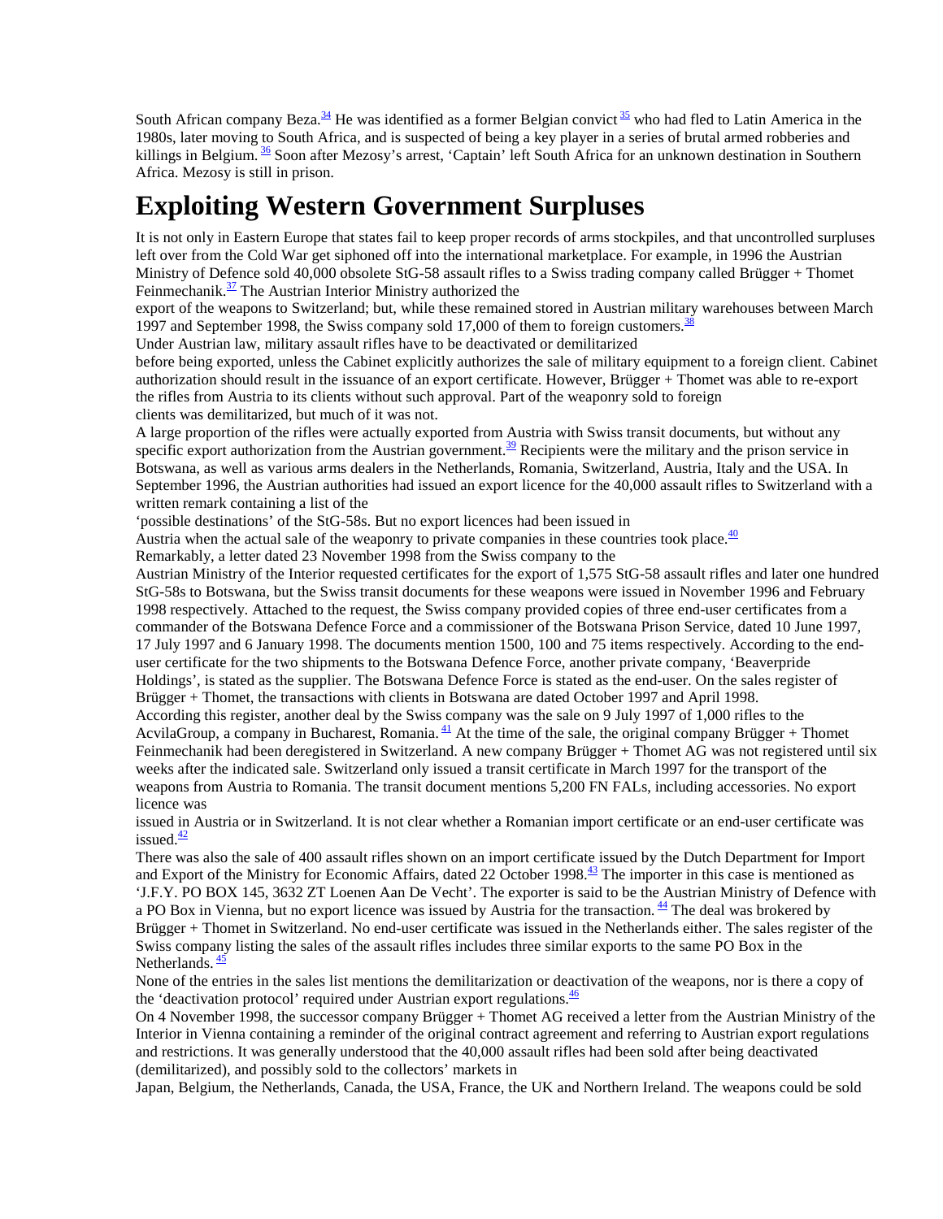South African company Beza.[34] He was identified as a former Belgian convict [35] who had fled to Latin America in the 1980s, later moving to South Africa, and is suspected of being a key player in a series of brutal armed robberies and killings in Belgium. [36] Soon after Mezosy's arrest, 'Captain' left South Africa for an unknown destination in Southern Africa. Mezosy is still in prison.

# Exploiting Western Government Surpluses

It is not only in Eastern Europe that states fail to keep proper records of arms stockpiles, and that uncontrolled surpluses left over from the Cold War get siphoned off into the international marketplace. For example, in 1996 the Austrian Ministry of Defence sold 40,000 obsolete StG-58 assault rifles to a Swiss trading company called Brügger + Thomet Feinmechanik.[37] The Austrian Interior Ministry authorized the export of the weapons to Switzerland; but, while these remained stored in Austrian military warehouses between March 1997 and September 1998, the Swiss company sold 17,000 of them to foreign customers.[38]

Under Austrian law, military assault rifles have to be deactivated or demilitarized before being exported, unless the Cabinet explicitly authorizes the sale of military equipment to a foreign client. Cabinet authorization should result in the issuance of an export certificate. However, Brügger + Thomet was able to re-export the rifles from Austria to its clients without such approval. Part of the weaponry sold to foreign clients was demilitarized, but much of it was not.

A large proportion of the rifles were actually exported from Austria with Swiss transit documents, but without any specific export authorization from the Austrian government.[39] Recipients were the military and the prison service in Botswana, as well as various arms dealers in the Netherlands, Romania, Switzerland, Austria, Italy and the USA. In September 1996, the Austrian authorities had issued an export licence for the 40,000 assault rifles to Switzerland with a written remark containing a list of the 'possible destinations' of the StG-58s. But no export licences had been issued in Austria when the actual sale of the weaponry to private companies in these countries took place.[40]

Remarkably, a letter dated 23 November 1998 from the Swiss company to the Austrian Ministry of the Interior requested certificates for the export of 1,575 StG-58 assault rifles and later one hundred StG-58s to Botswana, but the Swiss transit documents for these weapons were issued in November 1996 and February 1998 respectively. Attached to the request, the Swiss company provided copies of three end-user certificates from a commander of the Botswana Defence Force and a commissioner of the Botswana Prison Service, dated 10 June 1997, 17 July 1997 and 6 January 1998. The documents mention 1500, 100 and 75 items respectively. According to the end-user certificate for the two shipments to the Botswana Defence Force, another private company, 'Beaverpride Holdings', is stated as the supplier. The Botswana Defence Force is stated as the end-user. On the sales register of Brügger + Thomet, the transactions with clients in Botswana are dated October 1997 and April 1998.

According this register, another deal by the Swiss company was the sale on 9 July 1997 of 1,000 rifles to the AcvilaGroup, a company in Bucharest, Romania. [41] At the time of the sale, the original company Brügger + Thomet Feinmechanik had been deregistered in Switzerland. A new company Brügger + Thomet AG was not registered until six weeks after the indicated sale. Switzerland only issued a transit certificate in March 1997 for the transport of the weapons from Austria to Romania. The transit document mentions 5,200 FN FALs, including accessories. No export licence was issued in Austria or in Switzerland. It is not clear whether a Romanian import certificate or an end-user certificate was issued.[42]

There was also the sale of 400 assault rifles shown on an import certificate issued by the Dutch Department for Import and Export of the Ministry for Economic Affairs, dated 22 October 1998.[43] The importer in this case is mentioned as 'J.F.Y. PO BOX 145, 3632 ZT Loenen Aan De Vecht'. The exporter is said to be the Austrian Ministry of Defence with a PO Box in Vienna, but no export licence was issued by Austria for the transaction. [44] The deal was brokered by Brügger + Thomet in Switzerland. No end-user certificate was issued in the Netherlands either. The sales register of the Swiss company listing the sales of the assault rifles includes three similar exports to the same PO Box in the Netherlands. [45]

None of the entries in the sales list mentions the demilitarization or deactivation of the weapons, nor is there a copy of the 'deactivation protocol' required under Austrian export regulations.[46]

On 4 November 1998, the successor company Brügger + Thomet AG received a letter from the Austrian Ministry of the Interior in Vienna containing a reminder of the original contract agreement and referring to Austrian export regulations and restrictions. It was generally understood that the 40,000 assault rifles had been sold after being deactivated (demilitarized), and possibly sold to the collectors' markets in Japan, Belgium, the Netherlands, Canada, the USA, France, the UK and Northern Ireland. The weapons could be sold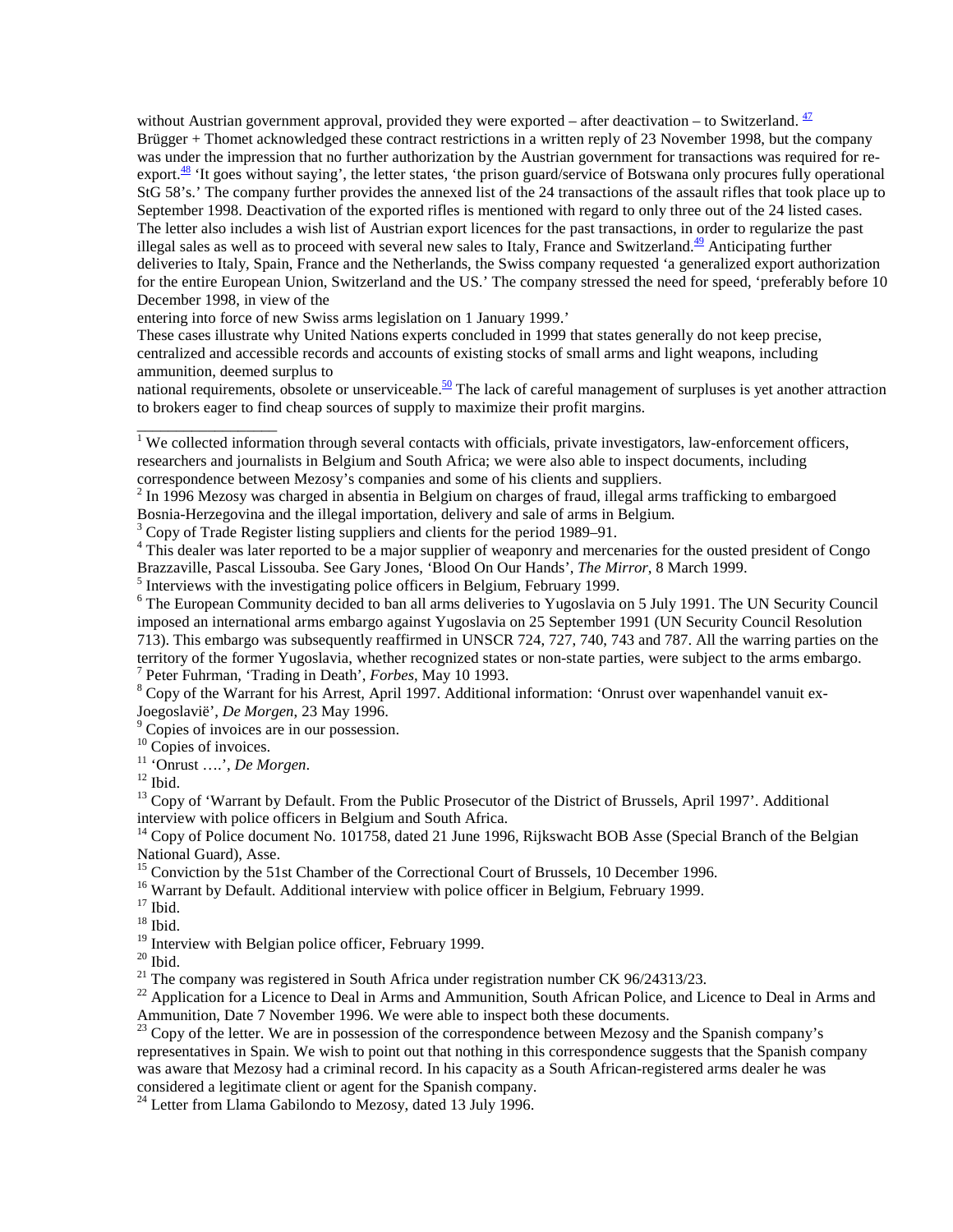without Austrian government approval, provided they were exported – after deactivation – to Switzerland. [47] Brügger + Thomet acknowledged these contract restrictions in a written reply of 23 November 1998, but the company was under the impression that no further authorization by the Austrian government for transactions was required for re-export.[48] 'It goes without saying', the letter states, 'the prison guard/service of Botswana only procures fully operational StG 58's.' The company further provides the annexed list of the 24 transactions of the assault rifles that took place up to September 1998. Deactivation of the exported rifles is mentioned with regard to only three out of the 24 listed cases. The letter also includes a wish list of Austrian export licences for the past transactions, in order to regularize the past illegal sales as well as to proceed with several new sales to Italy, France and Switzerland.[49] Anticipating further deliveries to Italy, Spain, France and the Netherlands, the Swiss company requested 'a generalized export authorization for the entire European Union, Switzerland and the US.' The company stressed the need for speed, 'preferably before 10 December 1998, in view of the entering into force of new Swiss arms legislation on 1 January 1999.'

These cases illustrate why United Nations experts concluded in 1999 that states generally do not keep precise, centralized and accessible records and accounts of existing stocks of small arms and light weapons, including ammunition, deemed surplus to national requirements, obsolete or unserviceable.[50] The lack of careful management of surpluses is yet another attraction to brokers eager to find cheap sources of supply to maximize their profit margins.

---

[1] We collected information through several contacts with officials, private investigators, law-enforcement officers, researchers and journalists in Belgium and South Africa; we were also able to inspect documents, including correspondence between Mezosy's companies and some of his clients and suppliers.

[2] In 1996 Mezosy was charged in absentia in Belgium on charges of fraud, illegal arms trafficking to embargoed Bosnia-Herzegovina and the illegal importation, delivery and sale of arms in Belgium.

[3] Copy of Trade Register listing suppliers and clients for the period 1989–91.

[4] This dealer was later reported to be a major supplier of weaponry and mercenaries for the ousted president of Congo Brazzaville, Pascal Lissouba. See Gary Jones, 'Blood On Our Hands', *The Mirror*, 8 March 1999.

[5] Interviews with the investigating police officers in Belgium, February 1999.

[6] The European Community decided to ban all arms deliveries to Yugoslavia on 5 July 1991. The UN Security Council imposed an international arms embargo against Yugoslavia on 25 September 1991 (UN Security Council Resolution 713). This embargo was subsequently reaffirmed in UNSCR 724, 727, 740, 743 and 787. All the warring parties on the territory of the former Yugoslavia, whether recognized states or non-state parties, were subject to the arms embargo.

[7] Peter Fuhrman, 'Trading in Death', *Forbes*, May 10 1993.

[8] Copy of the Warrant for his Arrest, April 1997. Additional information: 'Onrust over wapenhandel vanuit ex-Joegoslavië', *De Morgen*, 23 May 1996.

[9] Copies of invoices are in our possession.

[10] Copies of invoices.

[11] 'Onrust ….', *De Morgen*.

[12] Ibid.

[13] Copy of 'Warrant by Default. From the Public Prosecutor of the District of Brussels, April 1997'. Additional interview with police officers in Belgium and South Africa.

[14] Copy of Police document No. 101758, dated 21 June 1996, Rijkswacht BOB Asse (Special Branch of the Belgian National Guard), Asse.

[15] Conviction by the 51st Chamber of the Correctional Court of Brussels, 10 December 1996.

[16] Warrant by Default. Additional interview with police officer in Belgium, February 1999.

[17] Ibid.

[18] Ibid.

[19] Interview with Belgian police officer, February 1999.

[20] Ibid.

[21] The company was registered in South Africa under registration number CK 96/24313/23.

[22] Application for a Licence to Deal in Arms and Ammunition, South African Police, and Licence to Deal in Arms and Ammunition, Date 7 November 1996. We were able to inspect both these documents.

[23] Copy of the letter. We are in possession of the correspondence between Mezosy and the Spanish company's representatives in Spain. We wish to point out that nothing in this correspondence suggests that the Spanish company was aware that Mezosy had a criminal record. In his capacity as a South African-registered arms dealer he was considered a legitimate client or agent for the Spanish company.

[24] Letter from Llama Gabilondo to Mezosy, dated 13 July 1996.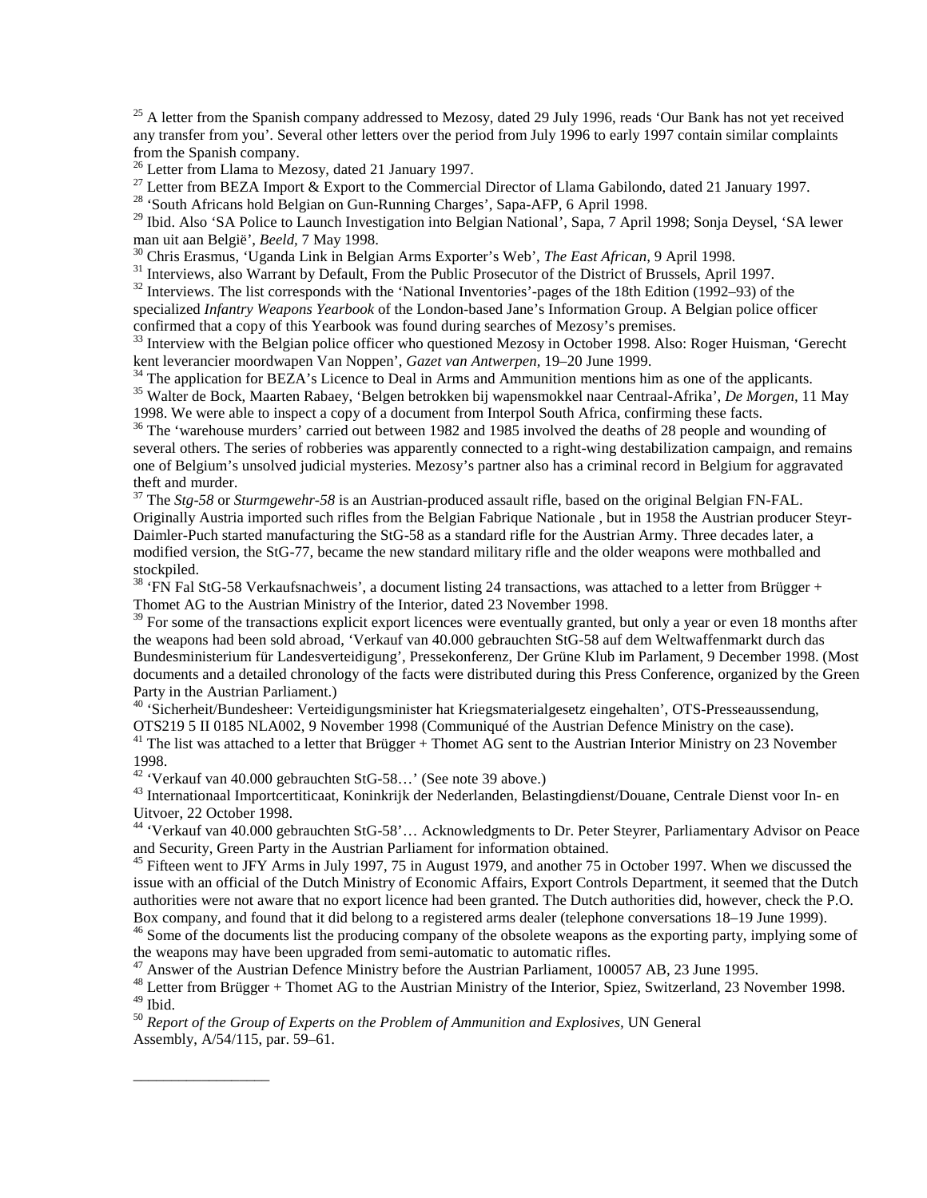[25] A letter from the Spanish company addressed to Mezosy, dated 29 July 1996, reads 'Our Bank has not yet received any transfer from you'. Several other letters over the period from July 1996 to early 1997 contain similar complaints from the Spanish company.

[26] Letter from Llama to Mezosy, dated 21 January 1997.

[27] Letter from BEZA Import & Export to the Commercial Director of Llama Gabilondo, dated 21 January 1997.

[28] 'South Africans hold Belgian on Gun-Running Charges', Sapa-AFP, 6 April 1998.

[29] Ibid. Also 'SA Police to Launch Investigation into Belgian National', Sapa, 7 April 1998; Sonja Deysel, 'SA lewer man uit aan België', *Beeld*, 7 May 1998.

[30] Chris Erasmus, 'Uganda Link in Belgian Arms Exporter's Web', *The East African*, 9 April 1998.

[31] Interviews, also Warrant by Default, From the Public Prosecutor of the District of Brussels, April 1997.

[32] Interviews. The list corresponds with the 'National Inventories'-pages of the 18th Edition (1992–93) of the specialized *Infantry Weapons Yearbook* of the London-based Jane's Information Group. A Belgian police officer confirmed that a copy of this Yearbook was found during searches of Mezosy's premises.

[33] Interview with the Belgian police officer who questioned Mezosy in October 1998. Also: Roger Huisman, 'Gerecht kent leverancier moordwapen Van Noppen', *Gazet van Antwerpen*, 19–20 June 1999.

[34] The application for BEZA's Licence to Deal in Arms and Ammunition mentions him as one of the applicants.

[35] Walter de Bock, Maarten Rabaey, 'Belgen betrokken bij wapensmokkel naar Centraal-Afrika', *De Morgen*, 11 May 1998. We were able to inspect a copy of a document from Interpol South Africa, confirming these facts.

[36] The 'warehouse murders' carried out between 1982 and 1985 involved the deaths of 28 people and wounding of several others. The series of robberies was apparently connected to a right-wing destabilization campaign, and remains one of Belgium's unsolved judicial mysteries. Mezosy's partner also has a criminal record in Belgium for aggravated theft and murder.

[37] The *Stg-58* or *Sturmgewehr-58* is an Austrian-produced assault rifle, based on the original Belgian FN-FAL. Originally Austria imported such rifles from the Belgian Fabrique Nationale , but in 1958 the Austrian producer Steyr-Daimler-Puch started manufacturing the StG-58 as a standard rifle for the Austrian Army. Three decades later, a modified version, the StG-77, became the new standard military rifle and the older weapons were mothballed and stockpiled.

[38] 'FN Fal StG-58 Verkaufsnachweis', a document listing 24 transactions, was attached to a letter from Brügger + Thomet AG to the Austrian Ministry of the Interior, dated 23 November 1998.

[39] For some of the transactions explicit export licences were eventually granted, but only a year or even 18 months after the weapons had been sold abroad, 'Verkauf van 40.000 gebrauchten StG-58 auf dem Weltwaffenmarkt durch das Bundesministerium für Landesverteidigung', Pressekonferenz, Der Grüne Klub im Parlament, 9 December 1998. (Most documents and a detailed chronology of the facts were distributed during this Press Conference, organized by the Green Party in the Austrian Parliament.)

[40] 'Sicherheit/Bundesheer: Verteidigungsminister hat Kriegsmaterialgesetz eingehalten', OTS-Presseaussendung, OTS219 5 II 0185 NLA002, 9 November 1998 (Communiqué of the Austrian Defence Ministry on the case).

[41] The list was attached to a letter that Brügger + Thomet AG sent to the Austrian Interior Ministry on 23 November 1998.

[42] 'Verkauf van 40.000 gebrauchten StG-58…' (See note 39 above.)

[43] Internationaal Importcertificaat, Koninkrijk der Nederlanden, Belastingdienst/Douane, Centrale Dienst voor In- en Uitvoer, 22 October 1998.

[44] 'Verkauf van 40.000 gebrauchten StG-58'… Acknowledgments to Dr. Peter Steyrer, Parliamentary Advisor on Peace and Security, Green Party in the Austrian Parliament for information obtained.

[45] Fifteen went to JFY Arms in July 1997, 75 in August 1979, and another 75 in October 1997. When we discussed the issue with an official of the Dutch Ministry of Economic Affairs, Export Controls Department, it seemed that the Dutch authorities were not aware that no export licence had been granted. The Dutch authorities did, however, check the P.O. Box company, and found that it did belong to a registered arms dealer (telephone conversations 18–19 June 1999).

[46] Some of the documents list the producing company of the obsolete weapons as the exporting party, implying some of the weapons may have been upgraded from semi-automatic to automatic rifles.

[47] Answer of the Austrian Defence Ministry before the Austrian Parliament, 100057 AB, 23 June 1995.

[48] Letter from Brügger + Thomet AG to the Austrian Ministry of the Interior, Spiez, Switzerland, 23 November 1998.

[49] Ibid.

[50] *Report of the Group of Experts on the Problem of Ammunition and Explosives*, UN General Assembly, A/54/115, par. 59–61.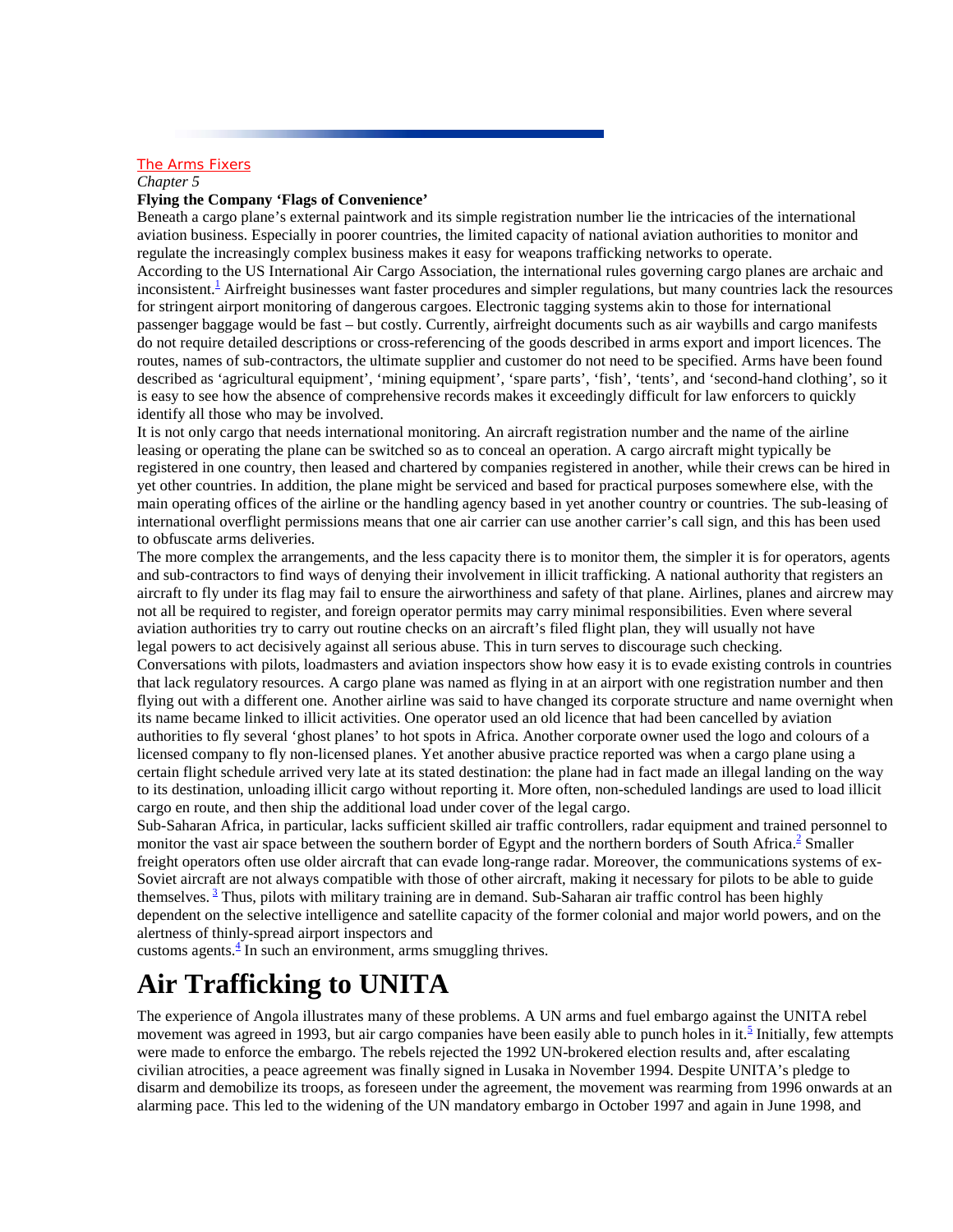The Arms Fixers

*Chapter 5*

**Flying the Company 'Flags of Convenience'**

Beneath a cargo plane's external paintwork and its simple registration number lie the intricacies of the international aviation business. Especially in poorer countries, the limited capacity of national aviation authorities to monitor and regulate the increasingly complex business makes it easy for weapons trafficking networks to operate.

According to the US International Air Cargo Association, the international rules governing cargo planes are archaic and inconsistent.[1] Airfreight businesses want faster procedures and simpler regulations, but many countries lack the resources for stringent airport monitoring of dangerous cargoes. Electronic tagging systems akin to those for international passenger baggage would be fast – but costly. Currently, airfreight documents such as air waybills and cargo manifests do not require detailed descriptions or cross-referencing of the goods described in arms export and import licences. The routes, names of sub-contractors, the ultimate supplier and customer do not need to be specified. Arms have been found described as 'agricultural equipment', 'mining equipment', 'spare parts', 'fish', 'tents', and 'second-hand clothing', so it is easy to see how the absence of comprehensive records makes it exceedingly difficult for law enforcers to quickly identify all those who may be involved.

It is not only cargo that needs international monitoring. An aircraft registration number and the name of the airline leasing or operating the plane can be switched so as to conceal an operation. A cargo aircraft might typically be registered in one country, then leased and chartered by companies registered in another, while their crews can be hired in yet other countries. In addition, the plane might be serviced and based for practical purposes somewhere else, with the main operating offices of the airline or the handling agency based in yet another country or countries. The sub-leasing of international overflight permissions means that one air carrier can use another carrier's call sign, and this has been used to obfuscate arms deliveries.

The more complex the arrangements, and the less capacity there is to monitor them, the simpler it is for operators, agents and sub-contractors to find ways of denying their involvement in illicit trafficking. A national authority that registers an aircraft to fly under its flag may fail to ensure the airworthiness and safety of that plane. Airlines, planes and aircrew may not all be required to register, and foreign operator permits may carry minimal responsibilities. Even where several aviation authorities try to carry out routine checks on an aircraft's filed flight plan, they will usually not have legal powers to act decisively against all serious abuse. This in turn serves to discourage such checking.

Conversations with pilots, loadmasters and aviation inspectors show how easy it is to evade existing controls in countries that lack regulatory resources. A cargo plane was named as flying in at an airport with one registration number and then flying out with a different one. Another airline was said to have changed its corporate structure and name overnight when its name became linked to illicit activities. One operator used an old licence that had been cancelled by aviation authorities to fly several 'ghost planes' to hot spots in Africa. Another corporate owner used the logo and colours of a licensed company to fly non-licensed planes. Yet another abusive practice reported was when a cargo plane using a certain flight schedule arrived very late at its stated destination: the plane had in fact made an illegal landing on the way to its destination, unloading illicit cargo without reporting it. More often, non-scheduled landings are used to load illicit cargo en route, and then ship the additional load under cover of the legal cargo.

Sub-Saharan Africa, in particular, lacks sufficient skilled air traffic controllers, radar equipment and trained personnel to monitor the vast air space between the southern border of Egypt and the northern borders of South Africa.[2] Smaller freight operators often use older aircraft that can evade long-range radar. Moreover, the communications systems of ex-Soviet aircraft are not always compatible with those of other aircraft, making it necessary for pilots to be able to guide themselves.[3] Thus, pilots with military training are in demand. Sub-Saharan air traffic control has been highly dependent on the selective intelligence and satellite capacity of the former colonial and major world powers, and on the alertness of thinly-spread airport inspectors and customs agents.[4] In such an environment, arms smuggling thrives.

# Air Trafficking to UNITA

The experience of Angola illustrates many of these problems. A UN arms and fuel embargo against the UNITA rebel movement was agreed in 1993, but air cargo companies have been easily able to punch holes in it.[5] Initially, few attempts were made to enforce the embargo. The rebels rejected the 1992 UN-brokered election results and, after escalating civilian atrocities, a peace agreement was finally signed in Lusaka in November 1994. Despite UNITA's pledge to disarm and demobilize its troops, as foreseen under the agreement, the movement was rearming from 1996 onwards at an alarming pace. This led to the widening of the UN mandatory embargo in October 1997 and again in June 1998, and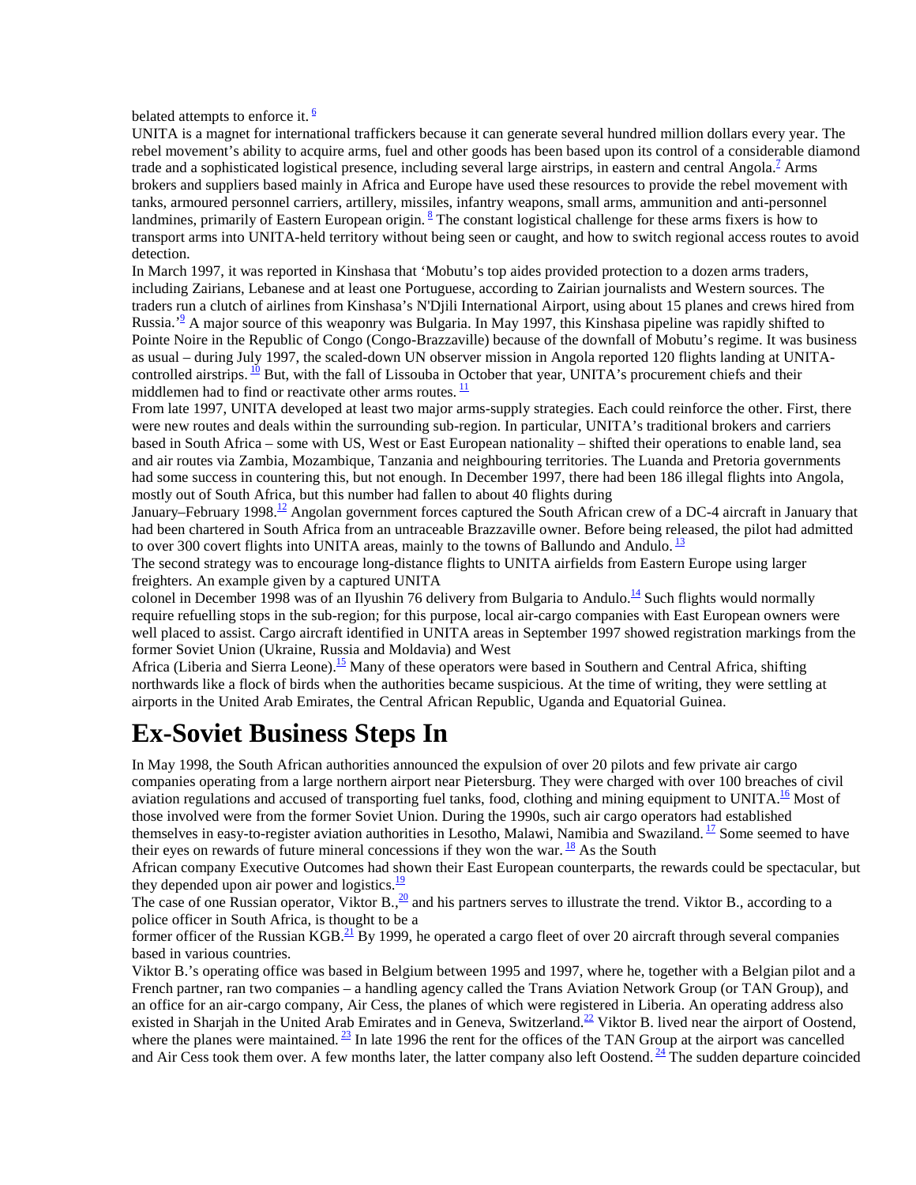belated attempts to enforce it. [6]

UNITA is a magnet for international traffickers because it can generate several hundred million dollars every year. The rebel movement's ability to acquire arms, fuel and other goods has been based upon its control of a considerable diamond trade and a sophisticated logistical presence, including several large airstrips, in eastern and central Angola.[7] Arms brokers and suppliers based mainly in Africa and Europe have used these resources to provide the rebel movement with tanks, armoured personnel carriers, artillery, missiles, infantry weapons, small arms, ammunition and anti-personnel landmines, primarily of Eastern European origin. [8] The constant logistical challenge for these arms fixers is how to transport arms into UNITA-held territory without being seen or caught, and how to switch regional access routes to avoid detection.

In March 1997, it was reported in Kinshasa that 'Mobutu's top aides provided protection to a dozen arms traders, including Zairians, Lebanese and at least one Portuguese, according to Zairian journalists and Western sources. The traders run a clutch of airlines from Kinshasa's N'Djili International Airport, using about 15 planes and crews hired from Russia.'[9] A major source of this weaponry was Bulgaria. In May 1997, this Kinshasa pipeline was rapidly shifted to Pointe Noire in the Republic of Congo (Congo-Brazzaville) because of the downfall of Mobutu's regime. It was business as usual – during July 1997, the scaled-down UN observer mission in Angola reported 120 flights landing at UNITA-controlled airstrips. [10] But, with the fall of Lissouba in October that year, UNITA's procurement chiefs and their middlemen had to find or reactivate other arms routes. [11]

From late 1997, UNITA developed at least two major arms-supply strategies. Each could reinforce the other. First, there were new routes and deals within the surrounding sub-region. In particular, UNITA's traditional brokers and carriers based in South Africa – some with US, West or East European nationality – shifted their operations to enable land, sea and air routes via Zambia, Mozambique, Tanzania and neighbouring territories. The Luanda and Pretoria governments had some success in countering this, but not enough. In December 1997, there had been 186 illegal flights into Angola, mostly out of South Africa, but this number had fallen to about 40 flights during January–February 1998.[12] Angolan government forces captured the South African crew of a DC-4 aircraft in January that had been chartered in South Africa from an untraceable Brazzaville owner. Before being released, the pilot had admitted to over 300 covert flights into UNITA areas, mainly to the towns of Ballundo and Andulo. [13]

The second strategy was to encourage long-distance flights to UNITA airfields from Eastern Europe using larger freighters. An example given by a captured UNITA colonel in December 1998 was of an Ilyushin 76 delivery from Bulgaria to Andulo.[14] Such flights would normally require refuelling stops in the sub-region; for this purpose, local air-cargo companies with East European owners were well placed to assist. Cargo aircraft identified in UNITA areas in September 1997 showed registration markings from the former Soviet Union (Ukraine, Russia and Moldavia) and West Africa (Liberia and Sierra Leone).[15] Many of these operators were based in Southern and Central Africa, shifting northwards like a flock of birds when the authorities became suspicious. At the time of writing, they were settling at airports in the United Arab Emirates, the Central African Republic, Uganda and Equatorial Guinea.

# Ex-Soviet Business Steps In

In May 1998, the South African authorities announced the expulsion of over 20 pilots and few private air cargo companies operating from a large northern airport near Pietersburg. They were charged with over 100 breaches of civil aviation regulations and accused of transporting fuel tanks, food, clothing and mining equipment to UNITA.[16] Most of those involved were from the former Soviet Union. During the 1990s, such air cargo operators had established themselves in easy-to-register aviation authorities in Lesotho, Malawi, Namibia and Swaziland. [17] Some seemed to have their eyes on rewards of future mineral concessions if they won the war. [18] As the South African company Executive Outcomes had shown their East European counterparts, the rewards could be spectacular, but they depended upon air power and logistics.[19]

The case of one Russian operator, Viktor B.,[20] and his partners serves to illustrate the trend. Viktor B., according to a police officer in South Africa, is thought to be a former officer of the Russian KGB.[21] By 1999, he operated a cargo fleet of over 20 aircraft through several companies based in various countries.

Viktor B.'s operating office was based in Belgium between 1995 and 1997, where he, together with a Belgian pilot and a French partner, ran two companies – a handling agency called the Trans Aviation Network Group (or TAN Group), and an office for an air-cargo company, Air Cess, the planes of which were registered in Liberia. An operating address also existed in Sharjah in the United Arab Emirates and in Geneva, Switzerland.[22] Viktor B. lived near the airport of Oostend, where the planes were maintained. [23] In late 1996 the rent for the offices of the TAN Group at the airport was cancelled and Air Cess took them over. A few months later, the latter company also left Oostend. [24] The sudden departure coincided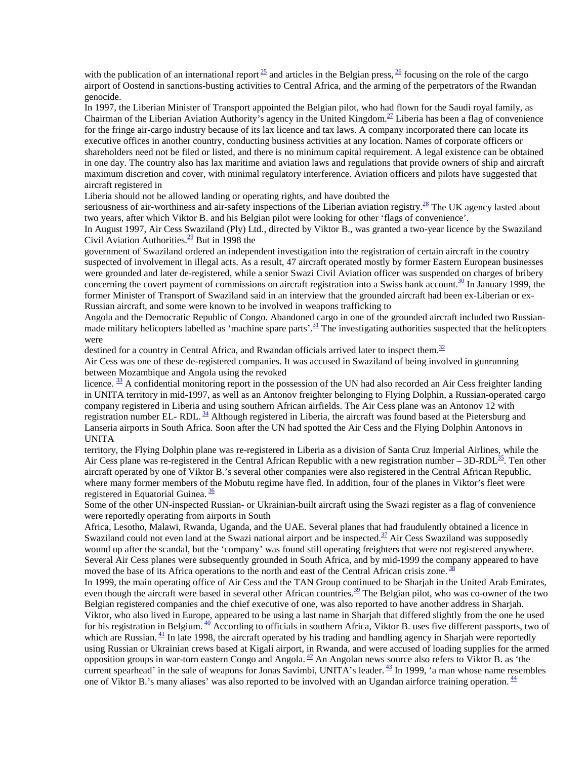with the publication of an international report [25] and articles in the Belgian press, [26] focusing on the role of the cargo airport of Oostend in sanctions-busting activities to Central Africa, and the arming of the perpetrators of the Rwandan genocide.

In 1997, the Liberian Minister of Transport appointed the Belgian pilot, who had flown for the Saudi royal family, as Chairman of the Liberian Aviation Authority's agency in the United Kingdom.[27] Liberia has been a flag of convenience for the fringe air-cargo industry because of its lax licence and tax laws. A company incorporated there can locate its executive offices in another country, conducting business activities at any location. Names of corporate officers or shareholders need not be filed or listed, and there is no minimum capital requirement. A legal existence can be obtained in one day. The country also has lax maritime and aviation laws and regulations that provide owners of ship and aircraft maximum discretion and cover, with minimal regulatory interference. Aviation officers and pilots have suggested that aircraft registered in Liberia should not be allowed landing or operating rights, and have doubted the seriousness of air-worthiness and air-safety inspections of the Liberian aviation registry.[28] The UK agency lasted about two years, after which Viktor B. and his Belgian pilot were looking for other 'flags of convenience'.

In August 1997, Air Cess Swaziland (Ply) Ltd., directed by Viktor B., was granted a two-year licence by the Swaziland Civil Aviation Authorities.[29] But in 1998 the government of Swaziland ordered an independent investigation into the registration of certain aircraft in the country suspected of involvement in illegal acts. As a result, 47 aircraft operated mostly by former Eastern European businesses were grounded and later de-registered, while a senior Swazi Civil Aviation officer was suspended on charges of bribery concerning the covert payment of commissions on aircraft registration into a Swiss bank account.[30] In January 1999, the former Minister of Transport of Swaziland said in an interview that the grounded aircraft had been ex-Liberian or ex-Russian aircraft, and some were known to be involved in weapons trafficking to Angola and the Democratic Republic of Congo. Abandoned cargo in one of the grounded aircraft included two Russian-made military helicopters labelled as 'machine spare parts'.[31] The investigating authorities suspected that the helicopters were destined for a country in Central Africa, and Rwandan officials arrived later to inspect them.[32]

Air Cess was one of these de-registered companies. It was accused in Swaziland of being involved in gunrunning between Mozambique and Angola using the revoked licence. [33] A confidential monitoring report in the possession of the UN had also recorded an Air Cess freighter landing in UNITA territory in mid-1997, as well as an Antonov freighter belonging to Flying Dolphin, a Russian-operated cargo company registered in Liberia and using southern African airfields. The Air Cess plane was an Antonov 12 with registration number EL- RDL. [34] Although registered in Liberia, the aircraft was found based at the Pietersburg and Lanseria airports in South Africa. Soon after the UN had spotted the Air Cess and the Flying Dolphin Antonovs in UNITA territory, the Flying Dolphin plane was re-registered in Liberia as a division of Santa Cruz Imperial Airlines, while the Air Cess plane was re-registered in the Central African Republic with a new registration number – 3D-RDL[35]. Ten other aircraft operated by one of Viktor B.'s several other companies were also registered in the Central African Republic, where many former members of the Mobutu regime have fled. In addition, four of the planes in Viktor's fleet were registered in Equatorial Guinea. [36]

Some of the other UN-inspected Russian- or Ukrainian-built aircraft using the Swazi register as a flag of convenience were reportedly operating from airports in South Africa, Lesotho, Malawi, Rwanda, Uganda, and the UAE. Several planes that had fraudulently obtained a licence in Swaziland could not even land at the Swazi national airport and be inspected.[37] Air Cess Swaziland was supposedly wound up after the scandal, but the 'company' was found still operating freighters that were not registered anywhere. Several Air Cess planes were subsequently grounded in South Africa, and by mid-1999 the company appeared to have moved the base of its Africa operations to the north and east of the Central African crisis zone. [38]

In 1999, the main operating office of Air Cess and the TAN Group continued to be Sharjah in the United Arab Emirates, even though the aircraft were based in several other African countries.[39] The Belgian pilot, who was co-owner of the two Belgian registered companies and the chief executive of one, was also reported to have another address in Sharjah. Viktor, who also lived in Europe, appeared to be using a last name in Sharjah that differed slightly from the one he used for his registration in Belgium. [40] According to officials in southern Africa, Viktor B. uses five different passports, two of which are Russian. [41] In late 1998, the aircraft operated by his trading and handling agency in Sharjah were reportedly using Russian or Ukrainian crews based at Kigali airport, in Rwanda, and were accused of loading supplies for the armed opposition groups in war-torn eastern Congo and Angola. [42] An Angolan news source also refers to Viktor B. as 'the current spearhead' in the sale of weapons for Jonas Savimbi, UNITA's leader. [43] In 1999, 'a man whose name resembles one of Viktor B.'s many aliases' was also reported to be involved with an Ugandan airforce training operation. [44]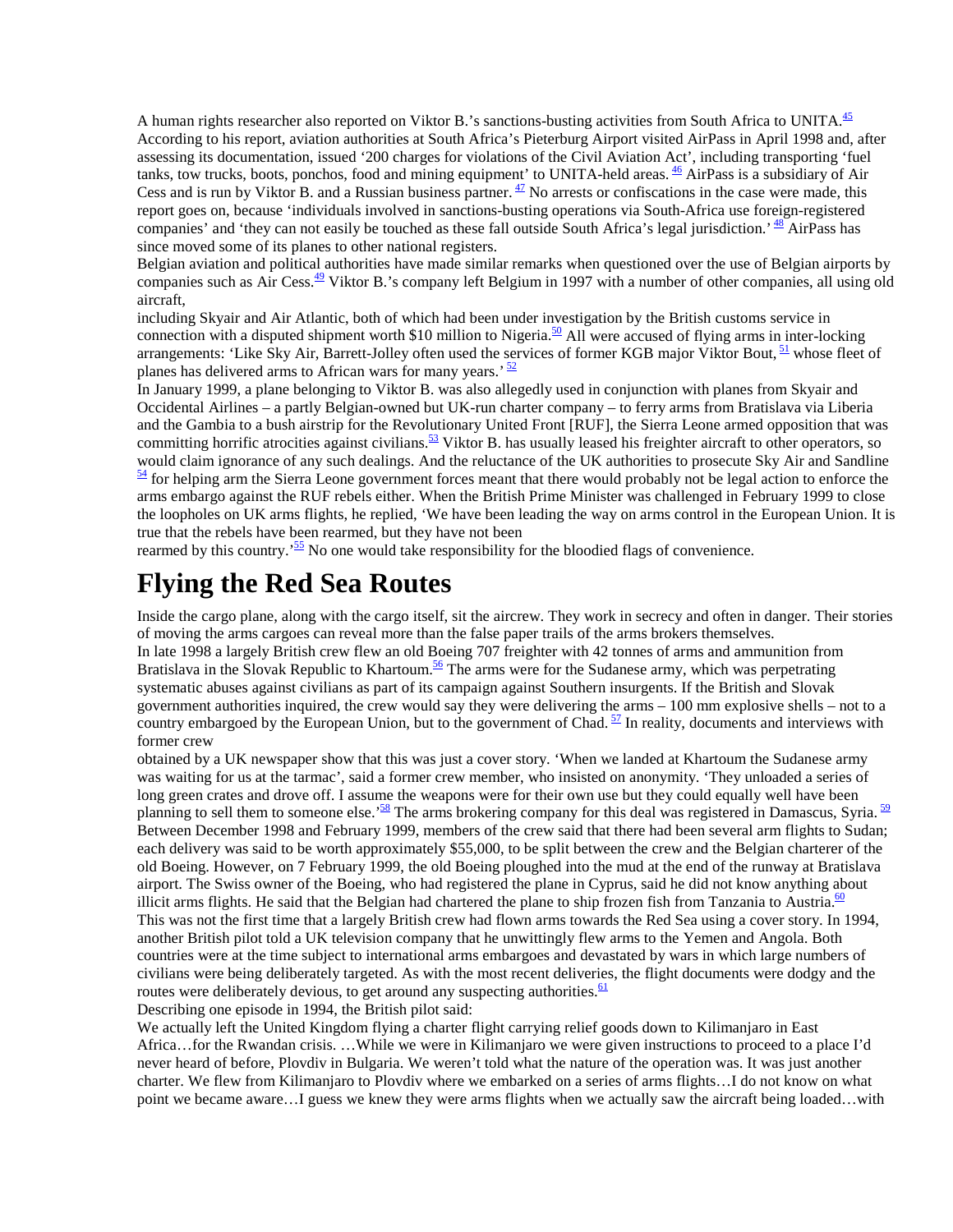A human rights researcher also reported on Viktor B.'s sanctions-busting activities from South Africa to UNITA.[45] According to his report, aviation authorities at South Africa's Pieterburg Airport visited AirPass in April 1998 and, after assessing its documentation, issued '200 charges for violations of the Civil Aviation Act', including transporting 'fuel tanks, tow trucks, boots, ponchos, food and mining equipment' to UNITA-held areas.[46] AirPass is a subsidiary of Air Cess and is run by Viktor B. and a Russian business partner.[47] No arrests or confiscations in the case were made, this report goes on, because 'individuals involved in sanctions-busting operations via South-Africa use foreign-registered companies' and 'they can not easily be touched as these fall outside South Africa's legal jurisdiction.'[48] AirPass has since moved some of its planes to other national registers.

Belgian aviation and political authorities have made similar remarks when questioned over the use of Belgian airports by companies such as Air Cess.[49] Viktor B.'s company left Belgium in 1997 with a number of other companies, all using old aircraft, including Skyair and Air Atlantic, both of which had been under investigation by the British customs service in connection with a disputed shipment worth $10 million to Nigeria.[50] All were accused of flying arms in inter-locking arrangements: 'Like Sky Air, Barrett-Jolley often used the services of former KGB major Viktor Bout,[51] whose fleet of planes has delivered arms to African wars for many years.'[52]

In January 1999, a plane belonging to Viktor B. was also allegedly used in conjunction with planes from Skyair and Occidental Airlines – a partly Belgian-owned but UK-run charter company – to ferry arms from Bratislava via Liberia and the Gambia to a bush airstrip for the Revolutionary United Front [RUF], the Sierra Leone armed opposition that was committing horrific atrocities against civilians.[53] Viktor B. has usually leased his freighter aircraft to other operators, so would claim ignorance of any such dealings. And the reluctance of the UK authorities to prosecute Sky Air and Sandline [54] for helping arm the Sierra Leone government forces meant that there would probably not be legal action to enforce the arms embargo against the RUF rebels either. When the British Prime Minister was challenged in February 1999 to close the loopholes on UK arms flights, he replied, 'We have been leading the way on arms control in the European Union. It is true that the rebels have been rearmed, but they have not been rearmed by this country.'[55] No one would take responsibility for the bloodied flags of convenience.

# Flying the Red Sea Routes

Inside the cargo plane, along with the cargo itself, sit the aircrew. They work in secrecy and often in danger. Their stories of moving the arms cargoes can reveal more than the false paper trails of the arms brokers themselves.

In late 1998 a largely British crew flew an old Boeing 707 freighter with 42 tonnes of arms and ammunition from Bratislava in the Slovak Republic to Khartoum.[56] The arms were for the Sudanese army, which was perpetrating systematic abuses against civilians as part of its campaign against Southern insurgents. If the British and Slovak government authorities inquired, the crew would say they were delivering the arms – 100 mm explosive shells – not to a country embargoed by the European Union, but to the government of Chad.[57] In reality, documents and interviews with former crew obtained by a UK newspaper show that this was just a cover story. 'When we landed at Khartoum the Sudanese army was waiting for us at the tarmac', said a former crew member, who insisted on anonymity. 'They unloaded a series of long green crates and drove off. I assume the weapons were for their own use but they could equally well have been planning to sell them to someone else.'[58] The arms brokering company for this deal was registered in Damascus, Syria.[59] Between December 1998 and February 1999, members of the crew said that there had been several arm flights to Sudan; each delivery was said to be worth approximately $55,000, to be split between the crew and the Belgian charterer of the old Boeing. However, on 7 February 1999, the old Boeing ploughed into the mud at the end of the runway at Bratislava airport. The Swiss owner of the Boeing, who had registered the plane in Cyprus, said he did not know anything about illicit arms flights. He said that the Belgian had chartered the plane to ship frozen fish from Tanzania to Austria.[60]

This was not the first time that a largely British crew had flown arms towards the Red Sea using a cover story. In 1994, another British pilot told a UK television company that he unwittingly flew arms to the Yemen and Angola. Both countries were at the time subject to international arms embargoes and devastated by wars in which large numbers of civilians were being deliberately targeted. As with the most recent deliveries, the flight documents were dodgy and the routes were deliberately devious, to get around any suspecting authorities.[61]

Describing one episode in 1994, the British pilot said:

We actually left the United Kingdom flying a charter flight carrying relief goods down to Kilimanjaro in East Africa…for the Rwandan crisis. …While we were in Kilimanjaro we were given instructions to proceed to a place I'd never heard of before, Plovdiv in Bulgaria. We weren't told what the nature of the operation was. It was just another charter. We flew from Kilimanjaro to Plovdiv where we embarked on a series of arms flights…I do not know on what point we became aware…I guess we knew they were arms flights when we actually saw the aircraft being loaded…with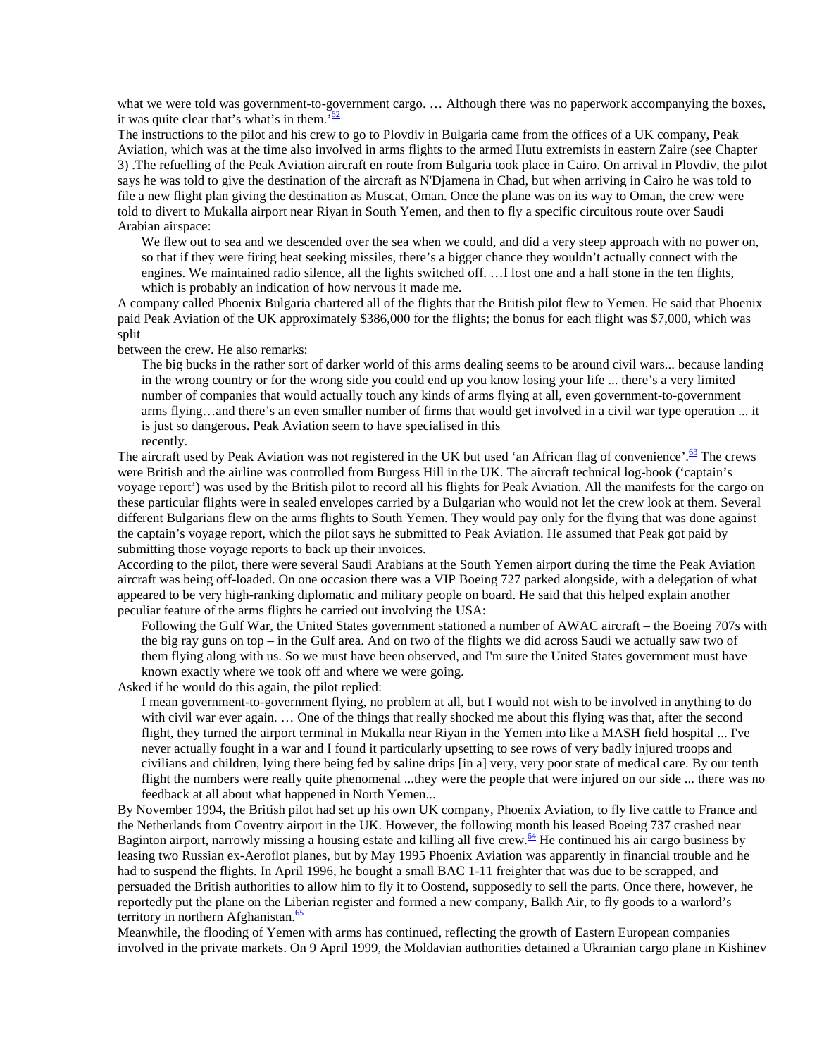what we were told was government-to-government cargo. … Although there was no paperwork accompanying the boxes, it was quite clear that's what's in them.'[62]

The instructions to the pilot and his crew to go to Plovdiv in Bulgaria came from the offices of a UK company, Peak Aviation, which was at the time also involved in arms flights to the armed Hutu extremists in eastern Zaire (see Chapter 3) .The refuelling of the Peak Aviation aircraft en route from Bulgaria took place in Cairo. On arrival in Plovdiv, the pilot says he was told to give the destination of the aircraft as N'Djamena in Chad, but when arriving in Cairo he was told to file a new flight plan giving the destination as Muscat, Oman. Once the plane was on its way to Oman, the crew were told to divert to Mukalla airport near Riyan in South Yemen, and then to fly a specific circuitous route over Saudi Arabian airspace:

> We flew out to sea and we descended over the sea when we could, and did a very steep approach with no power on, so that if they were firing heat seeking missiles, there's a bigger chance they wouldn't actually connect with the engines. We maintained radio silence, all the lights switched off. …I lost one and a half stone in the ten flights, which is probably an indication of how nervous it made me.

A company called Phoenix Bulgaria chartered all of the flights that the British pilot flew to Yemen. He said that Phoenix paid Peak Aviation of the UK approximately $386,000 for the flights; the bonus for each flight was $7,000, which was split between the crew. He also remarks:

> The big bucks in the rather sort of darker world of this arms dealing seems to be around civil wars... because landing in the wrong country or for the wrong side you could end up you know losing your life ... there's a very limited number of companies that would actually touch any kinds of arms flying at all, even government-to-government arms flying…and there's an even smaller number of firms that would get involved in a civil war type operation ... it is just so dangerous. Peak Aviation seem to have specialised in this recently.

The aircraft used by Peak Aviation was not registered in the UK but used 'an African flag of convenience'.[63] The crews were British and the airline was controlled from Burgess Hill in the UK. The aircraft technical log-book ('captain's voyage report') was used by the British pilot to record all his flights for Peak Aviation. All the manifests for the cargo on these particular flights were in sealed envelopes carried by a Bulgarian who would not let the crew look at them. Several different Bulgarians flew on the arms flights to South Yemen. They would pay only for the flying that was done against the captain's voyage report, which the pilot says he submitted to Peak Aviation. He assumed that Peak got paid by submitting those voyage reports to back up their invoices.

According to the pilot, there were several Saudi Arabians at the South Yemen airport during the time the Peak Aviation aircraft was being off-loaded. On one occasion there was a VIP Boeing 727 parked alongside, with a delegation of what appeared to be very high-ranking diplomatic and military people on board. He said that this helped explain another peculiar feature of the arms flights he carried out involving the USA:

> Following the Gulf War, the United States government stationed a number of AWAC aircraft – the Boeing 707s with the big ray guns on top – in the Gulf area. And on two of the flights we did across Saudi we actually saw two of them flying along with us. So we must have been observed, and I'm sure the United States government must have known exactly where we took off and where we were going.

Asked if he would do this again, the pilot replied:

> I mean government-to-government flying, no problem at all, but I would not wish to be involved in anything to do with civil war ever again. … One of the things that really shocked me about this flying was that, after the second flight, they turned the airport terminal in Mukalla near Riyan in the Yemen into like a MASH field hospital ... I've never actually fought in a war and I found it particularly upsetting to see rows of very badly injured troops and civilians and children, lying there being fed by saline drips [in a] very, very poor state of medical care. By our tenth flight the numbers were really quite phenomenal ...they were the people that were injured on our side ... there was no feedback at all about what happened in North Yemen...

By November 1994, the British pilot had set up his own UK company, Phoenix Aviation, to fly live cattle to France and the Netherlands from Coventry airport in the UK. However, the following month his leased Boeing 737 crashed near Baginton airport, narrowly missing a housing estate and killing all five crew.[64] He continued his air cargo business by leasing two Russian ex-Aeroflot planes, but by May 1995 Phoenix Aviation was apparently in financial trouble and he had to suspend the flights. In April 1996, he bought a small BAC 1-11 freighter that was due to be scrapped, and persuaded the British authorities to allow him to fly it to Oostend, supposedly to sell the parts. Once there, however, he reportedly put the plane on the Liberian register and formed a new company, Balkh Air, to fly goods to a warlord's territory in northern Afghanistan.[65]

Meanwhile, the flooding of Yemen with arms has continued, reflecting the growth of Eastern European companies involved in the private markets. On 9 April 1999, the Moldavian authorities detained a Ukrainian cargo plane in Kishinev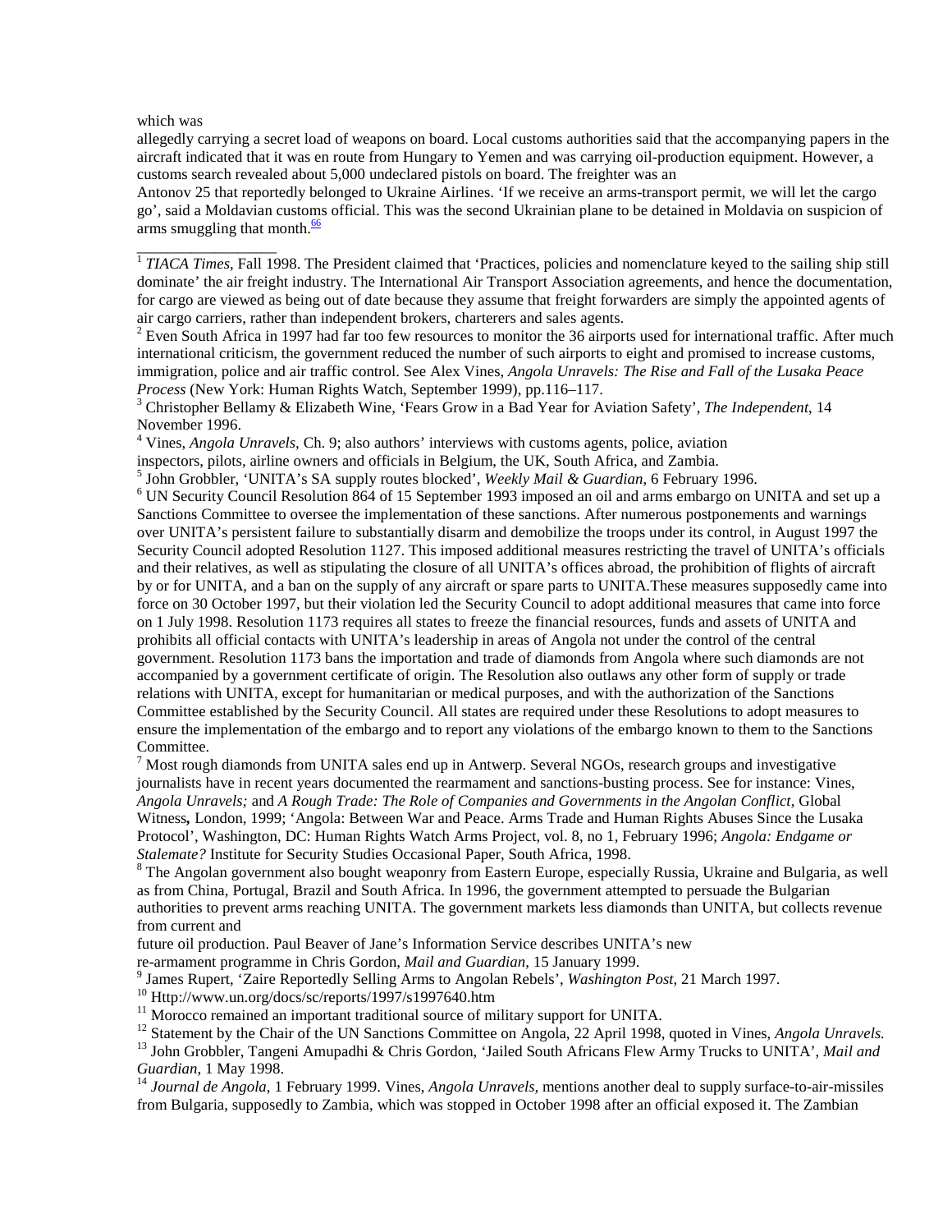which was
allegedly carrying a secret load of weapons on board. Local customs authorities said that the accompanying papers in the aircraft indicated that it was en route from Hungary to Yemen and was carrying oil-production equipment. However, a customs search revealed about 5,000 undeclared pistols on board. The freighter was an
Antonov 25 that reportedly belonged to Ukraine Airlines. 'If we receive an arms-transport permit, we will let the cargo go', said a Moldavian customs official. This was the second Ukrainian plane to be detained in Moldavia on suspicion of arms smuggling that month.[66]

---

[1] *TIACA Times*, Fall 1998. The President claimed that 'Practices, policies and nomenclature keyed to the sailing ship still dominate' the air freight industry. The International Air Transport Association agreements, and hence the documentation, for cargo are viewed as being out of date because they assume that freight forwarders are simply the appointed agents of air cargo carriers, rather than independent brokers, charterers and sales agents.

[2] Even South Africa in 1997 had far too few resources to monitor the 36 airports used for international traffic. After much international criticism, the government reduced the number of such airports to eight and promised to increase customs, immigration, police and air traffic control. See Alex Vines, *Angola Unravels: The Rise and Fall of the Lusaka Peace Process* (New York: Human Rights Watch, September 1999), pp.116–117.

[3] Christopher Bellamy & Elizabeth Wine, 'Fears Grow in a Bad Year for Aviation Safety', *The Independent*, 14 November 1996.

[4] Vines, *Angola Unravels*, Ch. 9; also authors' interviews with customs agents, police, aviation inspectors, pilots, airline owners and officials in Belgium, the UK, South Africa, and Zambia.

[5] John Grobbler, 'UNITA's SA supply routes blocked', *Weekly Mail & Guardian*, 6 February 1996.

[6] UN Security Council Resolution 864 of 15 September 1993 imposed an oil and arms embargo on UNITA and set up a Sanctions Committee to oversee the implementation of these sanctions. After numerous postponements and warnings over UNITA's persistent failure to substantially disarm and demobilize the troops under its control, in August 1997 the Security Council adopted Resolution 1127. This imposed additional measures restricting the travel of UNITA's officials and their relatives, as well as stipulating the closure of all UNITA's offices abroad, the prohibition of flights of aircraft by or for UNITA, and a ban on the supply of any aircraft or spare parts to UNITA.These measures supposedly came into force on 30 October 1997, but their violation led the Security Council to adopt additional measures that came into force on 1 July 1998. Resolution 1173 requires all states to freeze the financial resources, funds and assets of UNITA and prohibits all official contacts with UNITA's leadership in areas of Angola not under the control of the central government. Resolution 1173 bans the importation and trade of diamonds from Angola where such diamonds are not accompanied by a government certificate of origin. The Resolution also outlaws any other form of supply or trade relations with UNITA, except for humanitarian or medical purposes, and with the authorization of the Sanctions Committee established by the Security Council. All states are required under these Resolutions to adopt measures to ensure the implementation of the embargo and to report any violations of the embargo known to them to the Sanctions Committee.

[7] Most rough diamonds from UNITA sales end up in Antwerp. Several NGOs, research groups and investigative journalists have in recent years documented the rearmament and sanctions-busting process. See for instance: Vines, *Angola Unravels;* and *A Rough Trade: The Role of Companies and Governments in the Angolan Conflict*, Global Witness**,** London, 1999; 'Angola: Between War and Peace. Arms Trade and Human Rights Abuses Since the Lusaka Protocol', Washington, DC: Human Rights Watch Arms Project, vol. 8, no 1, February 1996; *Angola: Endgame or Stalemate?* Institute for Security Studies Occasional Paper, South Africa, 1998.

[8] The Angolan government also bought weaponry from Eastern Europe, especially Russia, Ukraine and Bulgaria, as well as from China, Portugal, Brazil and South Africa. In 1996, the government attempted to persuade the Bulgarian authorities to prevent arms reaching UNITA. The government markets less diamonds than UNITA, but collects revenue from current and
future oil production. Paul Beaver of Jane's Information Service describes UNITA's new
re-armament programme in Chris Gordon, *Mail and Guardian*, 15 January 1999.

[9] James Rupert, 'Zaire Reportedly Selling Arms to Angolan Rebels', *Washington Post*, 21 March 1997.

[10] Http://www.un.org/docs/sc/reports/1997/s1997640.htm

[11] Morocco remained an important traditional source of military support for UNITA.

[12] Statement by the Chair of the UN Sanctions Committee on Angola, 22 April 1998, quoted in Vines, *Angola Unravels.*

[13] John Grobbler, Tangeni Amupadhi & Chris Gordon, 'Jailed South Africans Flew Army Trucks to UNITA', *Mail and Guardian*, 1 May 1998.

[14] *Journal de Angola*, 1 February 1999. Vines, *Angola Unravels,* mentions another deal to supply surface-to-air-missiles from Bulgaria, supposedly to Zambia, which was stopped in October 1998 after an official exposed it. The Zambian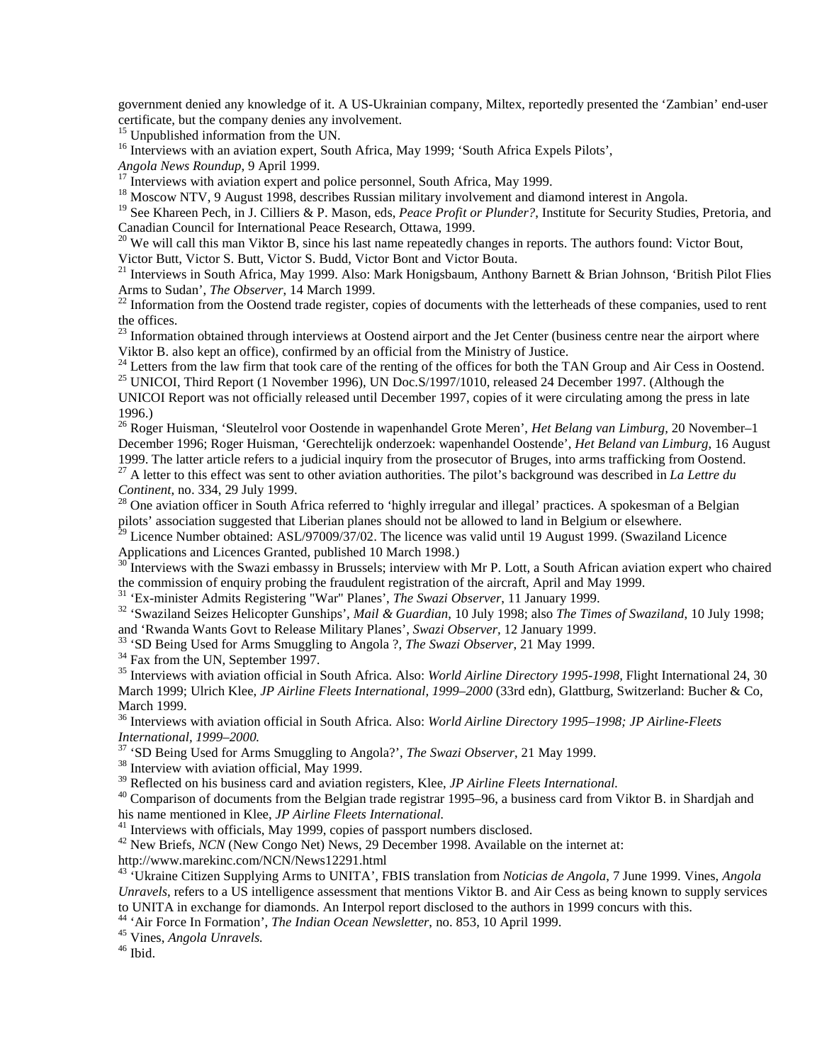government denied any knowledge of it. A US-Ukrainian company, Miltex, reportedly presented the 'Zambian' end-user certificate, but the company denies any involvement.

[15] Unpublished information from the UN.

[16] Interviews with an aviation expert, South Africa, May 1999; 'South Africa Expels Pilots', *Angola News Roundup*, 9 April 1999.

[17] Interviews with aviation expert and police personnel, South Africa, May 1999.

[18] Moscow NTV, 9 August 1998, describes Russian military involvement and diamond interest in Angola.

[19] See Khareen Pech, in J. Cilliers & P. Mason, eds, *Peace Profit or Plunder?*, Institute for Security Studies, Pretoria, and Canadian Council for International Peace Research, Ottawa, 1999.

[20] We will call this man Viktor B, since his last name repeatedly changes in reports. The authors found: Victor Bout, Victor Butt, Victor S. Butt, Victor S. Budd, Victor Bont and Victor Bouta.

[21] Interviews in South Africa, May 1999. Also: Mark Honigsbaum, Anthony Barnett & Brian Johnson, 'British Pilot Flies Arms to Sudan', *The Observer*, 14 March 1999.

[22] Information from the Oostend trade register, copies of documents with the letterheads of these companies, used to rent the offices.

[23] Information obtained through interviews at Oostend airport and the Jet Center (business centre near the airport where Viktor B. also kept an office), confirmed by an official from the Ministry of Justice.

[24] Letters from the law firm that took care of the renting of the offices for both the TAN Group and Air Cess in Oostend.

[25] UNICOI, Third Report (1 November 1996), UN Doc.S/1997/1010, released 24 December 1997. (Although the UNICOI Report was not officially released until December 1997, copies of it were circulating among the press in late 1996.)

[26] Roger Huisman, 'Sleutelrol voor Oostende in wapenhandel Grote Meren', *Het Belang van Limburg*, 20 November–1 December 1996; Roger Huisman, 'Gerechtelijk onderzoek: wapenhandel Oostende', *Het Beland van Limburg*, 16 August 1999. The latter article refers to a judicial inquiry from the prosecutor of Bruges, into arms trafficking from Oostend.

[27] A letter to this effect was sent to other aviation authorities. The pilot's background was described in *La Lettre du Continent*, no. 334, 29 July 1999.

[28] One aviation officer in South Africa referred to 'highly irregular and illegal' practices. A spokesman of a Belgian pilots' association suggested that Liberian planes should not be allowed to land in Belgium or elsewhere.

[29] Licence Number obtained: ASL/97009/37/02. The licence was valid until 19 August 1999. (Swaziland Licence Applications and Licences Granted, published 10 March 1998.)

[30] Interviews with the Swazi embassy in Brussels; interview with Mr P. Lott, a South African aviation expert who chaired the commission of enquiry probing the fraudulent registration of the aircraft, April and May 1999.

[31] 'Ex-minister Admits Registering "War" Planes', *The Swazi Observer*, 11 January 1999.

[32] 'Swaziland Seizes Helicopter Gunships', *Mail & Guardian*, 10 July 1998; also *The Times of Swaziland*, 10 July 1998; and 'Rwanda Wants Govt to Release Military Planes', *Swazi Observer*, 12 January 1999.

[33] 'SD Being Used for Arms Smuggling to Angola ?, *The Swazi Observer*, 21 May 1999.

[34] Fax from the UN, September 1997.

[35] Interviews with aviation official in South Africa. Also: *World Airline Directory 1995-1998*, Flight International 24, 30 March 1999; Ulrich Klee, *JP Airline Fleets International, 1999–2000* (33rd edn), Glattburg, Switzerland: Bucher & Co, March 1999.

[36] Interviews with aviation official in South Africa. Also: *World Airline Directory 1995–1998; JP Airline-Fleets International, 1999–2000.*

[37] 'SD Being Used for Arms Smuggling to Angola?', *The Swazi Observer*, 21 May 1999.

[38] Interview with aviation official, May 1999.

[39] Reflected on his business card and aviation registers, Klee, *JP Airline Fleets International.*

[40] Comparison of documents from the Belgian trade registrar 1995–96, a business card from Viktor B. in Shardjah and his name mentioned in Klee, *JP Airline Fleets International.*

[41] Interviews with officials, May 1999, copies of passport numbers disclosed.

[42] New Briefs, *NCN* (New Congo Net) News, 29 December 1998. Available on the internet at: http://www.marekinc.com/NCN/News12291.html

[43] 'Ukraine Citizen Supplying Arms to UNITA', FBIS translation from *Noticias de Angola*, 7 June 1999. Vines, *Angola Unravels*, refers to a US intelligence assessment that mentions Viktor B. and Air Cess as being known to supply services to UNITA in exchange for diamonds. An Interpol report disclosed to the authors in 1999 concurs with this.

[44] 'Air Force In Formation', *The Indian Ocean Newsletter*, no. 853, 10 April 1999.

[45] Vines, *Angola Unravels.*

[46] Ibid.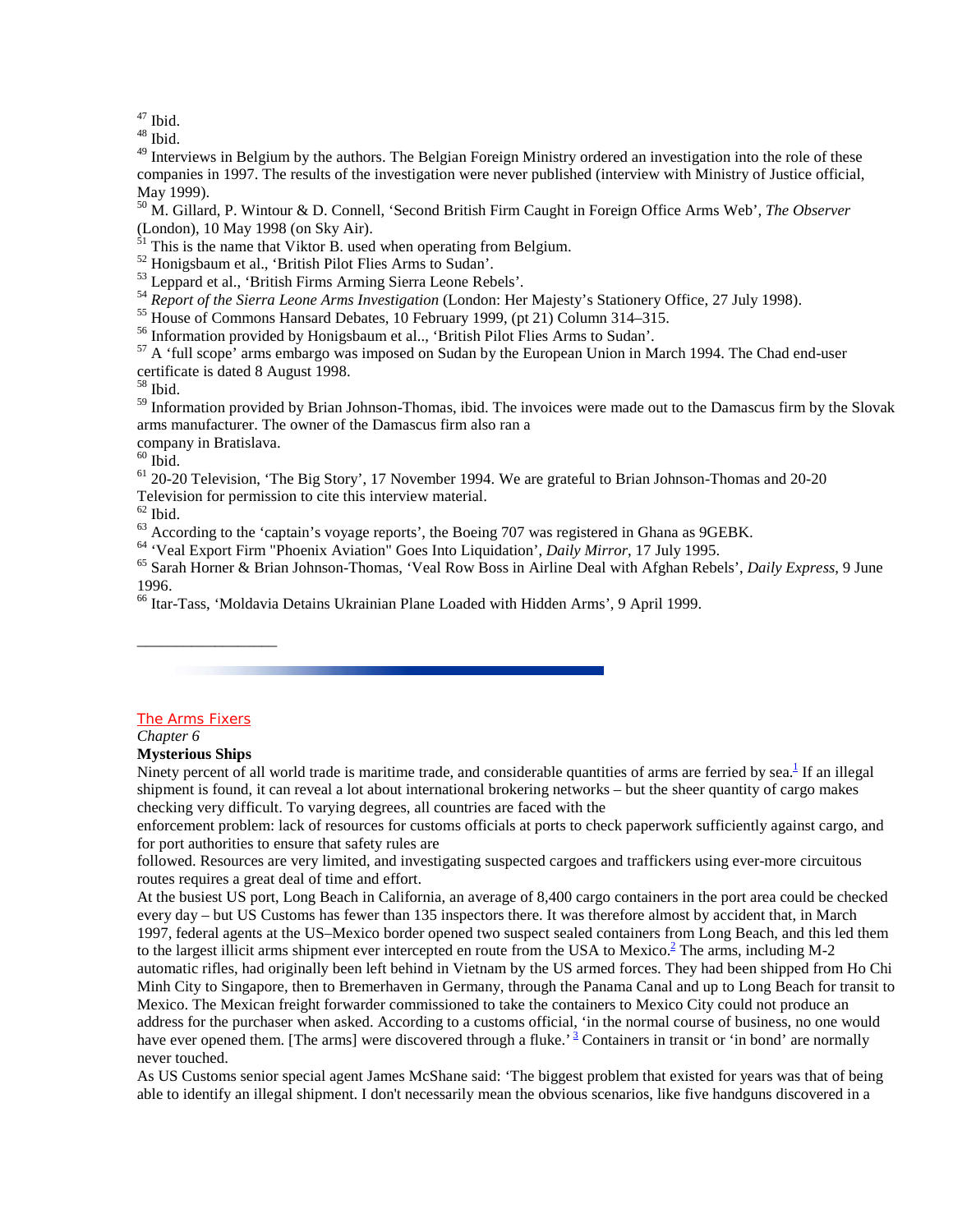[47] Ibid.

[48] Ibid.

[49] Interviews in Belgium by the authors. The Belgian Foreign Ministry ordered an investigation into the role of these companies in 1997. The results of the investigation were never published (interview with Ministry of Justice official, May 1999).

[50] M. Gillard, P. Wintour & D. Connell, 'Second British Firm Caught in Foreign Office Arms Web', *The Observer* (London), 10 May 1998 (on Sky Air).

[51] This is the name that Viktor B. used when operating from Belgium.

[52] Honigsbaum et al., 'British Pilot Flies Arms to Sudan'.

[53] Leppard et al., 'British Firms Arming Sierra Leone Rebels'.

[54] *Report of the Sierra Leone Arms Investigation* (London: Her Majesty's Stationery Office, 27 July 1998).

[55] House of Commons Hansard Debates, 10 February 1999, (pt 21) Column 314–315.

[56] Information provided by Honigsbaum et al.., 'British Pilot Flies Arms to Sudan'.

[57] A 'full scope' arms embargo was imposed on Sudan by the European Union in March 1994. The Chad end-user certificate is dated 8 August 1998.

[58] Ibid.

[59] Information provided by Brian Johnson-Thomas, ibid. The invoices were made out to the Damascus firm by the Slovak arms manufacturer. The owner of the Damascus firm also ran a company in Bratislava.

[60] Ibid.

[61] 20-20 Television, 'The Big Story', 17 November 1994. We are grateful to Brian Johnson-Thomas and 20-20 Television for permission to cite this interview material.

[62] Ibid.

[63] According to the 'captain's voyage reports', the Boeing 707 was registered in Ghana as 9GEBK.

[64] 'Veal Export Firm "Phoenix Aviation" Goes Into Liquidation', *Daily Mirror*, 17 July 1995.

[65] Sarah Horner & Brian Johnson-Thomas, 'Veal Row Boss in Airline Deal with Afghan Rebels', *Daily Express*, 9 June 1996.

[66] Itar-Tass, 'Moldavia Detains Ukrainian Plane Loaded with Hidden Arms', 9 April 1999.

---

The Arms Fixers

*Chapter 6*

## Mysterious Ships

Ninety percent of all world trade is maritime trade, and considerable quantities of arms are ferried by sea.[1] If an illegal shipment is found, it can reveal a lot about international brokering networks – but the sheer quantity of cargo makes checking very difficult. To varying degrees, all countries are faced with the enforcement problem: lack of resources for customs officials at ports to check paperwork sufficiently against cargo, and for port authorities to ensure that safety rules are followed. Resources are very limited, and investigating suspected cargoes and traffickers using ever-more circuitous routes requires a great deal of time and effort.

At the busiest US port, Long Beach in California, an average of 8,400 cargo containers in the port area could be checked every day – but US Customs has fewer than 135 inspectors there. It was therefore almost by accident that, in March 1997, federal agents at the US–Mexico border opened two suspect sealed containers from Long Beach, and this led them to the largest illicit arms shipment ever intercepted en route from the USA to Mexico.[2] The arms, including M-2 automatic rifles, had originally been left behind in Vietnam by the US armed forces. They had been shipped from Ho Chi Minh City to Singapore, then to Bremerhaven in Germany, through the Panama Canal and up to Long Beach for transit to Mexico. The Mexican freight forwarder commissioned to take the containers to Mexico City could not produce an address for the purchaser when asked. According to a customs official, 'in the normal course of business, no one would have ever opened them. [The arms] were discovered through a fluke.'[3] Containers in transit or 'in bond' are normally never touched.

As US Customs senior special agent James McShane said: 'The biggest problem that existed for years was that of being able to identify an illegal shipment. I don't necessarily mean the obvious scenarios, like five handguns discovered in a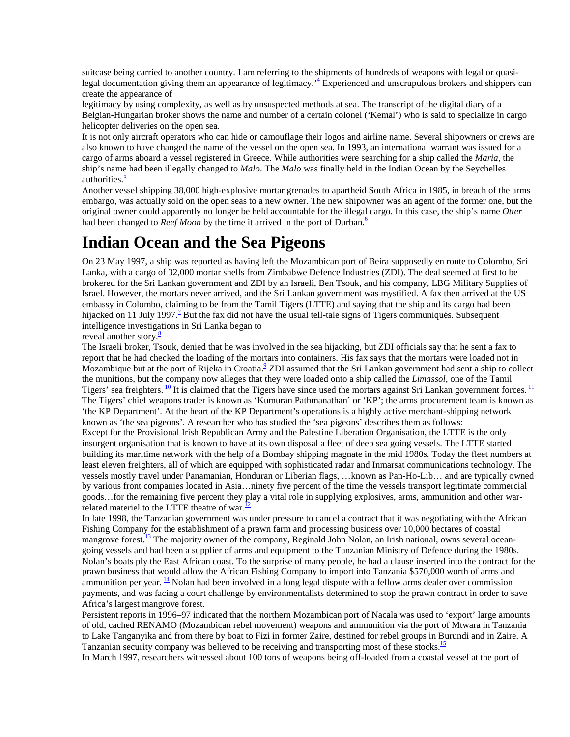suitcase being carried to another country. I am referring to the shipments of hundreds of weapons with legal or quasi-legal documentation giving them an appearance of legitimacy.'[4] Experienced and unscrupulous brokers and shippers can create the appearance of legitimacy by using complexity, as well as by unsuspected methods at sea. The transcript of the digital diary of a Belgian-Hungarian broker shows the name and number of a certain colonel ('Kemal') who is said to specialize in cargo helicopter deliveries on the open sea.

It is not only aircraft operators who can hide or camouflage their logos and airline name. Several shipowners or crews are also known to have changed the name of the vessel on the open sea. In 1993, an international warrant was issued for a cargo of arms aboard a vessel registered in Greece. While authorities were searching for a ship called the *Maria*, the ship's name had been illegally changed to *Malo*. The *Malo* was finally held in the Indian Ocean by the Seychelles authorities.[5]

Another vessel shipping 38,000 high-explosive mortar grenades to apartheid South Africa in 1985, in breach of the arms embargo, was actually sold on the open seas to a new owner. The new shipowner was an agent of the former one, but the original owner could apparently no longer be held accountable for the illegal cargo. In this case, the ship's name *Otter* had been changed to *Reef Moon* by the time it arrived in the port of Durban.[6]

# Indian Ocean and the Sea Pigeons

On 23 May 1997, a ship was reported as having left the Mozambican port of Beira supposedly en route to Colombo, Sri Lanka, with a cargo of 32,000 mortar shells from Zimbabwe Defence Industries (ZDI). The deal seemed at first to be brokered for the Sri Lankan government and ZDI by an Israeli, Ben Tsouk, and his company, LBG Military Supplies of Israel. However, the mortars never arrived, and the Sri Lankan government was mystified. A fax then arrived at the US embassy in Colombo, claiming to be from the Tamil Tigers (LTTE) and saying that the ship and its cargo had been hijacked on 11 July 1997.[7] But the fax did not have the usual tell-tale signs of Tigers communiqués. Subsequent intelligence investigations in Sri Lanka began to reveal another story.[8]

The Israeli broker, Tsouk, denied that he was involved in the sea hijacking, but ZDI officials say that he sent a fax to report that he had checked the loading of the mortars into containers. His fax says that the mortars were loaded not in Mozambique but at the port of Rijeka in Croatia.[9] ZDI assumed that the Sri Lankan government had sent a ship to collect the munitions, but the company now alleges that they were loaded onto a ship called the *Limassol*, one of the Tamil Tigers' sea freighters.[10] It is claimed that the Tigers have since used the mortars against Sri Lankan government forces.[11] The Tigers' chief weapons trader is known as 'Kumuran Pathmanathan' or 'KP'; the arms procurement team is known as 'the KP Department'. At the heart of the KP Department's operations is a highly active merchant-shipping network known as 'the sea pigeons'. A researcher who has studied the 'sea pigeons' describes them as follows:

Except for the Provisional Irish Republican Army and the Palestine Liberation Organisation, the LTTE is the only insurgent organisation that is known to have at its own disposal a fleet of deep sea going vessels. The LTTE started building its maritime network with the help of a Bombay shipping magnate in the mid 1980s. Today the fleet numbers at least eleven freighters, all of which are equipped with sophisticated radar and Inmarsat communications technology. The vessels mostly travel under Panamanian, Honduran or Liberian flags, …known as Pan-Ho-Lib… and are typically owned by various front companies located in Asia…ninety five percent of the time the vessels transport legitimate commercial goods…for the remaining five percent they play a vital role in supplying explosives, arms, ammunition and other war-related materiel to the LTTE theatre of war.[12]

In late 1998, the Tanzanian government was under pressure to cancel a contract that it was negotiating with the African Fishing Company for the establishment of a prawn farm and processing business over 10,000 hectares of coastal mangrove forest.[13] The majority owner of the company, Reginald John Nolan, an Irish national, owns several ocean-going vessels and had been a supplier of arms and equipment to the Tanzanian Ministry of Defence during the 1980s. Nolan's boats ply the East African coast. To the surprise of many people, he had a clause inserted into the contract for the prawn business that would allow the African Fishing Company to import into Tanzania $570,000 worth of arms and ammunition per year.[14] Nolan had been involved in a long legal dispute with a fellow arms dealer over commission payments, and was facing a court challenge by environmentalists determined to stop the prawn contract in order to save Africa's largest mangrove forest.

Persistent reports in 1996–97 indicated that the northern Mozambican port of Nacala was used to 'export' large amounts of old, cached RENAMO (Mozambican rebel movement) weapons and ammunition via the port of Mtwara in Tanzania to Lake Tanganyika and from there by boat to Fizi in former Zaire, destined for rebel groups in Burundi and in Zaire. A Tanzanian security company was believed to be receiving and transporting most of these stocks.[15]

In March 1997, researchers witnessed about 100 tons of weapons being off-loaded from a coastal vessel at the port of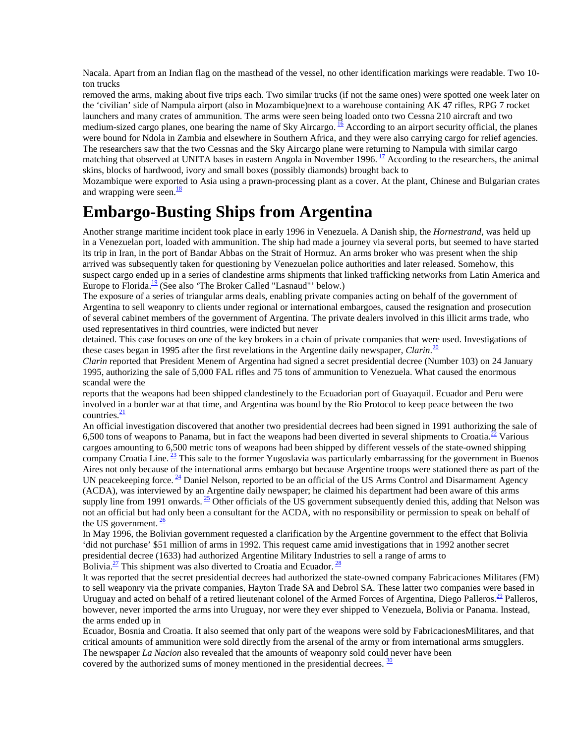Nacala. Apart from an Indian flag on the masthead of the vessel, no other identification markings were readable. Two 10-ton trucks removed the arms, making about five trips each. Two similar trucks (if not the same ones) were spotted one week later on the 'civilian' side of Nampula airport (also in Mozambique)next to a warehouse containing AK 47 rifles, RPG 7 rocket launchers and many crates of ammunition. The arms were seen being loaded onto two Cessna 210 aircraft and two medium-sized cargo planes, one bearing the name of Sky Aircargo. [16] According to an airport security official, the planes were bound for Ndola in Zambia and elsewhere in Southern Africa, and they were also carrying cargo for relief agencies. The researchers saw that the two Cessnas and the Sky Aircargo plane were returning to Nampula with similar cargo matching that observed at UNITA bases in eastern Angola in November 1996. [17] According to the researchers, the animal skins, blocks of hardwood, ivory and small boxes (possibly diamonds) brought back to Mozambique were exported to Asia using a prawn-processing plant as a cover. At the plant, Chinese and Bulgarian crates and wrapping were seen.[18]

# Embargo-Busting Ships from Argentina

Another strange maritime incident took place in early 1996 in Venezuela. A Danish ship, the *Hornestrand*, was held up in a Venezuelan port, loaded with ammunition. The ship had made a journey via several ports, but seemed to have started its trip in Iran, in the port of Bandar Abbas on the Strait of Hormuz. An arms broker who was present when the ship arrived was subsequently taken for questioning by Venezuelan police authorities and later released. Somehow, this suspect cargo ended up in a series of clandestine arms shipments that linked trafficking networks from Latin America and Europe to Florida.[19] (See also 'The Broker Called "Lasnaud"' below.)

The exposure of a series of triangular arms deals, enabling private companies acting on behalf of the government of Argentina to sell weaponry to clients under regional or international embargoes, caused the resignation and prosecution of several cabinet members of the government of Argentina. The private dealers involved in this illicit arms trade, who used representatives in third countries, were indicted but never detained. This case focuses on one of the key brokers in a chain of private companies that were used. Investigations of these cases began in 1995 after the first revelations in the Argentine daily newspaper, *Clarin*.[20]

*Clarin* reported that President Menem of Argentina had signed a secret presidential decree (Number 103) on 24 January 1995, authorizing the sale of 5,000 FAL rifles and 75 tons of ammunition to Venezuela. What caused the enormous scandal were the reports that the weapons had been shipped clandestinely to the Ecuadorian port of Guayaquil. Ecuador and Peru were involved in a border war at that time, and Argentina was bound by the Rio Protocol to keep peace between the two countries.[21]

An official investigation discovered that another two presidential decrees had been signed in 1991 authorizing the sale of 6,500 tons of weapons to Panama, but in fact the weapons had been diverted in several shipments to Croatia.[22] Various cargoes amounting to 6,500 metric tons of weapons had been shipped by different vessels of the state-owned shipping company Croatia Line. [23] This sale to the former Yugoslavia was particularly embarrassing for the government in Buenos Aires not only because of the international arms embargo but because Argentine troops were stationed there as part of the UN peacekeeping force. [24] Daniel Nelson, reported to be an official of the US Arms Control and Disarmament Agency (ACDA), was interviewed by an Argentine daily newspaper; he claimed his department had been aware of this arms supply line from 1991 onwards. [25] Other officials of the US government subsequently denied this, adding that Nelson was not an official but had only been a consultant for the ACDA, with no responsibility or permission to speak on behalf of the US government. [26]

In May 1996, the Bolivian government requested a clarification by the Argentine government to the effect that Bolivia 'did not purchase' $51 million of arms in 1992. This request came amid investigations that in 1992 another secret presidential decree (1633) had authorized Argentine Military Industries to sell a range of arms to Bolivia.[27] This shipment was also diverted to Croatia and Ecuador. [28]

It was reported that the secret presidential decrees had authorized the state-owned company Fabricaciones Militares (FM) to sell weaponry via the private companies, Hayton Trade SA and Debrol SA. These latter two companies were based in Uruguay and acted on behalf of a retired lieutenant colonel of the Armed Forces of Argentina, Diego Palleros.[29] Palleros, however, never imported the arms into Uruguay, nor were they ever shipped to Venezuela, Bolivia or Panama. Instead, the arms ended up in Ecuador, Bosnia and Croatia. It also seemed that only part of the weapons were sold by FabricacionesMilitares, and that critical amounts of ammunition were sold directly from the arsenal of the army or from international arms smugglers. The newspaper *La Nacion* also revealed that the amounts of weaponry sold could never have been covered by the authorized sums of money mentioned in the presidential decrees. [30]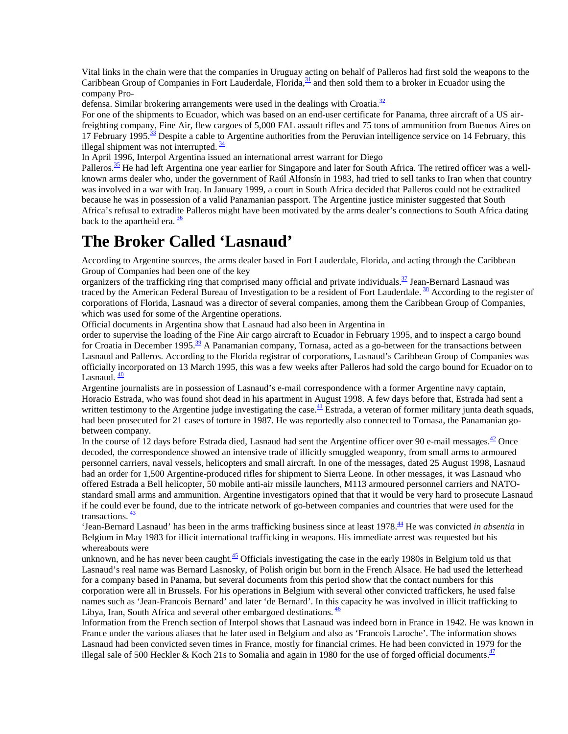Vital links in the chain were that the companies in Uruguay acting on behalf of Palleros had first sold the weapons to the Caribbean Group of Companies in Fort Lauderdale, Florida,[31] and then sold them to a broker in Ecuador using the company Pro-defensa. Similar brokering arrangements were used in the dealings with Croatia.[32]

For one of the shipments to Ecuador, which was based on an end-user certificate for Panama, three aircraft of a US air-freighting company, Fine Air, flew cargoes of 5,000 FAL assault rifles and 75 tons of ammunition from Buenos Aires on 17 February 1995.[33] Despite a cable to Argentine authorities from the Peruvian intelligence service on 14 February, this illegal shipment was not interrupted. [34]

In April 1996, Interpol Argentina issued an international arrest warrant for Diego Palleros.[35] He had left Argentina one year earlier for Singapore and later for South Africa. The retired officer was a well-known arms dealer who, under the government of Raúl Alfonsín in 1983, had tried to sell tanks to Iran when that country was involved in a war with Iraq. In January 1999, a court in South Africa decided that Palleros could not be extradited because he was in possession of a valid Panamanian passport. The Argentine justice minister suggested that South Africa's refusal to extradite Palleros might have been motivated by the arms dealer's connections to South Africa dating back to the apartheid era. [36]

# The Broker Called 'Lasnaud'

According to Argentine sources, the arms dealer based in Fort Lauderdale, Florida, and acting through the Caribbean Group of Companies had been one of the key organizers of the trafficking ring that comprised many official and private individuals.[37] Jean-Bernard Lasnaud was traced by the American Federal Bureau of Investigation to be a resident of Fort Lauderdale. [38] According to the register of corporations of Florida, Lasnaud was a director of several companies, among them the Caribbean Group of Companies, which was used for some of the Argentine operations.

Official documents in Argentina show that Lasnaud had also been in Argentina in order to supervise the loading of the Fine Air cargo aircraft to Ecuador in February 1995, and to inspect a cargo bound for Croatia in December 1995.[39] A Panamanian company, Tornasa, acted as a go-between for the transactions between Lasnaud and Palleros. According to the Florida registrar of corporations, Lasnaud's Caribbean Group of Companies was officially incorporated on 13 March 1995, this was a few weeks after Palleros had sold the cargo bound for Ecuador on to Lasnaud. [40]

Argentine journalists are in possession of Lasnaud's e-mail correspondence with a former Argentine navy captain, Horacio Estrada, who was found shot dead in his apartment in August 1998. A few days before that, Estrada had sent a written testimony to the Argentine judge investigating the case.[41] Estrada, a veteran of former military junta death squads, had been prosecuted for 21 cases of torture in 1987. He was reportedly also connected to Tornasa, the Panamanian go-between company.

In the course of 12 days before Estrada died, Lasnaud had sent the Argentine officer over 90 e-mail messages.[42] Once decoded, the correspondence showed an intensive trade of illicitly smuggled weaponry, from small arms to armoured personnel carriers, naval vessels, helicopters and small aircraft. In one of the messages, dated 25 August 1998, Lasnaud had an order for 1,500 Argentine-produced rifles for shipment to Sierra Leone. In other messages, it was Lasnaud who offered Estrada a Bell helicopter, 50 mobile anti-air missile launchers, M113 armoured personnel carriers and NATO-standard small arms and ammunition. Argentine investigators opined that that it would be very hard to prosecute Lasnaud if he could ever be found, due to the intricate network of go-between companies and countries that were used for the transactions. [43]

'Jean-Bernard Lasnaud' has been in the arms trafficking business since at least 1978.[44] He was convicted *in absentia* in Belgium in May 1983 for illicit international trafficking in weapons. His immediate arrest was requested but his whereabouts were unknown, and he has never been caught.[45] Officials investigating the case in the early 1980s in Belgium told us that Lasnaud's real name was Bernard Lasnosky, of Polish origin but born in the French Alsace. He had used the letterhead for a company based in Panama, but several documents from this period show that the contact numbers for this corporation were all in Brussels. For his operations in Belgium with several other convicted traffickers, he used false names such as 'Jean-Francois Bernard' and later 'de Bernard'. In this capacity he was involved in illicit trafficking to Libya, Iran, South Africa and several other embargoed destinations. [46]

Information from the French section of Interpol shows that Lasnaud was indeed born in France in 1942. He was known in France under the various aliases that he later used in Belgium and also as 'Francois Laroche'. The information shows Lasnaud had been convicted seven times in France, mostly for financial crimes. He had been convicted in 1979 for the illegal sale of 500 Heckler & Koch 21s to Somalia and again in 1980 for the use of forged official documents.[47]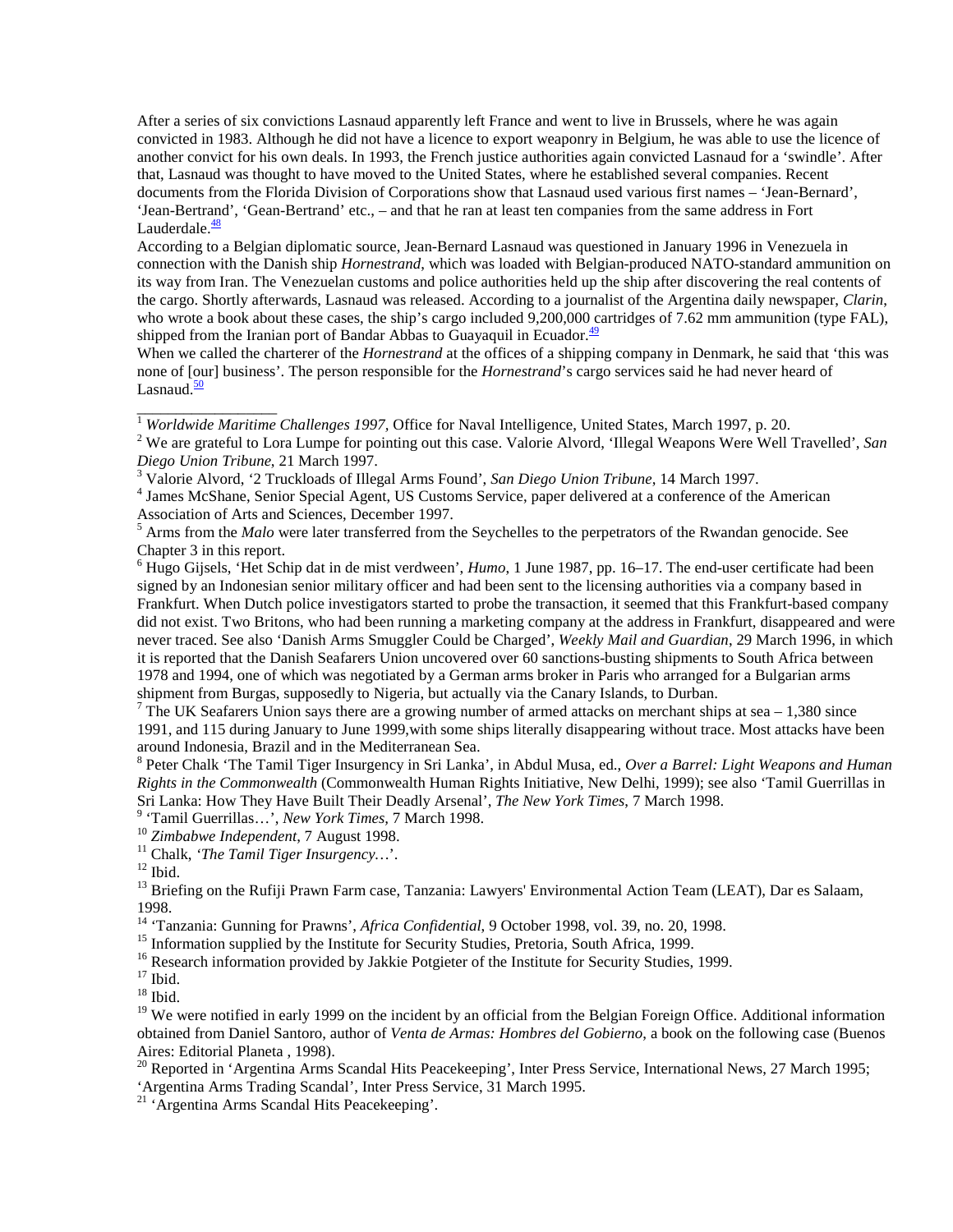After a series of six convictions Lasnaud apparently left France and went to live in Brussels, where he was again convicted in 1983. Although he did not have a licence to export weaponry in Belgium, he was able to use the licence of another convict for his own deals. In 1993, the French justice authorities again convicted Lasnaud for a 'swindle'. After that, Lasnaud was thought to have moved to the United States, where he established several companies. Recent documents from the Florida Division of Corporations show that Lasnaud used various first names – 'Jean-Bernard', 'Jean-Bertrand', 'Gean-Bertrand' etc., – and that he ran at least ten companies from the same address in Fort Lauderdale.[48]

According to a Belgian diplomatic source, Jean-Bernard Lasnaud was questioned in January 1996 in Venezuela in connection with the Danish ship *Hornestrand*, which was loaded with Belgian-produced NATO-standard ammunition on its way from Iran. The Venezuelan customs and police authorities held up the ship after discovering the real contents of the cargo. Shortly afterwards, Lasnaud was released. According to a journalist of the Argentina daily newspaper, *Clarin*, who wrote a book about these cases, the ship's cargo included 9,200,000 cartridges of 7.62 mm ammunition (type FAL), shipped from the Iranian port of Bandar Abbas to Guayaquil in Ecuador.[49]

When we called the charterer of the *Hornestrand* at the offices of a shipping company in Denmark, he said that 'this was none of [our] business'. The person responsible for the *Hornestrand*'s cargo services said he had never heard of Lasnaud.[50]

---

[1] *Worldwide Maritime Challenges 1997*, Office for Naval Intelligence, United States, March 1997, p. 20.

[2] We are grateful to Lora Lumpe for pointing out this case. Valorie Alvord, 'Illegal Weapons Were Well Travelled', *San Diego Union Tribune*, 21 March 1997.

[3] Valorie Alvord, '2 Truckloads of Illegal Arms Found', *San Diego Union Tribune*, 14 March 1997.

[4] James McShane, Senior Special Agent, US Customs Service, paper delivered at a conference of the American Association of Arts and Sciences, December 1997.

[5] Arms from the *Malo* were later transferred from the Seychelles to the perpetrators of the Rwandan genocide. See Chapter 3 in this report.

[6] Hugo Gijsels, 'Het Schip dat in de mist verdween', *Humo*, 1 June 1987, pp. 16–17. The end-user certificate had been signed by an Indonesian senior military officer and had been sent to the licensing authorities via a company based in Frankfurt. When Dutch police investigators started to probe the transaction, it seemed that this Frankfurt-based company did not exist. Two Britons, who had been running a marketing company at the address in Frankfurt, disappeared and were never traced. See also 'Danish Arms Smuggler Could be Charged', *Weekly Mail and Guardian*, 29 March 1996, in which it is reported that the Danish Seafarers Union uncovered over 60 sanctions-busting shipments to South Africa between 1978 and 1994, one of which was negotiated by a German arms broker in Paris who arranged for a Bulgarian arms shipment from Burgas, supposedly to Nigeria, but actually via the Canary Islands, to Durban.

[7] The UK Seafarers Union says there are a growing number of armed attacks on merchant ships at sea – 1,380 since 1991, and 115 during January to June 1999,with some ships literally disappearing without trace. Most attacks have been around Indonesia, Brazil and in the Mediterranean Sea.

[8] Peter Chalk 'The Tamil Tiger Insurgency in Sri Lanka', in Abdul Musa, ed., *Over a Barrel: Light Weapons and Human Rights in the Commonwealth* (Commonwealth Human Rights Initiative, New Delhi, 1999); see also 'Tamil Guerrillas in Sri Lanka: How They Have Built Their Deadly Arsenal', *The New York Times*, 7 March 1998.

[9] 'Tamil Guerrillas…', *New York Times*, 7 March 1998.

[10] *Zimbabwe Independent*, 7 August 1998.

[11] Chalk, *'The Tamil Tiger Insurgency…*'.

[12] Ibid.

[13] Briefing on the Rufiji Prawn Farm case, Tanzania: Lawyers' Environmental Action Team (LEAT), Dar es Salaam, 1998.

[14] 'Tanzania: Gunning for Prawns', *Africa Confidential*, 9 October 1998, vol. 39, no. 20, 1998.

[15] Information supplied by the Institute for Security Studies, Pretoria, South Africa, 1999.

[16] Research information provided by Jakkie Potgieter of the Institute for Security Studies, 1999.

[17] Ibid.

[18] Ibid.

[19] We were notified in early 1999 on the incident by an official from the Belgian Foreign Office. Additional information obtained from Daniel Santoro, author of *Venta de Armas: Hombres del Gobierno*, a book on the following case (Buenos Aires: Editorial Planeta , 1998).

[20] Reported in 'Argentina Arms Scandal Hits Peacekeeping', Inter Press Service, International News, 27 March 1995; 'Argentina Arms Trading Scandal', Inter Press Service, 31 March 1995.

[21] 'Argentina Arms Scandal Hits Peacekeeping'.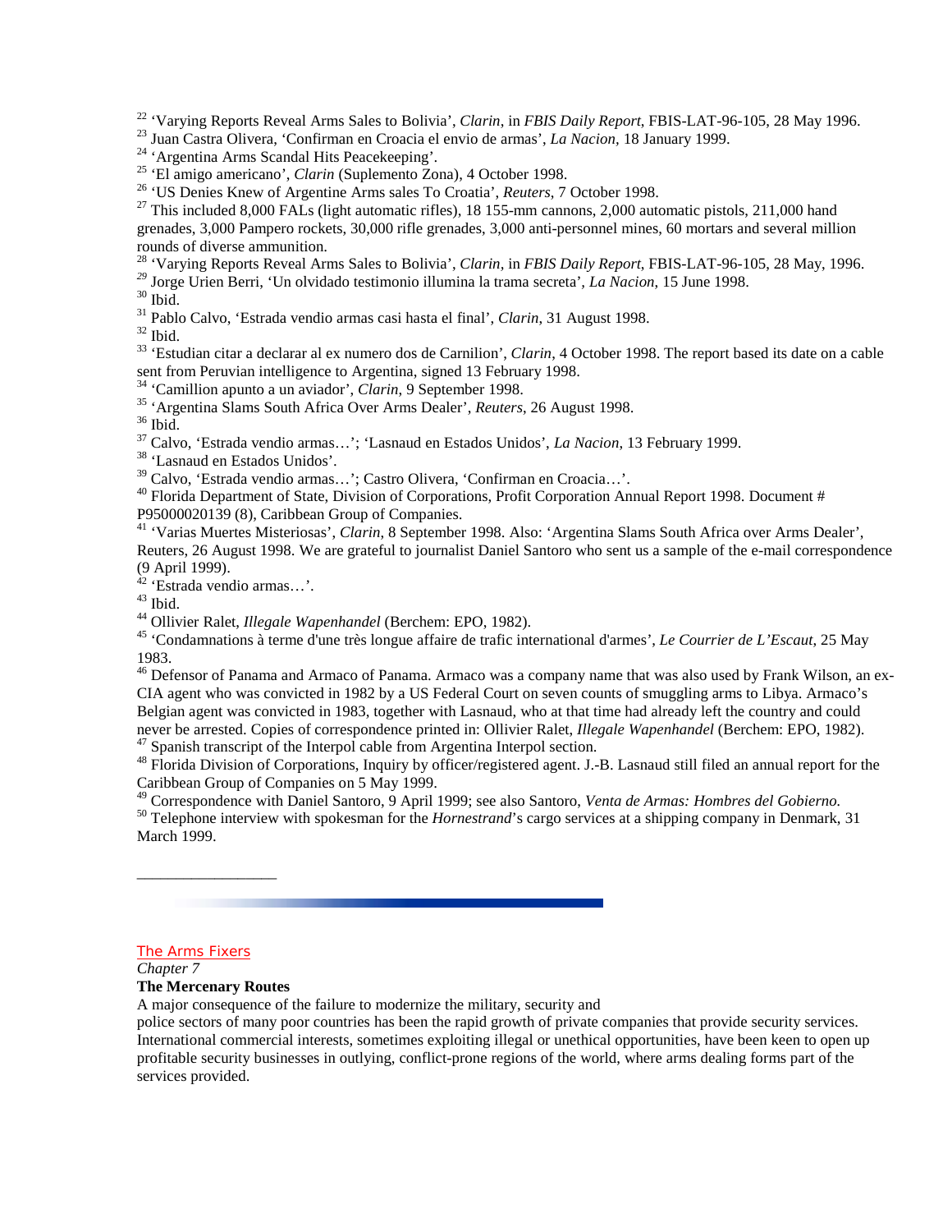[22] 'Varying Reports Reveal Arms Sales to Bolivia', *Clarin*, in *FBIS Daily Report*, FBIS-LAT-96-105, 28 May 1996.
[23] Juan Castra Olivera, 'Confirman en Croacia el envio de armas', *La Nacion*, 18 January 1999.
[24] 'Argentina Arms Scandal Hits Peacekeeping'.
[25] 'El amigo americano', *Clarin* (Suplemento Zona), 4 October 1998.
[26] 'US Denies Knew of Argentine Arms sales To Croatia', *Reuters*, 7 October 1998.
[27] This included 8,000 FALs (light automatic rifles), 18 155-mm cannons, 2,000 automatic pistols, 211,000 hand grenades, 3,000 Pampero rockets, 30,000 rifle grenades, 3,000 anti-personnel mines, 60 mortars and several million rounds of diverse ammunition.
[28] 'Varying Reports Reveal Arms Sales to Bolivia', *Clarin*, in *FBIS Daily Report*, FBIS-LAT-96-105, 28 May, 1996.
[29] Jorge Urien Berri, 'Un olvidado testimonio illumina la trama secreta', *La Nacion*, 15 June 1998.
[30] Ibid.
[31] Pablo Calvo, 'Estrada vendio armas casi hasta el final', *Clarin*, 31 August 1998.
[32] Ibid.
[33] 'Estudian citar a declarar al ex numero dos de Carnilion', *Clarin*, 4 October 1998. The report based its date on a cable sent from Peruvian intelligence to Argentina, signed 13 February 1998.
[34] 'Camillion apunto a un aviador', *Clarin*, 9 September 1998.
[35] 'Argentina Slams South Africa Over Arms Dealer', *Reuters*, 26 August 1998.
[36] Ibid.
[37] Calvo, 'Estrada vendio armas…'; 'Lasnaud en Estados Unidos', *La Nacion*, 13 February 1999.
[38] 'Lasnaud en Estados Unidos'.
[39] Calvo, 'Estrada vendio armas…'; Castro Olivera, 'Confirman en Croacia…'.
[40] Florida Department of State, Division of Corporations, Profit Corporation Annual Report 1998. Document # P95000020139 (8), Caribbean Group of Companies.
[41] 'Varias Muertes Misteriosas', *Clarin*, 8 September 1998. Also: 'Argentina Slams South Africa over Arms Dealer', Reuters, 26 August 1998. We are grateful to journalist Daniel Santoro who sent us a sample of the e-mail correspondence (9 April 1999).
[42] 'Estrada vendio armas…'.
[43] Ibid.
[44] Ollivier Ralet, *Illegale Wapenhandel* (Berchem: EPO, 1982).
[45] 'Condamnations à terme d'une très longue affaire de trafic international d'armes', *Le Courrier de L'Escaut*, 25 May 1983.
[46] Defensor of Panama and Armaco of Panama. Armaco was a company name that was also used by Frank Wilson, an ex-CIA agent who was convicted in 1982 by a US Federal Court on seven counts of smuggling arms to Libya. Armaco's Belgian agent was convicted in 1983, together with Lasnaud, who at that time had already left the country and could never be arrested. Copies of correspondence printed in: Ollivier Ralet, *Illegale Wapenhandel* (Berchem: EPO, 1982).
[47] Spanish transcript of the Interpol cable from Argentina Interpol section.
[48] Florida Division of Corporations, Inquiry by officer/registered agent. J.-B. Lasnaud still filed an annual report for the Caribbean Group of Companies on 5 May 1999.
[49] Correspondence with Daniel Santoro, 9 April 1999; see also Santoro, *Venta de Armas: Hombres del Gobierno.*
[50] Telephone interview with spokesman for the *Hornestrand*'s cargo services at a shipping company in Denmark, 31 March 1999.

The Arms Fixers

*Chapter 7*

## The Mercenary Routes

A major consequence of the failure to modernize the military, security and police sectors of many poor countries has been the rapid growth of private companies that provide security services. International commercial interests, sometimes exploiting illegal or unethical opportunities, have been keen to open up profitable security businesses in outlying, conflict-prone regions of the world, where arms dealing forms part of the services provided.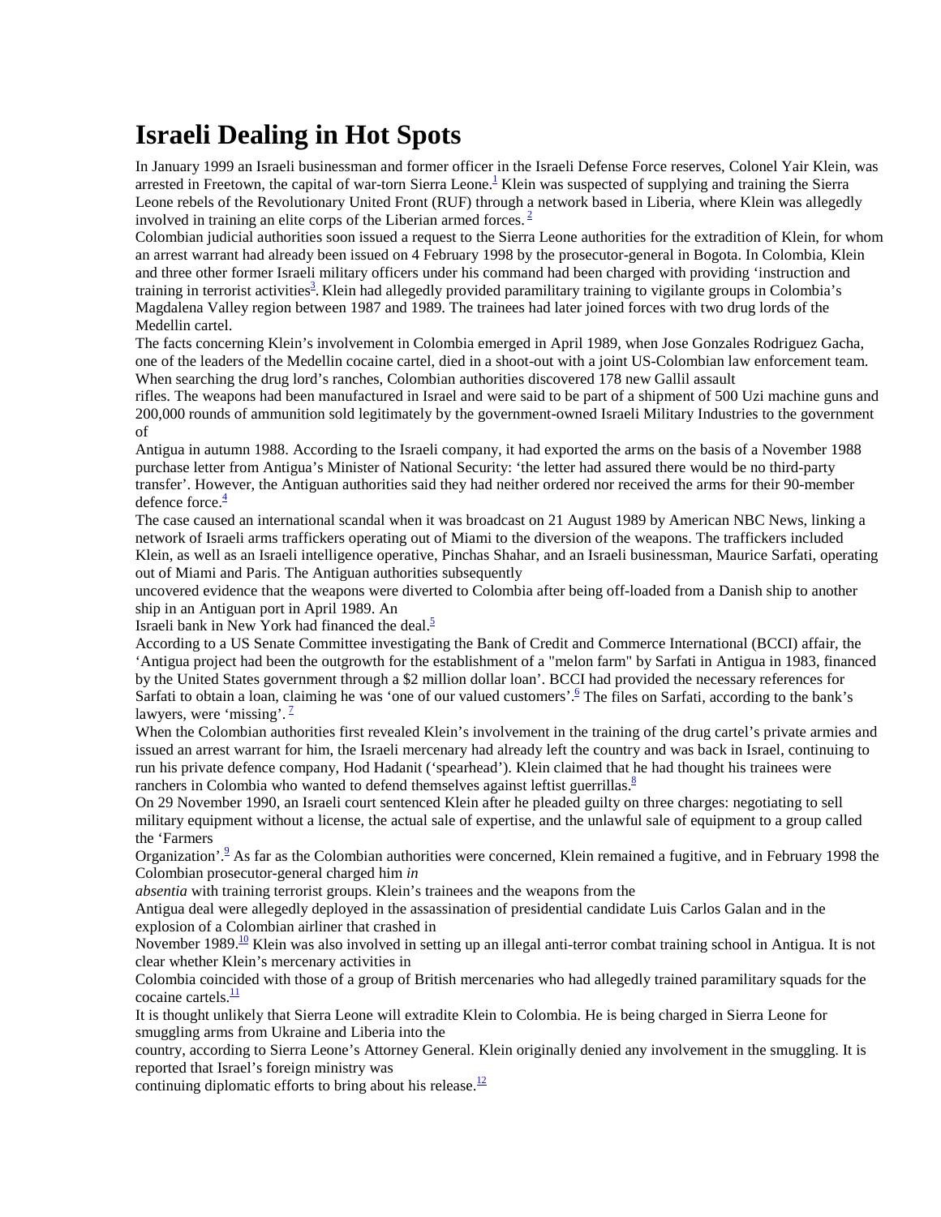# Israeli Dealing in Hot Spots

In January 1999 an Israeli businessman and former officer in the Israeli Defense Force reserves, Colonel Yair Klein, was arrested in Freetown, the capital of war-torn Sierra Leone.[1] Klein was suspected of supplying and training the Sierra Leone rebels of the Revolutionary United Front (RUF) through a network based in Liberia, where Klein was allegedly involved in training an elite corps of the Liberian armed forces. [2]

Colombian judicial authorities soon issued a request to the Sierra Leone authorities for the extradition of Klein, for whom an arrest warrant had already been issued on 4 February 1998 by the prosecutor-general in Bogota. In Colombia, Klein and three other former Israeli military officers under his command had been charged with providing 'instruction and training in terrorist activities[3]. Klein had allegedly provided paramilitary training to vigilante groups in Colombia's Magdalena Valley region between 1987 and 1989. The trainees had later joined forces with two drug lords of the Medellin cartel.

The facts concerning Klein's involvement in Colombia emerged in April 1989, when Jose Gonzales Rodriguez Gacha, one of the leaders of the Medellin cocaine cartel, died in a shoot-out with a joint US-Colombian law enforcement team. When searching the drug lord's ranches, Colombian authorities discovered 178 new Gallil assault rifles. The weapons had been manufactured in Israel and were said to be part of a shipment of 500 Uzi machine guns and 200,000 rounds of ammunition sold legitimately by the government-owned Israeli Military Industries to the government of Antigua in autumn 1988. According to the Israeli company, it had exported the arms on the basis of a November 1988 purchase letter from Antigua's Minister of National Security: 'the letter had assured there would be no third-party transfer'. However, the Antiguan authorities said they had neither ordered nor received the arms for their 90-member defence force.[4]

The case caused an international scandal when it was broadcast on 21 August 1989 by American NBC News, linking a network of Israeli arms traffickers operating out of Miami to the diversion of the weapons. The traffickers included Klein, as well as an Israeli intelligence operative, Pinchas Shahar, and an Israeli businessman, Maurice Sarfati, operating out of Miami and Paris. The Antiguan authorities subsequently uncovered evidence that the weapons were diverted to Colombia after being off-loaded from a Danish ship to another ship in an Antiguan port in April 1989. An Israeli bank in New York had financed the deal.[5]

According to a US Senate Committee investigating the Bank of Credit and Commerce International (BCCI) affair, the 'Antigua project had been the outgrowth for the establishment of a "melon farm" by Sarfati in Antigua in 1983, financed by the United States government through a $2 million dollar loan'. BCCI had provided the necessary references for Sarfati to obtain a loan, claiming he was 'one of our valued customers'.[6] The files on Sarfati, according to the bank's lawyers, were 'missing'. [7]

When the Colombian authorities first revealed Klein's involvement in the training of the drug cartel's private armies and issued an arrest warrant for him, the Israeli mercenary had already left the country and was back in Israel, continuing to run his private defence company, Hod Hadanit ('spearhead'). Klein claimed that he had thought his trainees were ranchers in Colombia who wanted to defend themselves against leftist guerrillas.[8]

On 29 November 1990, an Israeli court sentenced Klein after he pleaded guilty on three charges: negotiating to sell military equipment without a license, the actual sale of expertise, and the unlawful sale of equipment to a group called the 'Farmers Organization'.[9] As far as the Colombian authorities were concerned, Klein remained a fugitive, and in February 1998 the Colombian prosecutor-general charged him *in absentia* with training terrorist groups. Klein's trainees and the weapons from the Antigua deal were allegedly deployed in the assassination of presidential candidate Luis Carlos Galan and in the explosion of a Colombian airliner that crashed in November 1989.[10] Klein was also involved in setting up an illegal anti-terror combat training school in Antigua. It is not clear whether Klein's mercenary activities in Colombia coincided with those of a group of British mercenaries who had allegedly trained paramilitary squads for the cocaine cartels.[11]

It is thought unlikely that Sierra Leone will extradite Klein to Colombia. He is being charged in Sierra Leone for smuggling arms from Ukraine and Liberia into the country, according to Sierra Leone's Attorney General. Klein originally denied any involvement in the smuggling. It is reported that Israel's foreign ministry was continuing diplomatic efforts to bring about his release.[12]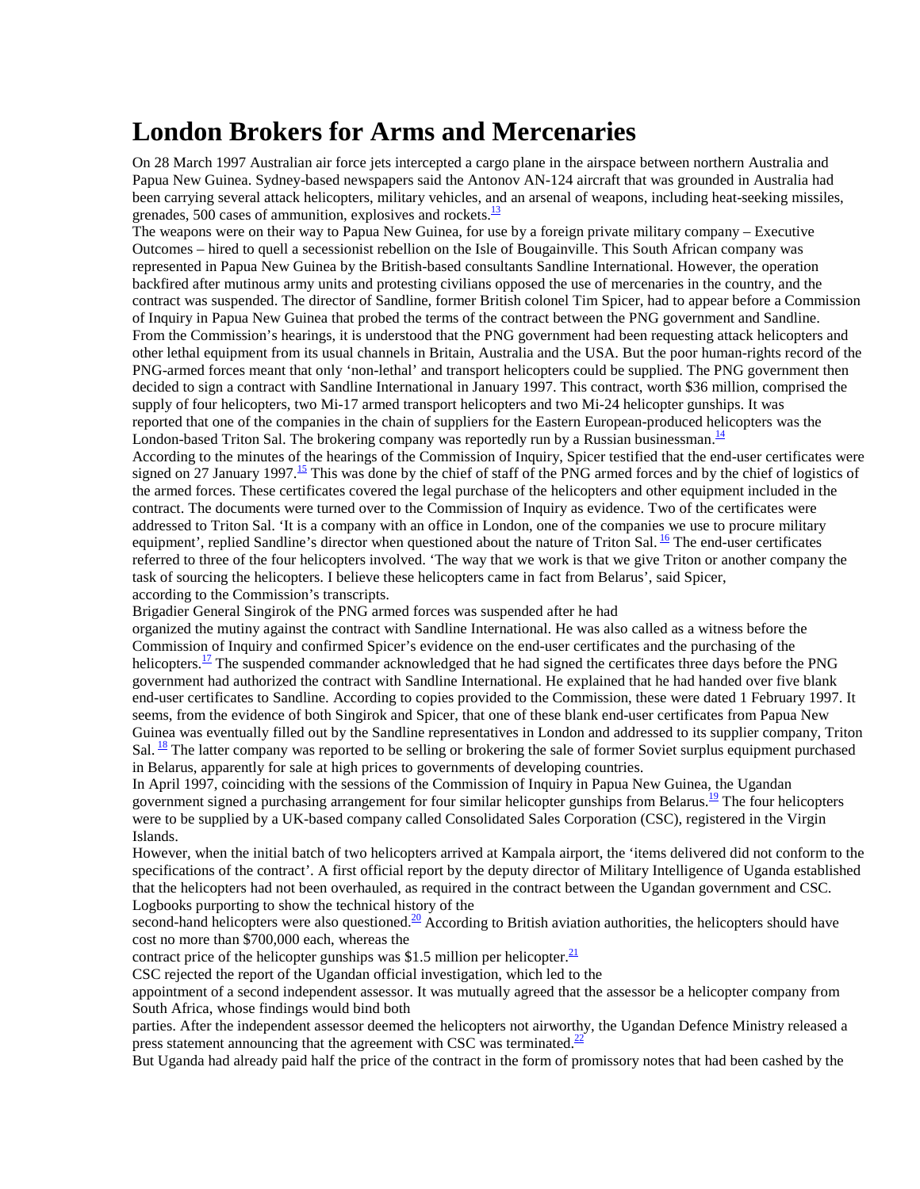# London Brokers for Arms and Mercenaries

On 28 March 1997 Australian air force jets intercepted a cargo plane in the airspace between northern Australia and Papua New Guinea. Sydney-based newspapers said the Antonov AN-124 aircraft that was grounded in Australia had been carrying several attack helicopters, military vehicles, and an arsenal of weapons, including heat-seeking missiles, grenades, 500 cases of ammunition, explosives and rockets.[13]

The weapons were on their way to Papua New Guinea, for use by a foreign private military company – Executive Outcomes – hired to quell a secessionist rebellion on the Isle of Bougainville. This South African company was represented in Papua New Guinea by the British-based consultants Sandline International. However, the operation backfired after mutinous army units and protesting civilians opposed the use of mercenaries in the country, and the contract was suspended. The director of Sandline, former British colonel Tim Spicer, had to appear before a Commission of Inquiry in Papua New Guinea that probed the terms of the contract between the PNG government and Sandline.

From the Commission's hearings, it is understood that the PNG government had been requesting attack helicopters and other lethal equipment from its usual channels in Britain, Australia and the USA. But the poor human-rights record of the PNG-armed forces meant that only 'non-lethal' and transport helicopters could be supplied. The PNG government then decided to sign a contract with Sandline International in January 1997. This contract, worth $36 million, comprised the supply of four helicopters, two Mi-17 armed transport helicopters and two Mi-24 helicopter gunships. It was reported that one of the companies in the chain of suppliers for the Eastern European-produced helicopters was the London-based Triton Sal. The brokering company was reportedly run by a Russian businessman.[14]

According to the minutes of the hearings of the Commission of Inquiry, Spicer testified that the end-user certificates were signed on 27 January 1997.[15] This was done by the chief of staff of the PNG armed forces and by the chief of logistics of the armed forces. These certificates covered the legal purchase of the helicopters and other equipment included in the contract. The documents were turned over to the Commission of Inquiry as evidence. Two of the certificates were addressed to Triton Sal. 'It is a company with an office in London, one of the companies we use to procure military equipment', replied Sandline's director when questioned about the nature of Triton Sal. [16] The end-user certificates referred to three of the four helicopters involved. 'The way that we work is that we give Triton or another company the task of sourcing the helicopters. I believe these helicopters came in fact from Belarus', said Spicer, according to the Commission's transcripts.

Brigadier General Singirok of the PNG armed forces was suspended after he had organized the mutiny against the contract with Sandline International. He was also called as a witness before the Commission of Inquiry and confirmed Spicer's evidence on the end-user certificates and the purchasing of the helicopters.[17] The suspended commander acknowledged that he had signed the certificates three days before the PNG government had authorized the contract with Sandline International. He explained that he had handed over five blank end-user certificates to Sandline. According to copies provided to the Commission, these were dated 1 February 1997. It seems, from the evidence of both Singirok and Spicer, that one of these blank end-user certificates from Papua New Guinea was eventually filled out by the Sandline representatives in London and addressed to its supplier company, Triton Sal. [18] The latter company was reported to be selling or brokering the sale of former Soviet surplus equipment purchased in Belarus, apparently for sale at high prices to governments of developing countries.

In April 1997, coinciding with the sessions of the Commission of Inquiry in Papua New Guinea, the Ugandan government signed a purchasing arrangement for four similar helicopter gunships from Belarus.[19] The four helicopters were to be supplied by a UK-based company called Consolidated Sales Corporation (CSC), registered in the Virgin Islands.

However, when the initial batch of two helicopters arrived at Kampala airport, the 'items delivered did not conform to the specifications of the contract'. A first official report by the deputy director of Military Intelligence of Uganda established that the helicopters had not been overhauled, as required in the contract between the Ugandan government and CSC. Logbooks purporting to show the technical history of the second-hand helicopters were also questioned.[20] According to British aviation authorities, the helicopters should have cost no more than $700,000 each, whereas the contract price of the helicopter gunships was $1.5 million per helicopter.[21]

CSC rejected the report of the Ugandan official investigation, which led to the appointment of a second independent assessor. It was mutually agreed that the assessor be a helicopter company from South Africa, whose findings would bind both parties. After the independent assessor deemed the helicopters not airworthy, the Ugandan Defence Ministry released a press statement announcing that the agreement with CSC was terminated.[22]

But Uganda had already paid half the price of the contract in the form of promissory notes that had been cashed by the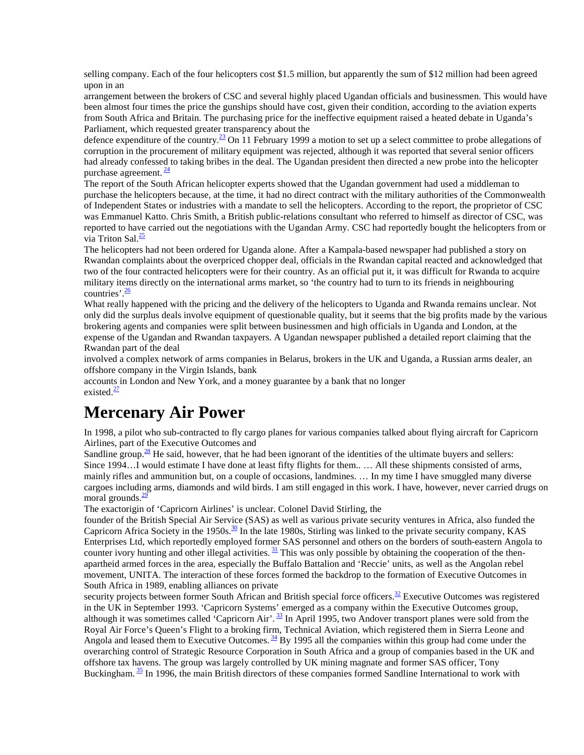selling company. Each of the four helicopters cost $1.5 million, but apparently the sum of $12 million had been agreed upon in an arrangement between the brokers of CSC and several highly placed Ugandan officials and businessmen. This would have been almost four times the price the gunships should have cost, given their condition, according to the aviation experts from South Africa and Britain. The purchasing price for the ineffective equipment raised a heated debate in Uganda's Parliament, which requested greater transparency about the defence expenditure of the country.[23] On 11 February 1999 a motion to set up a select committee to probe allegations of corruption in the procurement of military equipment was rejected, although it was reported that several senior officers had already confessed to taking bribes in the deal. The Ugandan president then directed a new probe into the helicopter purchase agreement.[24]

The report of the South African helicopter experts showed that the Ugandan government had used a middleman to purchase the helicopters because, at the time, it had no direct contract with the military authorities of the Commonwealth of Independent States or industries with a mandate to sell the helicopters. According to the report, the proprietor of CSC was Emmanuel Katto. Chris Smith, a British public-relations consultant who referred to himself as director of CSC, was reported to have carried out the negotiations with the Ugandan Army. CSC had reportedly bought the helicopters from or via Triton Sal.[25]

The helicopters had not been ordered for Uganda alone. After a Kampala-based newspaper had published a story on Rwandan complaints about the overpriced chopper deal, officials in the Rwandan capital reacted and acknowledged that two of the four contracted helicopters were for their country. As an official put it, it was difficult for Rwanda to acquire military items directly on the international arms market, so 'the country had to turn to its friends in neighbouring countries'.[26]

What really happened with the pricing and the delivery of the helicopters to Uganda and Rwanda remains unclear. Not only did the surplus deals involve equipment of questionable quality, but it seems that the big profits made by the various brokering agents and companies were split between businessmen and high officials in Uganda and London, at the expense of the Ugandan and Rwandan taxpayers. A Ugandan newspaper published a detailed report claiming that the Rwandan part of the deal involved a complex network of arms companies in Belarus, brokers in the UK and Uganda, a Russian arms dealer, an offshore company in the Virgin Islands, bank accounts in London and New York, and a money guarantee by a bank that no longer existed.[27]

# Mercenary Air Power

In 1998, a pilot who sub-contracted to fly cargo planes for various companies talked about flying aircraft for Capricorn Airlines, part of the Executive Outcomes and Sandline group.[28] He said, however, that he had been ignorant of the identities of the ultimate buyers and sellers:

Since 1994…I would estimate I have done at least fifty flights for them.. … All these shipments consisted of arms, mainly rifles and ammunition but, on a couple of occasions, landmines. … In my time I have smuggled many diverse cargoes including arms, diamonds and wild birds. I am still engaged in this work. I have, however, never carried drugs on moral grounds.[29]

The exactorigin of 'Capricorn Airlines' is unclear. Colonel David Stirling, the founder of the British Special Air Service (SAS) as well as various private security ventures in Africa, also funded the Capricorn Africa Society in the 1950s.[30] In the late 1980s, Stirling was linked to the private security company, KAS Enterprises Ltd, which reportedly employed former SAS personnel and others on the borders of south-eastern Angola to counter ivory hunting and other illegal activities.[31] This was only possible by obtaining the cooperation of the then-apartheid armed forces in the area, especially the Buffalo Battalion and 'Reccie' units, as well as the Angolan rebel movement, UNITA. The interaction of these forces formed the backdrop to the formation of Executive Outcomes in South Africa in 1989, enabling alliances on private security projects between former South African and British special force officers.[32] Executive Outcomes was registered in the UK in September 1993. 'Capricorn Systems' emerged as a company within the Executive Outcomes group, although it was sometimes called 'Capricorn Air'.[33] In April 1995, two Andover transport planes were sold from the Royal Air Force's Queen's Flight to a broking firm, Technical Aviation, which registered them in Sierra Leone and Angola and leased them to Executive Outcomes.[34] By 1995 all the companies within this group had come under the overarching control of Strategic Resource Corporation in South Africa and a group of companies based in the UK and offshore tax havens. The group was largely controlled by UK mining magnate and former SAS officer, Tony Buckingham.[35] In 1996, the main British directors of these companies formed Sandline International to work with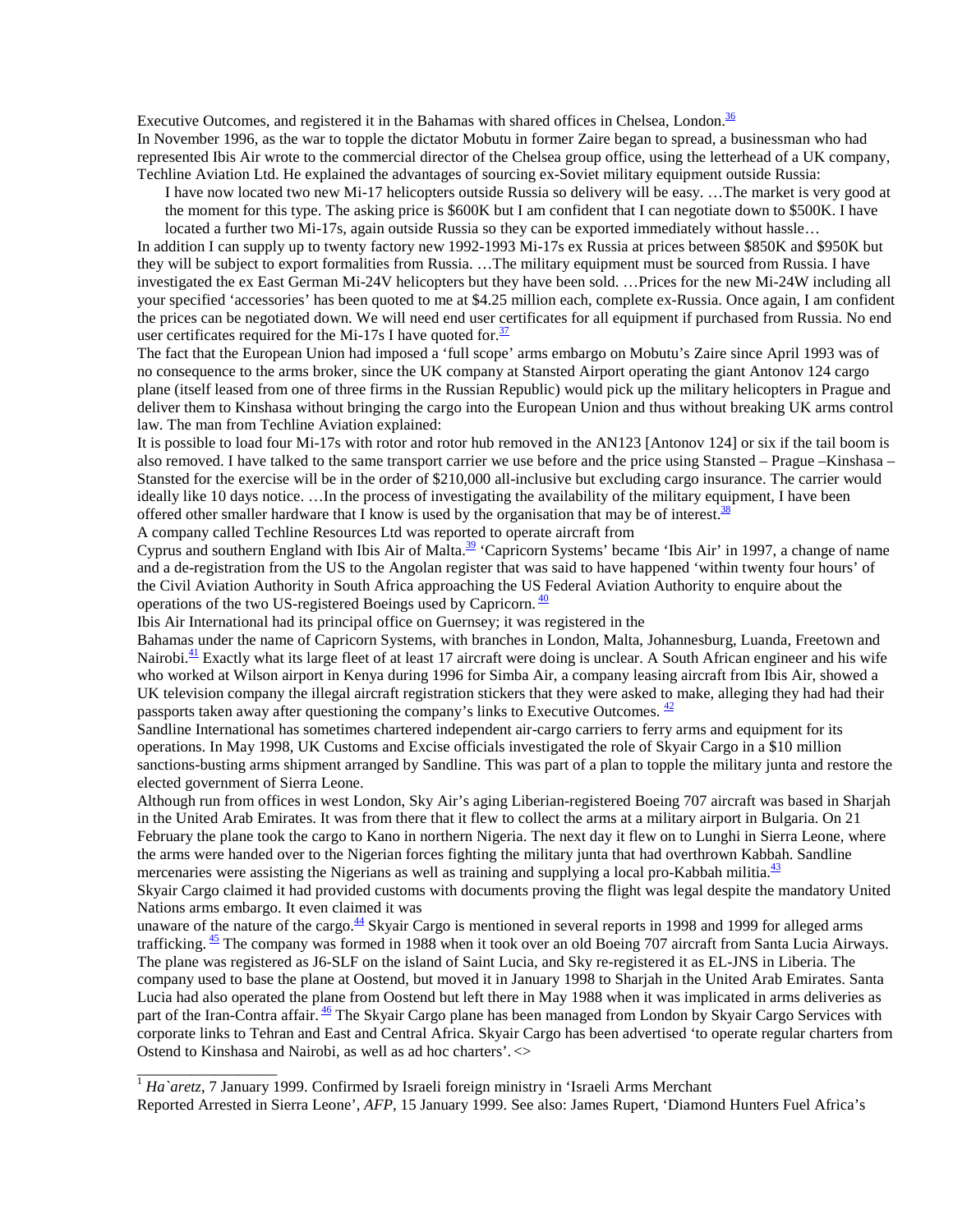Executive Outcomes, and registered it in the Bahamas with shared offices in Chelsea, London.[36]

In November 1996, as the war to topple the dictator Mobutu in former Zaire began to spread, a businessman who had represented Ibis Air wrote to the commercial director of the Chelsea group office, using the letterhead of a UK company, Techline Aviation Ltd. He explained the advantages of sourcing ex-Soviet military equipment outside Russia:

> I have now located two new Mi-17 helicopters outside Russia so delivery will be easy. …The market is very good at the moment for this type. The asking price is $600K but I am confident that I can negotiate down to $500K. I have located a further two Mi-17s, again outside Russia so they can be exported immediately without hassle…

In addition I can supply up to twenty factory new 1992-1993 Mi-17s ex Russia at prices between $850K and $950K but they will be subject to export formalities from Russia. …The military equipment must be sourced from Russia. I have investigated the ex East German Mi-24V helicopters but they have been sold. …Prices for the new Mi-24W including all your specified 'accessories' has been quoted to me at $4.25 million each, complete ex-Russia. Once again, I am confident the prices can be negotiated down. We will need end user certificates for all equipment if purchased from Russia. No end user certificates required for the Mi-17s I have quoted for.[37]

The fact that the European Union had imposed a 'full scope' arms embargo on Mobutu's Zaire since April 1993 was of no consequence to the arms broker, since the UK company at Stansted Airport operating the giant Antonov 124 cargo plane (itself leased from one of three firms in the Russian Republic) would pick up the military helicopters in Prague and deliver them to Kinshasa without bringing the cargo into the European Union and thus without breaking UK arms control law. The man from Techline Aviation explained:

It is possible to load four Mi-17s with rotor and rotor hub removed in the AN123 [Antonov 124] or six if the tail boom is also removed. I have talked to the same transport carrier we use before and the price using Stansted – Prague –Kinshasa – Stansted for the exercise will be in the order of $210,000 all-inclusive but excluding cargo insurance. The carrier would ideally like 10 days notice. …In the process of investigating the availability of the military equipment, I have been offered other smaller hardware that I know is used by the organisation that may be of interest.[38]

A company called Techline Resources Ltd was reported to operate aircraft from Cyprus and southern England with Ibis Air of Malta.[39] 'Capricorn Systems' became 'Ibis Air' in 1997, a change of name and a de-registration from the US to the Angolan register that was said to have happened 'within twenty four hours' of the Civil Aviation Authority in South Africa approaching the US Federal Aviation Authority to enquire about the operations of the two US-registered Boeings used by Capricorn. [40]

Ibis Air International had its principal office on Guernsey; it was registered in the Bahamas under the name of Capricorn Systems, with branches in London, Malta, Johannesburg, Luanda, Freetown and Nairobi.[41] Exactly what its large fleet of at least 17 aircraft were doing is unclear. A South African engineer and his wife who worked at Wilson airport in Kenya during 1996 for Simba Air, a company leasing aircraft from Ibis Air, showed a UK television company the illegal aircraft registration stickers that they were asked to make, alleging they had had their passports taken away after questioning the company's links to Executive Outcomes. [42]

Sandline International has sometimes chartered independent air-cargo carriers to ferry arms and equipment for its operations. In May 1998, UK Customs and Excise officials investigated the role of Skyair Cargo in a $10 million sanctions-busting arms shipment arranged by Sandline. This was part of a plan to topple the military junta and restore the elected government of Sierra Leone.

Although run from offices in west London, Sky Air's aging Liberian-registered Boeing 707 aircraft was based in Sharjah in the United Arab Emirates. It was from there that it flew to collect the arms at a military airport in Bulgaria. On 21 February the plane took the cargo to Kano in northern Nigeria. The next day it flew on to Lunghi in Sierra Leone, where the arms were handed over to the Nigerian forces fighting the military junta that had overthrown Kabbah. Sandline mercenaries were assisting the Nigerians as well as training and supplying a local pro-Kabbah militia.[43]

Skyair Cargo claimed it had provided customs with documents proving the flight was legal despite the mandatory United Nations arms embargo. It even claimed it was unaware of the nature of the cargo.[44] Skyair Cargo is mentioned in several reports in 1998 and 1999 for alleged arms trafficking. [45] The company was formed in 1988 when it took over an old Boeing 707 aircraft from Santa Lucia Airways. The plane was registered as J6-SLF on the island of Saint Lucia, and Sky re-registered it as EL-JNS in Liberia. The company used to base the plane at Oostend, but moved it in January 1998 to Sharjah in the United Arab Emirates. Santa Lucia had also operated the plane from Oostend but left there in May 1988 when it was implicated in arms deliveries as part of the Iran-Contra affair. [46] The Skyair Cargo plane has been managed from London by Skyair Cargo Services with corporate links to Tehran and East and Central Africa. Skyair Cargo has been advertised 'to operate regular charters from Ostend to Kinshasa and Nairobi, as well as ad hoc charters'. <>

---

[1] *Ha`aretz*, 7 January 1999. Confirmed by Israeli foreign ministry in 'Israeli Arms Merchant Reported Arrested in Sierra Leone', *AFP*, 15 January 1999. See also: James Rupert, 'Diamond Hunters Fuel Africa's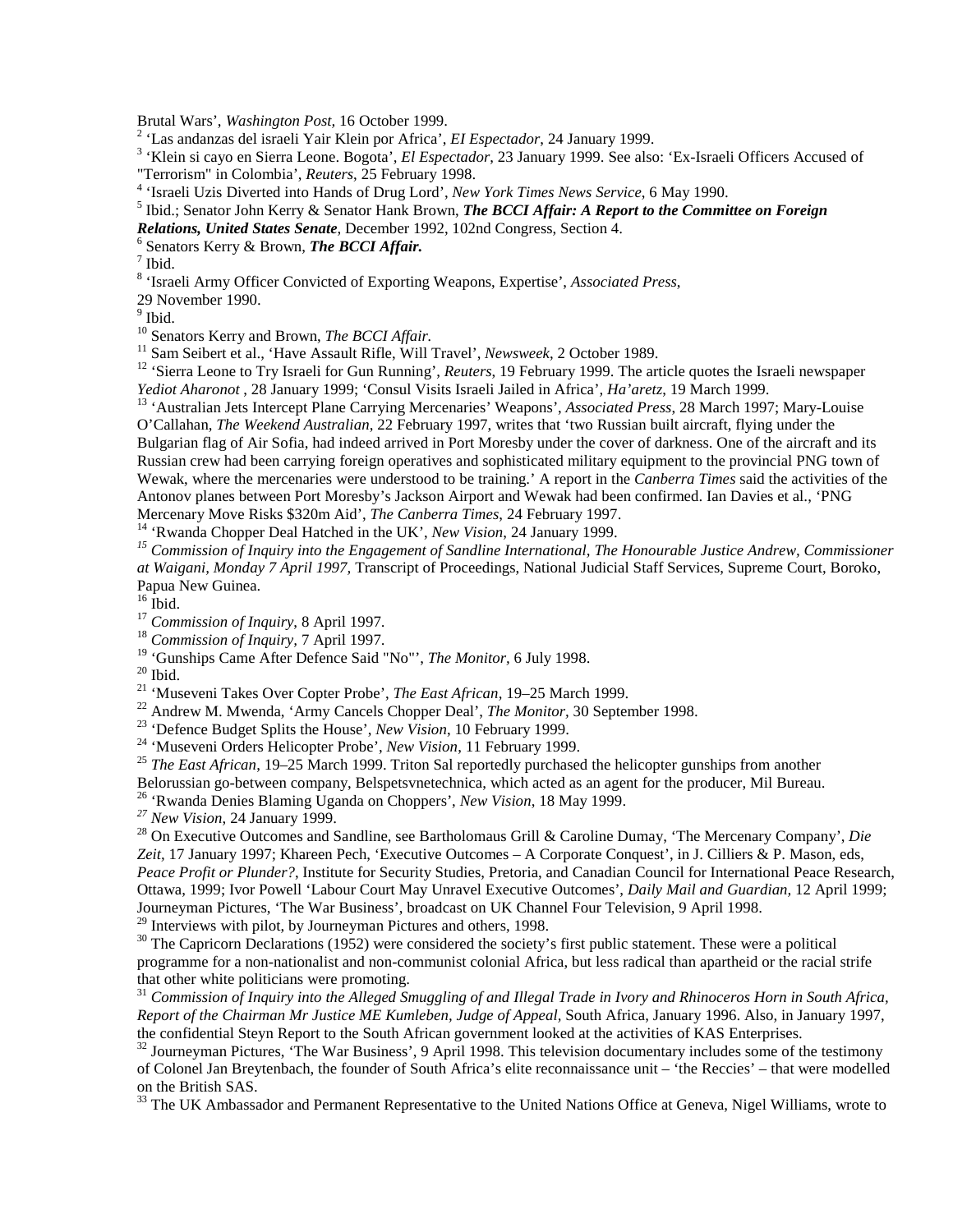Brutal Wars', *Washington Post*, 16 October 1999.

[2] 'Las andanzas del israeli Yair Klein por Africa', *EI Espectador*, 24 January 1999.

[3] 'Klein si cayo en Sierra Leone. Bogota', *El Espectador*, 23 January 1999. See also: 'Ex-Israeli Officers Accused of "Terrorism" in Colombia', *Reuters*, 25 February 1998.

[4] 'Israeli Uzis Diverted into Hands of Drug Lord', *New York Times News Service*, 6 May 1990.

[5] Ibid.; Senator John Kerry & Senator Hank Brown, ***The BCCI Affair: A Report to the Committee on Foreign Relations, United States Senate***, December 1992, 102nd Congress, Section 4.

[6] Senators Kerry & Brown, ***The BCCI Affair.***

[7] Ibid.

[8] 'Israeli Army Officer Convicted of Exporting Weapons, Expertise', *Associated Press*, 29 November 1990.

[9] Ibid.

[10] Senators Kerry and Brown, *The BCCI Affair.*

[11] Sam Seibert et al., 'Have Assault Rifle, Will Travel', *Newsweek*, 2 October 1989.

[12] 'Sierra Leone to Try Israeli for Gun Running', *Reuters*, 19 February 1999. The article quotes the Israeli newspaper *Yediot Aharonot* , 28 January 1999; 'Consul Visits Israeli Jailed in Africa', *Ha'aretz*, 19 March 1999.

[13] 'Australian Jets Intercept Plane Carrying Mercenaries' Weapons', *Associated Press*, 28 March 1997; Mary-Louise O'Callahan, *The Weekend Australian*, 22 February 1997, writes that 'two Russian built aircraft, flying under the Bulgarian flag of Air Sofia, had indeed arrived in Port Moresby under the cover of darkness. One of the aircraft and its Russian crew had been carrying foreign operatives and sophisticated military equipment to the provincial PNG town of Wewak, where the mercenaries were understood to be training.' A report in the *Canberra Times* said the activities of the Antonov planes between Port Moresby's Jackson Airport and Wewak had been confirmed. Ian Davies et al., 'PNG Mercenary Move Risks $320m Aid', *The Canberra Times*, 24 February 1997.

[14] 'Rwanda Chopper Deal Hatched in the UK', *New Vision*, 24 January 1999.

[15] *Commission of Inquiry into the Engagement of Sandline International, The Honourable Justice Andrew, Commissioner at Waigani, Monday 7 April 1997,* Transcript of Proceedings, National Judicial Staff Services, Supreme Court, Boroko, Papua New Guinea.

[16] Ibid.

[17] *Commission of Inquiry*, 8 April 1997.

[18] *Commission of Inquiry,* 7 April 1997.

[19] 'Gunships Came After Defence Said "No"', *The Monitor*, 6 July 1998.

[20] Ibid.

[21] 'Museveni Takes Over Copter Probe', *The East African,* 19–25 March 1999.

[22] Andrew M. Mwenda, 'Army Cancels Chopper Deal', *The Monitor,* 30 September 1998.

[23] 'Defence Budget Splits the House', *New Vision*, 10 February 1999.

[24] 'Museveni Orders Helicopter Probe', *New Vision*, 11 February 1999.

[25] *The East African*, 19–25 March 1999. Triton Sal reportedly purchased the helicopter gunships from another Belorussian go-between company, Belspetsvnetechnica, which acted as an agent for the producer, Mil Bureau.

[26] 'Rwanda Denies Blaming Uganda on Choppers', *New Vision*, 18 May 1999.

[27] *New Vision*, 24 January 1999.

[28] On Executive Outcomes and Sandline, see Bartholomaus Grill & Caroline Dumay, 'The Mercenary Company', *Die Zeit*, 17 January 1997; Khareen Pech, 'Executive Outcomes – A Corporate Conquest', in J. Cilliers & P. Mason, eds, *Peace Profit or Plunder?*, Institute for Security Studies, Pretoria, and Canadian Council for International Peace Research, Ottawa, 1999; Ivor Powell 'Labour Court May Unravel Executive Outcomes', *Daily Mail and Guardian*, 12 April 1999; Journeyman Pictures, 'The War Business', broadcast on UK Channel Four Television, 9 April 1998.

[29] Interviews with pilot, by Journeyman Pictures and others, 1998.

[30] The Capricorn Declarations (1952) were considered the society's first public statement. These were a political programme for a non-nationalist and non-communist colonial Africa, but less radical than apartheid or the racial strife that other white politicians were promoting.

[31] *Commission of Inquiry into the Alleged Smuggling of and Illegal Trade in Ivory and Rhinoceros Horn in South Africa, Report of the Chairman Mr Justice ME Kumleben, Judge of Appeal*, South Africa, January 1996. Also, in January 1997, the confidential Steyn Report to the South African government looked at the activities of KAS Enterprises.

[32] Journeyman Pictures, 'The War Business', 9 April 1998. This television documentary includes some of the testimony of Colonel Jan Breytenbach, the founder of South Africa's elite reconnaissance unit – 'the Reccies' – that were modelled on the British SAS.

[33] The UK Ambassador and Permanent Representative to the United Nations Office at Geneva, Nigel Williams, wrote to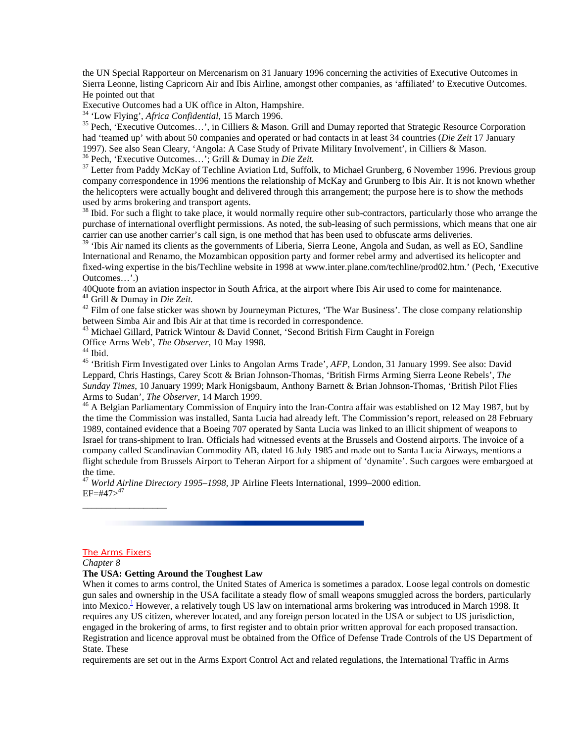the UN Special Rapporteur on Mercenarism on 31 January 1996 concerning the activities of Executive Outcomes in Sierra Leonne, listing Capricorn Air and Ibis Airline, amongst other companies, as 'affiliated' to Executive Outcomes. He pointed out that
Executive Outcomes had a UK office in Alton, Hampshire.

[34] 'Low Flying', *Africa Confidential*, 15 March 1996.

[35] Pech, 'Executive Outcomes…', in Cilliers & Mason. Grill and Dumay reported that Strategic Resource Corporation had 'teamed up' with about 50 companies and operated or had contacts in at least 34 countries (*Die Zeit* 17 January 1997). See also Sean Cleary, 'Angola: A Case Study of Private Military Involvement', in Cilliers & Mason.

[36] Pech, 'Executive Outcomes…'; Grill & Dumay in *Die Zeit.*

[37] Letter from Paddy McKay of Techline Aviation Ltd, Suffolk, to Michael Grunberg, 6 November 1996. Previous group company correspondence in 1996 mentions the relationship of McKay and Grunberg to Ibis Air. It is not known whether the helicopters were actually bought and delivered through this arrangement; the purpose here is to show the methods used by arms brokering and transport agents.

[38] Ibid. For such a flight to take place, it would normally require other sub-contractors, particularly those who arrange the purchase of international overflight permissions. As noted, the sub-leasing of such permissions, which means that one air carrier can use another carrier's call sign, is one method that has been used to obfuscate arms deliveries.

[39] 'Ibis Air named its clients as the governments of Liberia, Sierra Leone, Angola and Sudan, as well as EO, Sandline International and Renamo, the Mozambican opposition party and former rebel army and advertised its helicopter and fixed-wing expertise in the bis/Techline website in 1998 at www.inter.plane.com/techline/prod02.htm.' (Pech, 'Executive Outcomes…'.)

40Quote from an aviation inspector in South Africa, at the airport where Ibis Air used to come for maintenance.

**[41]** Grill & Dumay in *Die Zeit.*

[42] Film of one false sticker was shown by Journeyman Pictures, 'The War Business'. The close company relationship between Simba Air and Ibis Air at that time is recorded in correspondence.

[43] Michael Gillard, Patrick Wintour & David Connet, 'Second British Firm Caught in Foreign Office Arms Web', *The Observer,* 10 May 1998.

[44] Ibid.

[45] 'British Firm Investigated over Links to Angolan Arms Trade', *AFP,* London, 31 January 1999. See also: David Leppard, Chris Hastings, Carey Scott & Brian Johnson-Thomas, 'British Firms Arming Sierra Leone Rebels', *The Sunday Times*, 10 January 1999; Mark Honigsbaum, Anthony Barnett & Brian Johnson-Thomas, 'British Pilot Flies Arms to Sudan', *The Observer*, 14 March 1999.

[46] A Belgian Parliamentary Commission of Enquiry into the Iran-Contra affair was established on 12 May 1987, but by the time the Commission was installed, Santa Lucia had already left. The Commission's report, released on 28 February 1989, contained evidence that a Boeing 707 operated by Santa Lucia was linked to an illicit shipment of weapons to Israel for trans-shipment to Iran. Officials had witnessed events at the Brussels and Oostend airports. The invoice of a company called Scandinavian Commodity AB, dated 16 July 1985 and made out to Santa Lucia Airways, mentions a flight schedule from Brussels Airport to Teheran Airport for a shipment of 'dynamite'. Such cargoes were embargoed at the time.

[47] *World Airline Directory 1995–1998*, JP Airline Fleets International, 1999–2000 edition.
EF=#47>[47]

The Arms Fixers

*Chapter 8*

**The USA: Getting Around the Toughest Law**

When it comes to arms control, the United States of America is sometimes a paradox. Loose legal controls on domestic gun sales and ownership in the USA facilitate a steady flow of small weapons smuggled across the borders, particularly into Mexico.[1] However, a relatively tough US law on international arms brokering was introduced in March 1998. It requires any US citizen, wherever located, and any foreign person located in the USA or subject to US jurisdiction, engaged in the brokering of arms, to first register and to obtain prior written approval for each proposed transaction. Registration and licence approval must be obtained from the Office of Defense Trade Controls of the US Department of State. These
requirements are set out in the Arms Export Control Act and related regulations, the International Traffic in Arms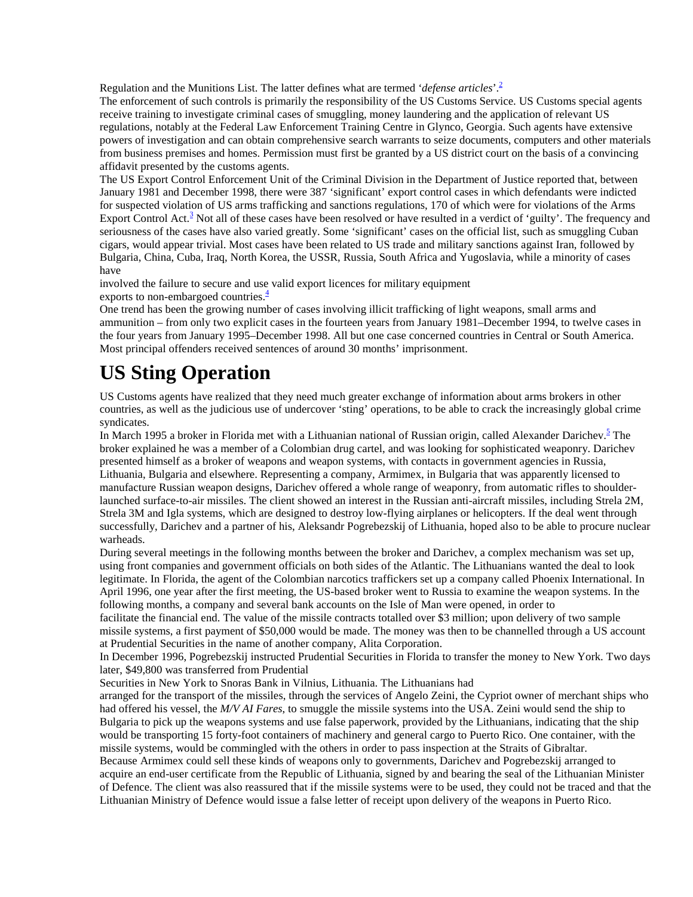Regulation and the Munitions List. The latter defines what are termed '*defense articles*'.[2]

The enforcement of such controls is primarily the responsibility of the US Customs Service. US Customs special agents receive training to investigate criminal cases of smuggling, money laundering and the application of relevant US regulations, notably at the Federal Law Enforcement Training Centre in Glynco, Georgia. Such agents have extensive powers of investigation and can obtain comprehensive search warrants to seize documents, computers and other materials from business premises and homes. Permission must first be granted by a US district court on the basis of a convincing affidavit presented by the customs agents.

The US Export Control Enforcement Unit of the Criminal Division in the Department of Justice reported that, between January 1981 and December 1998, there were 387 'significant' export control cases in which defendants were indicted for suspected violation of US arms trafficking and sanctions regulations, 170 of which were for violations of the Arms Export Control Act.[3] Not all of these cases have been resolved or have resulted in a verdict of 'guilty'. The frequency and seriousness of the cases have also varied greatly. Some 'significant' cases on the official list, such as smuggling Cuban cigars, would appear trivial. Most cases have been related to US trade and military sanctions against Iran, followed by Bulgaria, China, Cuba, Iraq, North Korea, the USSR, Russia, South Africa and Yugoslavia, while a minority of cases have involved the failure to secure and use valid export licences for military equipment exports to non-embargoed countries.[4]

One trend has been the growing number of cases involving illicit trafficking of light weapons, small arms and ammunition – from only two explicit cases in the fourteen years from January 1981–December 1994, to twelve cases in the four years from January 1995–December 1998. All but one case concerned countries in Central or South America. Most principal offenders received sentences of around 30 months' imprisonment.

# US Sting Operation

US Customs agents have realized that they need much greater exchange of information about arms brokers in other countries, as well as the judicious use of undercover 'sting' operations, to be able to crack the increasingly global crime syndicates.

In March 1995 a broker in Florida met with a Lithuanian national of Russian origin, called Alexander Darichev.[5] The broker explained he was a member of a Colombian drug cartel, and was looking for sophisticated weaponry. Darichev presented himself as a broker of weapons and weapon systems, with contacts in government agencies in Russia, Lithuania, Bulgaria and elsewhere. Representing a company, Armimex, in Bulgaria that was apparently licensed to manufacture Russian weapon designs, Darichev offered a whole range of weaponry, from automatic rifles to shoulder-launched surface-to-air missiles. The client showed an interest in the Russian anti-aircraft missiles, including Strela 2M, Strela 3M and Igla systems, which are designed to destroy low-flying airplanes or helicopters. If the deal went through successfully, Darichev and a partner of his, Aleksandr Pogrebezskij of Lithuania, hoped also to be able to procure nuclear warheads.

During several meetings in the following months between the broker and Darichev, a complex mechanism was set up, using front companies and government officials on both sides of the Atlantic. The Lithuanians wanted the deal to look legitimate. In Florida, the agent of the Colombian narcotics traffickers set up a company called Phoenix International. In April 1996, one year after the first meeting, the US-based broker went to Russia to examine the weapon systems. In the following months, a company and several bank accounts on the Isle of Man were opened, in order to facilitate the financial end. The value of the missile contracts totalled over \$3 million; upon delivery of two sample missile systems, a first payment of \$50,000 would be made. The money was then to be channelled through a US account at Prudential Securities in the name of another company, Alita Corporation.

In December 1996, Pogrebezskij instructed Prudential Securities in Florida to transfer the money to New York. Two days later, \$49,800 was transferred from Prudential Securities in New York to Snoras Bank in Vilnius, Lithuania. The Lithuanians had arranged for the transport of the missiles, through the services of Angelo Zeini, the Cypriot owner of merchant ships who had offered his vessel, the *M/V AI Fares*, to smuggle the missile systems into the USA. Zeini would send the ship to Bulgaria to pick up the weapons systems and use false paperwork, provided by the Lithuanians, indicating that the ship would be transporting 15 forty-foot containers of machinery and general cargo to Puerto Rico. One container, with the missile systems, would be commingled with the others in order to pass inspection at the Straits of Gibraltar.

Because Armimex could sell these kinds of weapons only to governments, Darichev and Pogrebezskij arranged to acquire an end-user certificate from the Republic of Lithuania, signed by and bearing the seal of the Lithuanian Minister of Defence. The client was also reassured that if the missile systems were to be used, they could not be traced and that the Lithuanian Ministry of Defence would issue a false letter of receipt upon delivery of the weapons in Puerto Rico.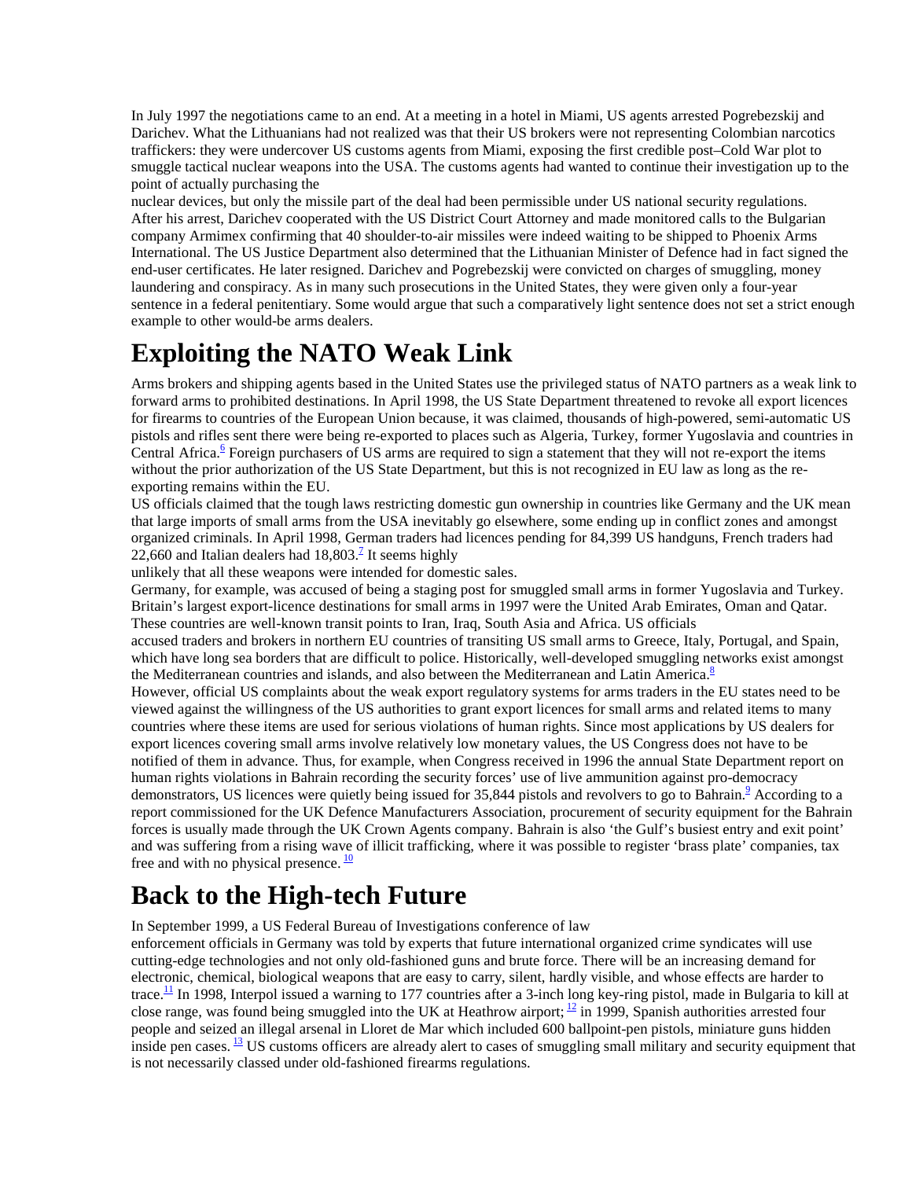In July 1997 the negotiations came to an end. At a meeting in a hotel in Miami, US agents arrested Pogrebezskij and Darichev. What the Lithuanians had not realized was that their US brokers were not representing Colombian narcotics traffickers: they were undercover US customs agents from Miami, exposing the first credible post–Cold War plot to smuggle tactical nuclear weapons into the USA. The customs agents had wanted to continue their investigation up to the point of actually purchasing the nuclear devices, but only the missile part of the deal had been permissible under US national security regulations. After his arrest, Darichev cooperated with the US District Court Attorney and made monitored calls to the Bulgarian company Armimex confirming that 40 shoulder-to-air missiles were indeed waiting to be shipped to Phoenix Arms International. The US Justice Department also determined that the Lithuanian Minister of Defence had in fact signed the end-user certificates. He later resigned. Darichev and Pogrebezskij were convicted on charges of smuggling, money laundering and conspiracy. As in many such prosecutions in the United States, they were given only a four-year sentence in a federal penitentiary. Some would argue that such a comparatively light sentence does not set a strict enough example to other would-be arms dealers.

# Exploiting the NATO Weak Link

Arms brokers and shipping agents based in the United States use the privileged status of NATO partners as a weak link to forward arms to prohibited destinations. In April 1998, the US State Department threatened to revoke all export licences for firearms to countries of the European Union because, it was claimed, thousands of high-powered, semi-automatic US pistols and rifles sent there were being re-exported to places such as Algeria, Turkey, former Yugoslavia and countries in Central Africa.[6] Foreign purchasers of US arms are required to sign a statement that they will not re-export the items without the prior authorization of the US State Department, but this is not recognized in EU law as long as the re-exporting remains within the EU.

US officials claimed that the tough laws restricting domestic gun ownership in countries like Germany and the UK mean that large imports of small arms from the USA inevitably go elsewhere, some ending up in conflict zones and amongst organized criminals. In April 1998, German traders had licences pending for 84,399 US handguns, French traders had 22,660 and Italian dealers had 18,803.[7] It seems highly unlikely that all these weapons were intended for domestic sales.

Germany, for example, was accused of being a staging post for smuggled small arms in former Yugoslavia and Turkey. Britain's largest export-licence destinations for small arms in 1997 were the United Arab Emirates, Oman and Qatar. These countries are well-known transit points to Iran, Iraq, South Asia and Africa. US officials accused traders and brokers in northern EU countries of transiting US small arms to Greece, Italy, Portugal, and Spain, which have long sea borders that are difficult to police. Historically, well-developed smuggling networks exist amongst the Mediterranean countries and islands, and also between the Mediterranean and Latin America.[8]

However, official US complaints about the weak export regulatory systems for arms traders in the EU states need to be viewed against the willingness of the US authorities to grant export licences for small arms and related items to many countries where these items are used for serious violations of human rights. Since most applications by US dealers for export licences covering small arms involve relatively low monetary values, the US Congress does not have to be notified of them in advance. Thus, for example, when Congress received in 1996 the annual State Department report on human rights violations in Bahrain recording the security forces' use of live ammunition against pro-democracy demonstrators, US licences were quietly being issued for 35,844 pistols and revolvers to go to Bahrain.[9] According to a report commissioned for the UK Defence Manufacturers Association, procurement of security equipment for the Bahrain forces is usually made through the UK Crown Agents company. Bahrain is also 'the Gulf's busiest entry and exit point' and was suffering from a rising wave of illicit trafficking, where it was possible to register 'brass plate' companies, tax free and with no physical presence.[10]

# Back to the High-tech Future

In September 1999, a US Federal Bureau of Investigations conference of law enforcement officials in Germany was told by experts that future international organized crime syndicates will use cutting-edge technologies and not only old-fashioned guns and brute force. There will be an increasing demand for electronic, chemical, biological weapons that are easy to carry, silent, hardly visible, and whose effects are harder to trace.[11] In 1998, Interpol issued a warning to 177 countries after a 3-inch long key-ring pistol, made in Bulgaria to kill at close range, was found being smuggled into the UK at Heathrow airport;[12] in 1999, Spanish authorities arrested four people and seized an illegal arsenal in Lloret de Mar which included 600 ballpoint-pen pistols, miniature guns hidden inside pen cases.[13] US customs officers are already alert to cases of smuggling small military and security equipment that is not necessarily classed under old-fashioned firearms regulations.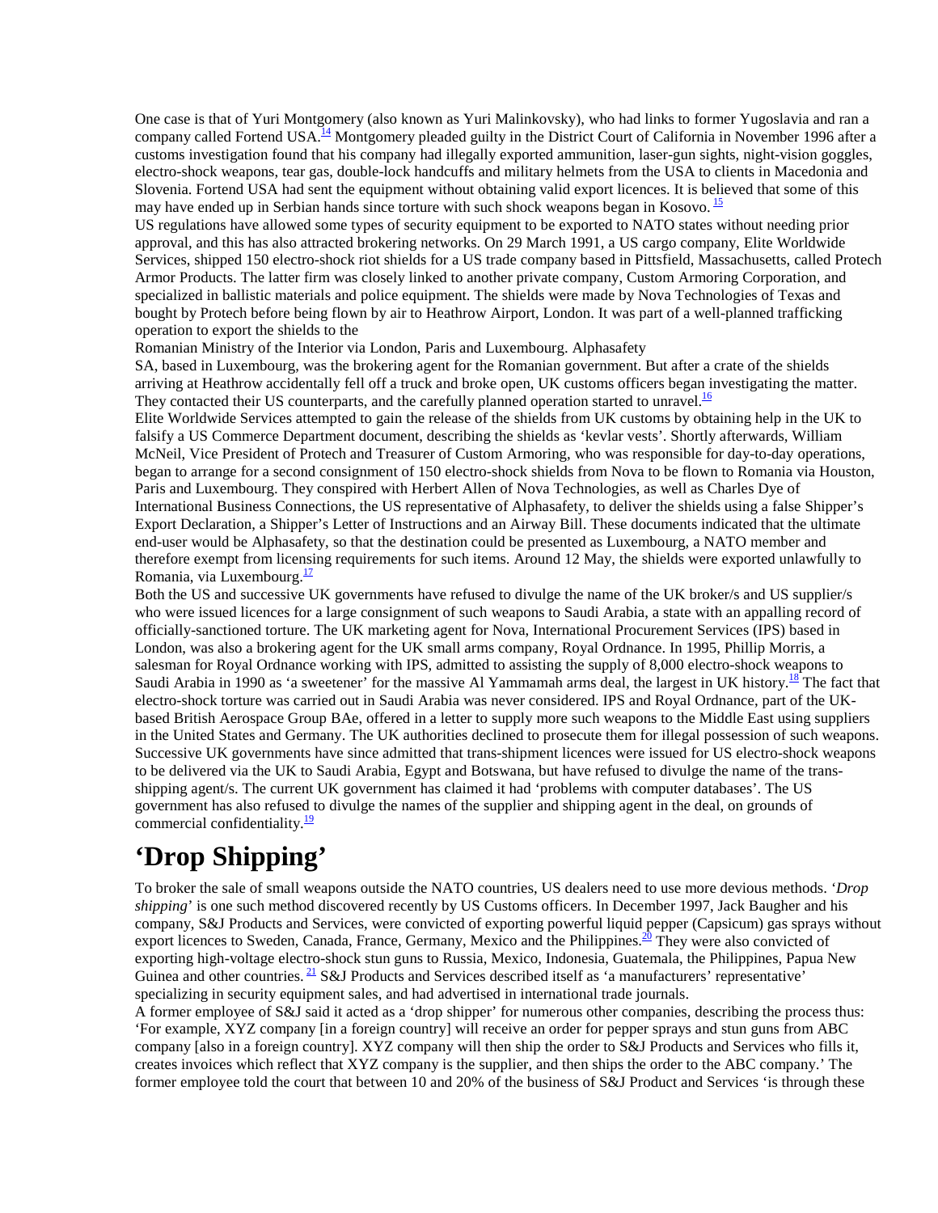One case is that of Yuri Montgomery (also known as Yuri Malinkovsky), who had links to former Yugoslavia and ran a company called Fortend USA.[14] Montgomery pleaded guilty in the District Court of California in November 1996 after a customs investigation found that his company had illegally exported ammunition, laser-gun sights, night-vision goggles, electro-shock weapons, tear gas, double-lock handcuffs and military helmets from the USA to clients in Macedonia and Slovenia. Fortend USA had sent the equipment without obtaining valid export licences. It is believed that some of this may have ended up in Serbian hands since torture with such shock weapons began in Kosovo. [15]

US regulations have allowed some types of security equipment to be exported to NATO states without needing prior approval, and this has also attracted brokering networks. On 29 March 1991, a US cargo company, Elite Worldwide Services, shipped 150 electro-shock riot shields for a US trade company based in Pittsfield, Massachusetts, called Protech Armor Products. The latter firm was closely linked to another private company, Custom Armoring Corporation, and specialized in ballistic materials and police equipment. The shields were made by Nova Technologies of Texas and bought by Protech before being flown by air to Heathrow Airport, London. It was part of a well-planned trafficking operation to export the shields to the Romanian Ministry of the Interior via London, Paris and Luxembourg. Alphasafety SA, based in Luxembourg, was the brokering agent for the Romanian government. But after a crate of the shields arriving at Heathrow accidentally fell off a truck and broke open, UK customs officers began investigating the matter. They contacted their US counterparts, and the carefully planned operation started to unravel.[16]

Elite Worldwide Services attempted to gain the release of the shields from UK customs by obtaining help in the UK to falsify a US Commerce Department document, describing the shields as 'kevlar vests'. Shortly afterwards, William McNeil, Vice President of Protech and Treasurer of Custom Armoring, who was responsible for day-to-day operations, began to arrange for a second consignment of 150 electro-shock shields from Nova to be flown to Romania via Houston, Paris and Luxembourg. They conspired with Herbert Allen of Nova Technologies, as well as Charles Dye of International Business Connections, the US representative of Alphasafety, to deliver the shields using a false Shipper's Export Declaration, a Shipper's Letter of Instructions and an Airway Bill. These documents indicated that the ultimate end-user would be Alphasafety, so that the destination could be presented as Luxembourg, a NATO member and therefore exempt from licensing requirements for such items. Around 12 May, the shields were exported unlawfully to Romania, via Luxembourg.[17]

Both the US and successive UK governments have refused to divulge the name of the UK broker/s and US supplier/s who were issued licences for a large consignment of such weapons to Saudi Arabia, a state with an appalling record of officially-sanctioned torture. The UK marketing agent for Nova, International Procurement Services (IPS) based in London, was also a brokering agent for the UK small arms company, Royal Ordnance. In 1995, Phillip Morris, a salesman for Royal Ordnance working with IPS, admitted to assisting the supply of 8,000 electro-shock weapons to Saudi Arabia in 1990 as 'a sweetener' for the massive Al Yammamah arms deal, the largest in UK history.[18] The fact that electro-shock torture was carried out in Saudi Arabia was never considered. IPS and Royal Ordnance, part of the UK-based British Aerospace Group BAe, offered in a letter to supply more such weapons to the Middle East using suppliers in the United States and Germany. The UK authorities declined to prosecute them for illegal possession of such weapons. Successive UK governments have since admitted that trans-shipment licences were issued for US electro-shock weapons to be delivered via the UK to Saudi Arabia, Egypt and Botswana, but have refused to divulge the name of the trans-shipping agent/s. The current UK government has claimed it had 'problems with computer databases'. The US government has also refused to divulge the names of the supplier and shipping agent in the deal, on grounds of commercial confidentiality.[19]

# 'Drop Shipping'

To broker the sale of small weapons outside the NATO countries, US dealers need to use more devious methods. '*Drop shipping*' is one such method discovered recently by US Customs officers. In December 1997, Jack Baugher and his company, S&J Products and Services, were convicted of exporting powerful liquid pepper (Capsicum) gas sprays without export licences to Sweden, Canada, France, Germany, Mexico and the Philippines.[20] They were also convicted of exporting high-voltage electro-shock stun guns to Russia, Mexico, Indonesia, Guatemala, the Philippines, Papua New Guinea and other countries. [21] S&J Products and Services described itself as 'a manufacturers' representative' specializing in security equipment sales, and had advertised in international trade journals.

A former employee of S&J said it acted as a 'drop shipper' for numerous other companies, describing the process thus: 'For example, XYZ company [in a foreign country] will receive an order for pepper sprays and stun guns from ABC company [also in a foreign country]. XYZ company will then ship the order to S&J Products and Services who fills it, creates invoices which reflect that XYZ company is the supplier, and then ships the order to the ABC company.' The former employee told the court that between 10 and 20% of the business of S&J Product and Services 'is through these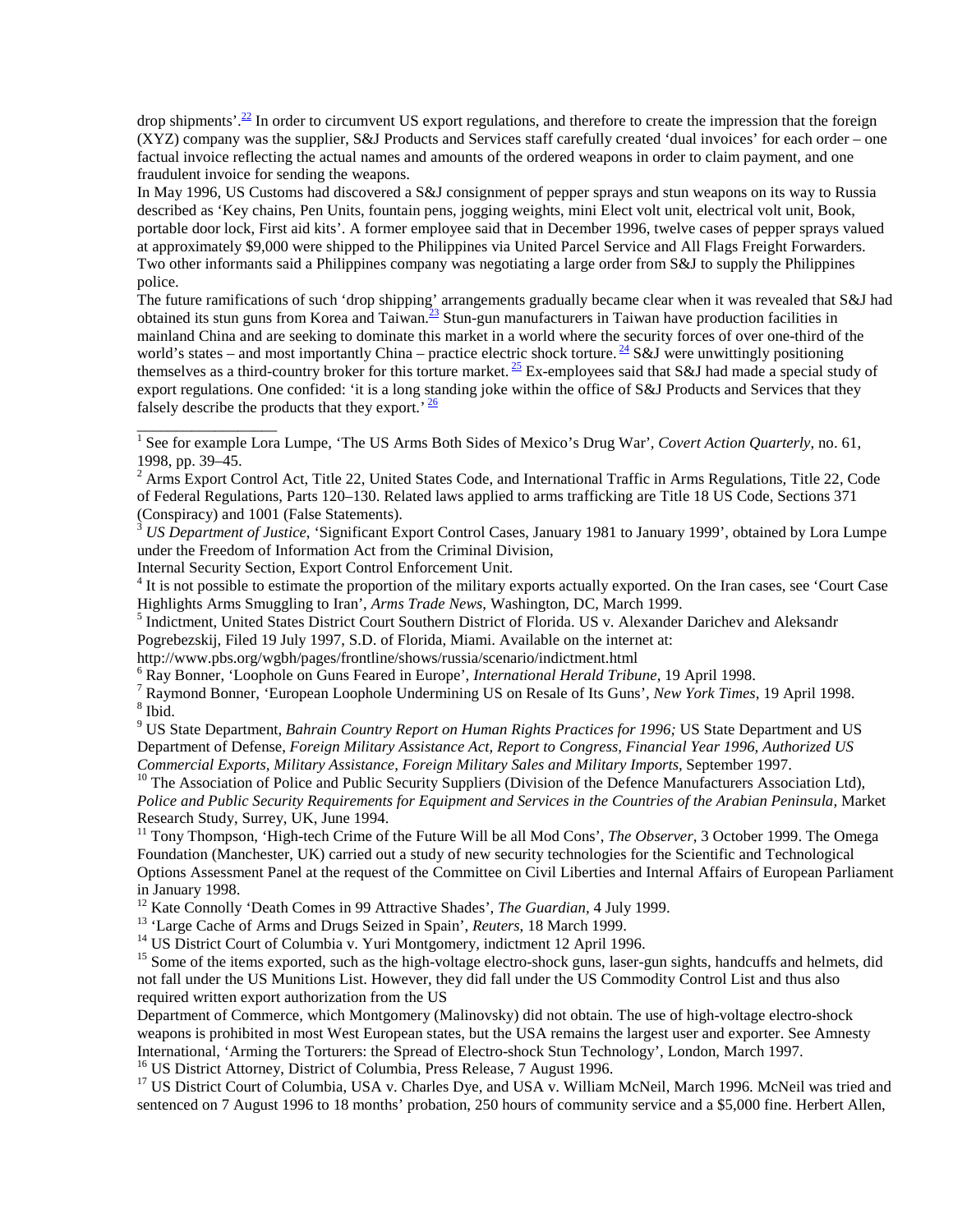drop shipments'.[22] In order to circumvent US export regulations, and therefore to create the impression that the foreign (XYZ) company was the supplier, S&J Products and Services staff carefully created 'dual invoices' for each order – one factual invoice reflecting the actual names and amounts of the ordered weapons in order to claim payment, and one fraudulent invoice for sending the weapons.

In May 1996, US Customs had discovered a S&J consignment of pepper sprays and stun weapons on its way to Russia described as 'Key chains, Pen Units, fountain pens, jogging weights, mini Elect volt unit, electrical volt unit, Book, portable door lock, First aid kits'. A former employee said that in December 1996, twelve cases of pepper sprays valued at approximately $9,000 were shipped to the Philippines via United Parcel Service and All Flags Freight Forwarders. Two other informants said a Philippines company was negotiating a large order from S&J to supply the Philippines police.

The future ramifications of such 'drop shipping' arrangements gradually became clear when it was revealed that S&J had obtained its stun guns from Korea and Taiwan.[23] Stun-gun manufacturers in Taiwan have production facilities in mainland China and are seeking to dominate this market in a world where the security forces of over one-third of the world's states – and most importantly China – practice electric shock torture.[24] S&J were unwittingly positioning themselves as a third-country broker for this torture market.[25] Ex-employees said that S&J had made a special study of export regulations. One confided: 'it is a long standing joke within the office of S&J Products and Services that they falsely describe the products that they export.'[26]

---

[1] See for example Lora Lumpe, 'The US Arms Both Sides of Mexico's Drug War', *Covert Action Quarterly*, no. 61, 1998, pp. 39–45.

[2] Arms Export Control Act, Title 22, United States Code, and International Traffic in Arms Regulations, Title 22, Code of Federal Regulations, Parts 120–130. Related laws applied to arms trafficking are Title 18 US Code, Sections 371 (Conspiracy) and 1001 (False Statements).

[3] *US Department of Justice*, 'Significant Export Control Cases, January 1981 to January 1999', obtained by Lora Lumpe under the Freedom of Information Act from the Criminal Division,
Internal Security Section, Export Control Enforcement Unit.

[4] It is not possible to estimate the proportion of the military exports actually exported. On the Iran cases, see 'Court Case Highlights Arms Smuggling to Iran', *Arms Trade News*, Washington, DC, March 1999.

[5] Indictment, United States District Court Southern District of Florida. US v. Alexander Darichev and Aleksandr Pogrebezskij, Filed 19 July 1997, S.D. of Florida, Miami. Available on the internet at:
http://www.pbs.org/wgbh/pages/frontline/shows/russia/scenario/indictment.html

[6] Ray Bonner, 'Loophole on Guns Feared in Europe', *International Herald Tribune*, 19 April 1998.

[7] Raymond Bonner, 'European Loophole Undermining US on Resale of Its Guns', *New York Times*, 19 April 1998.

[8] Ibid.

[9] US State Department, *Bahrain Country Report on Human Rights Practices for 1996;* US State Department and US Department of Defense, *Foreign Military Assistance Act, Report to Congress, Financial Year 1996, Authorized US Commercial Exports, Military Assistance, Foreign Military Sales and Military Imports*, September 1997.

[10] The Association of Police and Public Security Suppliers (Division of the Defence Manufacturers Association Ltd), *Police and Public Security Requirements for Equipment and Services in the Countries of the Arabian Peninsula*, Market Research Study, Surrey, UK, June 1994.

[11] Tony Thompson, 'High-tech Crime of the Future Will be all Mod Cons', *The Observer*, 3 October 1999. The Omega Foundation (Manchester, UK) carried out a study of new security technologies for the Scientific and Technological Options Assessment Panel at the request of the Committee on Civil Liberties and Internal Affairs of European Parliament in January 1998.

[12] Kate Connolly 'Death Comes in 99 Attractive Shades', *The Guardian*, 4 July 1999.

[13] 'Large Cache of Arms and Drugs Seized in Spain', *Reuters*, 18 March 1999.

[14] US District Court of Columbia v. Yuri Montgomery, indictment 12 April 1996.

[15] Some of the items exported, such as the high-voltage electro-shock guns, laser-gun sights, handcuffs and helmets, did not fall under the US Munitions List. However, they did fall under the US Commodity Control List and thus also required written export authorization from the US
Department of Commerce, which Montgomery (Malinovsky) did not obtain. The use of high-voltage electro-shock weapons is prohibited in most West European states, but the USA remains the largest user and exporter. See Amnesty International, 'Arming the Torturers: the Spread of Electro-shock Stun Technology', London, March 1997.

[16] US District Attorney, District of Columbia, Press Release, 7 August 1996.

[17] US District Court of Columbia, USA v. Charles Dye, and USA v. William McNeil, March 1996. McNeil was tried and sentenced on 7 August 1996 to 18 months' probation, 250 hours of community service and a $5,000 fine. Herbert Allen,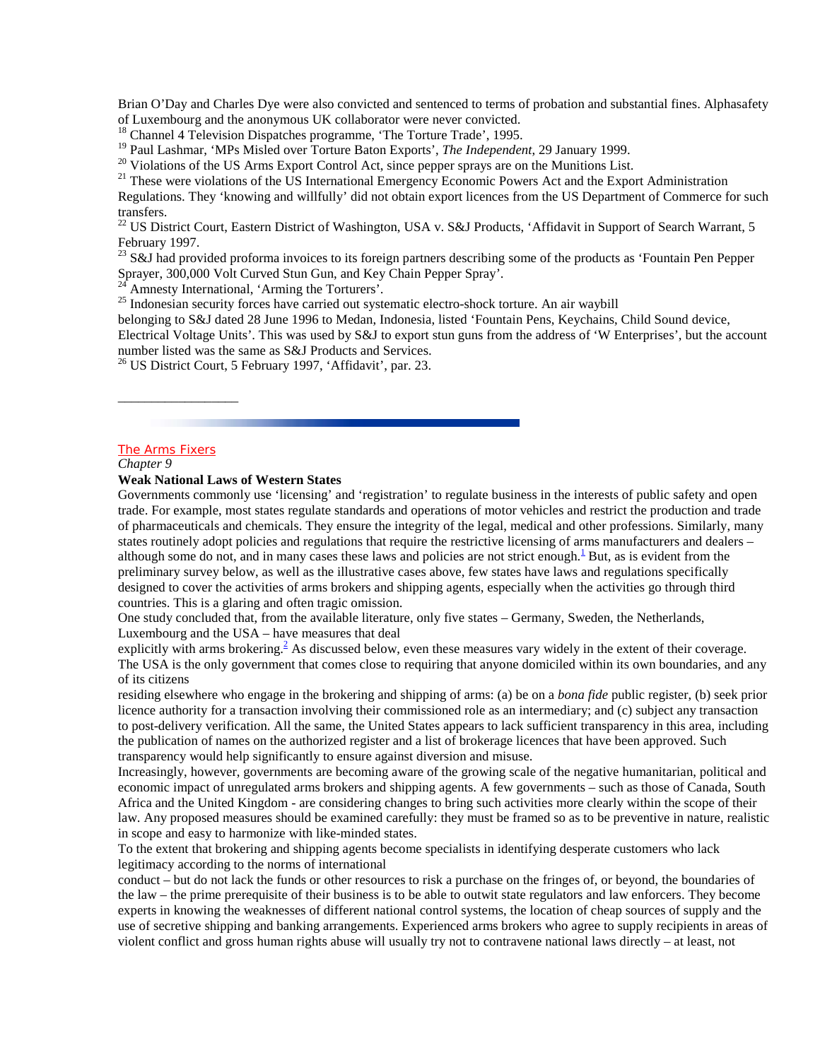Brian O'Day and Charles Dye were also convicted and sentenced to terms of probation and substantial fines. Alphasafety of Luxembourg and the anonymous UK collaborator were never convicted.

[18] Channel 4 Television Dispatches programme, 'The Torture Trade', 1995.

[19] Paul Lashmar, 'MPs Misled over Torture Baton Exports', *The Independent*, 29 January 1999.

[20] Violations of the US Arms Export Control Act, since pepper sprays are on the Munitions List.

[21] These were violations of the US International Emergency Economic Powers Act and the Export Administration Regulations. They 'knowing and willfully' did not obtain export licences from the US Department of Commerce for such transfers.

[22] US District Court, Eastern District of Washington, USA v. S&J Products, 'Affidavit in Support of Search Warrant, 5 February 1997.

[23] S&J had provided proforma invoices to its foreign partners describing some of the products as 'Fountain Pen Pepper Sprayer, 300,000 Volt Curved Stun Gun, and Key Chain Pepper Spray'.

[24] Amnesty International, 'Arming the Torturers'.

[25] Indonesian security forces have carried out systematic electro-shock torture. An air waybill belonging to S&J dated 28 June 1996 to Medan, Indonesia, listed 'Fountain Pens, Keychains, Child Sound device, Electrical Voltage Units'. This was used by S&J to export stun guns from the address of 'W Enterprises', but the account number listed was the same as S&J Products and Services.

[26] US District Court, 5 February 1997, 'Affidavit', par. 23.

---

The Arms Fixers

*Chapter 9*

## Weak National Laws of Western States

Governments commonly use 'licensing' and 'registration' to regulate business in the interests of public safety and open trade. For example, most states regulate standards and operations of motor vehicles and restrict the production and trade of pharmaceuticals and chemicals. They ensure the integrity of the legal, medical and other professions. Similarly, many states routinely adopt policies and regulations that require the restrictive licensing of arms manufacturers and dealers – although some do not, and in many cases these laws and policies are not strict enough.[1] But, as is evident from the preliminary survey below, as well as the illustrative cases above, few states have laws and regulations specifically designed to cover the activities of arms brokers and shipping agents, especially when the activities go through third countries. This is a glaring and often tragic omission.

One study concluded that, from the available literature, only five states – Germany, Sweden, the Netherlands, Luxembourg and the USA – have measures that deal explicitly with arms brokering.[2] As discussed below, even these measures vary widely in the extent of their coverage. The USA is the only government that comes close to requiring that anyone domiciled within its own boundaries, and any of its citizens residing elsewhere who engage in the brokering and shipping of arms: (a) be on a *bona fide* public register, (b) seek prior licence authority for a transaction involving their commissioned role as an intermediary; and (c) subject any transaction to post-delivery verification. All the same, the United States appears to lack sufficient transparency in this area, including the publication of names on the authorized register and a list of brokerage licences that have been approved. Such transparency would help significantly to ensure against diversion and misuse.

Increasingly, however, governments are becoming aware of the growing scale of the negative humanitarian, political and economic impact of unregulated arms brokers and shipping agents. A few governments – such as those of Canada, South Africa and the United Kingdom - are considering changes to bring such activities more clearly within the scope of their law. Any proposed measures should be examined carefully: they must be framed so as to be preventive in nature, realistic in scope and easy to harmonize with like-minded states.

To the extent that brokering and shipping agents become specialists in identifying desperate customers who lack legitimacy according to the norms of international conduct – but do not lack the funds or other resources to risk a purchase on the fringes of, or beyond, the boundaries of the law – the prime prerequisite of their business is to be able to outwit state regulators and law enforcers. They become experts in knowing the weaknesses of different national control systems, the location of cheap sources of supply and the use of secretive shipping and banking arrangements. Experienced arms brokers who agree to supply recipients in areas of violent conflict and gross human rights abuse will usually try not to contravene national laws directly – at least, not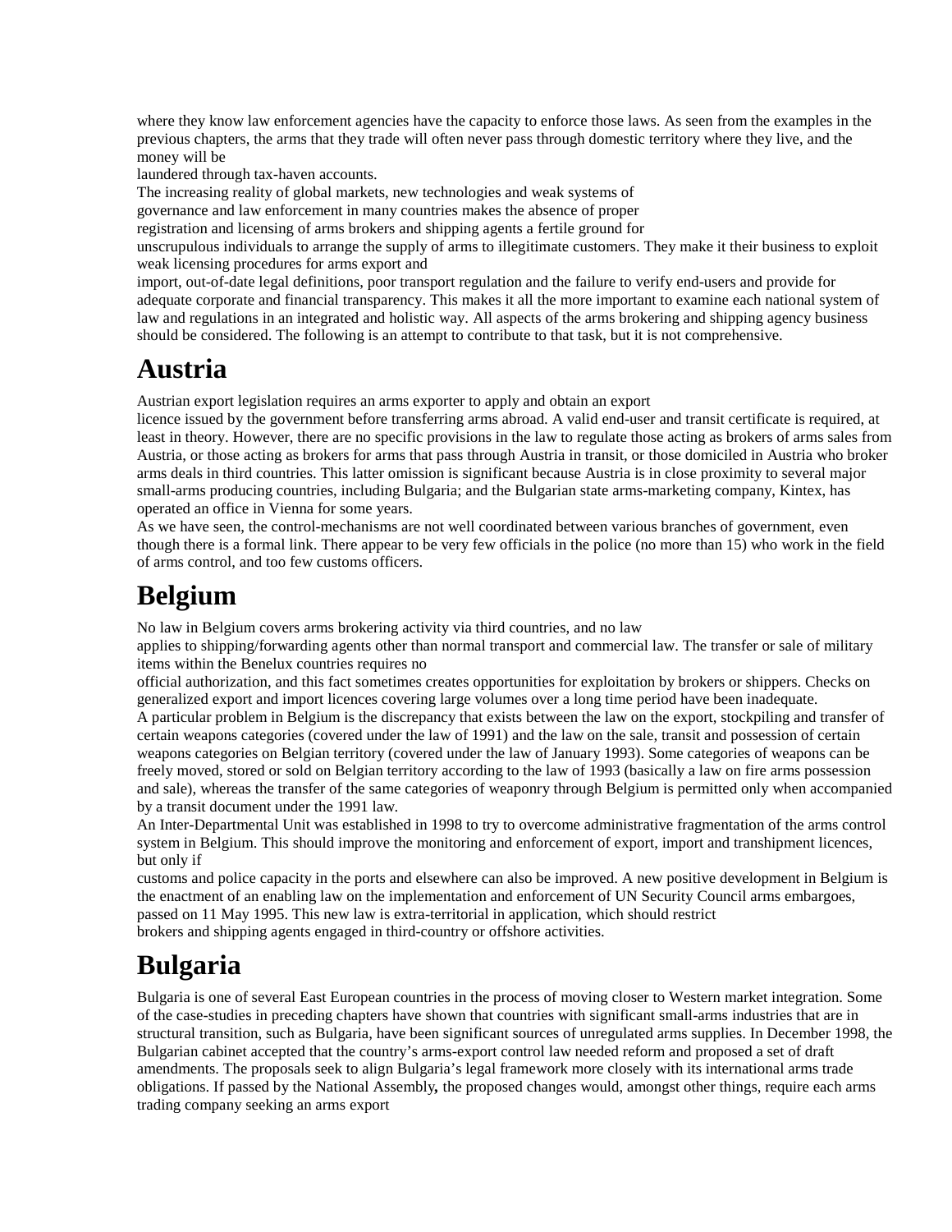where they know law enforcement agencies have the capacity to enforce those laws. As seen from the examples in the previous chapters, the arms that they trade will often never pass through domestic territory where they live, and the money will be laundered through tax-haven accounts.

The increasing reality of global markets, new technologies and weak systems of governance and law enforcement in many countries makes the absence of proper registration and licensing of arms brokers and shipping agents a fertile ground for unscrupulous individuals to arrange the supply of arms to illegitimate customers. They make it their business to exploit weak licensing procedures for arms export and import, out-of-date legal definitions, poor transport regulation and the failure to verify end-users and provide for adequate corporate and financial transparency. This makes it all the more important to examine each national system of law and regulations in an integrated and holistic way. All aspects of the arms brokering and shipping agency business should be considered. The following is an attempt to contribute to that task, but it is not comprehensive.

# Austria

Austrian export legislation requires an arms exporter to apply and obtain an export licence issued by the government before transferring arms abroad. A valid end-user and transit certificate is required, at least in theory. However, there are no specific provisions in the law to regulate those acting as brokers of arms sales from Austria, or those acting as brokers for arms that pass through Austria in transit, or those domiciled in Austria who broker arms deals in third countries. This latter omission is significant because Austria is in close proximity to several major small-arms producing countries, including Bulgaria; and the Bulgarian state arms-marketing company, Kintex, has operated an office in Vienna for some years.

As we have seen, the control-mechanisms are not well coordinated between various branches of government, even though there is a formal link. There appear to be very few officials in the police (no more than 15) who work in the field of arms control, and too few customs officers.

# Belgium

No law in Belgium covers arms brokering activity via third countries, and no law applies to shipping/forwarding agents other than normal transport and commercial law. The transfer or sale of military items within the Benelux countries requires no official authorization, and this fact sometimes creates opportunities for exploitation by brokers or shippers. Checks on generalized export and import licences covering large volumes over a long time period have been inadequate.

A particular problem in Belgium is the discrepancy that exists between the law on the export, stockpiling and transfer of certain weapons categories (covered under the law of 1991) and the law on the sale, transit and possession of certain weapons categories on Belgian territory (covered under the law of January 1993). Some categories of weapons can be freely moved, stored or sold on Belgian territory according to the law of 1993 (basically a law on fire arms possession and sale), whereas the transfer of the same categories of weaponry through Belgium is permitted only when accompanied by a transit document under the 1991 law.

An Inter-Departmental Unit was established in 1998 to try to overcome administrative fragmentation of the arms control system in Belgium. This should improve the monitoring and enforcement of export, import and transhipment licences, but only if customs and police capacity in the ports and elsewhere can also be improved. A new positive development in Belgium is the enactment of an enabling law on the implementation and enforcement of UN Security Council arms embargoes, passed on 11 May 1995. This new law is extra-territorial in application, which should restrict brokers and shipping agents engaged in third-country or offshore activities.

# Bulgaria

Bulgaria is one of several East European countries in the process of moving closer to Western market integration. Some of the case-studies in preceding chapters have shown that countries with significant small-arms industries that are in structural transition, such as Bulgaria, have been significant sources of unregulated arms supplies. In December 1998, the Bulgarian cabinet accepted that the country's arms-export control law needed reform and proposed a set of draft amendments. The proposals seek to align Bulgaria's legal framework more closely with its international arms trade obligations. If passed by the National Assembly**,** the proposed changes would, amongst other things, require each arms trading company seeking an arms export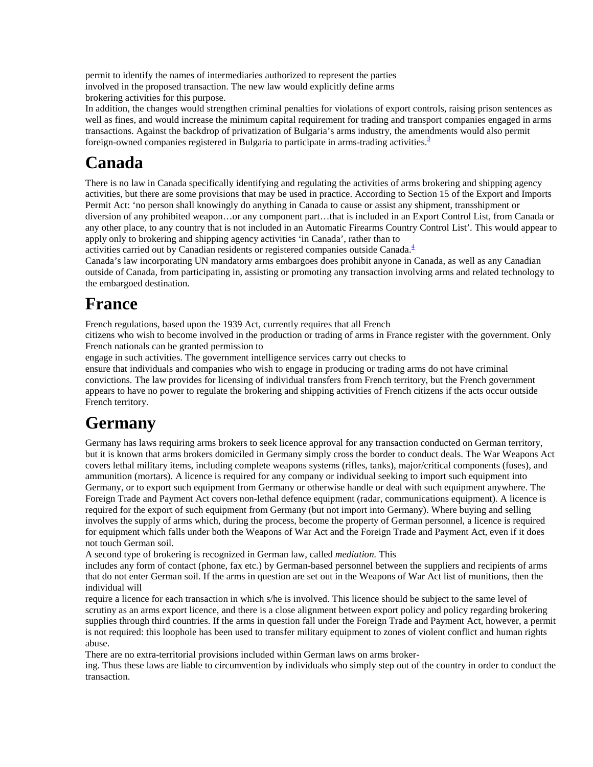permit to identify the names of intermediaries authorized to represent the parties involved in the proposed transaction. The new law would explicitly define arms brokering activities for this purpose.

In addition, the changes would strengthen criminal penalties for violations of export controls, raising prison sentences as well as fines, and would increase the minimum capital requirement for trading and transport companies engaged in arms transactions. Against the backdrop of privatization of Bulgaria's arms industry, the amendments would also permit foreign-owned companies registered in Bulgaria to participate in arms-trading activities.[3]

# Canada

There is no law in Canada specifically identifying and regulating the activities of arms brokering and shipping agency activities, but there are some provisions that may be used in practice. According to Section 15 of the Export and Imports Permit Act: 'no person shall knowingly do anything in Canada to cause or assist any shipment, transshipment or diversion of any prohibited weapon…or any component part…that is included in an Export Control List, from Canada or any other place, to any country that is not included in an Automatic Firearms Country Control List'. This would appear to apply only to brokering and shipping agency activities 'in Canada', rather than to activities carried out by Canadian residents or registered companies outside Canada.[4]

Canada's law incorporating UN mandatory arms embargoes does prohibit anyone in Canada, as well as any Canadian outside of Canada, from participating in, assisting or promoting any transaction involving arms and related technology to the embargoed destination.

# France

French regulations, based upon the 1939 Act, currently requires that all French citizens who wish to become involved in the production or trading of arms in France register with the government. Only French nationals can be granted permission to engage in such activities. The government intelligence services carry out checks to ensure that individuals and companies who wish to engage in producing or trading arms do not have criminal convictions. The law provides for licensing of individual transfers from French territory, but the French government appears to have no power to regulate the brokering and shipping activities of French citizens if the acts occur outside French territory.

# Germany

Germany has laws requiring arms brokers to seek licence approval for any transaction conducted on German territory, but it is known that arms brokers domiciled in Germany simply cross the border to conduct deals. The War Weapons Act covers lethal military items, including complete weapons systems (rifles, tanks), major/critical components (fuses), and ammunition (mortars). A licence is required for any company or individual seeking to import such equipment into Germany, or to export such equipment from Germany or otherwise handle or deal with such equipment anywhere. The Foreign Trade and Payment Act covers non-lethal defence equipment (radar, communications equipment). A licence is required for the export of such equipment from Germany (but not import into Germany). Where buying and selling involves the supply of arms which, during the process, become the property of German personnel, a licence is required for equipment which falls under both the Weapons of War Act and the Foreign Trade and Payment Act, even if it does not touch German soil.

A second type of brokering is recognized in German law, called *mediation.* This includes any form of contact (phone, fax etc.) by German-based personnel between the suppliers and recipients of arms that do not enter German soil. If the arms in question are set out in the Weapons of War Act list of munitions, then the individual will require a licence for each transaction in which s/he is involved. This licence should be subject to the same level of scrutiny as an arms export licence, and there is a close alignment between export policy and policy regarding brokering supplies through third countries. If the arms in question fall under the Foreign Trade and Payment Act, however, a permit is not required: this loophole has been used to transfer military equipment to zones of violent conflict and human rights abuse.

There are no extra-territorial provisions included within German laws on arms brokering. Thus these laws are liable to circumvention by individuals who simply step out of the country in order to conduct the transaction.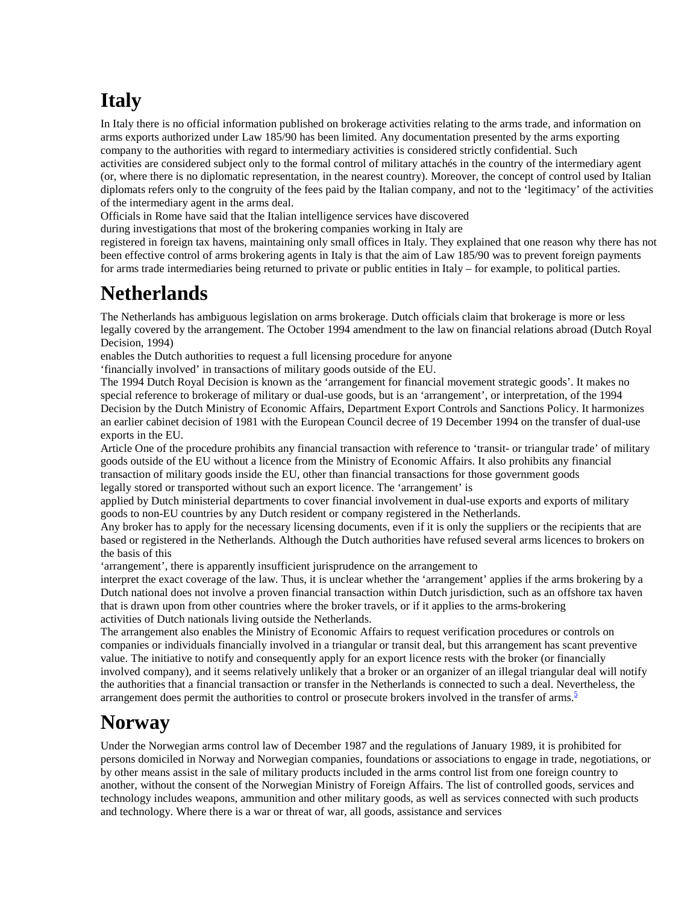# Italy

In Italy there is no official information published on brokerage activities relating to the arms trade, and information on arms exports authorized under Law 185/90 has been limited. Any documentation presented by the arms exporting company to the authorities with regard to intermediary activities is considered strictly confidential. Such activities are considered subject only to the formal control of military attachés in the country of the intermediary agent (or, where there is no diplomatic representation, in the nearest country). Moreover, the concept of control used by Italian diplomats refers only to the congruity of the fees paid by the Italian company, and not to the 'legitimacy' of the activities of the intermediary agent in the arms deal.

Officials in Rome have said that the Italian intelligence services have discovered during investigations that most of the brokering companies working in Italy are registered in foreign tax havens, maintaining only small offices in Italy. They explained that one reason why there has not been effective control of arms brokering agents in Italy is that the aim of Law 185/90 was to prevent foreign payments for arms trade intermediaries being returned to private or public entities in Italy – for example, to political parties.

# Netherlands

The Netherlands has ambiguous legislation on arms brokerage. Dutch officials claim that brokerage is more or less legally covered by the arrangement. The October 1994 amendment to the law on financial relations abroad (Dutch Royal Decision, 1994) enables the Dutch authorities to request a full licensing procedure for anyone 'financially involved' in transactions of military goods outside of the EU.

The 1994 Dutch Royal Decision is known as the 'arrangement for financial movement strategic goods'. It makes no special reference to brokerage of military or dual-use goods, but is an 'arrangement', or interpretation, of the 1994 Decision by the Dutch Ministry of Economic Affairs, Department Export Controls and Sanctions Policy. It harmonizes an earlier cabinet decision of 1981 with the European Council decree of 19 December 1994 on the transfer of dual-use exports in the EU.

Article One of the procedure prohibits any financial transaction with reference to 'transit- or triangular trade' of military goods outside of the EU without a licence from the Ministry of Economic Affairs. It also prohibits any financial transaction of military goods inside the EU, other than financial transactions for those government goods legally stored or transported without such an export licence. The 'arrangement' is applied by Dutch ministerial departments to cover financial involvement in dual-use exports and exports of military goods to non-EU countries by any Dutch resident or company registered in the Netherlands.

Any broker has to apply for the necessary licensing documents, even if it is only the suppliers or the recipients that are based or registered in the Netherlands. Although the Dutch authorities have refused several arms licences to brokers on the basis of this 'arrangement', there is apparently insufficient jurisprudence on the arrangement to interpret the exact coverage of the law. Thus, it is unclear whether the 'arrangement' applies if the arms brokering by a Dutch national does not involve a proven financial transaction within Dutch jurisdiction, such as an offshore tax haven that is drawn upon from other countries where the broker travels, or if it applies to the arms-brokering activities of Dutch nationals living outside the Netherlands.

The arrangement also enables the Ministry of Economic Affairs to request verification procedures or controls on companies or individuals financially involved in a triangular or transit deal, but this arrangement has scant preventive value. The initiative to notify and consequently apply for an export licence rests with the broker (or financially involved company), and it seems relatively unlikely that a broker or an organizer of an illegal triangular deal will notify the authorities that a financial transaction or transfer in the Netherlands is connected to such a deal. Nevertheless, the arrangement does permit the authorities to control or prosecute brokers involved in the transfer of arms.[5]

# Norway

Under the Norwegian arms control law of December 1987 and the regulations of January 1989, it is prohibited for persons domiciled in Norway and Norwegian companies, foundations or associations to engage in trade, negotiations, or by other means assist in the sale of military products included in the arms control list from one foreign country to another, without the consent of the Norwegian Ministry of Foreign Affairs. The list of controlled goods, services and technology includes weapons, ammunition and other military goods, as well as services connected with such products and technology. Where there is a war or threat of war, all goods, assistance and services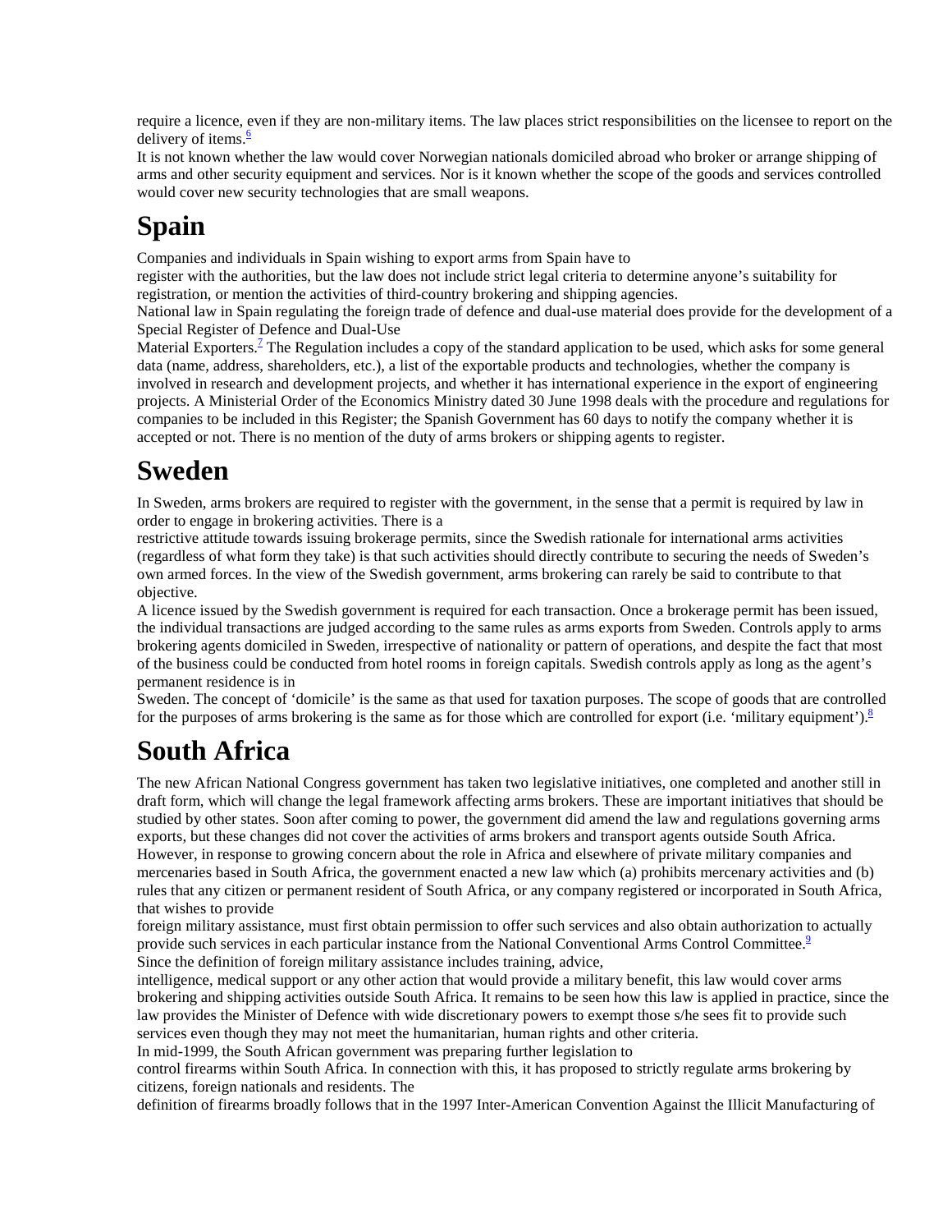require a licence, even if they are non-military items. The law places strict responsibilities on the licensee to report on the delivery of items.[6]

It is not known whether the law would cover Norwegian nationals domiciled abroad who broker or arrange shipping of arms and other security equipment and services. Nor is it known whether the scope of the goods and services controlled would cover new security technologies that are small weapons.

# Spain

Companies and individuals in Spain wishing to export arms from Spain have to register with the authorities, but the law does not include strict legal criteria to determine anyone's suitability for registration, or mention the activities of third-country brokering and shipping agencies.

National law in Spain regulating the foreign trade of defence and dual-use material does provide for the development of a Special Register of Defence and Dual-Use Material Exporters.[7] The Regulation includes a copy of the standard application to be used, which asks for some general data (name, address, shareholders, etc.), a list of the exportable products and technologies, whether the company is involved in research and development projects, and whether it has international experience in the export of engineering projects. A Ministerial Order of the Economics Ministry dated 30 June 1998 deals with the procedure and regulations for companies to be included in this Register; the Spanish Government has 60 days to notify the company whether it is accepted or not. There is no mention of the duty of arms brokers or shipping agents to register.

# Sweden

In Sweden, arms brokers are required to register with the government, in the sense that a permit is required by law in order to engage in brokering activities. There is a restrictive attitude towards issuing brokerage permits, since the Swedish rationale for international arms activities (regardless of what form they take) is that such activities should directly contribute to securing the needs of Sweden's own armed forces. In the view of the Swedish government, arms brokering can rarely be said to contribute to that objective.

A licence issued by the Swedish government is required for each transaction. Once a brokerage permit has been issued, the individual transactions are judged according to the same rules as arms exports from Sweden. Controls apply to arms brokering agents domiciled in Sweden, irrespective of nationality or pattern of operations, and despite the fact that most of the business could be conducted from hotel rooms in foreign capitals. Swedish controls apply as long as the agent's permanent residence is in Sweden. The concept of 'domicile' is the same as that used for taxation purposes. The scope of goods that are controlled for the purposes of arms brokering is the same as for those which are controlled for export (i.e. 'military equipment').[8]

# South Africa

The new African National Congress government has taken two legislative initiatives, one completed and another still in draft form, which will change the legal framework affecting arms brokers. These are important initiatives that should be studied by other states. Soon after coming to power, the government did amend the law and regulations governing arms exports, but these changes did not cover the activities of arms brokers and transport agents outside South Africa. However, in response to growing concern about the role in Africa and elsewhere of private military companies and mercenaries based in South Africa, the government enacted a new law which (a) prohibits mercenary activities and (b) rules that any citizen or permanent resident of South Africa, or any company registered or incorporated in South Africa, that wishes to provide foreign military assistance, must first obtain permission to offer such services and also obtain authorization to actually provide such services in each particular instance from the National Conventional Arms Control Committee.[9]

Since the definition of foreign military assistance includes training, advice, intelligence, medical support or any other action that would provide a military benefit, this law would cover arms brokering and shipping activities outside South Africa. It remains to be seen how this law is applied in practice, since the law provides the Minister of Defence with wide discretionary powers to exempt those s/he sees fit to provide such services even though they may not meet the humanitarian, human rights and other criteria.

In mid-1999, the South African government was preparing further legislation to control firearms within South Africa. In connection with this, it has proposed to strictly regulate arms brokering by citizens, foreign nationals and residents. The definition of firearms broadly follows that in the 1997 Inter-American Convention Against the Illicit Manufacturing of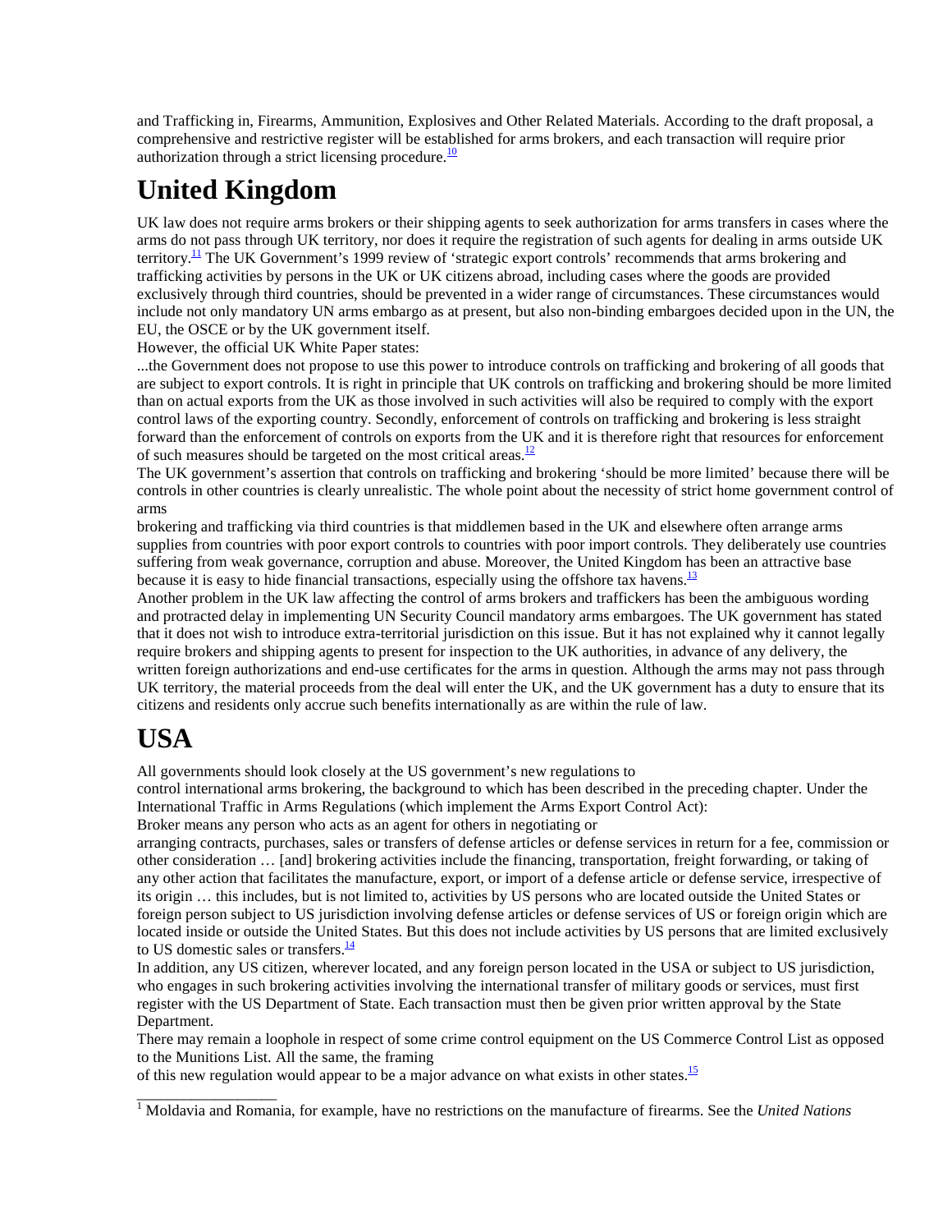and Trafficking in, Firearms, Ammunition, Explosives and Other Related Materials. According to the draft proposal, a comprehensive and restrictive register will be established for arms brokers, and each transaction will require prior authorization through a strict licensing procedure.[10]

# United Kingdom

UK law does not require arms brokers or their shipping agents to seek authorization for arms transfers in cases where the arms do not pass through UK territory, nor does it require the registration of such agents for dealing in arms outside UK territory.[11] The UK Government's 1999 review of 'strategic export controls' recommends that arms brokering and trafficking activities by persons in the UK or UK citizens abroad, including cases where the goods are provided exclusively through third countries, should be prevented in a wider range of circumstances. These circumstances would include not only mandatory UN arms embargo as at present, but also non-binding embargoes decided upon in the UN, the EU, the OSCE or by the UK government itself.

However, the official UK White Paper states:

...the Government does not propose to use this power to introduce controls on trafficking and brokering of all goods that are subject to export controls. It is right in principle that UK controls on trafficking and brokering should be more limited than on actual exports from the UK as those involved in such activities will also be required to comply with the export control laws of the exporting country. Secondly, enforcement of controls on trafficking and brokering is less straight forward than the enforcement of controls on exports from the UK and it is therefore right that resources for enforcement of such measures should be targeted on the most critical areas.[12]

The UK government's assertion that controls on trafficking and brokering 'should be more limited' because there will be controls in other countries is clearly unrealistic. The whole point about the necessity of strict home government control of arms brokering and trafficking via third countries is that middlemen based in the UK and elsewhere often arrange arms supplies from countries with poor export controls to countries with poor import controls. They deliberately use countries suffering from weak governance, corruption and abuse. Moreover, the United Kingdom has been an attractive base because it is easy to hide financial transactions, especially using the offshore tax havens.[13]

Another problem in the UK law affecting the control of arms brokers and traffickers has been the ambiguous wording and protracted delay in implementing UN Security Council mandatory arms embargoes. The UK government has stated that it does not wish to introduce extra-territorial jurisdiction on this issue. But it has not explained why it cannot legally require brokers and shipping agents to present for inspection to the UK authorities, in advance of any delivery, the written foreign authorizations and end-use certificates for the arms in question. Although the arms may not pass through UK territory, the material proceeds from the deal will enter the UK, and the UK government has a duty to ensure that its citizens and residents only accrue such benefits internationally as are within the rule of law.

# USA

All governments should look closely at the US government's new regulations to control international arms brokering, the background to which has been described in the preceding chapter. Under the International Traffic in Arms Regulations (which implement the Arms Export Control Act):

Broker means any person who acts as an agent for others in negotiating or arranging contracts, purchases, sales or transfers of defense articles or defense services in return for a fee, commission or other consideration … [and] brokering activities include the financing, transportation, freight forwarding, or taking of any other action that facilitates the manufacture, export, or import of a defense article or defense service, irrespective of its origin … this includes, but is not limited to, activities by US persons who are located outside the United States or foreign person subject to US jurisdiction involving defense articles or defense services of US or foreign origin which are located inside or outside the United States. But this does not include activities by US persons that are limited exclusively to US domestic sales or transfers.[14]

In addition, any US citizen, wherever located, and any foreign person located in the USA or subject to US jurisdiction, who engages in such brokering activities involving the international transfer of military goods or services, must first register with the US Department of State. Each transaction must then be given prior written approval by the State Department.

There may remain a loophole in respect of some crime control equipment on the US Commerce Control List as opposed to the Munitions List. All the same, the framing of this new regulation would appear to be a major advance on what exists in other states.[15]

---

[1] Moldavia and Romania, for example, have no restrictions on the manufacture of firearms. See the *United Nations*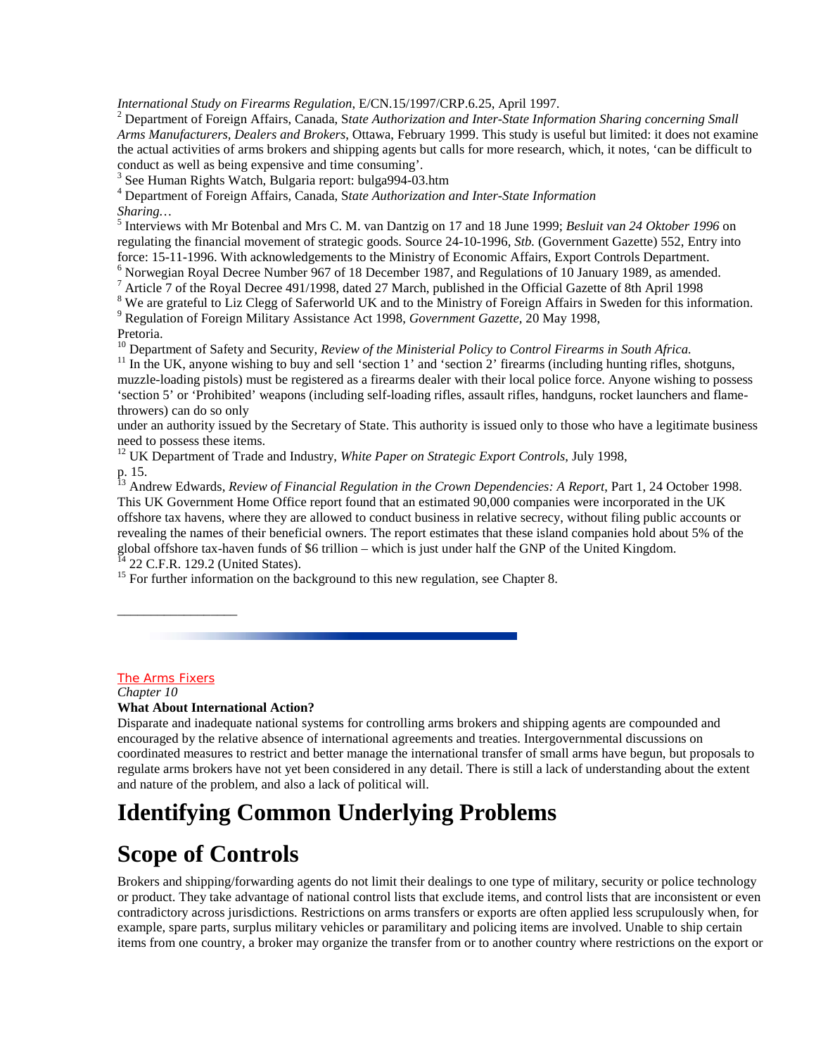*International Study on Firearms Regulation*, E/CN.15/1997/CRP.6.25, April 1997.

[2] Department of Foreign Affairs, Canada, S*tate Authorization and Inter-State Information Sharing concerning Small Arms Manufacturers, Dealers and Brokers*, Ottawa, February 1999. This study is useful but limited: it does not examine the actual activities of arms brokers and shipping agents but calls for more research, which, it notes, 'can be difficult to conduct as well as being expensive and time consuming'.

[3] See Human Rights Watch, Bulgaria report: bulga994-03.htm

[4] Department of Foreign Affairs, Canada, S*tate Authorization and Inter-State Information Sharing…*

[5] Interviews with Mr Botenbal and Mrs C. M. van Dantzig on 17 and 18 June 1999; *Besluit van 24 Oktober 1996* on regulating the financial movement of strategic goods. Source 24-10-1996, *Stb.* (Government Gazette) 552, Entry into force: 15-11-1996. With acknowledgements to the Ministry of Economic Affairs, Export Controls Department.

[6] Norwegian Royal Decree Number 967 of 18 December 1987, and Regulations of 10 January 1989, as amended.

[7] Article 7 of the Royal Decree 491/1998, dated 27 March, published in the Official Gazette of 8th April 1998

[8] We are grateful to Liz Clegg of Saferworld UK and to the Ministry of Foreign Affairs in Sweden for this information.

[9] Regulation of Foreign Military Assistance Act 1998, *Government Gazette*, 20 May 1998, Pretoria.

[10] Department of Safety and Security, *Review of the Ministerial Policy to Control Firearms in South Africa.*

[11] In the UK, anyone wishing to buy and sell 'section 1' and 'section 2' firearms (including hunting rifles, shotguns, muzzle-loading pistols) must be registered as a firearms dealer with their local police force. Anyone wishing to possess 'section 5' or 'Prohibited' weapons (including self-loading rifles, assault rifles, handguns, rocket launchers and flame-throwers) can do so only under an authority issued by the Secretary of State. This authority is issued only to those who have a legitimate business need to possess these items.

[12] UK Department of Trade and Industry, *White Paper on Strategic Export Controls*, July 1998, p. 15.

[13] Andrew Edwards, *Review of Financial Regulation in the Crown Dependencies: A Report*, Part 1, 24 October 1998. This UK Government Home Office report found that an estimated 90,000 companies were incorporated in the UK offshore tax havens, where they are allowed to conduct business in relative secrecy, without filing public accounts or revealing the names of their beneficial owners. The report estimates that these island companies hold about 5% of the global offshore tax-haven funds of $6 trillion – which is just under half the GNP of the United Kingdom.

[14] 22 C.F.R. 129.2 (United States).

[15] For further information on the background to this new regulation, see Chapter 8.

---

The Arms Fixers

*Chapter 10*

**What About International Action?**

Disparate and inadequate national systems for controlling arms brokers and shipping agents are compounded and encouraged by the relative absence of international agreements and treaties. Intergovernmental discussions on coordinated measures to restrict and better manage the international transfer of small arms have begun, but proposals to regulate arms brokers have not yet been considered in any detail. There is still a lack of understanding about the extent and nature of the problem, and also a lack of political will.

# Identifying Common Underlying Problems

# Scope of Controls

Brokers and shipping/forwarding agents do not limit their dealings to one type of military, security or police technology or product. They take advantage of national control lists that exclude items, and control lists that are inconsistent or even contradictory across jurisdictions. Restrictions on arms transfers or exports are often applied less scrupulously when, for example, spare parts, surplus military vehicles or paramilitary and policing items are involved. Unable to ship certain items from one country, a broker may organize the transfer from or to another country where restrictions on the export or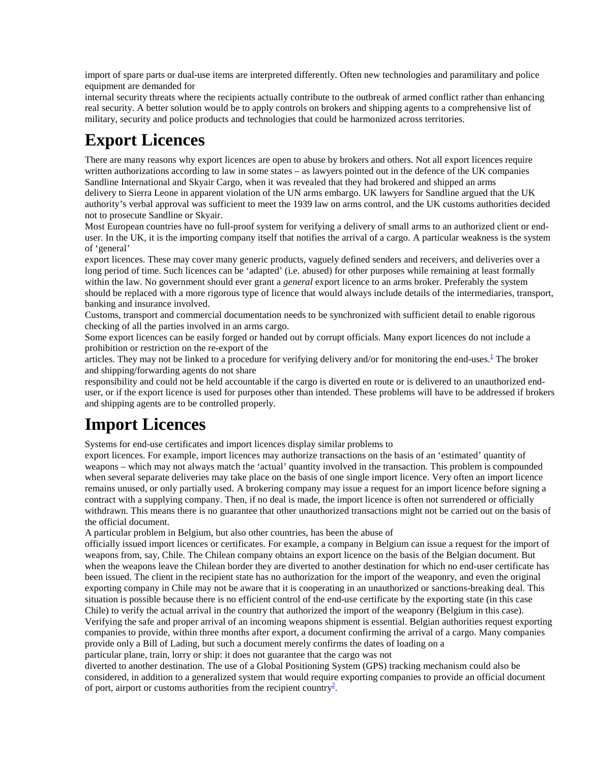import of spare parts or dual-use items are interpreted differently. Often new technologies and paramilitary and police equipment are demanded for internal security threats where the recipients actually contribute to the outbreak of armed conflict rather than enhancing real security. A better solution would be to apply controls on brokers and shipping agents to a comprehensive list of military, security and police products and technologies that could be harmonized across territories.

# Export Licences

There are many reasons why export licences are open to abuse by brokers and others. Not all export licences require written authorizations according to law in some states – as lawyers pointed out in the defence of the UK companies Sandline International and Skyair Cargo, when it was revealed that they had brokered and shipped an arms delivery to Sierra Leone in apparent violation of the UN arms embargo. UK lawyers for Sandline argued that the UK authority's verbal approval was sufficient to meet the 1939 law on arms control, and the UK customs authorities decided not to prosecute Sandline or Skyair.

Most European countries have no full-proof system for verifying a delivery of small arms to an authorized client or end-user. In the UK, it is the importing company itself that notifies the arrival of a cargo. A particular weakness is the system of 'general' export licences. These may cover many generic products, vaguely defined senders and receivers, and deliveries over a long period of time. Such licences can be 'adapted' (i.e. abused) for other purposes while remaining at least formally within the law. No government should ever grant a *general* export licence to an arms broker. Preferably the system should be replaced with a more rigorous type of licence that would always include details of the intermediaries, transport, banking and insurance involved.

Customs, transport and commercial documentation needs to be synchronized with sufficient detail to enable rigorous checking of all the parties involved in an arms cargo.

Some export licences can be easily forged or handed out by corrupt officials. Many export licences do not include a prohibition or restriction on the re-export of the articles. They may not be linked to a procedure for verifying delivery and/or for monitoring the end-uses.[1] The broker and shipping/forwarding agents do not share responsibility and could not be held accountable if the cargo is diverted en route or is delivered to an unauthorized end-user, or if the export licence is used for purposes other than intended. These problems will have to be addressed if brokers and shipping agents are to be controlled properly.

# Import Licences

Systems for end-use certificates and import licences display similar problems to export licences. For example, import licences may authorize transactions on the basis of an 'estimated' quantity of weapons – which may not always match the 'actual' quantity involved in the transaction. This problem is compounded when several separate deliveries may take place on the basis of one single import licence. Very often an import licence remains unused, or only partially used. A brokering company may issue a request for an import licence before signing a contract with a supplying company. Then, if no deal is made, the import licence is often not surrendered or officially withdrawn. This means there is no guarantee that other unauthorized transactions might not be carried out on the basis of the official document.

A particular problem in Belgium, but also other countries, has been the abuse of officially issued import licences or certificates. For example, a company in Belgium can issue a request for the import of weapons from, say, Chile. The Chilean company obtains an export licence on the basis of the Belgian document. But when the weapons leave the Chilean border they are diverted to another destination for which no end-user certificate has been issued. The client in the recipient state has no authorization for the import of the weaponry, and even the original exporting company in Chile may not be aware that it is cooperating in an unauthorized or sanctions-breaking deal. This situation is possible because there is no efficient control of the end-use certificate by the exporting state (in this case Chile) to verify the actual arrival in the country that authorized the import of the weaponry (Belgium in this case).

Verifying the safe and proper arrival of an incoming weapons shipment is essential. Belgian authorities request exporting companies to provide, within three months after export, a document confirming the arrival of a cargo. Many companies provide only a Bill of Lading, but such a document merely confirms the dates of loading on a particular plane, train, lorry or ship: it does not guarantee that the cargo was not diverted to another destination. The use of a Global Positioning System (GPS) tracking mechanism could also be considered, in addition to a generalized system that would require exporting companies to provide an official document of port, airport or customs authorities from the recipient country[2].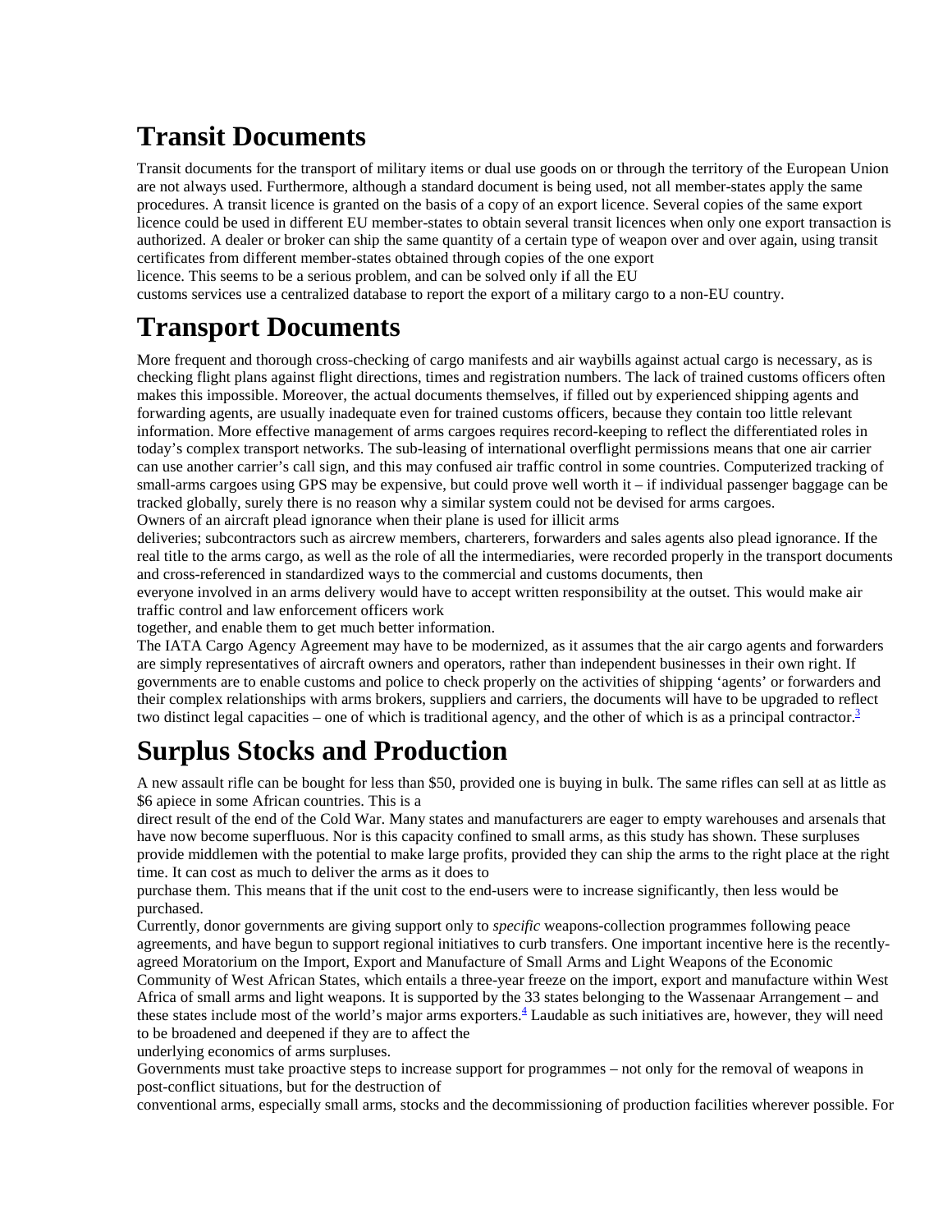# Transit Documents

Transit documents for the transport of military items or dual use goods on or through the territory of the European Union are not always used. Furthermore, although a standard document is being used, not all member-states apply the same procedures. A transit licence is granted on the basis of a copy of an export licence. Several copies of the same export licence could be used in different EU member-states to obtain several transit licences when only one export transaction is authorized. A dealer or broker can ship the same quantity of a certain type of weapon over and over again, using transit certificates from different member-states obtained through copies of the one export licence. This seems to be a serious problem, and can be solved only if all the EU customs services use a centralized database to report the export of a military cargo to a non-EU country.

# Transport Documents

More frequent and thorough cross-checking of cargo manifests and air waybills against actual cargo is necessary, as is checking flight plans against flight directions, times and registration numbers. The lack of trained customs officers often makes this impossible. Moreover, the actual documents themselves, if filled out by experienced shipping agents and forwarding agents, are usually inadequate even for trained customs officers, because they contain too little relevant information. More effective management of arms cargoes requires record-keeping to reflect the differentiated roles in today's complex transport networks. The sub-leasing of international overflight permissions means that one air carrier can use another carrier's call sign, and this may confused air traffic control in some countries. Computerized tracking of small-arms cargoes using GPS may be expensive, but could prove well worth it – if individual passenger baggage can be tracked globally, surely there is no reason why a similar system could not be devised for arms cargoes.

Owners of an aircraft plead ignorance when their plane is used for illicit arms deliveries; subcontractors such as aircrew members, charterers, forwarders and sales agents also plead ignorance. If the real title to the arms cargo, as well as the role of all the intermediaries, were recorded properly in the transport documents and cross-referenced in standardized ways to the commercial and customs documents, then everyone involved in an arms delivery would have to accept written responsibility at the outset. This would make air traffic control and law enforcement officers work together, and enable them to get much better information.

The IATA Cargo Agency Agreement may have to be modernized, as it assumes that the air cargo agents and forwarders are simply representatives of aircraft owners and operators, rather than independent businesses in their own right. If governments are to enable customs and police to check properly on the activities of shipping 'agents' or forwarders and their complex relationships with arms brokers, suppliers and carriers, the documents will have to be upgraded to reflect two distinct legal capacities – one of which is traditional agency, and the other of which is as a principal contractor.[3]

# Surplus Stocks and Production

A new assault rifle can be bought for less than $50, provided one is buying in bulk. The same rifles can sell at as little as $6 apiece in some African countries. This is a direct result of the end of the Cold War. Many states and manufacturers are eager to empty warehouses and arsenals that have now become superfluous. Nor is this capacity confined to small arms, as this study has shown. These surpluses provide middlemen with the potential to make large profits, provided they can ship the arms to the right place at the right time. It can cost as much to deliver the arms as it does to purchase them. This means that if the unit cost to the end-users were to increase significantly, then less would be purchased.

Currently, donor governments are giving support only to *specific* weapons-collection programmes following peace agreements, and have begun to support regional initiatives to curb transfers. One important incentive here is the recently-agreed Moratorium on the Import, Export and Manufacture of Small Arms and Light Weapons of the Economic Community of West African States, which entails a three-year freeze on the import, export and manufacture within West Africa of small arms and light weapons. It is supported by the 33 states belonging to the Wassenaar Arrangement – and these states include most of the world's major arms exporters.[4] Laudable as such initiatives are, however, they will need to be broadened and deepened if they are to affect the underlying economics of arms surpluses.

Governments must take proactive steps to increase support for programmes – not only for the removal of weapons in post-conflict situations, but for the destruction of conventional arms, especially small arms, stocks and the decommissioning of production facilities wherever possible. For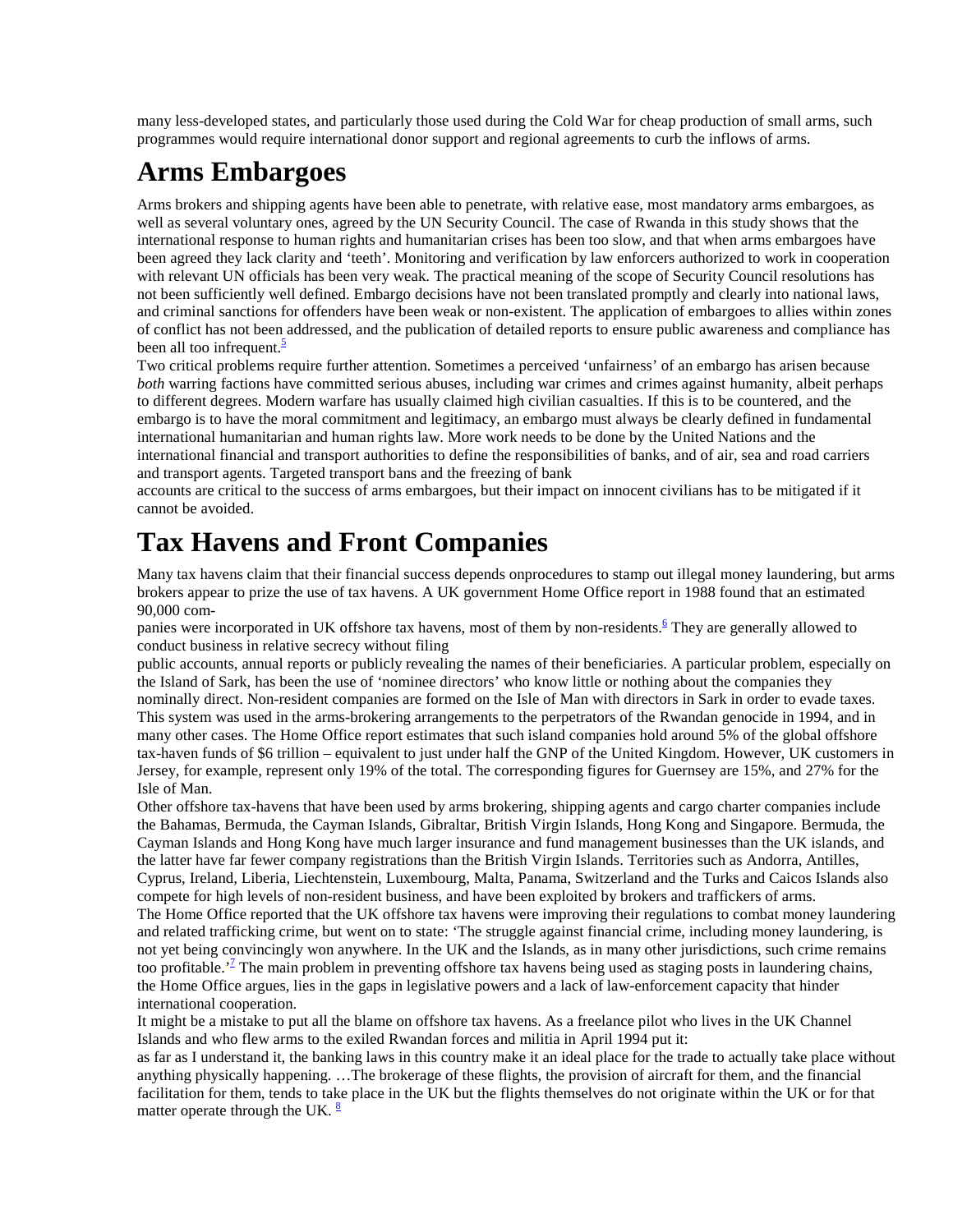many less-developed states, and particularly those used during the Cold War for cheap production of small arms, such programmes would require international donor support and regional agreements to curb the inflows of arms.

# Arms Embargoes

Arms brokers and shipping agents have been able to penetrate, with relative ease, most mandatory arms embargoes, as well as several voluntary ones, agreed by the UN Security Council. The case of Rwanda in this study shows that the international response to human rights and humanitarian crises has been too slow, and that when arms embargoes have been agreed they lack clarity and 'teeth'. Monitoring and verification by law enforcers authorized to work in cooperation with relevant UN officials has been very weak. The practical meaning of the scope of Security Council resolutions has not been sufficiently well defined. Embargo decisions have not been translated promptly and clearly into national laws, and criminal sanctions for offenders have been weak or non-existent. The application of embargoes to allies within zones of conflict has not been addressed, and the publication of detailed reports to ensure public awareness and compliance has been all too infrequent.[5]

Two critical problems require further attention. Sometimes a perceived 'unfairness' of an embargo has arisen because *both* warring factions have committed serious abuses, including war crimes and crimes against humanity, albeit perhaps to different degrees. Modern warfare has usually claimed high civilian casualties. If this is to be countered, and the embargo is to have the moral commitment and legitimacy, an embargo must always be clearly defined in fundamental international humanitarian and human rights law. More work needs to be done by the United Nations and the international financial and transport authorities to define the responsibilities of banks, and of air, sea and road carriers and transport agents. Targeted transport bans and the freezing of bank accounts are critical to the success of arms embargoes, but their impact on innocent civilians has to be mitigated if it cannot be avoided.

# Tax Havens and Front Companies

Many tax havens claim that their financial success depends onprocedures to stamp out illegal money laundering, but arms brokers appear to prize the use of tax havens. A UK government Home Office report in 1988 found that an estimated 90,000 companies were incorporated in UK offshore tax havens, most of them by non-residents.[6] They are generally allowed to conduct business in relative secrecy without filing public accounts, annual reports or publicly revealing the names of their beneficiaries. A particular problem, especially on the Island of Sark, has been the use of 'nominee directors' who know little or nothing about the companies they nominally direct. Non-resident companies are formed on the Isle of Man with directors in Sark in order to evade taxes. This system was used in the arms-brokering arrangements to the perpetrators of the Rwandan genocide in 1994, and in many other cases. The Home Office report estimates that such island companies hold around 5% of the global offshore tax-haven funds of \$6 trillion – equivalent to just under half the GNP of the United Kingdom. However, UK customers in Jersey, for example, represent only 19% of the total. The corresponding figures for Guernsey are 15%, and 27% for the Isle of Man.

Other offshore tax-havens that have been used by arms brokering, shipping agents and cargo charter companies include the Bahamas, Bermuda, the Cayman Islands, Gibraltar, British Virgin Islands, Hong Kong and Singapore. Bermuda, the Cayman Islands and Hong Kong have much larger insurance and fund management businesses than the UK islands, and the latter have far fewer company registrations than the British Virgin Islands. Territories such as Andorra, Antilles, Cyprus, Ireland, Liberia, Liechtenstein, Luxembourg, Malta, Panama, Switzerland and the Turks and Caicos Islands also compete for high levels of non-resident business, and have been exploited by brokers and traffickers of arms.

The Home Office reported that the UK offshore tax havens were improving their regulations to combat money laundering and related trafficking crime, but went on to state: 'The struggle against financial crime, including money laundering, is not yet being convincingly won anywhere. In the UK and the Islands, as in many other jurisdictions, such crime remains too profitable.'[7] The main problem in preventing offshore tax havens being used as staging posts in laundering chains, the Home Office argues, lies in the gaps in legislative powers and a lack of law-enforcement capacity that hinder international cooperation.

It might be a mistake to put all the blame on offshore tax havens. As a freelance pilot who lives in the UK Channel Islands and who flew arms to the exiled Rwandan forces and militia in April 1994 put it:

as far as I understand it, the banking laws in this country make it an ideal place for the trade to actually take place without anything physically happening. …The brokerage of these flights, the provision of aircraft for them, and the financial facilitation for them, tends to take place in the UK but the flights themselves do not originate within the UK or for that matter operate through the UK. [8]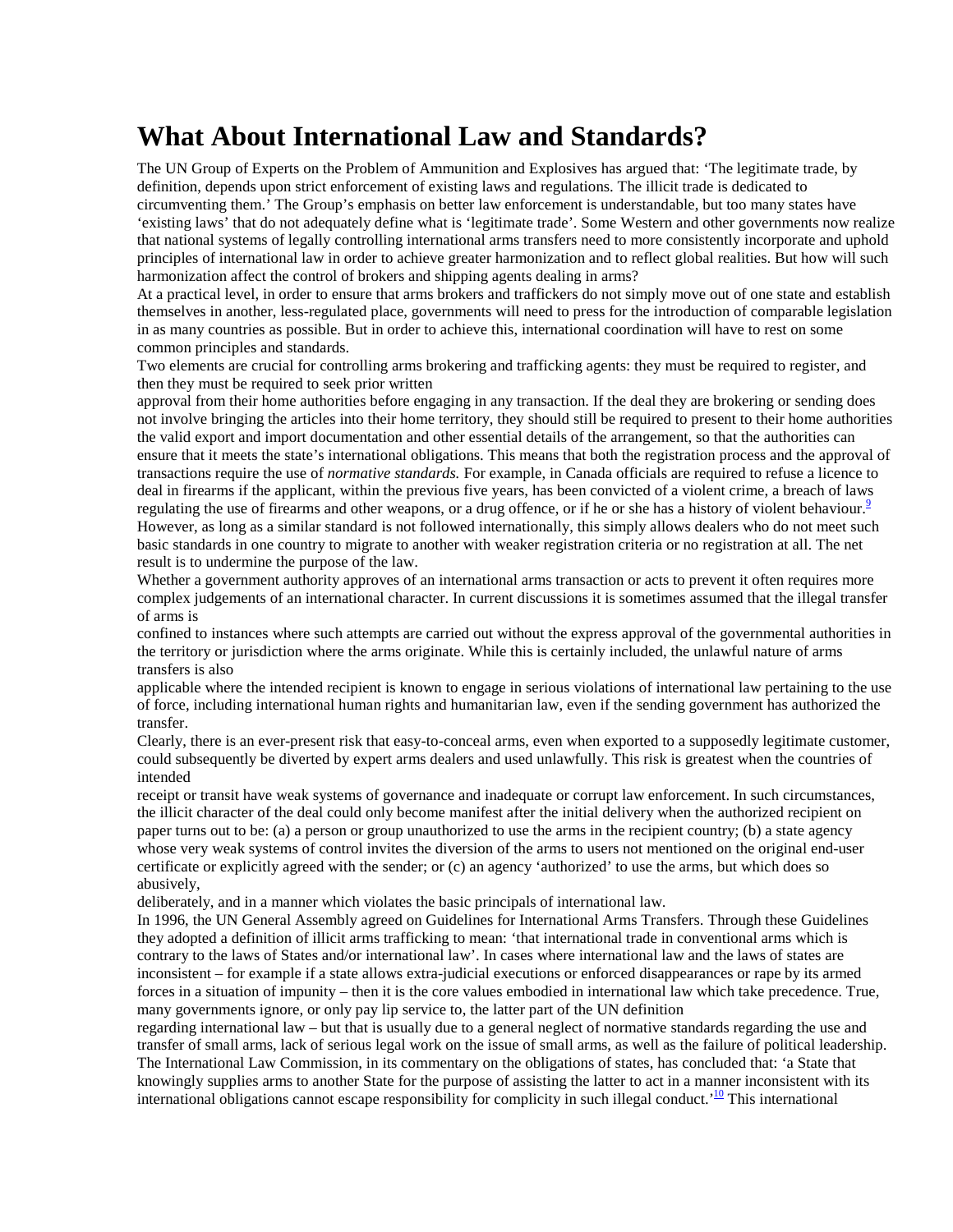# What About International Law and Standards?

The UN Group of Experts on the Problem of Ammunition and Explosives has argued that: 'The legitimate trade, by definition, depends upon strict enforcement of existing laws and regulations. The illicit trade is dedicated to circumventing them.' The Group's emphasis on better law enforcement is understandable, but too many states have 'existing laws' that do not adequately define what is 'legitimate trade'. Some Western and other governments now realize that national systems of legally controlling international arms transfers need to more consistently incorporate and uphold principles of international law in order to achieve greater harmonization and to reflect global realities. But how will such harmonization affect the control of brokers and shipping agents dealing in arms?

At a practical level, in order to ensure that arms brokers and traffickers do not simply move out of one state and establish themselves in another, less-regulated place, governments will need to press for the introduction of comparable legislation in as many countries as possible. But in order to achieve this, international coordination will have to rest on some common principles and standards.

Two elements are crucial for controlling arms brokering and trafficking agents: they must be required to register, and then they must be required to seek prior written approval from their home authorities before engaging in any transaction. If the deal they are brokering or sending does not involve bringing the articles into their home territory, they should still be required to present to their home authorities the valid export and import documentation and other essential details of the arrangement, so that the authorities can ensure that it meets the state's international obligations. This means that both the registration process and the approval of transactions require the use of *normative standards.* For example, in Canada officials are required to refuse a licence to deal in firearms if the applicant, within the previous five years, has been convicted of a violent crime, a breach of laws regulating the use of firearms and other weapons, or a drug offence, or if he or she has a history of violent behaviour.[9] However, as long as a similar standard is not followed internationally, this simply allows dealers who do not meet such basic standards in one country to migrate to another with weaker registration criteria or no registration at all. The net result is to undermine the purpose of the law.

Whether a government authority approves of an international arms transaction or acts to prevent it often requires more complex judgements of an international character. In current discussions it is sometimes assumed that the illegal transfer of arms is confined to instances where such attempts are carried out without the express approval of the governmental authorities in the territory or jurisdiction where the arms originate. While this is certainly included, the unlawful nature of arms transfers is also applicable where the intended recipient is known to engage in serious violations of international law pertaining to the use of force, including international human rights and humanitarian law, even if the sending government has authorized the transfer.

Clearly, there is an ever-present risk that easy-to-conceal arms, even when exported to a supposedly legitimate customer, could subsequently be diverted by expert arms dealers and used unlawfully. This risk is greatest when the countries of intended receipt or transit have weak systems of governance and inadequate or corrupt law enforcement. In such circumstances, the illicit character of the deal could only become manifest after the initial delivery when the authorized recipient on paper turns out to be: (a) a person or group unauthorized to use the arms in the recipient country; (b) a state agency whose very weak systems of control invites the diversion of the arms to users not mentioned on the original end-user certificate or explicitly agreed with the sender; or (c) an agency 'authorized' to use the arms, but which does so abusively, deliberately, and in a manner which violates the basic principals of international law.

In 1996, the UN General Assembly agreed on Guidelines for International Arms Transfers. Through these Guidelines they adopted a definition of illicit arms trafficking to mean: 'that international trade in conventional arms which is contrary to the laws of States and/or international law'. In cases where international law and the laws of states are inconsistent – for example if a state allows extra-judicial executions or enforced disappearances or rape by its armed forces in a situation of impunity – then it is the core values embodied in international law which take precedence. True, many governments ignore, or only pay lip service to, the latter part of the UN definition regarding international law – but that is usually due to a general neglect of normative standards regarding the use and transfer of small arms, lack of serious legal work on the issue of small arms, as well as the failure of political leadership. The International Law Commission, in its commentary on the obligations of states, has concluded that: 'a State that knowingly supplies arms to another State for the purpose of assisting the latter to act in a manner inconsistent with its international obligations cannot escape responsibility for complicity in such illegal conduct.'[10] This international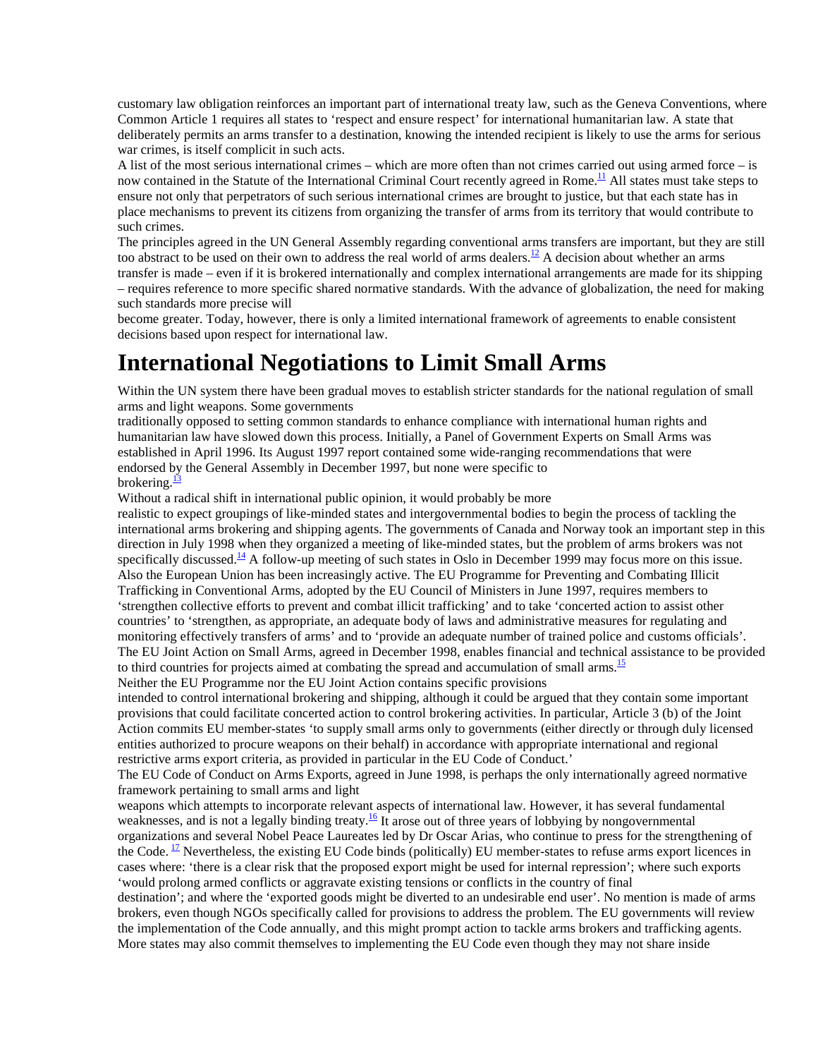customary law obligation reinforces an important part of international treaty law, such as the Geneva Conventions, where Common Article 1 requires all states to 'respect and ensure respect' for international humanitarian law. A state that deliberately permits an arms transfer to a destination, knowing the intended recipient is likely to use the arms for serious war crimes, is itself complicit in such acts.

A list of the most serious international crimes – which are more often than not crimes carried out using armed force – is now contained in the Statute of the International Criminal Court recently agreed in Rome.[11] All states must take steps to ensure not only that perpetrators of such serious international crimes are brought to justice, but that each state has in place mechanisms to prevent its citizens from organizing the transfer of arms from its territory that would contribute to such crimes.

The principles agreed in the UN General Assembly regarding conventional arms transfers are important, but they are still too abstract to be used on their own to address the real world of arms dealers.[12] A decision about whether an arms transfer is made – even if it is brokered internationally and complex international arrangements are made for its shipping – requires reference to more specific shared normative standards. With the advance of globalization, the need for making such standards more precise will become greater. Today, however, there is only a limited international framework of agreements to enable consistent decisions based upon respect for international law.

# International Negotiations to Limit Small Arms

Within the UN system there have been gradual moves to establish stricter standards for the national regulation of small arms and light weapons. Some governments traditionally opposed to setting common standards to enhance compliance with international human rights and humanitarian law have slowed down this process. Initially, a Panel of Government Experts on Small Arms was established in April 1996. Its August 1997 report contained some wide-ranging recommendations that were endorsed by the General Assembly in December 1997, but none were specific to brokering.[13]

Without a radical shift in international public opinion, it would probably be more realistic to expect groupings of like-minded states and intergovernmental bodies to begin the process of tackling the international arms brokering and shipping agents. The governments of Canada and Norway took an important step in this direction in July 1998 when they organized a meeting of like-minded states, but the problem of arms brokers was not specifically discussed.[14] A follow-up meeting of such states in Oslo in December 1999 may focus more on this issue.

Also the European Union has been increasingly active. The EU Programme for Preventing and Combating Illicit Trafficking in Conventional Arms, adopted by the EU Council of Ministers in June 1997, requires members to 'strengthen collective efforts to prevent and combat illicit trafficking' and to take 'concerted action to assist other countries' to 'strengthen, as appropriate, an adequate body of laws and administrative measures for regulating and monitoring effectively transfers of arms' and to 'provide an adequate number of trained police and customs officials'. The EU Joint Action on Small Arms, agreed in December 1998, enables financial and technical assistance to be provided to third countries for projects aimed at combating the spread and accumulation of small arms.[15]

Neither the EU Programme nor the EU Joint Action contains specific provisions intended to control international brokering and shipping, although it could be argued that they contain some important provisions that could facilitate concerted action to control brokering activities. In particular, Article 3 (b) of the Joint Action commits EU member-states 'to supply small arms only to governments (either directly or through duly licensed entities authorized to procure weapons on their behalf) in accordance with appropriate international and regional restrictive arms export criteria, as provided in particular in the EU Code of Conduct.'

The EU Code of Conduct on Arms Exports, agreed in June 1998, is perhaps the only internationally agreed normative framework pertaining to small arms and light weapons which attempts to incorporate relevant aspects of international law. However, it has several fundamental weaknesses, and is not a legally binding treaty.[16] It arose out of three years of lobbying by nongovernmental organizations and several Nobel Peace Laureates led by Dr Oscar Arias, who continue to press for the strengthening of the Code.[17] Nevertheless, the existing EU Code binds (politically) EU member-states to refuse arms export licences in cases where: 'there is a clear risk that the proposed export might be used for internal repression'; where such exports 'would prolong armed conflicts or aggravate existing tensions or conflicts in the country of final destination'; and where the 'exported goods might be diverted to an undesirable end user'. No mention is made of arms brokers, even though NGOs specifically called for provisions to address the problem. The EU governments will review the implementation of the Code annually, and this might prompt action to tackle arms brokers and trafficking agents. More states may also commit themselves to implementing the EU Code even though they may not share inside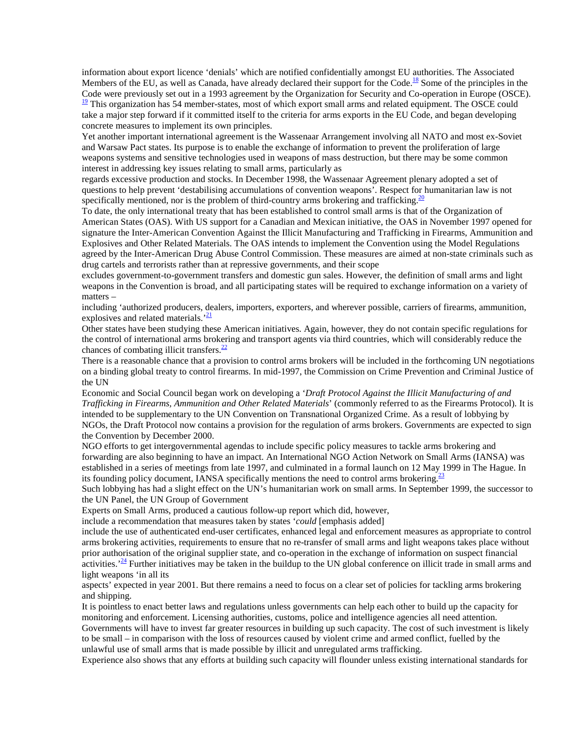information about export licence 'denials' which are notified confidentially amongst EU authorities. The Associated Members of the EU, as well as Canada, have already declared their support for the Code.[18] Some of the principles in the Code were previously set out in a 1993 agreement by the Organization for Security and Co-operation in Europe (OSCE).[19] This organization has 54 member-states, most of which export small arms and related equipment. The OSCE could take a major step forward if it committed itself to the criteria for arms exports in the EU Code, and began developing concrete measures to implement its own principles.

Yet another important international agreement is the Wassenaar Arrangement involving all NATO and most ex-Soviet and Warsaw Pact states. Its purpose is to enable the exchange of information to prevent the proliferation of large weapons systems and sensitive technologies used in weapons of mass destruction, but there may be some common interest in addressing key issues relating to small arms, particularly as regards excessive production and stocks. In December 1998, the Wassenaar Agreement plenary adopted a set of questions to help prevent 'destabilising accumulations of convention weapons'. Respect for humanitarian law is not specifically mentioned, nor is the problem of third-country arms brokering and trafficking.[20]

To date, the only international treaty that has been established to control small arms is that of the Organization of American States (OAS). With US support for a Canadian and Mexican initiative, the OAS in November 1997 opened for signature the Inter-American Convention Against the Illicit Manufacturing and Trafficking in Firearms, Ammunition and Explosives and Other Related Materials. The OAS intends to implement the Convention using the Model Regulations agreed by the Inter-American Drug Abuse Control Commission. These measures are aimed at non-state criminals such as drug cartels and terrorists rather than at repressive governments, and their scope excludes government-to-government transfers and domestic gun sales. However, the definition of small arms and light weapons in the Convention is broad, and all participating states will be required to exchange information on a variety of matters – including 'authorized producers, dealers, importers, exporters, and wherever possible, carriers of firearms, ammunition, explosives and related materials.'[21]

Other states have been studying these American initiatives. Again, however, they do not contain specific regulations for the control of international arms brokering and transport agents via third countries, which will considerably reduce the chances of combating illicit transfers.[22]

There is a reasonable chance that a provision to control arms brokers will be included in the forthcoming UN negotiations on a binding global treaty to control firearms. In mid-1997, the Commission on Crime Prevention and Criminal Justice of the UN Economic and Social Council began work on developing a '*Draft Protocol Against the Illicit Manufacturing of and Trafficking in Firearms, Ammunition and Other Related Materials*' (commonly referred to as the Firearms Protocol). It is intended to be supplementary to the UN Convention on Transnational Organized Crime. As a result of lobbying by NGOs, the Draft Protocol now contains a provision for the regulation of arms brokers. Governments are expected to sign the Convention by December 2000.

NGO efforts to get intergovernmental agendas to include specific policy measures to tackle arms brokering and forwarding are also beginning to have an impact. An International NGO Action Network on Small Arms (IANSA) was established in a series of meetings from late 1997, and culminated in a formal launch on 12 May 1999 in The Hague. In its founding policy document, IANSA specifically mentions the need to control arms brokering.[23]

Such lobbying has had a slight effect on the UN's humanitarian work on small arms. In September 1999, the successor to the UN Panel, the UN Group of Government Experts on Small Arms, produced a cautious follow-up report which did, however, include a recommendation that measures taken by states '*could* [emphasis added] include the use of authenticated end-user certificates, enhanced legal and enforcement measures as appropriate to control arms brokering activities, requirements to ensure that no re-transfer of small arms and light weapons takes place without prior authorisation of the original supplier state, and co-operation in the exchange of information on suspect financial activities.'[24] Further initiatives may be taken in the buildup to the UN global conference on illicit trade in small arms and light weapons 'in all its aspects' expected in year 2001. But there remains a need to focus on a clear set of policies for tackling arms brokering and shipping.

It is pointless to enact better laws and regulations unless governments can help each other to build up the capacity for monitoring and enforcement. Licensing authorities, customs, police and intelligence agencies all need attention. Governments will have to invest far greater resources in building up such capacity. The cost of such investment is likely to be small – in comparison with the loss of resources caused by violent crime and armed conflict, fuelled by the unlawful use of small arms that is made possible by illicit and unregulated arms trafficking.

Experience also shows that any efforts at building such capacity will flounder unless existing international standards for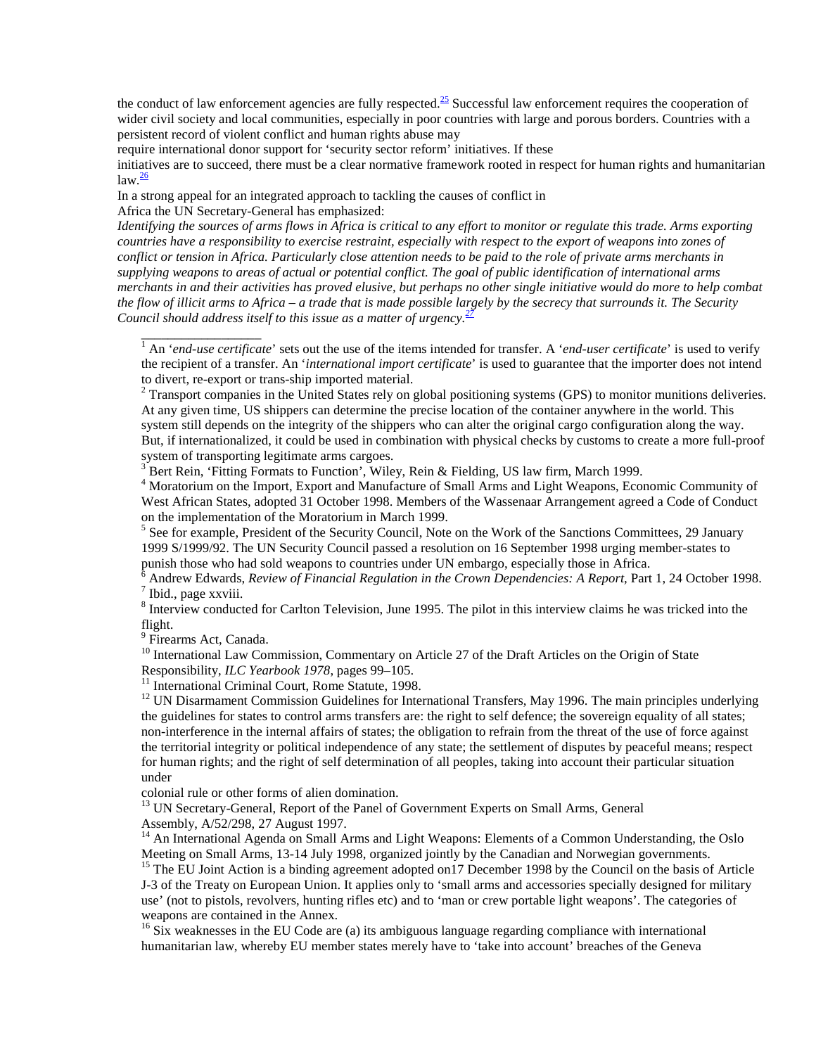the conduct of law enforcement agencies are fully respected.[25] Successful law enforcement requires the cooperation of wider civil society and local communities, especially in poor countries with large and porous borders. Countries with a persistent record of violent conflict and human rights abuse may require international donor support for 'security sector reform' initiatives. If these initiatives are to succeed, there must be a clear normative framework rooted in respect for human rights and humanitarian law.[26]

In a strong appeal for an integrated approach to tackling the causes of conflict in Africa the UN Secretary-General has emphasized:

*Identifying the sources of arms flows in Africa is critical to any effort to monitor or regulate this trade. Arms exporting countries have a responsibility to exercise restraint, especially with respect to the export of weapons into zones of conflict or tension in Africa. Particularly close attention needs to be paid to the role of private arms merchants in supplying weapons to areas of actual or potential conflict. The goal of public identification of international arms merchants in and their activities has proved elusive, but perhaps no other single initiative would do more to help combat the flow of illicit arms to Africa – a trade that is made possible largely by the secrecy that surrounds it. The Security Council should address itself to this issue as a matter of urgency.*[27]

---

[1] An '*end-use certificate*' sets out the use of the items intended for transfer. A '*end-user certificate*' is used to verify the recipient of a transfer. An '*international import certificate*' is used to guarantee that the importer does not intend to divert, re-export or trans-ship imported material.

[2] Transport companies in the United States rely on global positioning systems (GPS) to monitor munitions deliveries. At any given time, US shippers can determine the precise location of the container anywhere in the world. This system still depends on the integrity of the shippers who can alter the original cargo configuration along the way. But, if internationalized, it could be used in combination with physical checks by customs to create a more full-proof system of transporting legitimate arms cargoes.

[3] Bert Rein, 'Fitting Formats to Function', Wiley, Rein & Fielding, US law firm, March 1999.

[4] Moratorium on the Import, Export and Manufacture of Small Arms and Light Weapons, Economic Community of West African States, adopted 31 October 1998. Members of the Wassenaar Arrangement agreed a Code of Conduct on the implementation of the Moratorium in March 1999.

[5] See for example, President of the Security Council, Note on the Work of the Sanctions Committees, 29 January 1999 S/1999/92. The UN Security Council passed a resolution on 16 September 1998 urging member-states to punish those who had sold weapons to countries under UN embargo, especially those in Africa.

[6] Andrew Edwards, *Review of Financial Regulation in the Crown Dependencies: A Report,* Part 1, 24 October 1998.

[7] Ibid., page xxviii.

[8] Interview conducted for Carlton Television, June 1995. The pilot in this interview claims he was tricked into the flight.

[9] Firearms Act, Canada.

[10] International Law Commission, Commentary on Article 27 of the Draft Articles on the Origin of State Responsibility, *ILC Yearbook 1978*, pages 99–105.

[11] International Criminal Court, Rome Statute, 1998.

[12] UN Disarmament Commission Guidelines for International Transfers, May 1996. The main principles underlying the guidelines for states to control arms transfers are: the right to self defence; the sovereign equality of all states; non-interference in the internal affairs of states; the obligation to refrain from the threat of the use of force against the territorial integrity or political independence of any state; the settlement of disputes by peaceful means; respect for human rights; and the right of self determination of all peoples, taking into account their particular situation under colonial rule or other forms of alien domination.

[13] UN Secretary-General, Report of the Panel of Government Experts on Small Arms, General Assembly, A/52/298, 27 August 1997.

[14] An International Agenda on Small Arms and Light Weapons: Elements of a Common Understanding, the Oslo Meeting on Small Arms, 13-14 July 1998, organized jointly by the Canadian and Norwegian governments.

[15] The EU Joint Action is a binding agreement adopted on17 December 1998 by the Council on the basis of Article J-3 of the Treaty on European Union. It applies only to 'small arms and accessories specially designed for military use' (not to pistols, revolvers, hunting rifles etc) and to 'man or crew portable light weapons'. The categories of weapons are contained in the Annex.

[16] Six weaknesses in the EU Code are (a) its ambiguous language regarding compliance with international humanitarian law, whereby EU member states merely have to 'take into account' breaches of the Geneva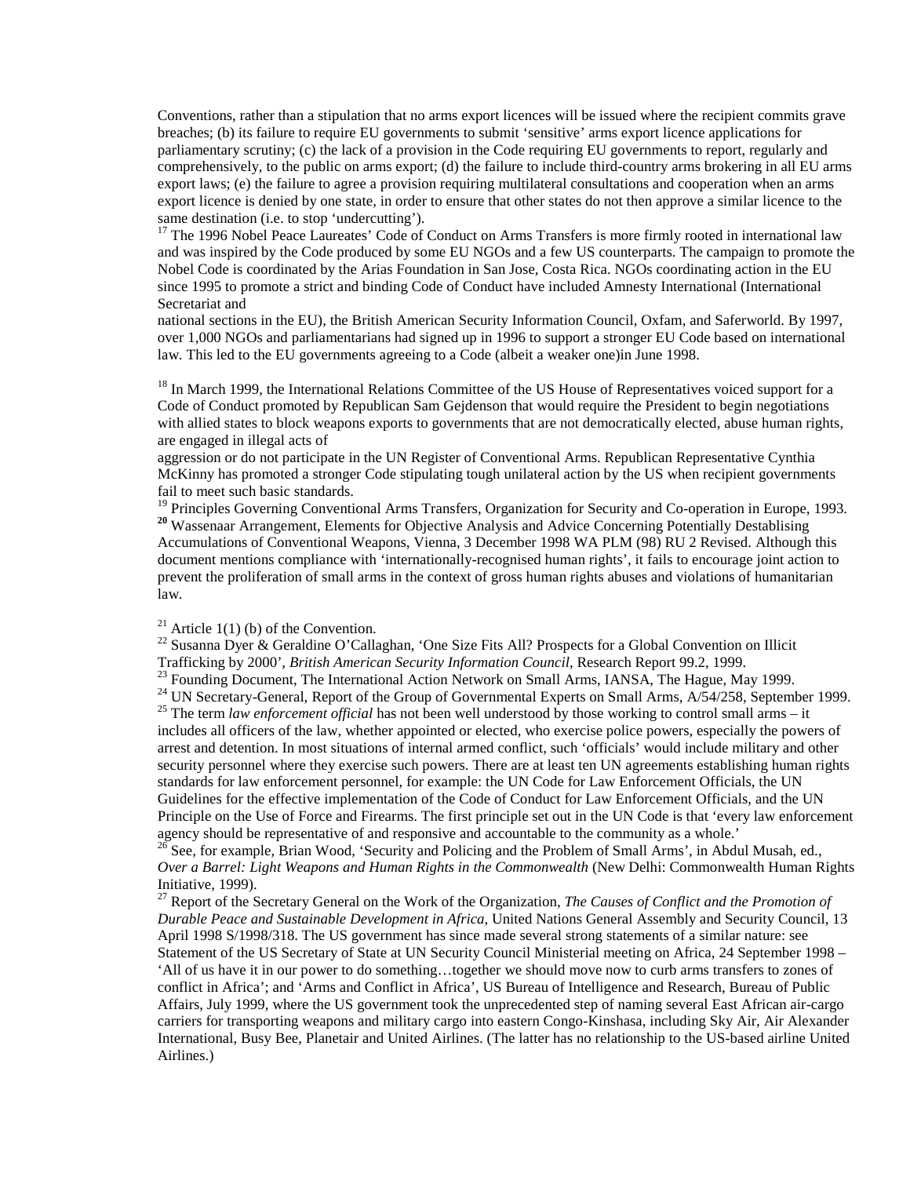Conventions, rather than a stipulation that no arms export licences will be issued where the recipient commits grave breaches; (b) its failure to require EU governments to submit 'sensitive' arms export licence applications for parliamentary scrutiny; (c) the lack of a provision in the Code requiring EU governments to report, regularly and comprehensively, to the public on arms export; (d) the failure to include third-country arms brokering in all EU arms export laws; (e) the failure to agree a provision requiring multilateral consultations and cooperation when an arms export licence is denied by one state, in order to ensure that other states do not then approve a similar licence to the same destination (i.e. to stop 'undercutting').

[17] The 1996 Nobel Peace Laureates' Code of Conduct on Arms Transfers is more firmly rooted in international law and was inspired by the Code produced by some EU NGOs and a few US counterparts. The campaign to promote the Nobel Code is coordinated by the Arias Foundation in San Jose, Costa Rica. NGOs coordinating action in the EU since 1995 to promote a strict and binding Code of Conduct have included Amnesty International (International Secretariat and national sections in the EU), the British American Security Information Council, Oxfam, and Saferworld. By 1997, over 1,000 NGOs and parliamentarians had signed up in 1996 to support a stronger EU Code based on international law. This led to the EU governments agreeing to a Code (albeit a weaker one)in June 1998.

[18] In March 1999, the International Relations Committee of the US House of Representatives voiced support for a Code of Conduct promoted by Republican Sam Gejdenson that would require the President to begin negotiations with allied states to block weapons exports to governments that are not democratically elected, abuse human rights, are engaged in illegal acts of aggression or do not participate in the UN Register of Conventional Arms. Republican Representative Cynthia McKinny has promoted a stronger Code stipulating tough unilateral action by the US when recipient governments fail to meet such basic standards.

[19] Principles Governing Conventional Arms Transfers, Organization for Security and Co-operation in Europe, 1993.

[20] Wassenaar Arrangement, Elements for Objective Analysis and Advice Concerning Potentially Destablising Accumulations of Conventional Weapons, Vienna, 3 December 1998 WA PLM (98) RU 2 Revised. Although this document mentions compliance with 'internationally-recognised human rights', it fails to encourage joint action to prevent the proliferation of small arms in the context of gross human rights abuses and violations of humanitarian law.

[21] Article 1(1) (b) of the Convention.

[22] Susanna Dyer & Geraldine O'Callaghan, 'One Size Fits All? Prospects for a Global Convention on Illicit Trafficking by 2000', *British American Security Information Council*, Research Report 99.2, 1999.

[23] Founding Document, The International Action Network on Small Arms, IANSA, The Hague, May 1999.

[24] UN Secretary-General, Report of the Group of Governmental Experts on Small Arms, A/54/258, September 1999.

[25] The term *law enforcement official* has not been well understood by those working to control small arms – it includes all officers of the law, whether appointed or elected, who exercise police powers, especially the powers of arrest and detention. In most situations of internal armed conflict, such 'officials' would include military and other security personnel where they exercise such powers. There are at least ten UN agreements establishing human rights standards for law enforcement personnel, for example: the UN Code for Law Enforcement Officials, the UN Guidelines for the effective implementation of the Code of Conduct for Law Enforcement Officials, and the UN Principle on the Use of Force and Firearms. The first principle set out in the UN Code is that 'every law enforcement agency should be representative of and responsive and accountable to the community as a whole.'

[26] See, for example, Brian Wood, 'Security and Policing and the Problem of Small Arms', in Abdul Musah, ed., *Over a Barrel: Light Weapons and Human Rights in the Commonwealth* (New Delhi: Commonwealth Human Rights Initiative, 1999).

[27] Report of the Secretary General on the Work of the Organization, *The Causes of Conflict and the Promotion of Durable Peace and Sustainable Development in Africa*, United Nations General Assembly and Security Council, 13 April 1998 S/1998/318. The US government has since made several strong statements of a similar nature: see Statement of the US Secretary of State at UN Security Council Ministerial meeting on Africa, 24 September 1998 – 'All of us have it in our power to do something…together we should move now to curb arms transfers to zones of conflict in Africa'; and 'Arms and Conflict in Africa', US Bureau of Intelligence and Research, Bureau of Public Affairs, July 1999, where the US government took the unprecedented step of naming several East African air-cargo carriers for transporting weapons and military cargo into eastern Congo-Kinshasa, including Sky Air, Air Alexander International, Busy Bee, Planetair and United Airlines. (The latter has no relationship to the US-based airline United Airlines.)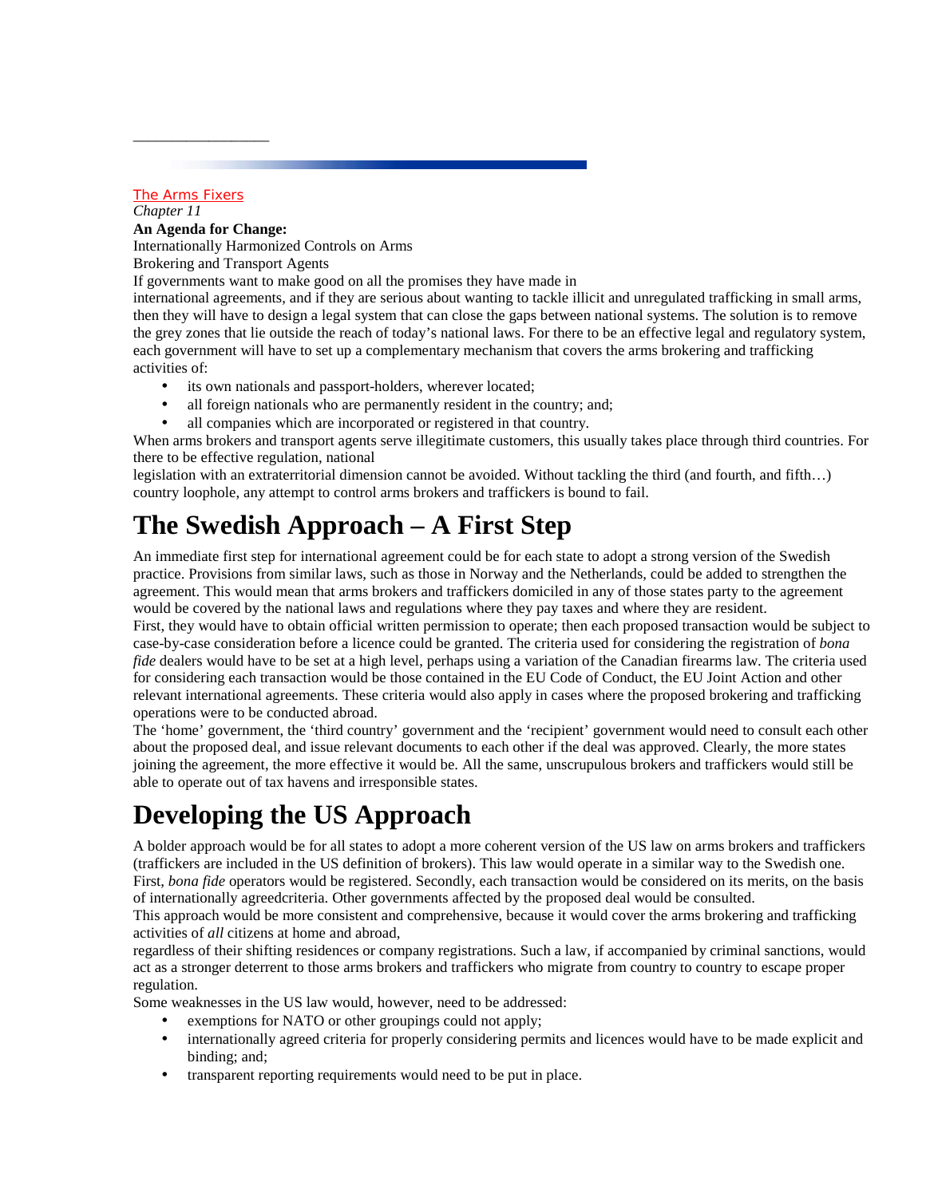The Arms Fixers

*Chapter 11*

**An Agenda for Change:**

Internationally Harmonized Controls on Arms Brokering and Transport Agents

If governments want to make good on all the promises they have made in international agreements, and if they are serious about wanting to tackle illicit and unregulated trafficking in small arms, then they will have to design a legal system that can close the gaps between national systems. The solution is to remove the grey zones that lie outside the reach of today's national laws. For there to be an effective legal and regulatory system, each government will have to set up a complementary mechanism that covers the arms brokering and trafficking activities of:

- its own nationals and passport-holders, wherever located;
- all foreign nationals who are permanently resident in the country; and;
- all companies which are incorporated or registered in that country.

When arms brokers and transport agents serve illegitimate customers, this usually takes place through third countries. For there to be effective regulation, national legislation with an extraterritorial dimension cannot be avoided. Without tackling the third (and fourth, and fifth…) country loophole, any attempt to control arms brokers and traffickers is bound to fail.

# The Swedish Approach – A First Step

An immediate first step for international agreement could be for each state to adopt a strong version of the Swedish practice. Provisions from similar laws, such as those in Norway and the Netherlands, could be added to strengthen the agreement. This would mean that arms brokers and traffickers domiciled in any of those states party to the agreement would be covered by the national laws and regulations where they pay taxes and where they are resident.

First, they would have to obtain official written permission to operate; then each proposed transaction would be subject to case-by-case consideration before a licence could be granted. The criteria used for considering the registration of *bona fide* dealers would have to be set at a high level, perhaps using a variation of the Canadian firearms law. The criteria used for considering each transaction would be those contained in the EU Code of Conduct, the EU Joint Action and other relevant international agreements. These criteria would also apply in cases where the proposed brokering and trafficking operations were to be conducted abroad.

The 'home' government, the 'third country' government and the 'recipient' government would need to consult each other about the proposed deal, and issue relevant documents to each other if the deal was approved. Clearly, the more states joining the agreement, the more effective it would be. All the same, unscrupulous brokers and traffickers would still be able to operate out of tax havens and irresponsible states.

# Developing the US Approach

A bolder approach would be for all states to adopt a more coherent version of the US law on arms brokers and traffickers (traffickers are included in the US definition of brokers). This law would operate in a similar way to the Swedish one. First, *bona fide* operators would be registered. Secondly, each transaction would be considered on its merits, on the basis of internationally agreedcriteria. Other governments affected by the proposed deal would be consulted.

This approach would be more consistent and comprehensive, because it would cover the arms brokering and trafficking activities of *all* citizens at home and abroad, regardless of their shifting residences or company registrations. Such a law, if accompanied by criminal sanctions, would act as a stronger deterrent to those arms brokers and traffickers who migrate from country to country to escape proper regulation.

Some weaknesses in the US law would, however, need to be addressed:

- exemptions for NATO or other groupings could not apply;
- internationally agreed criteria for properly considering permits and licences would have to be made explicit and binding; and;
- transparent reporting requirements would need to be put in place.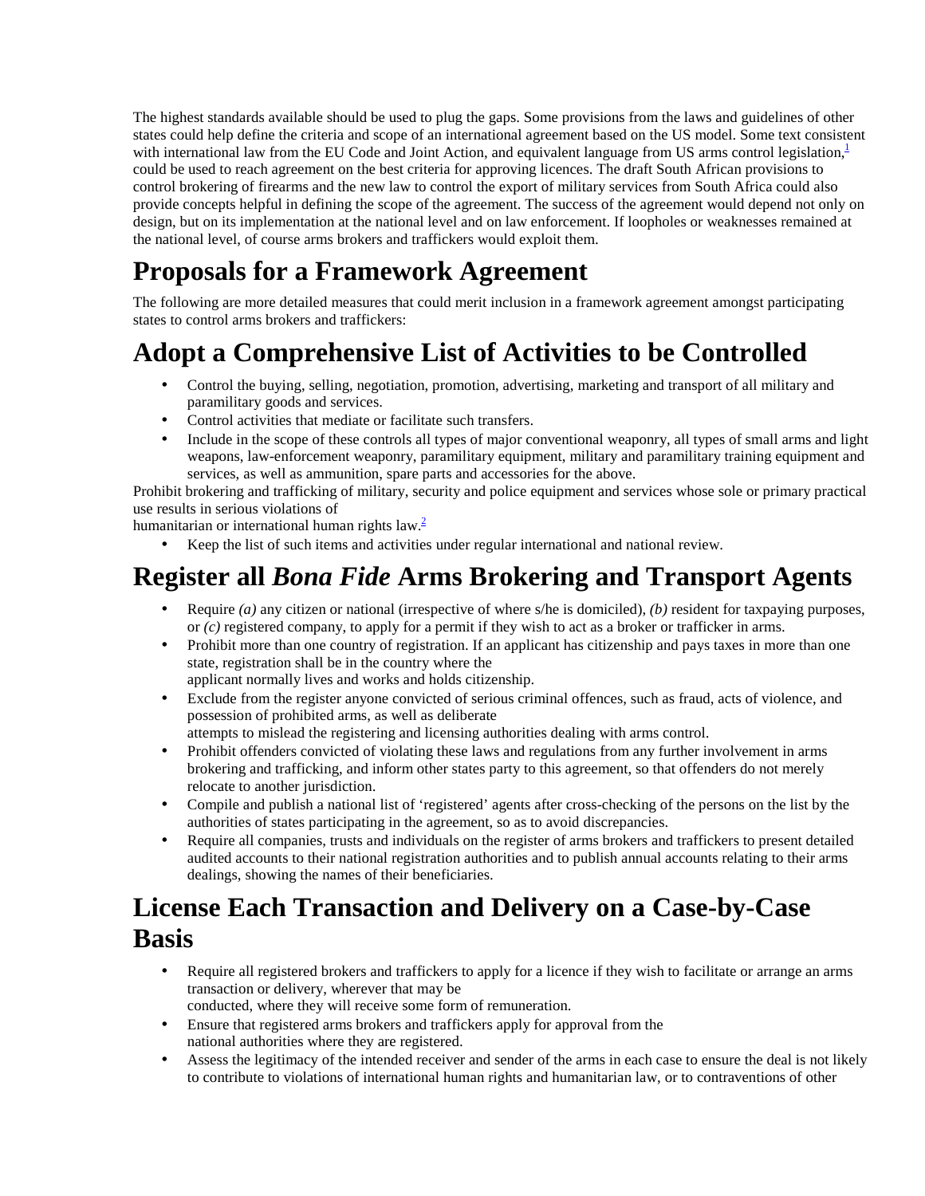The highest standards available should be used to plug the gaps. Some provisions from the laws and guidelines of other states could help define the criteria and scope of an international agreement based on the US model. Some text consistent with international law from the EU Code and Joint Action, and equivalent language from US arms control legislation,[1] could be used to reach agreement on the best criteria for approving licences. The draft South African provisions to control brokering of firearms and the new law to control the export of military services from South Africa could also provide concepts helpful in defining the scope of the agreement. The success of the agreement would depend not only on design, but on its implementation at the national level and on law enforcement. If loopholes or weaknesses remained at the national level, of course arms brokers and traffickers would exploit them.

# Proposals for a Framework Agreement

The following are more detailed measures that could merit inclusion in a framework agreement amongst participating states to control arms brokers and traffickers:

# Adopt a Comprehensive List of Activities to be Controlled

- Control the buying, selling, negotiation, promotion, advertising, marketing and transport of all military and paramilitary goods and services.
- Control activities that mediate or facilitate such transfers.
- Include in the scope of these controls all types of major conventional weaponry, all types of small arms and light weapons, law-enforcement weaponry, paramilitary equipment, military and paramilitary training equipment and services, as well as ammunition, spare parts and accessories for the above.

Prohibit brokering and trafficking of military, security and police equipment and services whose sole or primary practical use results in serious violations of humanitarian or international human rights law.[2]

- Keep the list of such items and activities under regular international and national review.

# Register all *Bona Fide* Arms Brokering and Transport Agents

- Require *(a)* any citizen or national (irrespective of where s/he is domiciled), *(b)* resident for taxpaying purposes, or *(c)* registered company, to apply for a permit if they wish to act as a broker or trafficker in arms.
- Prohibit more than one country of registration. If an applicant has citizenship and pays taxes in more than one state, registration shall be in the country where the applicant normally lives and works and holds citizenship.
- Exclude from the register anyone convicted of serious criminal offences, such as fraud, acts of violence, and possession of prohibited arms, as well as deliberate attempts to mislead the registering and licensing authorities dealing with arms control.
- Prohibit offenders convicted of violating these laws and regulations from any further involvement in arms brokering and trafficking, and inform other states party to this agreement, so that offenders do not merely relocate to another jurisdiction.
- Compile and publish a national list of 'registered' agents after cross-checking of the persons on the list by the authorities of states participating in the agreement, so as to avoid discrepancies.
- Require all companies, trusts and individuals on the register of arms brokers and traffickers to present detailed audited accounts to their national registration authorities and to publish annual accounts relating to their arms dealings, showing the names of their beneficiaries.

# License Each Transaction and Delivery on a Case-by-Case Basis

- Require all registered brokers and traffickers to apply for a licence if they wish to facilitate or arrange an arms transaction or delivery, wherever that may be conducted, where they will receive some form of remuneration.
- Ensure that registered arms brokers and traffickers apply for approval from the national authorities where they are registered.
- Assess the legitimacy of the intended receiver and sender of the arms in each case to ensure the deal is not likely to contribute to violations of international human rights and humanitarian law, or to contraventions of other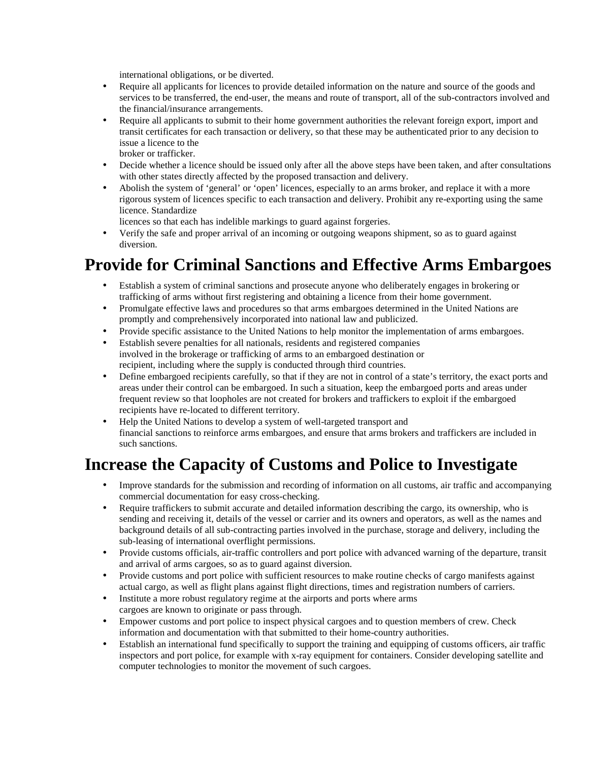international obligations, or be diverted.

- Require all applicants for licences to provide detailed information on the nature and source of the goods and services to be transferred, the end-user, the means and route of transport, all of the sub-contractors involved and the financial/insurance arrangements.
- Require all applicants to submit to their home government authorities the relevant foreign export, import and transit certificates for each transaction or delivery, so that these may be authenticated prior to any decision to issue a licence to the broker or trafficker.
- Decide whether a licence should be issued only after all the above steps have been taken, and after consultations with other states directly affected by the proposed transaction and delivery.
- Abolish the system of 'general' or 'open' licences, especially to an arms broker, and replace it with a more rigorous system of licences specific to each transaction and delivery. Prohibit any re-exporting using the same licence. Standardize licences so that each has indelible markings to guard against forgeries.
- Verify the safe and proper arrival of an incoming or outgoing weapons shipment, so as to guard against diversion.

# Provide for Criminal Sanctions and Effective Arms Embargoes

- Establish a system of criminal sanctions and prosecute anyone who deliberately engages in brokering or trafficking of arms without first registering and obtaining a licence from their home government.
- Promulgate effective laws and procedures so that arms embargoes determined in the United Nations are promptly and comprehensively incorporated into national law and publicized.
- Provide specific assistance to the United Nations to help monitor the implementation of arms embargoes.
- Establish severe penalties for all nationals, residents and registered companies involved in the brokerage or trafficking of arms to an embargoed destination or recipient, including where the supply is conducted through third countries.
- Define embargoed recipients carefully, so that if they are not in control of a state's territory, the exact ports and areas under their control can be embargoed. In such a situation, keep the embargoed ports and areas under frequent review so that loopholes are not created for brokers and traffickers to exploit if the embargoed recipients have re-located to different territory.
- Help the United Nations to develop a system of well-targeted transport and financial sanctions to reinforce arms embargoes, and ensure that arms brokers and traffickers are included in such sanctions.

# Increase the Capacity of Customs and Police to Investigate

- Improve standards for the submission and recording of information on all customs, air traffic and accompanying commercial documentation for easy cross-checking.
- Require traffickers to submit accurate and detailed information describing the cargo, its ownership, who is sending and receiving it, details of the vessel or carrier and its owners and operators, as well as the names and background details of all sub-contracting parties involved in the purchase, storage and delivery, including the sub-leasing of international overflight permissions.
- Provide customs officials, air-traffic controllers and port police with advanced warning of the departure, transit and arrival of arms cargoes, so as to guard against diversion.
- Provide customs and port police with sufficient resources to make routine checks of cargo manifests against actual cargo, as well as flight plans against flight directions, times and registration numbers of carriers.
- Institute a more robust regulatory regime at the airports and ports where arms cargoes are known to originate or pass through.
- Empower customs and port police to inspect physical cargoes and to question members of crew. Check information and documentation with that submitted to their home-country authorities.
- Establish an international fund specifically to support the training and equipping of customs officers, air traffic inspectors and port police, for example with x-ray equipment for containers. Consider developing satellite and computer technologies to monitor the movement of such cargoes.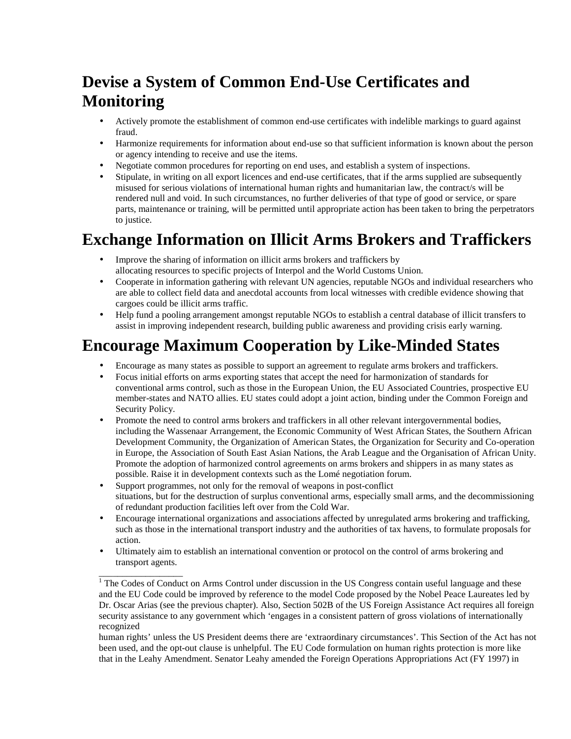## Devise a System of Common End-Use Certificates and Monitoring

- Actively promote the establishment of common end-use certificates with indelible markings to guard against fraud.
- Harmonize requirements for information about end-use so that sufficient information is known about the person or agency intending to receive and use the items.
- Negotiate common procedures for reporting on end uses, and establish a system of inspections.
- Stipulate, in writing on all export licences and end-use certificates, that if the arms supplied are subsequently misused for serious violations of international human rights and humanitarian law, the contract/s will be rendered null and void. In such circumstances, no further deliveries of that type of good or service, or spare parts, maintenance or training, will be permitted until appropriate action has been taken to bring the perpetrators to justice.

## Exchange Information on Illicit Arms Brokers and Traffickers

- Improve the sharing of information on illicit arms brokers and traffickers by allocating resources to specific projects of Interpol and the World Customs Union.
- Cooperate in information gathering with relevant UN agencies, reputable NGOs and individual researchers who are able to collect field data and anecdotal accounts from local witnesses with credible evidence showing that cargoes could be illicit arms traffic.
- Help fund a pooling arrangement amongst reputable NGOs to establish a central database of illicit transfers to assist in improving independent research, building public awareness and providing crisis early warning.

## Encourage Maximum Cooperation by Like-Minded States

- Encourage as many states as possible to support an agreement to regulate arms brokers and traffickers.
- Focus initial efforts on arms exporting states that accept the need for harmonization of standards for conventional arms control, such as those in the European Union, the EU Associated Countries, prospective EU member-states and NATO allies. EU states could adopt a joint action, binding under the Common Foreign and Security Policy.
- Promote the need to control arms brokers and traffickers in all other relevant intergovernmental bodies, including the Wassenaar Arrangement, the Economic Community of West African States, the Southern African Development Community, the Organization of American States, the Organization for Security and Co-operation in Europe, the Association of South East Asian Nations, the Arab League and the Organisation of African Unity. Promote the adoption of harmonized control agreements on arms brokers and shippers in as many states as possible. Raise it in development contexts such as the Lomé negotiation forum.
- Support programmes, not only for the removal of weapons in post-conflict situations, but for the destruction of surplus conventional arms, especially small arms, and the decommissioning of redundant production facilities left over from the Cold War.
- Encourage international organizations and associations affected by unregulated arms brokering and trafficking, such as those in the international transport industry and the authorities of tax havens, to formulate proposals for action.
- Ultimately aim to establish an international convention or protocol on the control of arms brokering and transport agents.

---

[1] The Codes of Conduct on Arms Control under discussion in the US Congress contain useful language and these and the EU Code could be improved by reference to the model Code proposed by the Nobel Peace Laureates led by Dr. Oscar Arias (see the previous chapter). Also, Section 502B of the US Foreign Assistance Act requires all foreign security assistance to any government which 'engages in a consistent pattern of gross violations of internationally recognized human rights' unless the US President deems there are 'extraordinary circumstances'. This Section of the Act has not been used, and the opt-out clause is unhelpful. The EU Code formulation on human rights protection is more like that in the Leahy Amendment. Senator Leahy amended the Foreign Operations Appropriations Act (FY 1997) in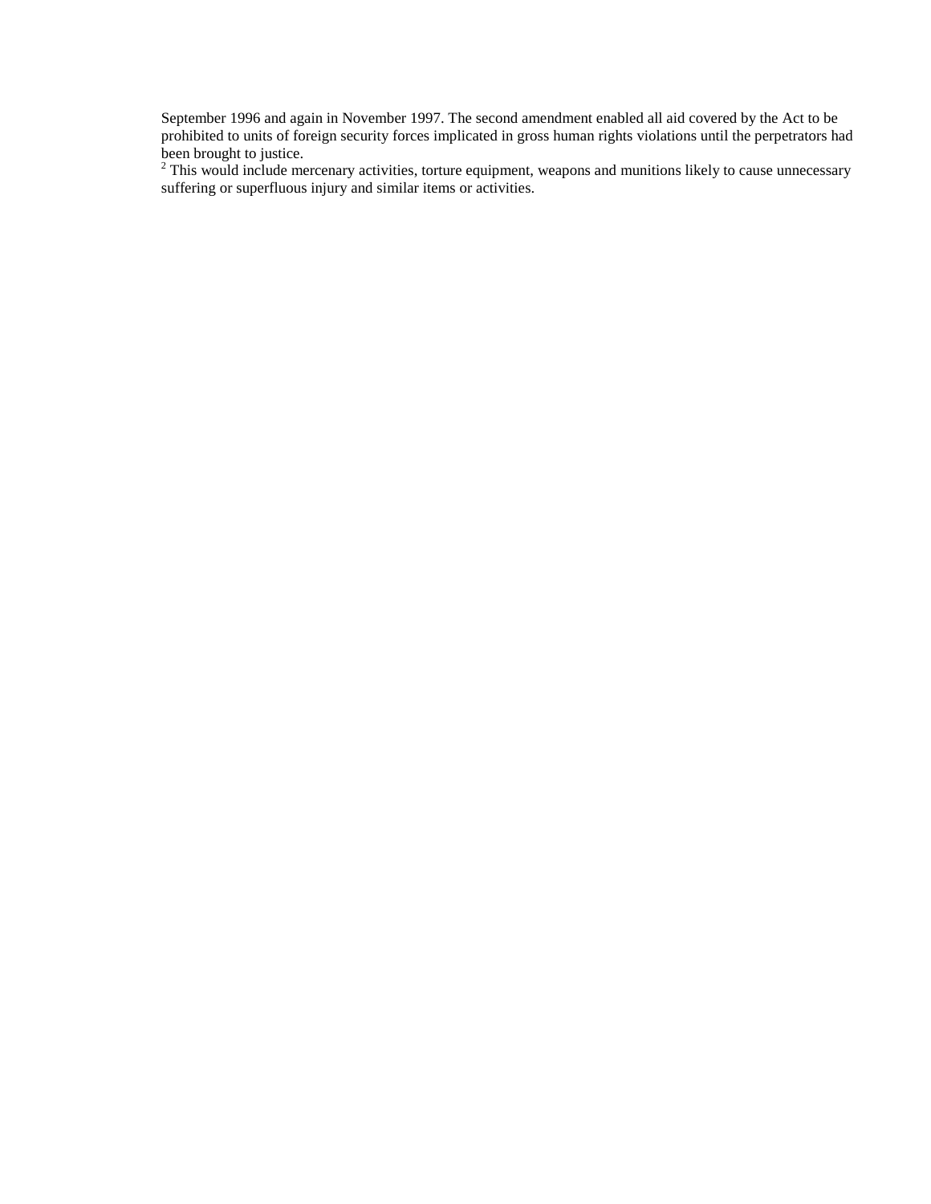September 1996 and again in November 1997. The second amendment enabled all aid covered by the Act to be prohibited to units of foreign security forces implicated in gross human rights violations until the perpetrators had been brought to justice.

[2] This would include mercenary activities, torture equipment, weapons and munitions likely to cause unnecessary suffering or superfluous injury and similar items or activities.